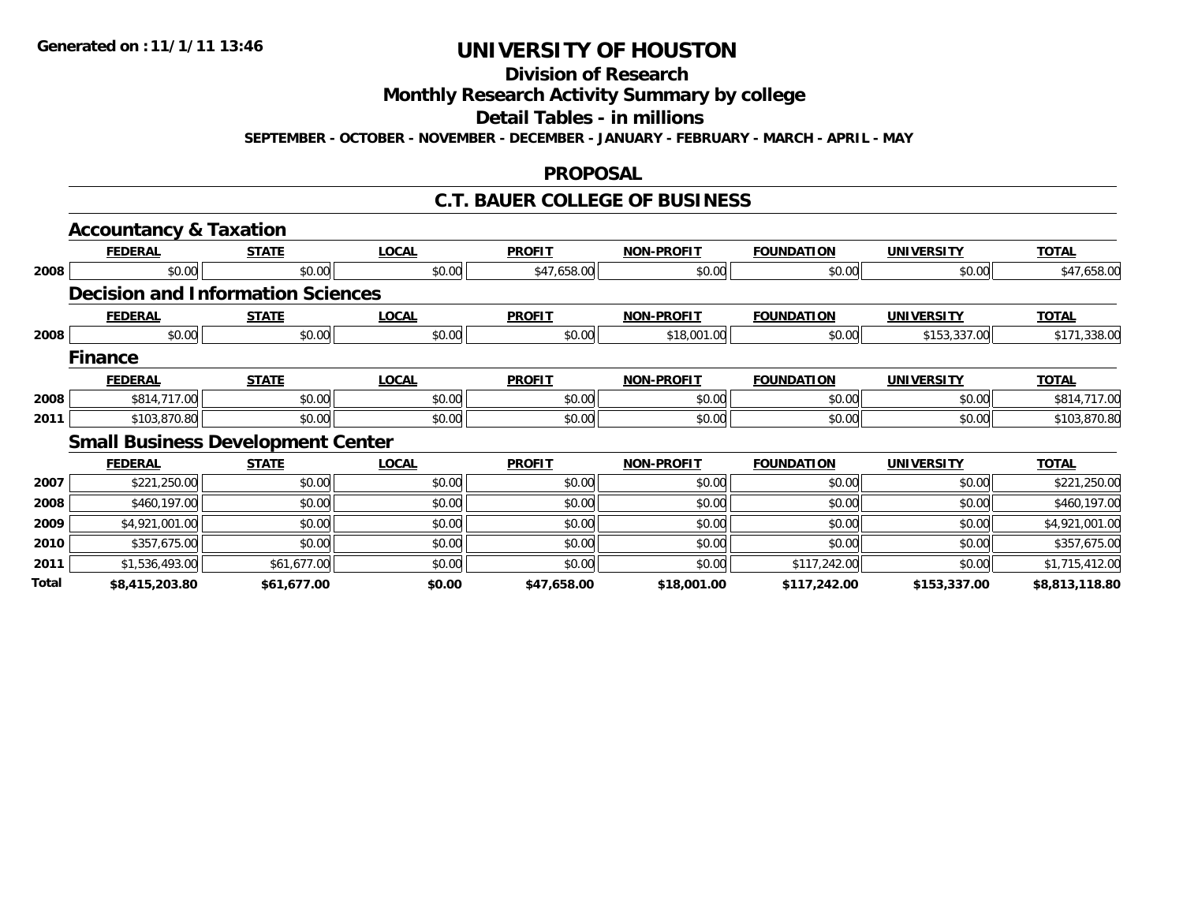Generated on :11/1/11 13:46

# UNIVERSITY OF HOUSTON

## Division of Research

## Monthly Research Activity Summary by college

## Detail Tables - in millions

SEPTEMBER - OCTOBER - NOVEMBER - DECEMBER - JANUARY - FEBRUARY - MARCH - APRIL - MAY

## PROPOSAL

## C.T. BAUER COLLEGE OF BUSINESS

### Accountancy & Taxation

| | FEDERAL | STATE | LOCAL | PROFIT | NON-PROFIT | FOUNDATION | UNIVERSITY | TOTAL |
|---|---|---|---|---|---|---|---|---|
| 2008 | $0.00 | $0.00 | $0.00 | $47,658.00 | $0.00 | $0.00 | $0.00 | $47,658.00 |

### Decision and Information Sciences

| | FEDERAL | STATE | LOCAL | PROFIT | NON-PROFIT | FOUNDATION | UNIVERSITY | TOTAL |
|---|---|---|---|---|---|---|---|---|
| 2008 | $0.00 | $0.00 | $0.00 | $0.00 | $18,001.00 | $0.00 | $153,337.00 | $171,338.00 |

### Finance

| | FEDERAL | STATE | LOCAL | PROFIT | NON-PROFIT | FOUNDATION | UNIVERSITY | TOTAL |
|---|---|---|---|---|---|---|---|---|
| 2008 | $814,717.00 | $0.00 | $0.00 | $0.00 | $0.00 | $0.00 | $0.00 | $814,717.00 |
| 2011 | $103,870.80 | $0.00 | $0.00 | $0.00 | $0.00 | $0.00 | $0.00 | $103,870.80 |

### Small Business Development Center

| | FEDERAL | STATE | LOCAL | PROFIT | NON-PROFIT | FOUNDATION | UNIVERSITY | TOTAL |
|---|---|---|---|---|---|---|---|---|
| 2007 | $221,250.00 | $0.00 | $0.00 | $0.00 | $0.00 | $0.00 | $0.00 | $221,250.00 |
| 2008 | $460,197.00 | $0.00 | $0.00 | $0.00 | $0.00 | $0.00 | $0.00 | $460,197.00 |
| 2009 | $4,921,001.00 | $0.00 | $0.00 | $0.00 | $0.00 | $0.00 | $0.00 | $4,921,001.00 |
| 2010 | $357,675.00 | $0.00 | $0.00 | $0.00 | $0.00 | $0.00 | $0.00 | $357,675.00 |
| 2011 | $1,536,493.00 | $61,677.00 | $0.00 | $0.00 | $0.00 | $117,242.00 | $0.00 | $1,715,412.00 |
| **Total** | **$8,415,203.80** | **$61,677.00** | **$0.00** | **$47,658.00** | **$18,001.00** | **$117,242.00** | **$153,337.00** | **$8,813,118.80** |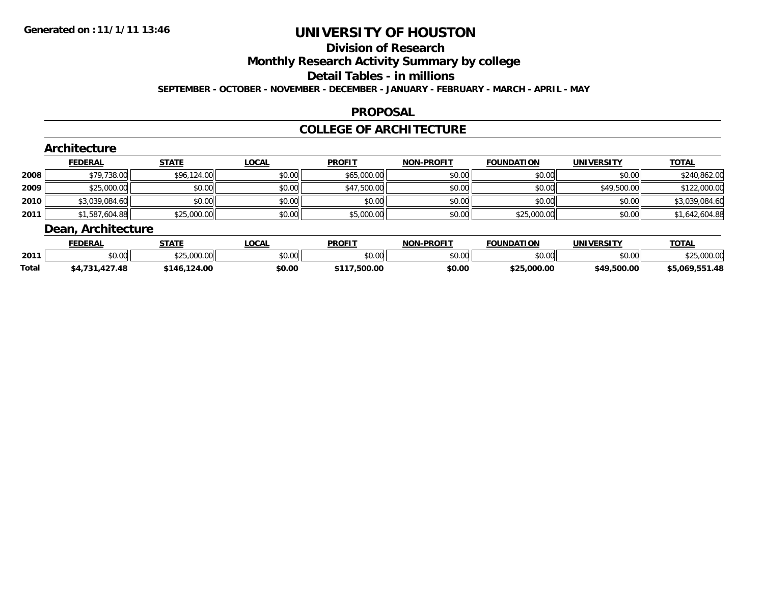# UNIVERSITY OF HOUSTON

## Division of Research

## Monthly Research Activity Summary by college

## Detail Tables - in millions

**SEPTEMBER - OCTOBER - NOVEMBER - DECEMBER - JANUARY - FEBRUARY - MARCH - APRIL - MAY**

## PROPOSAL

## COLLEGE OF ARCHITECTURE

### Architecture

| | FEDERAL | STATE | LOCAL | PROFIT | NON-PROFIT | FOUNDATION | UNIVERSITY | TOTAL |
|---|---|---|---|---|---|---|---|---|
| 2008 | $79,738.00 | $96,124.00 | $0.00 | $65,000.00 | $0.00 | $0.00 | $0.00 | $240,862.00 |
| 2009 | $25,000.00 | $0.00 | $0.00 | $47,500.00 | $0.00 | $0.00 | $49,500.00 | $122,000.00 |
| 2010 | $3,039,084.60 | $0.00 | $0.00 | $0.00 | $0.00 | $0.00 | $0.00 | $3,039,084.60 |
| 2011 | $1,587,604.88 | $25,000.00 | $0.00 | $5,000.00 | $0.00 | $25,000.00 | $0.00 | $1,642,604.88 |

### Dean, Architecture

| | FEDERAL | STATE | LOCAL | PROFIT | NON-PROFIT | FOUNDATION | UNIVERSITY | TOTAL |
|---|---|---|---|---|---|---|---|---|
| 2011 | $0.00 | $25,000.00 | $0.00 | $0.00 | $0.00 | $0.00 | $0.00 | $25,000.00 |
| **Total** | **$4,731,427.48** | **$146,124.00** | **$0.00** | **$117,500.00** | **$0.00** | **$25,000.00** | **$49,500.00** | **$5,069,551.48** |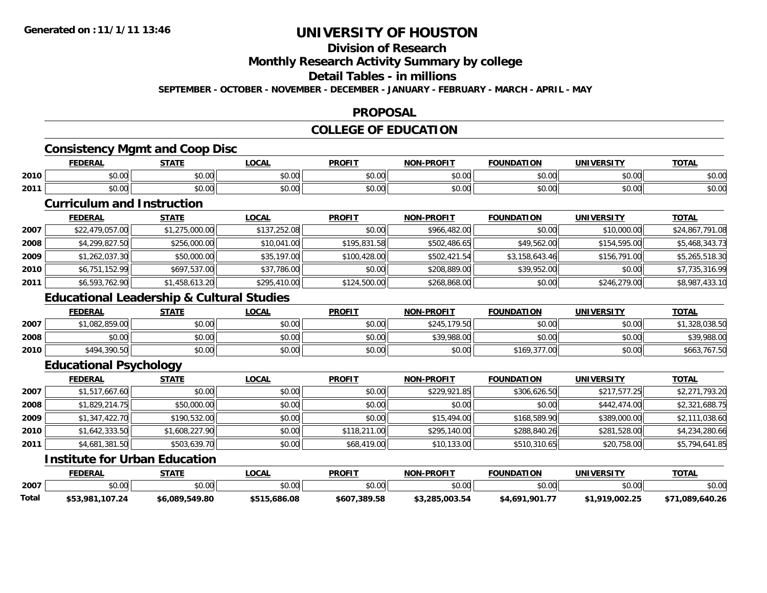**Generated on :11/1/11 13:46**

# UNIVERSITY OF HOUSTON

## Division of Research

## Monthly Research Activity Summary by college

## Detail Tables - in millions

**SEPTEMBER - OCTOBER - NOVEMBER - DECEMBER - JANUARY - FEBRUARY - MARCH - APRIL - MAY**

## PROPOSAL

## COLLEGE OF EDUCATION

### Consistency Mgmt and Coop Disc

| | FEDERAL | STATE | LOCAL | PROFIT | NON-PROFIT | FOUNDATION | UNIVERSITY | TOTAL |
|---|---|---|---|---|---|---|---|---|
| 2010 | $0.00 | $0.00 | $0.00 | $0.00 | $0.00 | $0.00 | $0.00 | $0.00 |
| 2011 | $0.00 | $0.00 | $0.00 | $0.00 | $0.00 | $0.00 | $0.00 | $0.00 |

### Curriculum and Instruction

| | FEDERAL | STATE | LOCAL | PROFIT | NON-PROFIT | FOUNDATION | UNIVERSITY | TOTAL |
|---|---|---|---|---|---|---|---|---|
| 2007 | $22,479,057.00 | $1,275,000.00 | $137,252.08 | $0.00 | $966,482.00 | $0.00 | $10,000.00 | $24,867,791.08 |
| 2008 | $4,299,827.50 | $256,000.00 | $10,041.00 | $195,831.58 | $502,486.65 | $49,562.00 | $154,595.00 | $5,468,343.73 |
| 2009 | $1,262,037.30 | $50,000.00 | $35,197.00 | $100,428.00 | $502,421.54 | $3,158,643.46 | $156,791.00 | $5,265,518.30 |
| 2010 | $6,751,152.99 | $697,537.00 | $37,786.00 | $0.00 | $208,889.00 | $39,952.00 | $0.00 | $7,735,316.99 |
| 2011 | $6,593,762.90 | $1,458,613.20 | $295,410.00 | $124,500.00 | $268,868.00 | $0.00 | $246,279.00 | $8,987,433.10 |

### Educational Leadership & Cultural Studies

| | FEDERAL | STATE | LOCAL | PROFIT | NON-PROFIT | FOUNDATION | UNIVERSITY | TOTAL |
|---|---|---|---|---|---|---|---|---|
| 2007 | $1,082,859.00 | $0.00 | $0.00 | $0.00 | $245,179.50 | $0.00 | $0.00 | $1,328,038.50 |
| 2008 | $0.00 | $0.00 | $0.00 | $0.00 | $39,988.00 | $0.00 | $0.00 | $39,988.00 |
| 2010 | $494,390.50 | $0.00 | $0.00 | $0.00 | $0.00 | $169,377.00 | $0.00 | $663,767.50 |

### Educational Psychology

| | FEDERAL | STATE | LOCAL | PROFIT | NON-PROFIT | FOUNDATION | UNIVERSITY | TOTAL |
|---|---|---|---|---|---|---|---|---|
| 2007 | $1,517,667.60 | $0.00 | $0.00 | $0.00 | $229,921.85 | $306,626.50 | $217,577.25 | $2,271,793.20 |
| 2008 | $1,829,214.75 | $50,000.00 | $0.00 | $0.00 | $0.00 | $0.00 | $442,474.00 | $2,321,688.75 |
| 2009 | $1,347,422.70 | $190,532.00 | $0.00 | $0.00 | $15,494.00 | $168,589.90 | $389,000.00 | $2,111,038.60 |
| 2010 | $1,642,333.50 | $1,608,227.90 | $0.00 | $118,211.00 | $295,140.00 | $288,840.26 | $281,528.00 | $4,234,280.66 |
| 2011 | $4,681,381.50 | $503,639.70 | $0.00 | $68,419.00 | $10,133.00 | $510,310.65 | $20,758.00 | $5,794,641.85 |

### Institute for Urban Education

| | FEDERAL | STATE | LOCAL | PROFIT | NON-PROFIT | FOUNDATION | UNIVERSITY | TOTAL |
|---|---|---|---|---|---|---|---|---|
| 2007 | $0.00 | $0.00 | $0.00 | $0.00 | $0.00 | $0.00 | $0.00 | $0.00 |
| **Total** | **$53,981,107.24** | **$6,089,549.80** | **$515,686.08** | **$607,389.58** | **$3,285,003.54** | **$4,691,901.77** | **$1,919,002.25** | **$71,089,640.26** |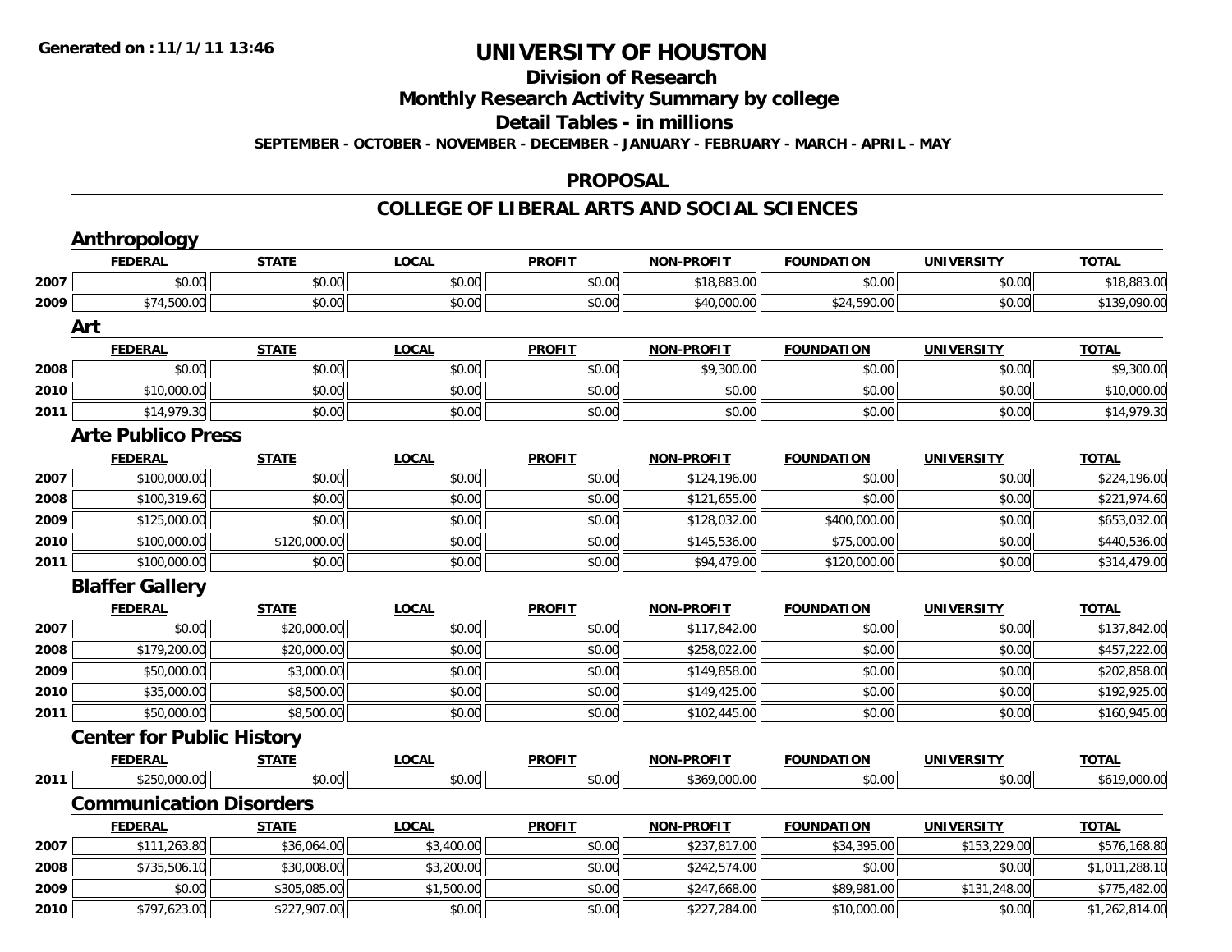**Generated on :11/1/11 13:46**

# UNIVERSITY OF HOUSTON

## Division of Research

## Monthly Research Activity Summary by college

## Detail Tables - in millions

**SEPTEMBER - OCTOBER - NOVEMBER - DECEMBER - JANUARY - FEBRUARY - MARCH - APRIL - MAY**

## PROPOSAL

## COLLEGE OF LIBERAL ARTS AND SOCIAL SCIENCES

### Anthropology

| | FEDERAL | STATE | LOCAL | PROFIT | NON-PROFIT | FOUNDATION | UNIVERSITY | TOTAL |
|---|---|---|---|---|---|---|---|---|
| 2007 | $0.00 | $0.00 | $0.00 | $0.00 | $18,883.00 | $0.00 | $0.00 | $18,883.00 |
| 2009 | $74,500.00 | $0.00 | $0.00 | $0.00 | $40,000.00 | $24,590.00 | $0.00 | $139,090.00 |

### Art

| | FEDERAL | STATE | LOCAL | PROFIT | NON-PROFIT | FOUNDATION | UNIVERSITY | TOTAL |
|---|---|---|---|---|---|---|---|---|
| 2008 | $0.00 | $0.00 | $0.00 | $0.00 | $9,300.00 | $0.00 | $0.00 | $9,300.00 |
| 2010 | $10,000.00 | $0.00 | $0.00 | $0.00 | $0.00 | $0.00 | $0.00 | $10,000.00 |
| 2011 | $14,979.30 | $0.00 | $0.00 | $0.00 | $0.00 | $0.00 | $0.00 | $14,979.30 |

### Arte Publico Press

| | FEDERAL | STATE | LOCAL | PROFIT | NON-PROFIT | FOUNDATION | UNIVERSITY | TOTAL |
|---|---|---|---|---|---|---|---|---|
| 2007 | $100,000.00 | $0.00 | $0.00 | $0.00 | $124,196.00 | $0.00 | $0.00 | $224,196.00 |
| 2008 | $100,319.60 | $0.00 | $0.00 | $0.00 | $121,655.00 | $0.00 | $0.00 | $221,974.60 |
| 2009 | $125,000.00 | $0.00 | $0.00 | $0.00 | $128,032.00 | $400,000.00 | $0.00 | $653,032.00 |
| 2010 | $100,000.00 | $120,000.00 | $0.00 | $0.00 | $145,536.00 | $75,000.00 | $0.00 | $440,536.00 |
| 2011 | $100,000.00 | $0.00 | $0.00 | $0.00 | $94,479.00 | $120,000.00 | $0.00 | $314,479.00 |

### Blaffer Gallery

| | FEDERAL | STATE | LOCAL | PROFIT | NON-PROFIT | FOUNDATION | UNIVERSITY | TOTAL |
|---|---|---|---|---|---|---|---|---|
| 2007 | $0.00 | $20,000.00 | $0.00 | $0.00 | $117,842.00 | $0.00 | $0.00 | $137,842.00 |
| 2008 | $179,200.00 | $20,000.00 | $0.00 | $0.00 | $258,022.00 | $0.00 | $0.00 | $457,222.00 |
| 2009 | $50,000.00 | $3,000.00 | $0.00 | $0.00 | $149,858.00 | $0.00 | $0.00 | $202,858.00 |
| 2010 | $35,000.00 | $8,500.00 | $0.00 | $0.00 | $149,425.00 | $0.00 | $0.00 | $192,925.00 |
| 2011 | $50,000.00 | $8,500.00 | $0.00 | $0.00 | $102,445.00 | $0.00 | $0.00 | $160,945.00 |

### Center for Public History

| | FEDERAL | STATE | LOCAL | PROFIT | NON-PROFIT | FOUNDATION | UNIVERSITY | TOTAL |
|---|---|---|---|---|---|---|---|---|
| 2011 | $250,000.00 | $0.00 | $0.00 | $0.00 | $369,000.00 | $0.00 | $0.00 | $619,000.00 |

### Communication Disorders

| | FEDERAL | STATE | LOCAL | PROFIT | NON-PROFIT | FOUNDATION | UNIVERSITY | TOTAL |
|---|---|---|---|---|---|---|---|---|
| 2007 | $111,263.80 | $36,064.00 | $3,400.00 | $0.00 | $237,817.00 | $34,395.00 | $153,229.00 | $576,168.80 |
| 2008 | $735,506.10 | $30,008.00 | $3,200.00 | $0.00 | $242,574.00 | $0.00 | $0.00 | $1,011,288.10 |
| 2009 | $0.00 | $305,085.00 | $1,500.00 | $0.00 | $247,668.00 | $89,981.00 | $131,248.00 | $775,482.00 |
| 2010 | $797,623.00 | $227,907.00 | $0.00 | $0.00 | $227,284.00 | $10,000.00 | $0.00 | $1,262,814.00 |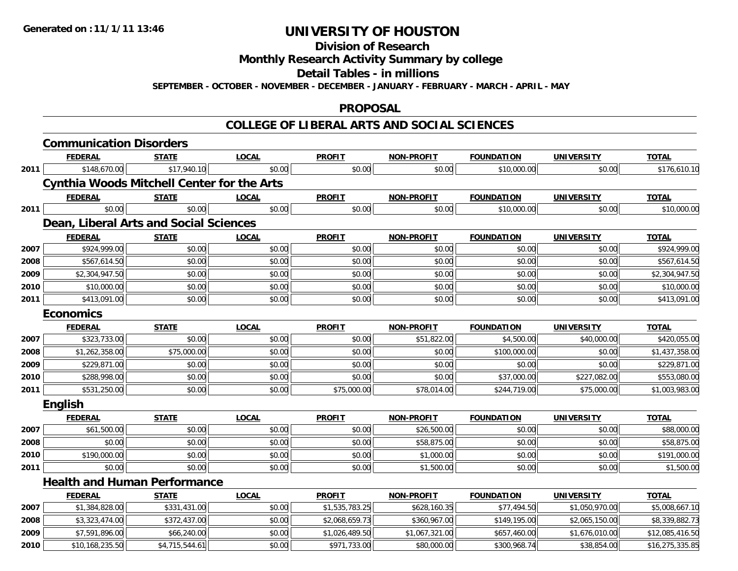# UNIVERSITY OF HOUSTON

## Division of Research

## Monthly Research Activity Summary by college

## Detail Tables - in millions

**SEPTEMBER - OCTOBER - NOVEMBER - DECEMBER - JANUARY - FEBRUARY - MARCH - APRIL - MAY**

## PROPOSAL

## COLLEGE OF LIBERAL ARTS AND SOCIAL SCIENCES

### Communication Disorders

| | FEDERAL | STATE | LOCAL | PROFIT | NON-PROFIT | FOUNDATION | UNIVERSITY | TOTAL |
|---|---|---|---|---|---|---|---|---|
| 2011 | $148,670.00 | $17,940.10 | $0.00 | $0.00 | $0.00 | $10,000.00 | $0.00 | $176,610.10 |

### Cynthia Woods Mitchell Center for the Arts

| | FEDERAL | STATE | LOCAL | PROFIT | NON-PROFIT | FOUNDATION | UNIVERSITY | TOTAL |
|---|---|---|---|---|---|---|---|---|
| 2011 | $0.00 | $0.00 | $0.00 | $0.00 | $0.00 | $10,000.00 | $0.00 | $10,000.00 |

### Dean, Liberal Arts and Social Sciences

| | FEDERAL | STATE | LOCAL | PROFIT | NON-PROFIT | FOUNDATION | UNIVERSITY | TOTAL |
|---|---|---|---|---|---|---|---|---|
| 2007 | $924,999.00 | $0.00 | $0.00 | $0.00 | $0.00 | $0.00 | $0.00 | $924,999.00 |
| 2008 | $567,614.50 | $0.00 | $0.00 | $0.00 | $0.00 | $0.00 | $0.00 | $567,614.50 |
| 2009 | $2,304,947.50 | $0.00 | $0.00 | $0.00 | $0.00 | $0.00 | $0.00 | $2,304,947.50 |
| 2010 | $10,000.00 | $0.00 | $0.00 | $0.00 | $0.00 | $0.00 | $0.00 | $10,000.00 |
| 2011 | $413,091.00 | $0.00 | $0.00 | $0.00 | $0.00 | $0.00 | $0.00 | $413,091.00 |

### Economics

| | FEDERAL | STATE | LOCAL | PROFIT | NON-PROFIT | FOUNDATION | UNIVERSITY | TOTAL |
|---|---|---|---|---|---|---|---|---|
| 2007 | $323,733.00 | $0.00 | $0.00 | $0.00 | $51,822.00 | $4,500.00 | $40,000.00 | $420,055.00 |
| 2008 | $1,262,358.00 | $75,000.00 | $0.00 | $0.00 | $0.00 | $100,000.00 | $0.00 | $1,437,358.00 |
| 2009 | $229,871.00 | $0.00 | $0.00 | $0.00 | $0.00 | $0.00 | $0.00 | $229,871.00 |
| 2010 | $288,998.00 | $0.00 | $0.00 | $0.00 | $0.00 | $37,000.00 | $227,082.00 | $553,080.00 |
| 2011 | $531,250.00 | $0.00 | $0.00 | $75,000.00 | $78,014.00 | $244,719.00 | $75,000.00 | $1,003,983.00 |

### English

| | FEDERAL | STATE | LOCAL | PROFIT | NON-PROFIT | FOUNDATION | UNIVERSITY | TOTAL |
|---|---|---|---|---|---|---|---|---|
| 2007 | $61,500.00 | $0.00 | $0.00 | $0.00 | $26,500.00 | $0.00 | $0.00 | $88,000.00 |
| 2008 | $0.00 | $0.00 | $0.00 | $0.00 | $58,875.00 | $0.00 | $0.00 | $58,875.00 |
| 2010 | $190,000.00 | $0.00 | $0.00 | $0.00 | $1,000.00 | $0.00 | $0.00 | $191,000.00 |
| 2011 | $0.00 | $0.00 | $0.00 | $0.00 | $1,500.00 | $0.00 | $0.00 | $1,500.00 |

### Health and Human Performance

| | FEDERAL | STATE | LOCAL | PROFIT | NON-PROFIT | FOUNDATION | UNIVERSITY | TOTAL |
|---|---|---|---|---|---|---|---|---|
| 2007 | $1,384,828.00 | $331,431.00 | $0.00 | $1,535,783.25 | $628,160.35 | $77,494.50 | $1,050,970.00 | $5,008,667.10 |
| 2008 | $3,323,474.00 | $372,437.00 | $0.00 | $2,068,659.73 | $360,967.00 | $149,195.00 | $2,065,150.00 | $8,339,882.73 |
| 2009 | $7,591,896.00 | $66,240.00 | $0.00 | $1,026,489.50 | $1,067,321.00 | $657,460.00 | $1,676,010.00 | $12,085,416.50 |
| 2010 | $10,168,235.50 | $4,715,544.61 | $0.00 | $971,733.00 | $80,000.00 | $300,968.74 | $38,854.00 | $16,275,335.85 |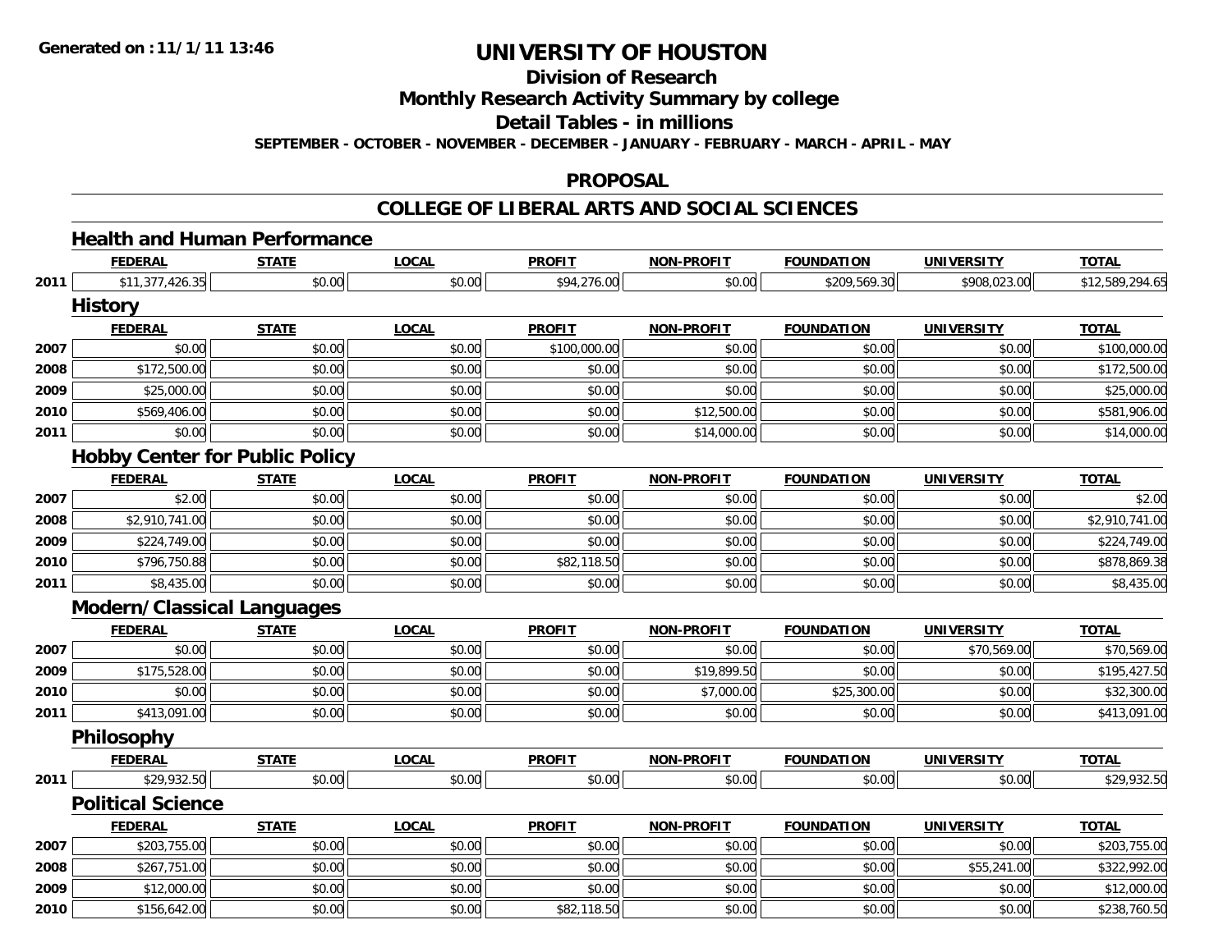**Generated on :11/1/11 13:46**

# UNIVERSITY OF HOUSTON

## Division of Research

## Monthly Research Activity Summary by college

## Detail Tables - in millions

**SEPTEMBER - OCTOBER - NOVEMBER - DECEMBER - JANUARY - FEBRUARY - MARCH - APRIL - MAY**

## PROPOSAL

## COLLEGE OF LIBERAL ARTS AND SOCIAL SCIENCES

### Health and Human Performance

| | FEDERAL | STATE | LOCAL | PROFIT | NON-PROFIT | FOUNDATION | UNIVERSITY | TOTAL |
|---|---|---|---|---|---|---|---|---|
| 2011 | $11,377,426.35 | $0.00 | $0.00 | $94,276.00 | $0.00 | $209,569.30 | $908,023.00 | $12,589,294.65 |

### History

| | FEDERAL | STATE | LOCAL | PROFIT | NON-PROFIT | FOUNDATION | UNIVERSITY | TOTAL |
|---|---|---|---|---|---|---|---|---|
| 2007 | $0.00 | $0.00 | $0.00 | $100,000.00 | $0.00 | $0.00 | $0.00 | $100,000.00 |
| 2008 | $172,500.00 | $0.00 | $0.00 | $0.00 | $0.00 | $0.00 | $0.00 | $172,500.00 |
| 2009 | $25,000.00 | $0.00 | $0.00 | $0.00 | $0.00 | $0.00 | $0.00 | $25,000.00 |
| 2010 | $569,406.00 | $0.00 | $0.00 | $0.00 | $12,500.00 | $0.00 | $0.00 | $581,906.00 |
| 2011 | $0.00 | $0.00 | $0.00 | $0.00 | $14,000.00 | $0.00 | $0.00 | $14,000.00 |

### Hobby Center for Public Policy

| | FEDERAL | STATE | LOCAL | PROFIT | NON-PROFIT | FOUNDATION | UNIVERSITY | TOTAL |
|---|---|---|---|---|---|---|---|---|
| 2007 | $2.00 | $0.00 | $0.00 | $0.00 | $0.00 | $0.00 | $0.00 | $2.00 |
| 2008 | $2,910,741.00 | $0.00 | $0.00 | $0.00 | $0.00 | $0.00 | $0.00 | $2,910,741.00 |
| 2009 | $224,749.00 | $0.00 | $0.00 | $0.00 | $0.00 | $0.00 | $0.00 | $224,749.00 |
| 2010 | $796,750.88 | $0.00 | $0.00 | $82,118.50 | $0.00 | $0.00 | $0.00 | $878,869.38 |
| 2011 | $8,435.00 | $0.00 | $0.00 | $0.00 | $0.00 | $0.00 | $0.00 | $8,435.00 |

### Modern/Classical Languages

| | FEDERAL | STATE | LOCAL | PROFIT | NON-PROFIT | FOUNDATION | UNIVERSITY | TOTAL |
|---|---|---|---|---|---|---|---|---|
| 2007 | $0.00 | $0.00 | $0.00 | $0.00 | $0.00 | $0.00 | $70,569.00 | $70,569.00 |
| 2009 | $175,528.00 | $0.00 | $0.00 | $0.00 | $19,899.50 | $0.00 | $0.00 | $195,427.50 |
| 2010 | $0.00 | $0.00 | $0.00 | $0.00 | $7,000.00 | $25,300.00 | $0.00 | $32,300.00 |
| 2011 | $413,091.00 | $0.00 | $0.00 | $0.00 | $0.00 | $0.00 | $0.00 | $413,091.00 |

### Philosophy

| | FEDERAL | STATE | LOCAL | PROFIT | NON-PROFIT | FOUNDATION | UNIVERSITY | TOTAL |
|---|---|---|---|---|---|---|---|---|
| 2011 | $29,932.50 | $0.00 | $0.00 | $0.00 | $0.00 | $0.00 | $0.00 | $29,932.50 |

### Political Science

| | FEDERAL | STATE | LOCAL | PROFIT | NON-PROFIT | FOUNDATION | UNIVERSITY | TOTAL |
|---|---|---|---|---|---|---|---|---|
| 2007 | $203,755.00 | $0.00 | $0.00 | $0.00 | $0.00 | $0.00 | $0.00 | $203,755.00 |
| 2008 | $267,751.00 | $0.00 | $0.00 | $0.00 | $0.00 | $0.00 | $55,241.00 | $322,992.00 |
| 2009 | $12,000.00 | $0.00 | $0.00 | $0.00 | $0.00 | $0.00 | $0.00 | $12,000.00 |
| 2010 | $156,642.00 | $0.00 | $0.00 | $82,118.50 | $0.00 | $0.00 | $0.00 | $238,760.50 |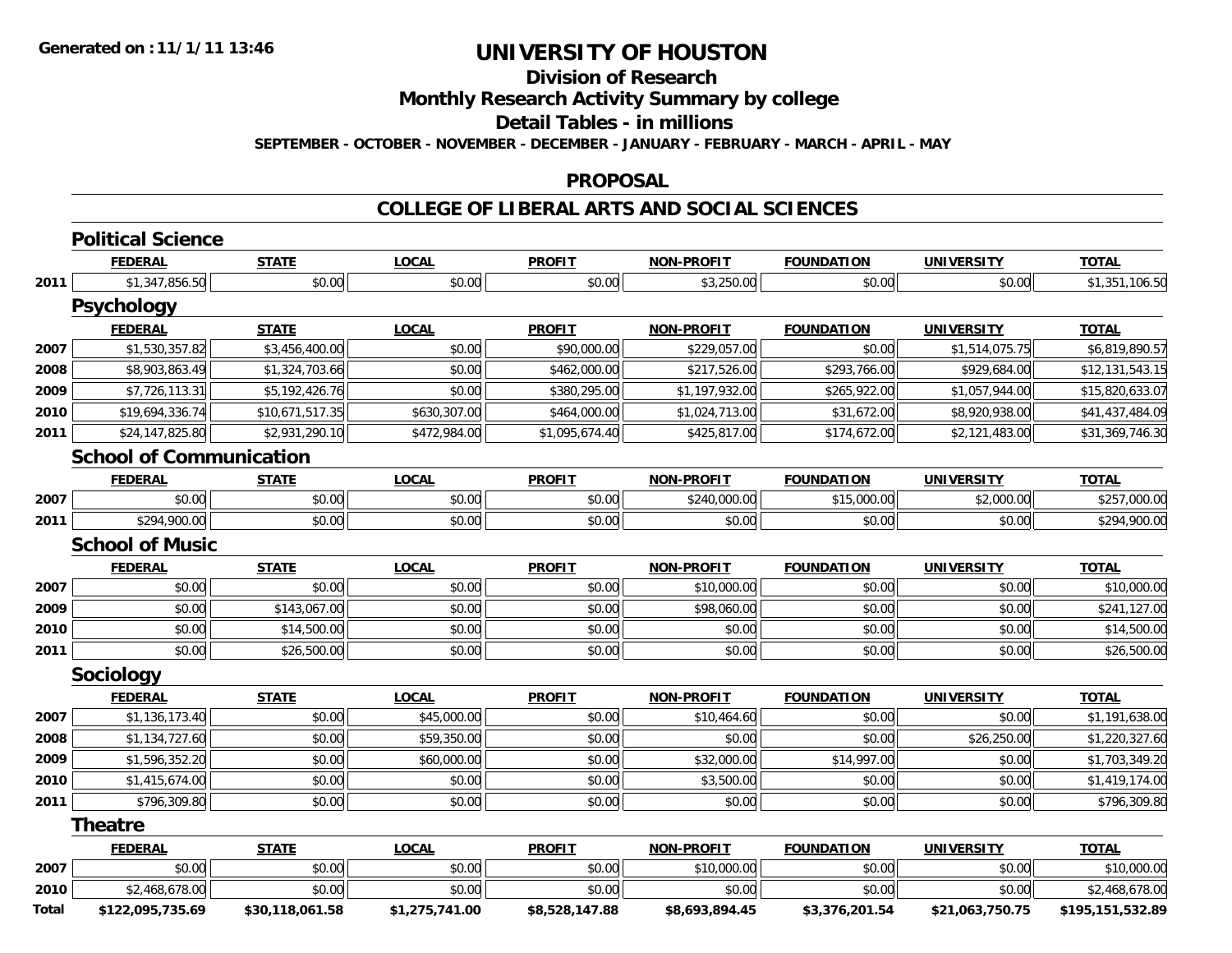**Generated on :11/1/11 13:46**

# UNIVERSITY OF HOUSTON

## Division of Research

## Monthly Research Activity Summary by college

## Detail Tables - in millions

**SEPTEMBER - OCTOBER - NOVEMBER - DECEMBER - JANUARY - FEBRUARY - MARCH - APRIL - MAY**

## PROPOSAL

## COLLEGE OF LIBERAL ARTS AND SOCIAL SCIENCES

### Political Science

| | FEDERAL | STATE | LOCAL | PROFIT | NON-PROFIT | FOUNDATION | UNIVERSITY | TOTAL |
|---|---|---|---|---|---|---|---|---|
| 2011 | $1,347,856.50 | $0.00 | $0.00 | $0.00 | $3,250.00 | $0.00 | $0.00 | $1,351,106.50 |

### Psychology

| | FEDERAL | STATE | LOCAL | PROFIT | NON-PROFIT | FOUNDATION | UNIVERSITY | TOTAL |
|---|---|---|---|---|---|---|---|---|
| 2007 | $1,530,357.82 | $3,456,400.00 | $0.00 | $90,000.00 | $229,057.00 | $0.00 | $1,514,075.75 | $6,819,890.57 |
| 2008 | $8,903,863.49 | $1,324,703.66 | $0.00 | $462,000.00 | $217,526.00 | $293,766.00 | $929,684.00 | $12,131,543.15 |
| 2009 | $7,726,113.31 | $5,192,426.76 | $0.00 | $380,295.00 | $1,197,932.00 | $265,922.00 | $1,057,944.00 | $15,820,633.07 |
| 2010 | $19,694,336.74 | $10,671,517.35 | $630,307.00 | $464,000.00 | $1,024,713.00 | $31,672.00 | $8,920,938.00 | $41,437,484.09 |
| 2011 | $24,147,825.80 | $2,931,290.10 | $472,984.00 | $1,095,674.40 | $425,817.00 | $174,672.00 | $2,121,483.00 | $31,369,746.30 |

### School of Communication

| | FEDERAL | STATE | LOCAL | PROFIT | NON-PROFIT | FOUNDATION | UNIVERSITY | TOTAL |
|---|---|---|---|---|---|---|---|---|
| 2007 | $0.00 | $0.00 | $0.00 | $0.00 | $240,000.00 | $15,000.00 | $2,000.00 | $257,000.00 |
| 2011 | $294,900.00 | $0.00 | $0.00 | $0.00 | $0.00 | $0.00 | $0.00 | $294,900.00 |

### School of Music

| | FEDERAL | STATE | LOCAL | PROFIT | NON-PROFIT | FOUNDATION | UNIVERSITY | TOTAL |
|---|---|---|---|---|---|---|---|---|
| 2007 | $0.00 | $0.00 | $0.00 | $0.00 | $10,000.00 | $0.00 | $0.00 | $10,000.00 |
| 2009 | $0.00 | $143,067.00 | $0.00 | $0.00 | $98,060.00 | $0.00 | $0.00 | $241,127.00 |
| 2010 | $0.00 | $14,500.00 | $0.00 | $0.00 | $0.00 | $0.00 | $0.00 | $14,500.00 |
| 2011 | $0.00 | $26,500.00 | $0.00 | $0.00 | $0.00 | $0.00 | $0.00 | $26,500.00 |

### Sociology

| | FEDERAL | STATE | LOCAL | PROFIT | NON-PROFIT | FOUNDATION | UNIVERSITY | TOTAL |
|---|---|---|---|---|---|---|---|---|
| 2007 | $1,136,173.40 | $0.00 | $45,000.00 | $0.00 | $10,464.60 | $0.00 | $0.00 | $1,191,638.00 |
| 2008 | $1,134,727.60 | $0.00 | $59,350.00 | $0.00 | $0.00 | $0.00 | $26,250.00 | $1,220,327.60 |
| 2009 | $1,596,352.20 | $0.00 | $60,000.00 | $0.00 | $32,000.00 | $14,997.00 | $0.00 | $1,703,349.20 |
| 2010 | $1,415,674.00 | $0.00 | $0.00 | $0.00 | $3,500.00 | $0.00 | $0.00 | $1,419,174.00 |
| 2011 | $796,309.80 | $0.00 | $0.00 | $0.00 | $0.00 | $0.00 | $0.00 | $796,309.80 |

### Theatre

| | FEDERAL | STATE | LOCAL | PROFIT | NON-PROFIT | FOUNDATION | UNIVERSITY | TOTAL |
|---|---|---|---|---|---|---|---|---|
| 2007 | $0.00 | $0.00 | $0.00 | $0.00 | $10,000.00 | $0.00 | $0.00 | $10,000.00 |
| 2010 | $2,468,678.00 | $0.00 | $0.00 | $0.00 | $0.00 | $0.00 | $0.00 | $2,468,678.00 |
| **Total** | **$122,095,735.69** | **$30,118,061.58** | **$1,275,741.00** | **$8,528,147.88** | **$8,693,894.45** | **$3,376,201.54** | **$21,063,750.75** | **$195,151,532.89** |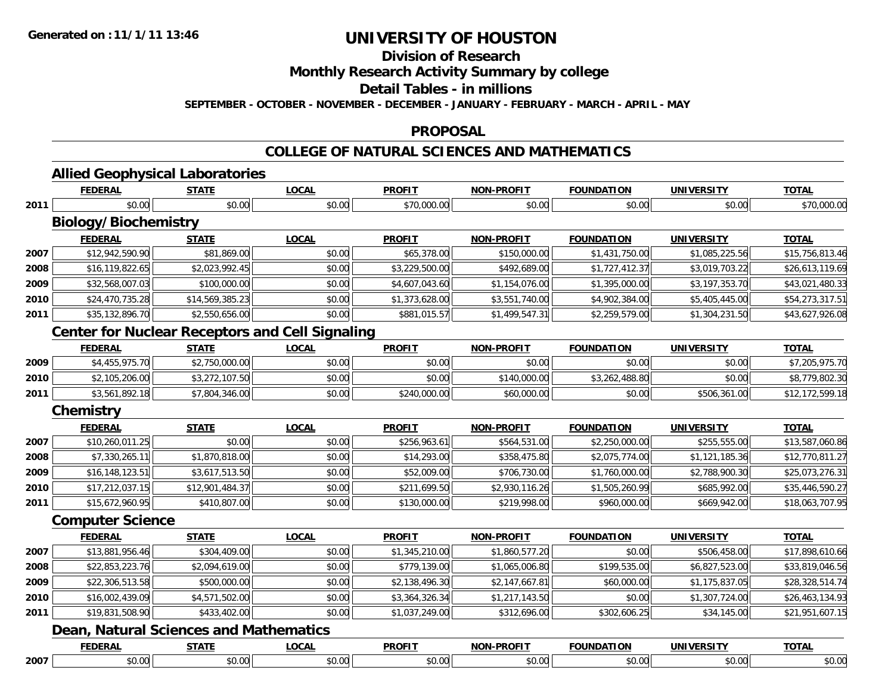# UNIVERSITY OF HOUSTON

## Division of Research

## Monthly Research Activity Summary by college

## Detail Tables - in millions

**SEPTEMBER - OCTOBER - NOVEMBER - DECEMBER - JANUARY - FEBRUARY - MARCH - APRIL - MAY**

## PROPOSAL

## COLLEGE OF NATURAL SCIENCES AND MATHEMATICS

### Allied Geophysical Laboratories

| | FEDERAL | STATE | LOCAL | PROFIT | NON-PROFIT | FOUNDATION | UNIVERSITY | TOTAL |
|---|---|---|---|---|---|---|---|---|
| 2011 | $0.00 | $0.00 | $0.00 | $70,000.00 | $0.00 | $0.00 | $0.00 | $70,000.00 |

### Biology/Biochemistry

| | FEDERAL | STATE | LOCAL | PROFIT | NON-PROFIT | FOUNDATION | UNIVERSITY | TOTAL |
|---|---|---|---|---|---|---|---|---|
| 2007 | $12,942,590.90 | $81,869.00 | $0.00 | $65,378.00 | $150,000.00 | $1,431,750.00 | $1,085,225.56 | $15,756,813.46 |
| 2008 | $16,119,822.65 | $2,023,992.45 | $0.00 | $3,229,500.00 | $492,689.00 | $1,727,412.37 | $3,019,703.22 | $26,613,119.69 |
| 2009 | $32,568,007.03 | $100,000.00 | $0.00 | $4,607,043.60 | $1,154,076.00 | $1,395,000.00 | $3,197,353.70 | $43,021,480.33 |
| 2010 | $24,470,735.28 | $14,569,385.23 | $0.00 | $1,373,628.00 | $3,551,740.00 | $4,902,384.00 | $5,405,445.00 | $54,273,317.51 |
| 2011 | $35,132,896.70 | $2,550,656.00 | $0.00 | $881,015.57 | $1,499,547.31 | $2,259,579.00 | $1,304,231.50 | $43,627,926.08 |

### Center for Nuclear Receptors and Cell Signaling

| | FEDERAL | STATE | LOCAL | PROFIT | NON-PROFIT | FOUNDATION | UNIVERSITY | TOTAL |
|---|---|---|---|---|---|---|---|---|
| 2009 | $4,455,975.70 | $2,750,000.00 | $0.00 | $0.00 | $0.00 | $0.00 | $0.00 | $7,205,975.70 |
| 2010 | $2,105,206.00 | $3,272,107.50 | $0.00 | $0.00 | $140,000.00 | $3,262,488.80 | $0.00 | $8,779,802.30 |
| 2011 | $3,561,892.18 | $7,804,346.00 | $0.00 | $240,000.00 | $60,000.00 | $0.00 | $506,361.00 | $12,172,599.18 |

### Chemistry

| | FEDERAL | STATE | LOCAL | PROFIT | NON-PROFIT | FOUNDATION | UNIVERSITY | TOTAL |
|---|---|---|---|---|---|---|---|---|
| 2007 | $10,260,011.25 | $0.00 | $0.00 | $256,963.61 | $564,531.00 | $2,250,000.00 | $255,555.00 | $13,587,060.86 |
| 2008 | $7,330,265.11 | $1,870,818.00 | $0.00 | $14,293.00 | $358,475.80 | $2,075,774.00 | $1,121,185.36 | $12,770,811.27 |
| 2009 | $16,148,123.51 | $3,617,513.50 | $0.00 | $52,009.00 | $706,730.00 | $1,760,000.00 | $2,788,900.30 | $25,073,276.31 |
| 2010 | $17,212,037.15 | $12,901,484.37 | $0.00 | $211,699.50 | $2,930,116.26 | $1,505,260.99 | $685,992.00 | $35,446,590.27 |
| 2011 | $15,672,960.95 | $410,807.00 | $0.00 | $130,000.00 | $219,998.00 | $960,000.00 | $669,942.00 | $18,063,707.95 |

### Computer Science

| | FEDERAL | STATE | LOCAL | PROFIT | NON-PROFIT | FOUNDATION | UNIVERSITY | TOTAL |
|---|---|---|---|---|---|---|---|---|
| 2007 | $13,881,956.46 | $304,409.00 | $0.00 | $1,345,210.00 | $1,860,577.20 | $0.00 | $506,458.00 | $17,898,610.66 |
| 2008 | $22,853,223.76 | $2,094,619.00 | $0.00 | $779,139.00 | $1,065,006.80 | $199,535.00 | $6,827,523.00 | $33,819,046.56 |
| 2009 | $22,306,513.58 | $500,000.00 | $0.00 | $2,138,496.30 | $2,147,667.81 | $60,000.00 | $1,175,837.05 | $28,328,514.74 |
| 2010 | $16,002,439.09 | $4,571,502.00 | $0.00 | $3,364,326.34 | $1,217,143.50 | $0.00 | $1,307,724.00 | $26,463,134.93 |
| 2011 | $19,831,508.90 | $433,402.00 | $0.00 | $1,037,249.00 | $312,696.00 | $302,606.25 | $34,145.00 | $21,951,607.15 |

### Dean, Natural Sciences and Mathematics

| | FEDERAL | STATE | LOCAL | PROFIT | NON-PROFIT | FOUNDATION | UNIVERSITY | TOTAL |
|---|---|---|---|---|---|---|---|---|
| 2007 | $0.00 | $0.00 | $0.00 | $0.00 | $0.00 | $0.00 | $0.00 | $0.00 |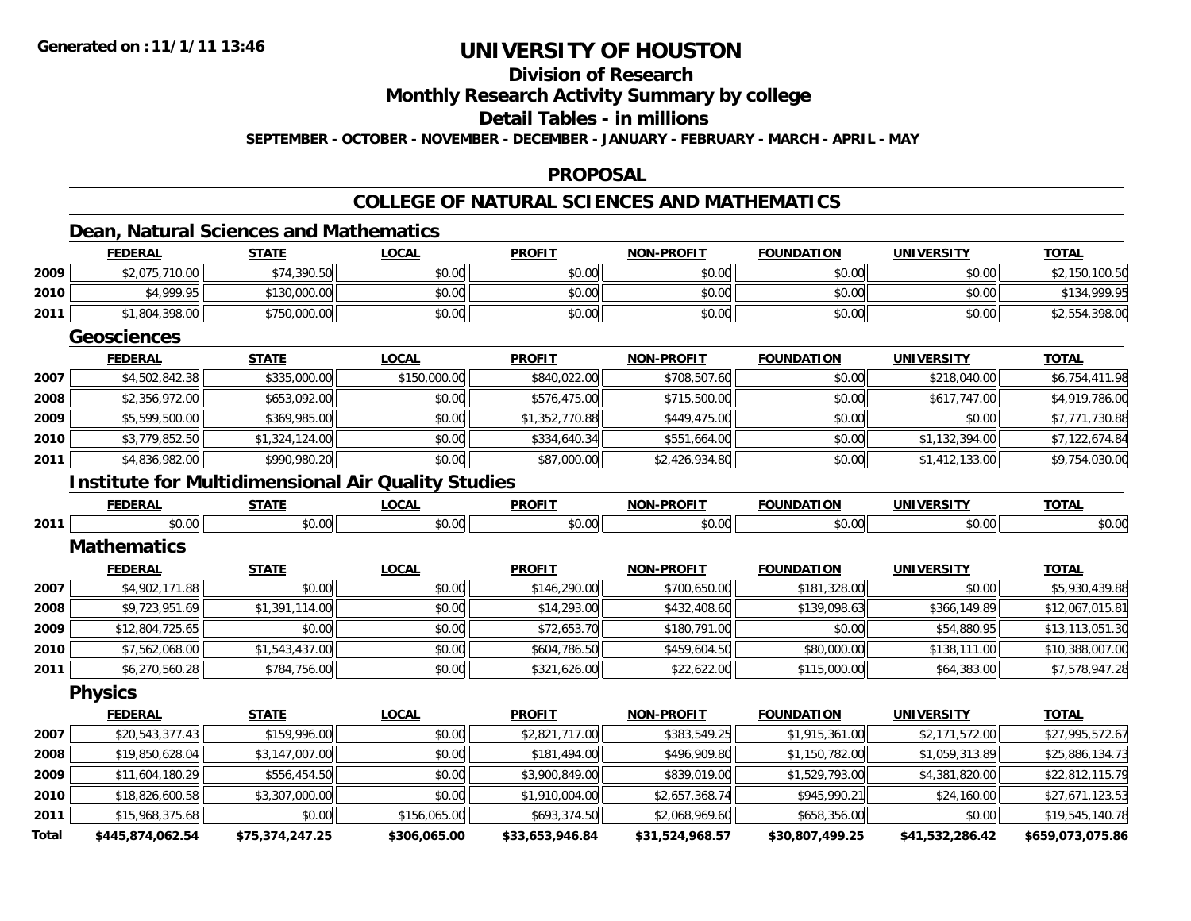**Generated on :11/1/11 13:46**

# UNIVERSITY OF HOUSTON

## Division of Research

## Monthly Research Activity Summary by college

## Detail Tables - in millions

**SEPTEMBER - OCTOBER - NOVEMBER - DECEMBER - JANUARY - FEBRUARY - MARCH - APRIL - MAY**

## PROPOSAL

## COLLEGE OF NATURAL SCIENCES AND MATHEMATICS

### Dean, Natural Sciences and Mathematics

| | FEDERAL | STATE | LOCAL | PROFIT | NON-PROFIT | FOUNDATION | UNIVERSITY | TOTAL |
|---|---|---|---|---|---|---|---|---|
| 2009 | $2,075,710.00 | $74,390.50 | $0.00 | $0.00 | $0.00 | $0.00 | $0.00 | $2,150,100.50 |
| 2010 | $4,999.95 | $130,000.00 | $0.00 | $0.00 | $0.00 | $0.00 | $0.00 | $134,999.95 |
| 2011 | $1,804,398.00 | $750,000.00 | $0.00 | $0.00 | $0.00 | $0.00 | $0.00 | $2,554,398.00 |

### Geosciences

| | FEDERAL | STATE | LOCAL | PROFIT | NON-PROFIT | FOUNDATION | UNIVERSITY | TOTAL |
|---|---|---|---|---|---|---|---|---|
| 2007 | $4,502,842.38 | $335,000.00 | $150,000.00 | $840,022.00 | $708,507.60 | $0.00 | $218,040.00 | $6,754,411.98 |
| 2008 | $2,356,972.00 | $653,092.00 | $0.00 | $576,475.00 | $715,500.00 | $0.00 | $617,747.00 | $4,919,786.00 |
| 2009 | $5,599,500.00 | $369,985.00 | $0.00 | $1,352,770.88 | $449,475.00 | $0.00 | $0.00 | $7,771,730.88 |
| 2010 | $3,779,852.50 | $1,324,124.00 | $0.00 | $334,640.34 | $551,664.00 | $0.00 | $1,132,394.00 | $7,122,674.84 |
| 2011 | $4,836,982.00 | $990,980.20 | $0.00 | $87,000.00 | $2,426,934.80 | $0.00 | $1,412,133.00 | $9,754,030.00 |

### Institute for Multidimensional Air Quality Studies

| | FEDERAL | STATE | LOCAL | PROFIT | NON-PROFIT | FOUNDATION | UNIVERSITY | TOTAL |
|---|---|---|---|---|---|---|---|---|
| 2011 | $0.00 | $0.00 | $0.00 | $0.00 | $0.00 | $0.00 | $0.00 | $0.00 |

### Mathematics

| | FEDERAL | STATE | LOCAL | PROFIT | NON-PROFIT | FOUNDATION | UNIVERSITY | TOTAL |
|---|---|---|---|---|---|---|---|---|
| 2007 | $4,902,171.88 | $0.00 | $0.00 | $146,290.00 | $700,650.00 | $181,328.00 | $0.00 | $5,930,439.88 |
| 2008 | $9,723,951.69 | $1,391,114.00 | $0.00 | $14,293.00 | $432,408.60 | $139,098.63 | $366,149.89 | $12,067,015.81 |
| 2009 | $12,804,725.65 | $0.00 | $0.00 | $72,653.70 | $180,791.00 | $0.00 | $54,880.95 | $13,113,051.30 |
| 2010 | $7,562,068.00 | $1,543,437.00 | $0.00 | $604,786.50 | $459,604.50 | $80,000.00 | $138,111.00 | $10,388,007.00 |
| 2011 | $6,270,560.28 | $784,756.00 | $0.00 | $321,626.00 | $22,622.00 | $115,000.00 | $64,383.00 | $7,578,947.28 |

### Physics

| | FEDERAL | STATE | LOCAL | PROFIT | NON-PROFIT | FOUNDATION | UNIVERSITY | TOTAL |
|---|---|---|---|---|---|---|---|---|
| 2007 | $20,543,377.43 | $159,996.00 | $0.00 | $2,821,717.00 | $383,549.25 | $1,915,361.00 | $2,171,572.00 | $27,995,572.67 |
| 2008 | $19,850,628.04 | $3,147,007.00 | $0.00 | $181,494.00 | $496,909.80 | $1,150,782.00 | $1,059,313.89 | $25,886,134.73 |
| 2009 | $11,604,180.29 | $556,454.50 | $0.00 | $3,900,849.00 | $839,019.00 | $1,529,793.00 | $4,381,820.00 | $22,812,115.79 |
| 2010 | $18,826,600.58 | $3,307,000.00 | $0.00 | $1,910,004.00 | $2,657,368.74 | $945,990.21 | $24,160.00 | $27,671,123.53 |
| 2011 | $15,968,375.68 | $0.00 | $156,065.00 | $693,374.50 | $2,068,969.60 | $658,356.00 | $0.00 | $19,545,140.78 |
| **Total** | **$445,874,062.54** | **$75,374,247.25** | **$306,065.00** | **$33,653,946.84** | **$31,524,968.57** | **$30,807,499.25** | **$41,532,286.42** | **$659,073,075.86** |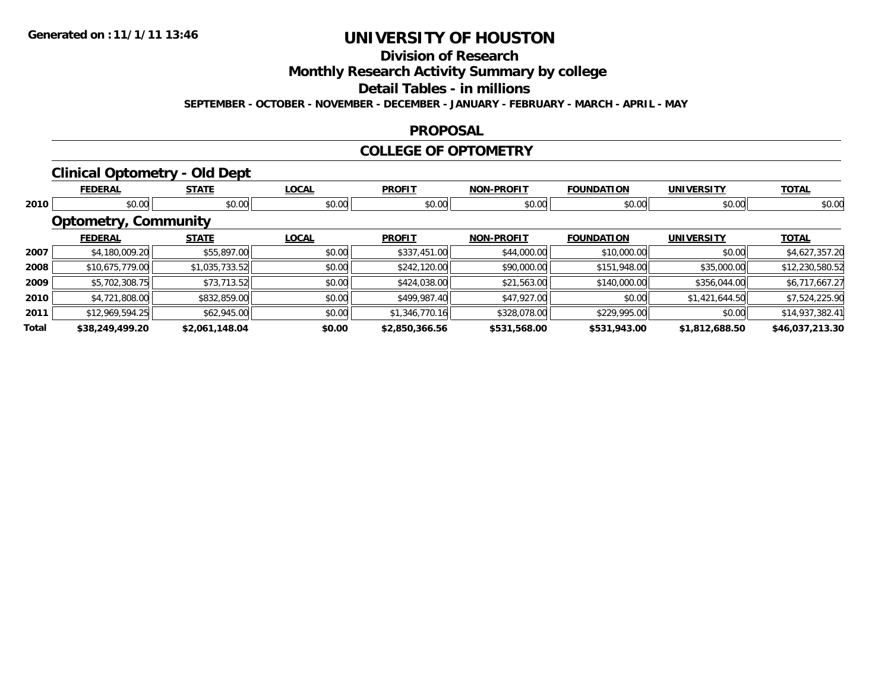# UNIVERSITY OF HOUSTON

## Division of Research

## Monthly Research Activity Summary by college

## Detail Tables - in millions

**SEPTEMBER - OCTOBER - NOVEMBER - DECEMBER - JANUARY - FEBRUARY - MARCH - APRIL - MAY**

## PROPOSAL

## COLLEGE OF OPTOMETRY

### Clinical Optometry - Old Dept

| | FEDERAL | STATE | LOCAL | PROFIT | NON-PROFIT | FOUNDATION | UNIVERSITY | TOTAL |
|---|---|---|---|---|---|---|---|---|
| 2010 | $0.00 | $0.00 | $0.00 | $0.00 | $0.00 | $0.00 | $0.00 | $0.00 |

### Optometry, Community

| | FEDERAL | STATE | LOCAL | PROFIT | NON-PROFIT | FOUNDATION | UNIVERSITY | TOTAL |
|---|---|---|---|---|---|---|---|---|
| 2007 | $4,180,009.20 | $55,897.00 | $0.00 | $337,451.00 | $44,000.00 | $10,000.00 | $0.00 | $4,627,357.20 |
| 2008 | $10,675,779.00 | $1,035,733.52 | $0.00 | $242,120.00 | $90,000.00 | $151,948.00 | $35,000.00 | $12,230,580.52 |
| 2009 | $5,702,308.75 | $73,713.52 | $0.00 | $424,038.00 | $21,563.00 | $140,000.00 | $356,044.00 | $6,717,667.27 |
| 2010 | $4,721,808.00 | $832,859.00 | $0.00 | $499,987.40 | $47,927.00 | $0.00 | $1,421,644.50 | $7,524,225.90 |
| 2011 | $12,969,594.25 | $62,945.00 | $0.00 | $1,346,770.16 | $328,078.00 | $229,995.00 | $0.00 | $14,937,382.41 |
| **Total** | **$38,249,499.20** | **$2,061,148.04** | **$0.00** | **$2,850,366.56** | **$531,568.00** | **$531,943.00** | **$1,812,688.50** | **$46,037,213.30** |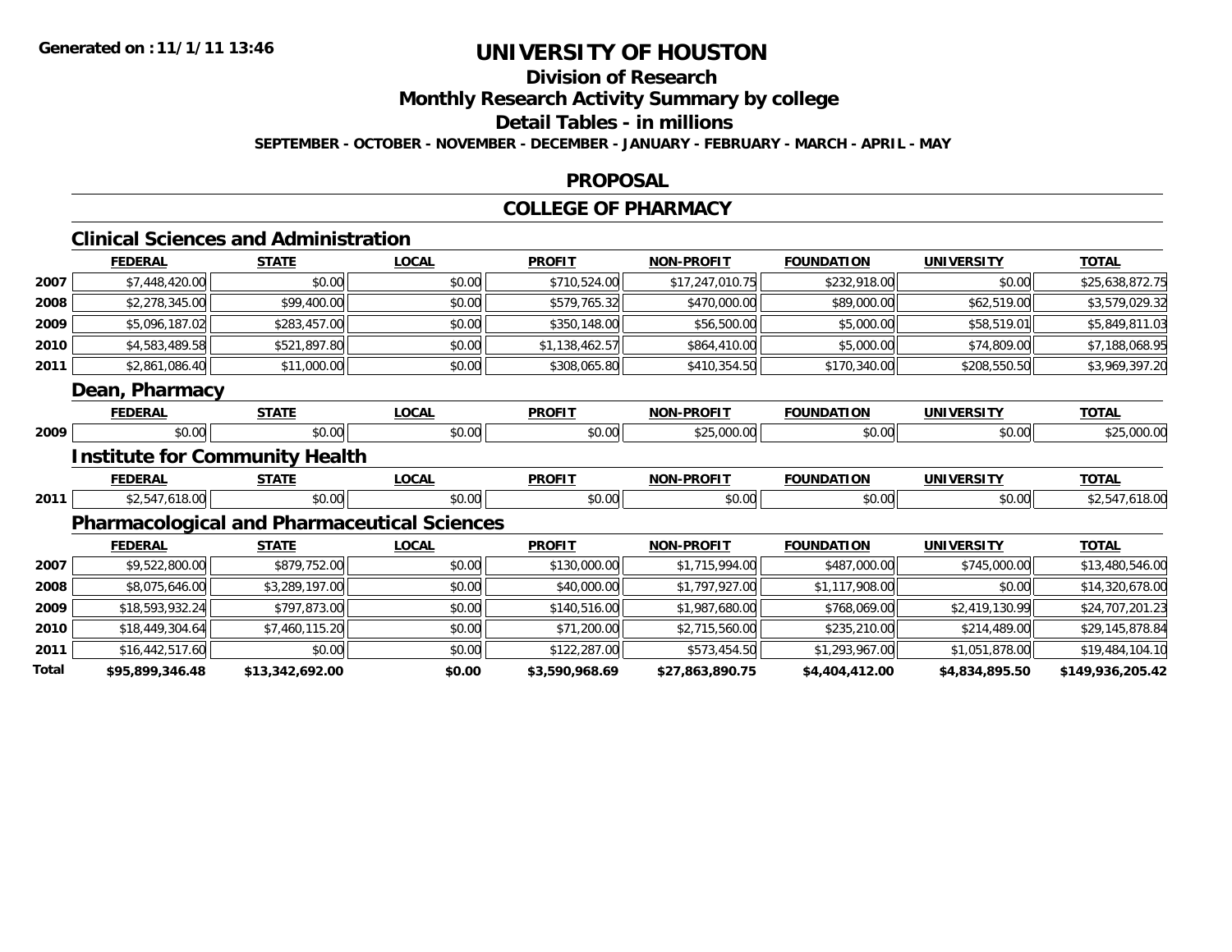**Generated on :11/1/11 13:46**

# UNIVERSITY OF HOUSTON

## Division of Research

## Monthly Research Activity Summary by college

## Detail Tables - in millions

**SEPTEMBER - OCTOBER - NOVEMBER - DECEMBER - JANUARY - FEBRUARY - MARCH - APRIL - MAY**

## PROPOSAL

## COLLEGE OF PHARMACY

### Clinical Sciences and Administration

| | FEDERAL | STATE | LOCAL | PROFIT | NON-PROFIT | FOUNDATION | UNIVERSITY | TOTAL |
|---|---|---|---|---|---|---|---|---|
| 2007 | $7,448,420.00 | $0.00 | $0.00 | $710,524.00 | $17,247,010.75 | $232,918.00 | $0.00 | $25,638,872.75 |
| 2008 | $2,278,345.00 | $99,400.00 | $0.00 | $579,765.32 | $470,000.00 | $89,000.00 | $62,519.00 | $3,579,029.32 |
| 2009 | $5,096,187.02 | $283,457.00 | $0.00 | $350,148.00 | $56,500.00 | $5,000.00 | $58,519.01 | $5,849,811.03 |
| 2010 | $4,583,489.58 | $521,897.80 | $0.00 | $1,138,462.57 | $864,410.00 | $5,000.00 | $74,809.00 | $7,188,068.95 |
| 2011 | $2,861,086.40 | $11,000.00 | $0.00 | $308,065.80 | $410,354.50 | $170,340.00 | $208,550.50 | $3,969,397.20 |

### Dean, Pharmacy

| | FEDERAL | STATE | LOCAL | PROFIT | NON-PROFIT | FOUNDATION | UNIVERSITY | TOTAL |
|---|---|---|---|---|---|---|---|---|
| 2009 | $0.00 | $0.00 | $0.00 | $0.00 | $25,000.00 | $0.00 | $0.00 | $25,000.00 |

### Institute for Community Health

| | FEDERAL | STATE | LOCAL | PROFIT | NON-PROFIT | FOUNDATION | UNIVERSITY | TOTAL |
|---|---|---|---|---|---|---|---|---|
| 2011 | $2,547,618.00 | $0.00 | $0.00 | $0.00 | $0.00 | $0.00 | $0.00 | $2,547,618.00 |

### Pharmacological and Pharmaceutical Sciences

| | FEDERAL | STATE | LOCAL | PROFIT | NON-PROFIT | FOUNDATION | UNIVERSITY | TOTAL |
|---|---|---|---|---|---|---|---|---|
| 2007 | $9,522,800.00 | $879,752.00 | $0.00 | $130,000.00 | $1,715,994.00 | $487,000.00 | $745,000.00 | $13,480,546.00 |
| 2008 | $8,075,646.00 | $3,289,197.00 | $0.00 | $40,000.00 | $1,797,927.00 | $1,117,908.00 | $0.00 | $14,320,678.00 |
| 2009 | $18,593,932.24 | $797,873.00 | $0.00 | $140,516.00 | $1,987,680.00 | $768,069.00 | $2,419,130.99 | $24,707,201.23 |
| 2010 | $18,449,304.64 | $7,460,115.20 | $0.00 | $71,200.00 | $2,715,560.00 | $235,210.00 | $214,489.00 | $29,145,878.84 |
| 2011 | $16,442,517.60 | $0.00 | $0.00 | $122,287.00 | $573,454.50 | $1,293,967.00 | $1,051,878.00 | $19,484,104.10 |
| **Total** | **$95,899,346.48** | **$13,342,692.00** | **$0.00** | **$3,590,968.69** | **$27,863,890.75** | **$4,404,412.00** | **$4,834,895.50** | **$149,936,205.42** |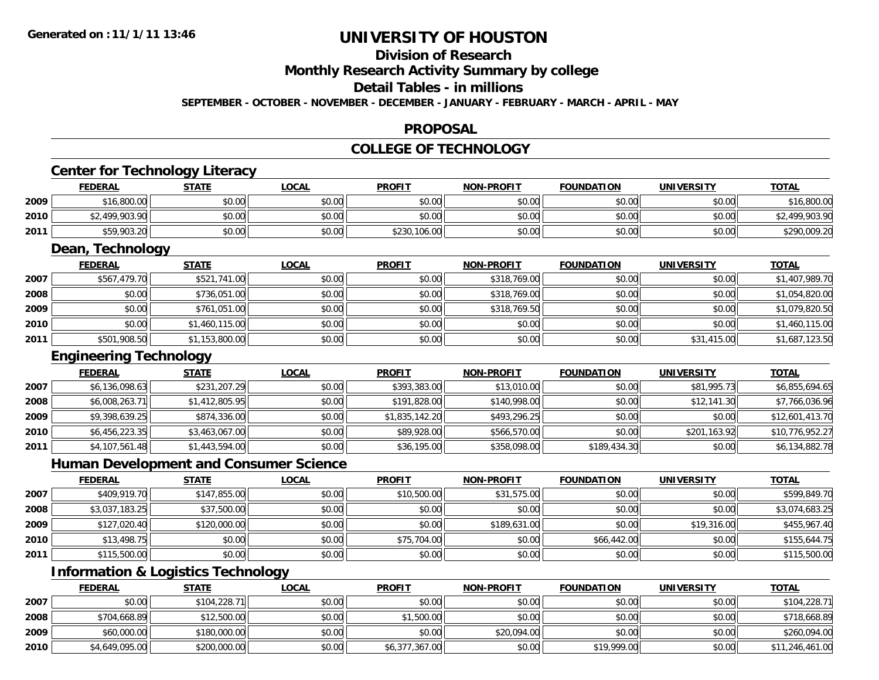# UNIVERSITY OF HOUSTON

## Division of Research

## Monthly Research Activity Summary by college

## Detail Tables - in millions

**SEPTEMBER - OCTOBER - NOVEMBER - DECEMBER - JANUARY - FEBRUARY - MARCH - APRIL - MAY**

## PROPOSAL

## COLLEGE OF TECHNOLOGY

### Center for Technology Literacy

| | FEDERAL | STATE | LOCAL | PROFIT | NON-PROFIT | FOUNDATION | UNIVERSITY | TOTAL |
|---|---|---|---|---|---|---|---|---|
| 2009 | $16,800.00 | $0.00 | $0.00 | $0.00 | $0.00 | $0.00 | $0.00 | $16,800.00 |
| 2010 | $2,499,903.90 | $0.00 | $0.00 | $0.00 | $0.00 | $0.00 | $0.00 | $2,499,903.90 |
| 2011 | $59,903.20 | $0.00 | $0.00 | $230,106.00 | $0.00 | $0.00 | $0.00 | $290,009.20 |

### Dean, Technology

| | FEDERAL | STATE | LOCAL | PROFIT | NON-PROFIT | FOUNDATION | UNIVERSITY | TOTAL |
|---|---|---|---|---|---|---|---|---|
| 2007 | $567,479.70 | $521,741.00 | $0.00 | $0.00 | $318,769.00 | $0.00 | $0.00 | $1,407,989.70 |
| 2008 | $0.00 | $736,051.00 | $0.00 | $0.00 | $318,769.00 | $0.00 | $0.00 | $1,054,820.00 |
| 2009 | $0.00 | $761,051.00 | $0.00 | $0.00 | $318,769.50 | $0.00 | $0.00 | $1,079,820.50 |
| 2010 | $0.00 | $1,460,115.00 | $0.00 | $0.00 | $0.00 | $0.00 | $0.00 | $1,460,115.00 |
| 2011 | $501,908.50 | $1,153,800.00 | $0.00 | $0.00 | $0.00 | $0.00 | $31,415.00 | $1,687,123.50 |

### Engineering Technology

| | FEDERAL | STATE | LOCAL | PROFIT | NON-PROFIT | FOUNDATION | UNIVERSITY | TOTAL |
|---|---|---|---|---|---|---|---|---|
| 2007 | $6,136,098.63 | $231,207.29 | $0.00 | $393,383.00 | $13,010.00 | $0.00 | $81,995.73 | $6,855,694.65 |
| 2008 | $6,008,263.71 | $1,412,805.95 | $0.00 | $191,828.00 | $140,998.00 | $0.00 | $12,141.30 | $7,766,036.96 |
| 2009 | $9,398,639.25 | $874,336.00 | $0.00 | $1,835,142.20 | $493,296.25 | $0.00 | $0.00 | $12,601,413.70 |
| 2010 | $6,456,223.35 | $3,463,067.00 | $0.00 | $89,928.00 | $566,570.00 | $0.00 | $201,163.92 | $10,776,952.27 |
| 2011 | $4,107,561.48 | $1,443,594.00 | $0.00 | $36,195.00 | $358,098.00 | $189,434.30 | $0.00 | $6,134,882.78 |

### Human Development and Consumer Science

| | FEDERAL | STATE | LOCAL | PROFIT | NON-PROFIT | FOUNDATION | UNIVERSITY | TOTAL |
|---|---|---|---|---|---|---|---|---|
| 2007 | $409,919.70 | $147,855.00 | $0.00 | $10,500.00 | $31,575.00 | $0.00 | $0.00 | $599,849.70 |
| 2008 | $3,037,183.25 | $37,500.00 | $0.00 | $0.00 | $0.00 | $0.00 | $0.00 | $3,074,683.25 |
| 2009 | $127,020.40 | $120,000.00 | $0.00 | $0.00 | $189,631.00 | $0.00 | $19,316.00 | $455,967.40 |
| 2010 | $13,498.75 | $0.00 | $0.00 | $75,704.00 | $0.00 | $66,442.00 | $0.00 | $155,644.75 |
| 2011 | $115,500.00 | $0.00 | $0.00 | $0.00 | $0.00 | $0.00 | $0.00 | $115,500.00 |

### Information & Logistics Technology

| | FEDERAL | STATE | LOCAL | PROFIT | NON-PROFIT | FOUNDATION | UNIVERSITY | TOTAL |
|---|---|---|---|---|---|---|---|---|
| 2007 | $0.00 | $104,228.71 | $0.00 | $0.00 | $0.00 | $0.00 | $0.00 | $104,228.71 |
| 2008 | $704,668.89 | $12,500.00 | $0.00 | $1,500.00 | $0.00 | $0.00 | $0.00 | $718,668.89 |
| 2009 | $60,000.00 | $180,000.00 | $0.00 | $0.00 | $20,094.00 | $0.00 | $0.00 | $260,094.00 |
| 2010 | $4,649,095.00 | $200,000.00 | $0.00 | $6,377,367.00 | $0.00 | $19,999.00 | $0.00 | $11,246,461.00 |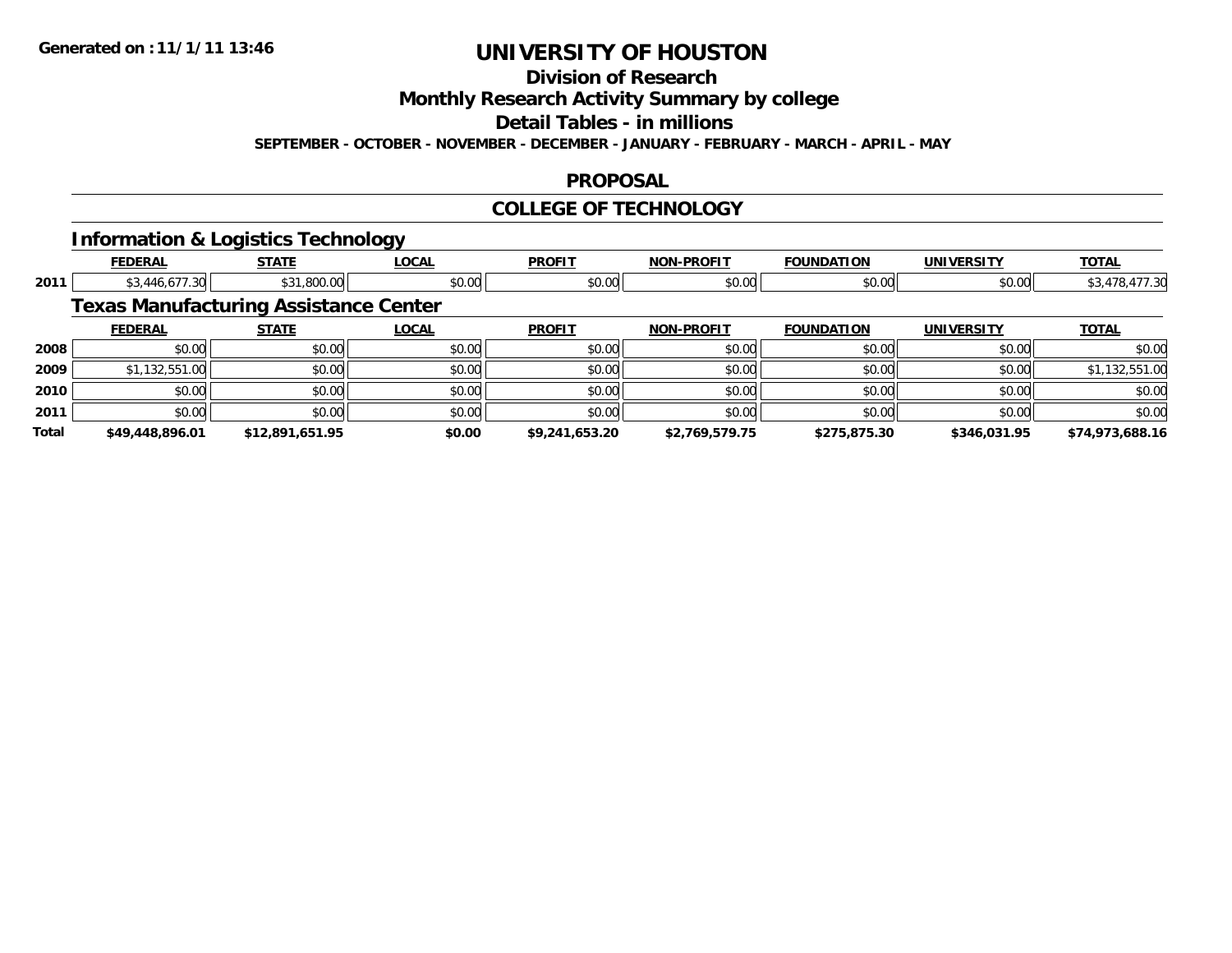**Generated on :11/1/11 13:46**

# UNIVERSITY OF HOUSTON

## Division of Research

## Monthly Research Activity Summary by college

## Detail Tables - in millions

**SEPTEMBER - OCTOBER - NOVEMBER - DECEMBER - JANUARY - FEBRUARY - MARCH - APRIL - MAY**

## PROPOSAL

## COLLEGE OF TECHNOLOGY

### Information & Logistics Technology

| | FEDERAL | STATE | LOCAL | PROFIT | NON-PROFIT | FOUNDATION | UNIVERSITY | TOTAL |
|---|---|---|---|---|---|---|---|---|
| 2011 | $3,446,677.30 | $31,800.00 | $0.00 | $0.00 | $0.00 | $0.00 | $0.00 | $3,478,477.30 |

### Texas Manufacturing Assistance Center

| | FEDERAL | STATE | LOCAL | PROFIT | NON-PROFIT | FOUNDATION | UNIVERSITY | TOTAL |
|---|---|---|---|---|---|---|---|---|
| 2008 | $0.00 | $0.00 | $0.00 | $0.00 | $0.00 | $0.00 | $0.00 | $0.00 |
| 2009 | $1,132,551.00 | $0.00 | $0.00 | $0.00 | $0.00 | $0.00 | $0.00 | $1,132,551.00 |
| 2010 | $0.00 | $0.00 | $0.00 | $0.00 | $0.00 | $0.00 | $0.00 | $0.00 |
| 2011 | $0.00 | $0.00 | $0.00 | $0.00 | $0.00 | $0.00 | $0.00 | $0.00 |
| **Total** | **$49,448,896.01** | **$12,891,651.95** | **$0.00** | **$9,241,653.20** | **$2,769,579.75** | **$275,875.30** | **$346,031.95** | **$74,973,688.16** |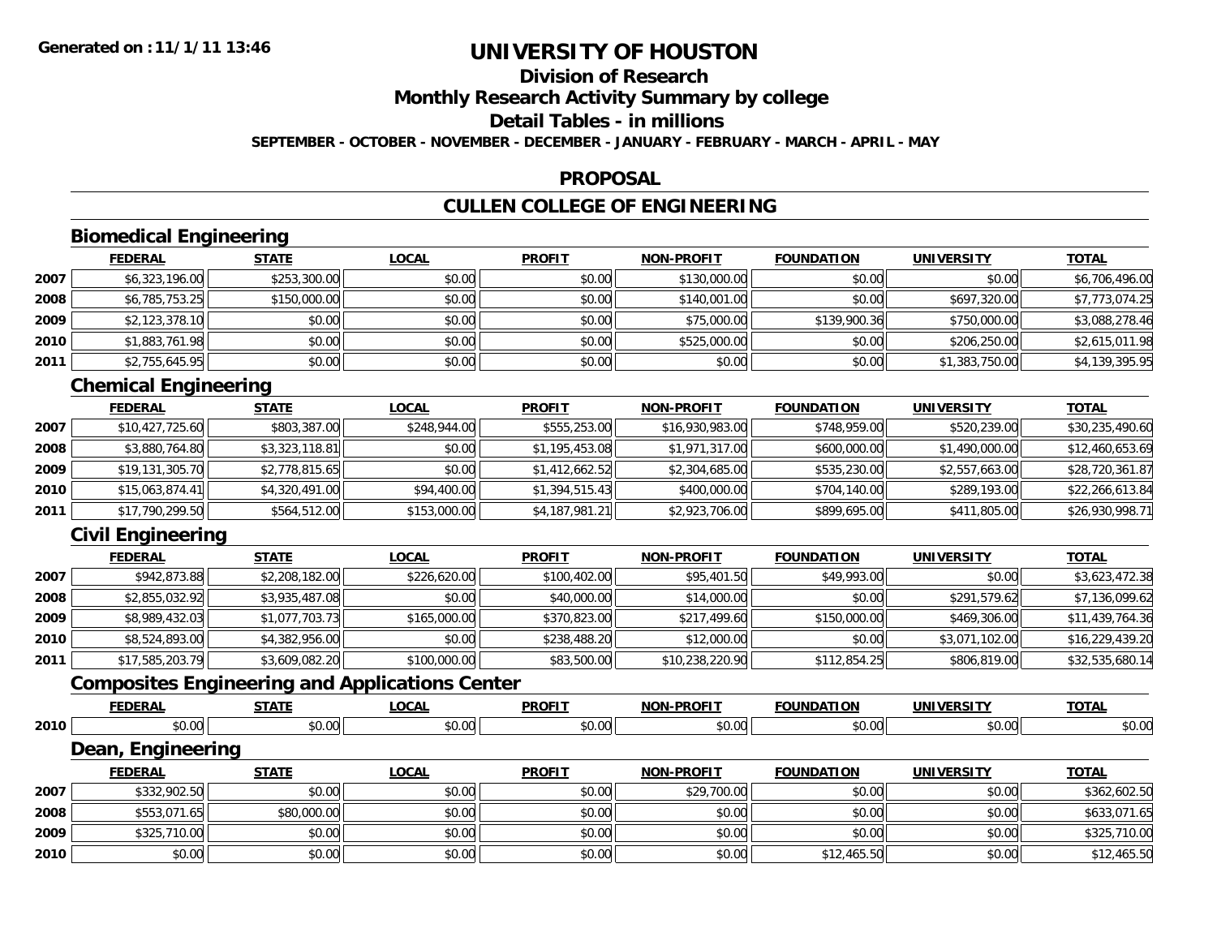**Generated on :11/1/11 13:46**

# UNIVERSITY OF HOUSTON

## Division of Research

## Monthly Research Activity Summary by college

## Detail Tables - in millions

**SEPTEMBER - OCTOBER - NOVEMBER - DECEMBER - JANUARY - FEBRUARY - MARCH - APRIL - MAY**

## PROPOSAL

## CULLEN COLLEGE OF ENGINEERING

### Biomedical Engineering

| | FEDERAL | STATE | LOCAL | PROFIT | NON-PROFIT | FOUNDATION | UNIVERSITY | TOTAL |
|---|---|---|---|---|---|---|---|---|
| 2007 | $6,323,196.00 | $253,300.00 | $0.00 | $0.00 | $130,000.00 | $0.00 | $0.00 | $6,706,496.00 |
| 2008 | $6,785,753.25 | $150,000.00 | $0.00 | $0.00 | $140,001.00 | $0.00 | $697,320.00 | $7,773,074.25 |
| 2009 | $2,123,378.10 | $0.00 | $0.00 | $0.00 | $75,000.00 | $139,900.36 | $750,000.00 | $3,088,278.46 |
| 2010 | $1,883,761.98 | $0.00 | $0.00 | $0.00 | $525,000.00 | $0.00 | $206,250.00 | $2,615,011.98 |
| 2011 | $2,755,645.95 | $0.00 | $0.00 | $0.00 | $0.00 | $0.00 | $1,383,750.00 | $4,139,395.95 |

### Chemical Engineering

| | FEDERAL | STATE | LOCAL | PROFIT | NON-PROFIT | FOUNDATION | UNIVERSITY | TOTAL |
|---|---|---|---|---|---|---|---|---|
| 2007 | $10,427,725.60 | $803,387.00 | $248,944.00 | $555,253.00 | $16,930,983.00 | $748,959.00 | $520,239.00 | $30,235,490.60 |
| 2008 | $3,880,764.80 | $3,323,118.81 | $0.00 | $1,195,453.08 | $1,971,317.00 | $600,000.00 | $1,490,000.00 | $12,460,653.69 |
| 2009 | $19,131,305.70 | $2,778,815.65 | $0.00 | $1,412,662.52 | $2,304,685.00 | $535,230.00 | $2,557,663.00 | $28,720,361.87 |
| 2010 | $15,063,874.41 | $4,320,491.00 | $94,400.00 | $1,394,515.43 | $400,000.00 | $704,140.00 | $289,193.00 | $22,266,613.84 |
| 2011 | $17,790,299.50 | $564,512.00 | $153,000.00 | $4,187,981.21 | $2,923,706.00 | $899,695.00 | $411,805.00 | $26,930,998.71 |

### Civil Engineering

| | FEDERAL | STATE | LOCAL | PROFIT | NON-PROFIT | FOUNDATION | UNIVERSITY | TOTAL |
|---|---|---|---|---|---|---|---|---|
| 2007 | $942,873.88 | $2,208,182.00 | $226,620.00 | $100,402.00 | $95,401.50 | $49,993.00 | $0.00 | $3,623,472.38 |
| 2008 | $2,855,032.92 | $3,935,487.08 | $0.00 | $40,000.00 | $14,000.00 | $0.00 | $291,579.62 | $7,136,099.62 |
| 2009 | $8,989,432.03 | $1,077,703.73 | $165,000.00 | $370,823.00 | $217,499.60 | $150,000.00 | $469,306.00 | $11,439,764.36 |
| 2010 | $8,524,893.00 | $4,382,956.00 | $0.00 | $238,488.20 | $12,000.00 | $0.00 | $3,071,102.00 | $16,229,439.20 |
| 2011 | $17,585,203.79 | $3,609,082.20 | $100,000.00 | $83,500.00 | $10,238,220.90 | $112,854.25 | $806,819.00 | $32,535,680.14 |

### Composites Engineering and Applications Center

| | FEDERAL | STATE | LOCAL | PROFIT | NON-PROFIT | FOUNDATION | UNIVERSITY | TOTAL |
|---|---|---|---|---|---|---|---|---|
| 2010 | $0.00 | $0.00 | $0.00 | $0.00 | $0.00 | $0.00 | $0.00 | $0.00 |

### Dean, Engineering

| | FEDERAL | STATE | LOCAL | PROFIT | NON-PROFIT | FOUNDATION | UNIVERSITY | TOTAL |
|---|---|---|---|---|---|---|---|---|
| 2007 | $332,902.50 | $0.00 | $0.00 | $0.00 | $29,700.00 | $0.00 | $0.00 | $362,602.50 |
| 2008 | $553,071.65 | $80,000.00 | $0.00 | $0.00 | $0.00 | $0.00 | $0.00 | $633,071.65 |
| 2009 | $325,710.00 | $0.00 | $0.00 | $0.00 | $0.00 | $0.00 | $0.00 | $325,710.00 |
| 2010 | $0.00 | $0.00 | $0.00 | $0.00 | $0.00 | $12,465.50 | $0.00 | $12,465.50 |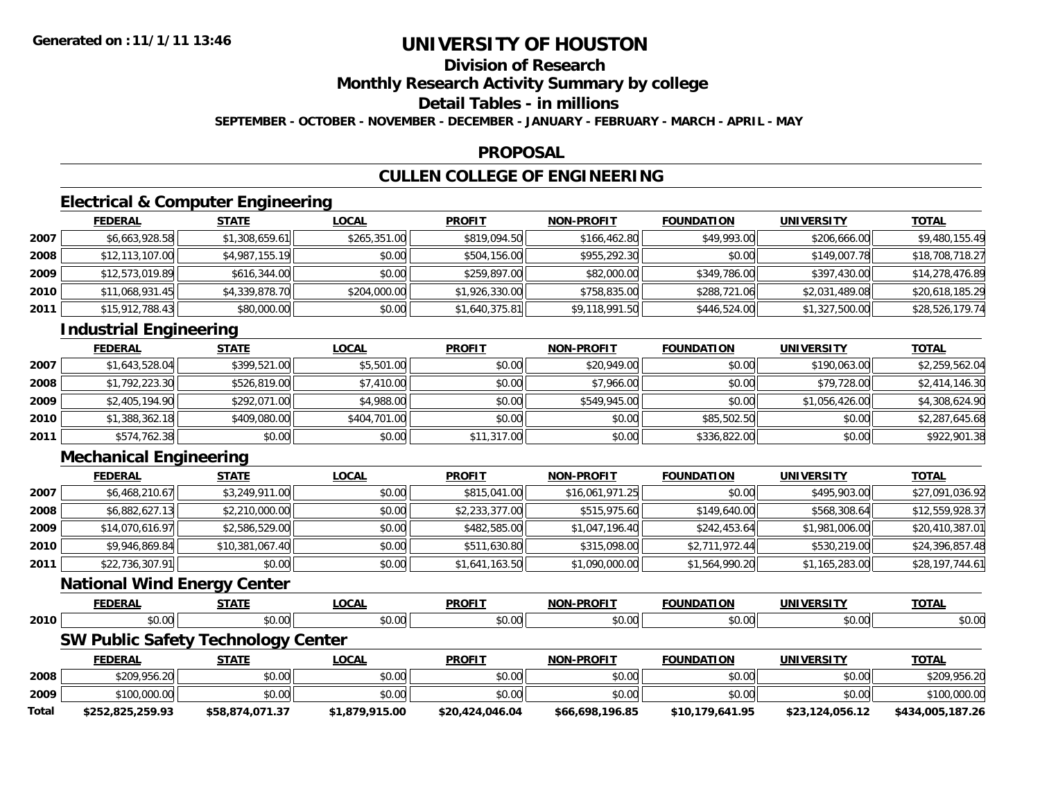**Generated on :11/1/11 13:46**

# UNIVERSITY OF HOUSTON

## Division of Research

## Monthly Research Activity Summary by college

## Detail Tables - in millions

**SEPTEMBER - OCTOBER - NOVEMBER - DECEMBER - JANUARY - FEBRUARY - MARCH - APRIL - MAY**

## PROPOSAL

## CULLEN COLLEGE OF ENGINEERING

### Electrical & Computer Engineering

| | FEDERAL | STATE | LOCAL | PROFIT | NON-PROFIT | FOUNDATION | UNIVERSITY | TOTAL |
|---|---|---|---|---|---|---|---|---|
| 2007 | $6,663,928.58 | $1,308,659.61 | $265,351.00 | $819,094.50 | $166,462.80 | $49,993.00 | $206,666.00 | $9,480,155.49 |
| 2008 | $12,113,107.00 | $4,987,155.19 | $0.00 | $504,156.00 | $955,292.30 | $0.00 | $149,007.78 | $18,708,718.27 |
| 2009 | $12,573,019.89 | $616,344.00 | $0.00 | $259,897.00 | $82,000.00 | $349,786.00 | $397,430.00 | $14,278,476.89 |
| 2010 | $11,068,931.45 | $4,339,878.70 | $204,000.00 | $1,926,330.00 | $758,835.00 | $288,721.06 | $2,031,489.08 | $20,618,185.29 |
| 2011 | $15,912,788.43 | $80,000.00 | $0.00 | $1,640,375.81 | $9,118,991.50 | $446,524.00 | $1,327,500.00 | $28,526,179.74 |

### Industrial Engineering

| | FEDERAL | STATE | LOCAL | PROFIT | NON-PROFIT | FOUNDATION | UNIVERSITY | TOTAL |
|---|---|---|---|---|---|---|---|---|
| 2007 | $1,643,528.04 | $399,521.00 | $5,501.00 | $0.00 | $20,949.00 | $0.00 | $190,063.00 | $2,259,562.04 |
| 2008 | $1,792,223.30 | $526,819.00 | $7,410.00 | $0.00 | $7,966.00 | $0.00 | $79,728.00 | $2,414,146.30 |
| 2009 | $2,405,194.90 | $292,071.00 | $4,988.00 | $0.00 | $549,945.00 | $0.00 | $1,056,426.00 | $4,308,624.90 |
| 2010 | $1,388,362.18 | $409,080.00 | $404,701.00 | $0.00 | $0.00 | $85,502.50 | $0.00 | $2,287,645.68 |
| 2011 | $574,762.38 | $0.00 | $0.00 | $11,317.00 | $0.00 | $336,822.00 | $0.00 | $922,901.38 |

### Mechanical Engineering

| | FEDERAL | STATE | LOCAL | PROFIT | NON-PROFIT | FOUNDATION | UNIVERSITY | TOTAL |
|---|---|---|---|---|---|---|---|---|
| 2007 | $6,468,210.67 | $3,249,911.00 | $0.00 | $815,041.00 | $16,061,971.25 | $0.00 | $495,903.00 | $27,091,036.92 |
| 2008 | $6,882,627.13 | $2,210,000.00 | $0.00 | $2,233,377.00 | $515,975.60 | $149,640.00 | $568,308.64 | $12,559,928.37 |
| 2009 | $14,070,616.97 | $2,586,529.00 | $0.00 | $482,585.00 | $1,047,196.40 | $242,453.64 | $1,981,006.00 | $20,410,387.01 |
| 2010 | $9,946,869.84 | $10,381,067.40 | $0.00 | $511,630.80 | $315,098.00 | $2,711,972.44 | $530,219.00 | $24,396,857.48 |
| 2011 | $22,736,307.91 | $0.00 | $0.00 | $1,641,163.50 | $1,090,000.00 | $1,564,990.20 | $1,165,283.00 | $28,197,744.61 |

### National Wind Energy Center

| | FEDERAL | STATE | LOCAL | PROFIT | NON-PROFIT | FOUNDATION | UNIVERSITY | TOTAL |
|---|---|---|---|---|---|---|---|---|
| 2010 | $0.00 | $0.00 | $0.00 | $0.00 | $0.00 | $0.00 | $0.00 | $0.00 |

### SW Public Safety Technology Center

| | FEDERAL | STATE | LOCAL | PROFIT | NON-PROFIT | FOUNDATION | UNIVERSITY | TOTAL |
|---|---|---|---|---|---|---|---|---|
| 2008 | $209,956.20 | $0.00 | $0.00 | $0.00 | $0.00 | $0.00 | $0.00 | $209,956.20 |
| 2009 | $100,000.00 | $0.00 | $0.00 | $0.00 | $0.00 | $0.00 | $0.00 | $100,000.00 |
| **Total** | **$252,825,259.93** | **$58,874,071.37** | **$1,879,915.00** | **$20,424,046.04** | **$66,698,196.85** | **$10,179,641.95** | **$23,124,056.12** | **$434,005,187.26** |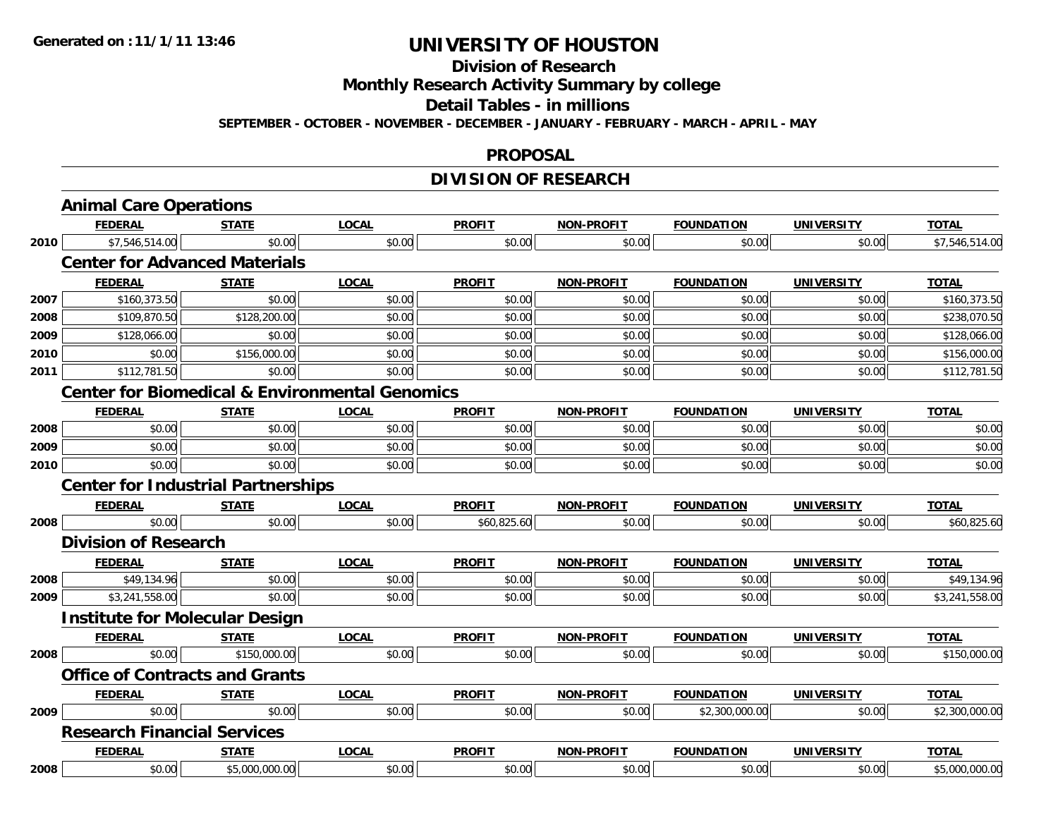# UNIVERSITY OF HOUSTON

## Division of Research

## Monthly Research Activity Summary by college

## Detail Tables - in millions

**SEPTEMBER - OCTOBER - NOVEMBER - DECEMBER - JANUARY - FEBRUARY - MARCH - APRIL - MAY**

## PROPOSAL

## DIVISION OF RESEARCH

### Animal Care Operations

| | FEDERAL | STATE | LOCAL | PROFIT | NON-PROFIT | FOUNDATION | UNIVERSITY | TOTAL |
|---|---|---|---|---|---|---|---|---|
| 2010 | $7,546,514.00 | $0.00 | $0.00 | $0.00 | $0.00 | $0.00 | $0.00 | $7,546,514.00 |

### Center for Advanced Materials

| | FEDERAL | STATE | LOCAL | PROFIT | NON-PROFIT | FOUNDATION | UNIVERSITY | TOTAL |
|---|---|---|---|---|---|---|---|---|
| 2007 | $160,373.50 | $0.00 | $0.00 | $0.00 | $0.00 | $0.00 | $0.00 | $160,373.50 |
| 2008 | $109,870.50 | $128,200.00 | $0.00 | $0.00 | $0.00 | $0.00 | $0.00 | $238,070.50 |
| 2009 | $128,066.00 | $0.00 | $0.00 | $0.00 | $0.00 | $0.00 | $0.00 | $128,066.00 |
| 2010 | $0.00 | $156,000.00 | $0.00 | $0.00 | $0.00 | $0.00 | $0.00 | $156,000.00 |
| 2011 | $112,781.50 | $0.00 | $0.00 | $0.00 | $0.00 | $0.00 | $0.00 | $112,781.50 |

### Center for Biomedical & Environmental Genomics

| | FEDERAL | STATE | LOCAL | PROFIT | NON-PROFIT | FOUNDATION | UNIVERSITY | TOTAL |
|---|---|---|---|---|---|---|---|---|
| 2008 | $0.00 | $0.00 | $0.00 | $0.00 | $0.00 | $0.00 | $0.00 | $0.00 |
| 2009 | $0.00 | $0.00 | $0.00 | $0.00 | $0.00 | $0.00 | $0.00 | $0.00 |
| 2010 | $0.00 | $0.00 | $0.00 | $0.00 | $0.00 | $0.00 | $0.00 | $0.00 |

### Center for Industrial Partnerships

| | FEDERAL | STATE | LOCAL | PROFIT | NON-PROFIT | FOUNDATION | UNIVERSITY | TOTAL |
|---|---|---|---|---|---|---|---|---|
| 2008 | $0.00 | $0.00 | $0.00 | $60,825.60 | $0.00 | $0.00 | $0.00 | $60,825.60 |

### Division of Research

| | FEDERAL | STATE | LOCAL | PROFIT | NON-PROFIT | FOUNDATION | UNIVERSITY | TOTAL |
|---|---|---|---|---|---|---|---|---|
| 2008 | $49,134.96 | $0.00 | $0.00 | $0.00 | $0.00 | $0.00 | $0.00 | $49,134.96 |
| 2009 | $3,241,558.00 | $0.00 | $0.00 | $0.00 | $0.00 | $0.00 | $0.00 | $3,241,558.00 |

### Institute for Molecular Design

| | FEDERAL | STATE | LOCAL | PROFIT | NON-PROFIT | FOUNDATION | UNIVERSITY | TOTAL |
|---|---|---|---|---|---|---|---|---|
| 2008 | $0.00 | $150,000.00 | $0.00 | $0.00 | $0.00 | $0.00 | $0.00 | $150,000.00 |

### Office of Contracts and Grants

| | FEDERAL | STATE | LOCAL | PROFIT | NON-PROFIT | FOUNDATION | UNIVERSITY | TOTAL |
|---|---|---|---|---|---|---|---|---|
| 2009 | $0.00 | $0.00 | $0.00 | $0.00 | $0.00 | $2,300,000.00 | $0.00 | $2,300,000.00 |

### Research Financial Services

| | FEDERAL | STATE | LOCAL | PROFIT | NON-PROFIT | FOUNDATION | UNIVERSITY | TOTAL |
|---|---|---|---|---|---|---|---|---|
| 2008 | $0.00 | $5,000,000.00 | $0.00 | $0.00 | $0.00 | $0.00 | $0.00 | $5,000,000.00 |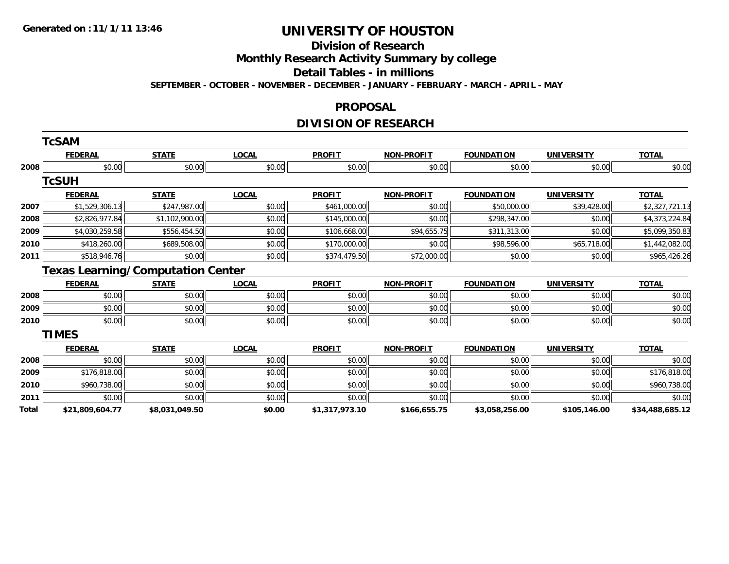**Generated on :11/1/11 13:46**

# UNIVERSITY OF HOUSTON

## Division of Research

## Monthly Research Activity Summary by college

## Detail Tables - in millions

**SEPTEMBER - OCTOBER - NOVEMBER - DECEMBER - JANUARY - FEBRUARY - MARCH - APRIL - MAY**

## PROPOSAL

## DIVISION OF RESEARCH

### TcSAM

| | FEDERAL | STATE | LOCAL | PROFIT | NON-PROFIT | FOUNDATION | UNIVERSITY | TOTAL |
|---|---|---|---|---|---|---|---|---|
| 2008 | $0.00 | $0.00 | $0.00 | $0.00 | $0.00 | $0.00 | $0.00 | $0.00 |

### TcSUH

| | FEDERAL | STATE | LOCAL | PROFIT | NON-PROFIT | FOUNDATION | UNIVERSITY | TOTAL |
|---|---|---|---|---|---|---|---|---|
| 2007 | $1,529,306.13 | $247,987.00 | $0.00 | $461,000.00 | $0.00 | $50,000.00 | $39,428.00 | $2,327,721.13 |
| 2008 | $2,826,977.84 | $1,102,900.00 | $0.00 | $145,000.00 | $0.00 | $298,347.00 | $0.00 | $4,373,224.84 |
| 2009 | $4,030,259.58 | $556,454.50 | $0.00 | $106,668.00 | $94,655.75 | $311,313.00 | $0.00 | $5,099,350.83 |
| 2010 | $418,260.00 | $689,508.00 | $0.00 | $170,000.00 | $0.00 | $98,596.00 | $65,718.00 | $1,442,082.00 |
| 2011 | $518,946.76 | $0.00 | $0.00 | $374,479.50 | $72,000.00 | $0.00 | $0.00 | $965,426.26 |

### Texas Learning/Computation Center

| | FEDERAL | STATE | LOCAL | PROFIT | NON-PROFIT | FOUNDATION | UNIVERSITY | TOTAL |
|---|---|---|---|---|---|---|---|---|
| 2008 | $0.00 | $0.00 | $0.00 | $0.00 | $0.00 | $0.00 | $0.00 | $0.00 |
| 2009 | $0.00 | $0.00 | $0.00 | $0.00 | $0.00 | $0.00 | $0.00 | $0.00 |
| 2010 | $0.00 | $0.00 | $0.00 | $0.00 | $0.00 | $0.00 | $0.00 | $0.00 |

### TIMES

| | FEDERAL | STATE | LOCAL | PROFIT | NON-PROFIT | FOUNDATION | UNIVERSITY | TOTAL |
|---|---|---|---|---|---|---|---|---|
| 2008 | $0.00 | $0.00 | $0.00 | $0.00 | $0.00 | $0.00 | $0.00 | $0.00 |
| 2009 | $176,818.00 | $0.00 | $0.00 | $0.00 | $0.00 | $0.00 | $0.00 | $176,818.00 |
| 2010 | $960,738.00 | $0.00 | $0.00 | $0.00 | $0.00 | $0.00 | $0.00 | $960,738.00 |
| 2011 | $0.00 | $0.00 | $0.00 | $0.00 | $0.00 | $0.00 | $0.00 | $0.00 |
| **Total** | **$21,809,604.77** | **$8,031,049.50** | **$0.00** | **$1,317,973.10** | **$166,655.75** | **$3,058,256.00** | **$105,146.00** | **$34,488,685.12** |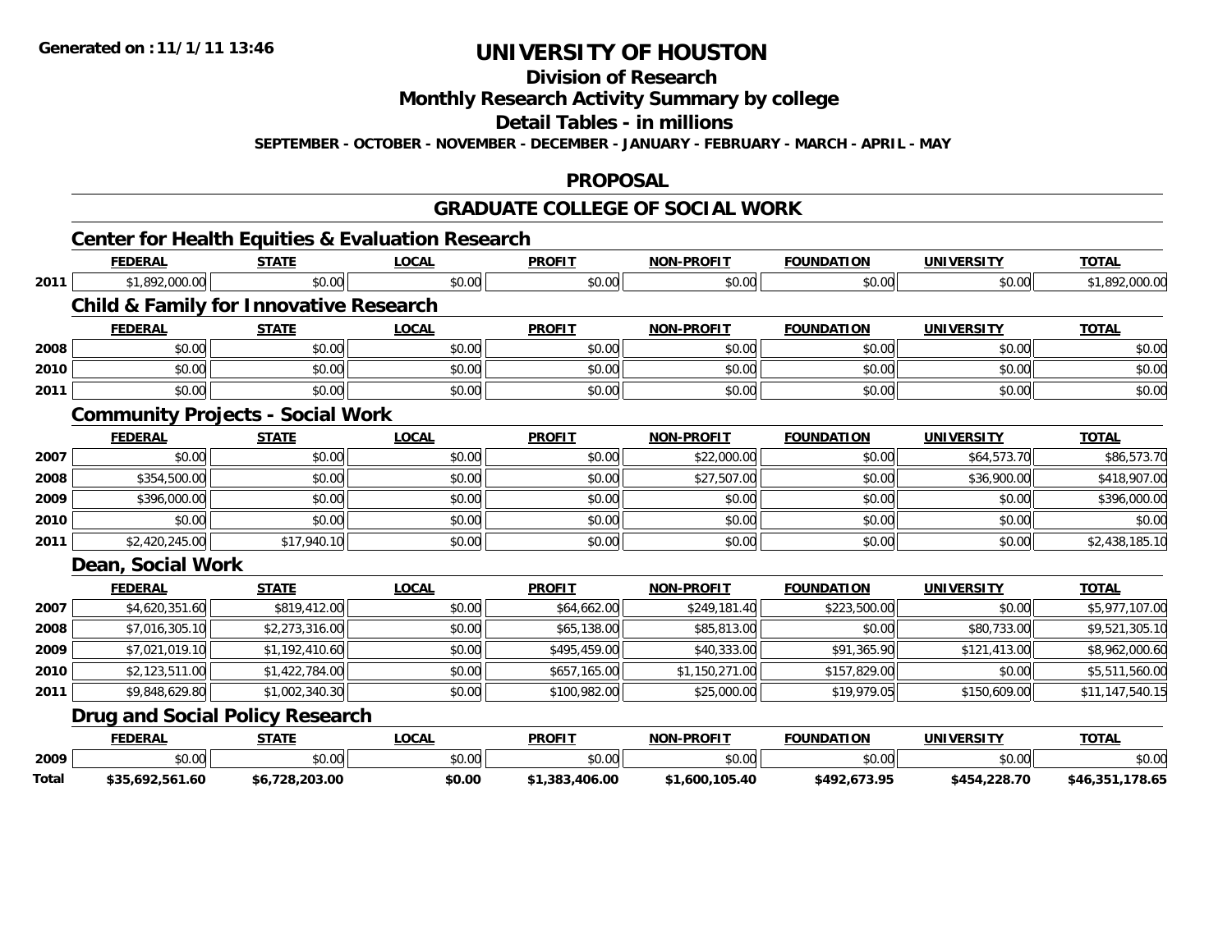**Generated on :11/1/11 13:46**

# UNIVERSITY OF HOUSTON

## Division of Research

## Monthly Research Activity Summary by college

## Detail Tables - in millions

**SEPTEMBER - OCTOBER - NOVEMBER - DECEMBER - JANUARY - FEBRUARY - MARCH - APRIL - MAY**

## PROPOSAL

## GRADUATE COLLEGE OF SOCIAL WORK

### Center for Health Equities & Evaluation Research

| | FEDERAL | STATE | LOCAL | PROFIT | NON-PROFIT | FOUNDATION | UNIVERSITY | TOTAL |
|---|---|---|---|---|---|---|---|---|
| 2011 | $1,892,000.00 | $0.00 | $0.00 | $0.00 | $0.00 | $0.00 | $0.00 | $1,892,000.00 |

### Child & Family for Innovative Research

| | FEDERAL | STATE | LOCAL | PROFIT | NON-PROFIT | FOUNDATION | UNIVERSITY | TOTAL |
|---|---|---|---|---|---|---|---|---|
| 2008 | $0.00 | $0.00 | $0.00 | $0.00 | $0.00 | $0.00 | $0.00 | $0.00 |
| 2010 | $0.00 | $0.00 | $0.00 | $0.00 | $0.00 | $0.00 | $0.00 | $0.00 |
| 2011 | $0.00 | $0.00 | $0.00 | $0.00 | $0.00 | $0.00 | $0.00 | $0.00 |

### Community Projects - Social Work

| | FEDERAL | STATE | LOCAL | PROFIT | NON-PROFIT | FOUNDATION | UNIVERSITY | TOTAL |
|---|---|---|---|---|---|---|---|---|
| 2007 | $0.00 | $0.00 | $0.00 | $0.00 | $22,000.00 | $0.00 | $64,573.70 | $86,573.70 |
| 2008 | $354,500.00 | $0.00 | $0.00 | $0.00 | $27,507.00 | $0.00 | $36,900.00 | $418,907.00 |
| 2009 | $396,000.00 | $0.00 | $0.00 | $0.00 | $0.00 | $0.00 | $0.00 | $396,000.00 |
| 2010 | $0.00 | $0.00 | $0.00 | $0.00 | $0.00 | $0.00 | $0.00 | $0.00 |
| 2011 | $2,420,245.00 | $17,940.10 | $0.00 | $0.00 | $0.00 | $0.00 | $0.00 | $2,438,185.10 |

### Dean, Social Work

| | FEDERAL | STATE | LOCAL | PROFIT | NON-PROFIT | FOUNDATION | UNIVERSITY | TOTAL |
|---|---|---|---|---|---|---|---|---|
| 2007 | $4,620,351.60 | $819,412.00 | $0.00 | $64,662.00 | $249,181.40 | $223,500.00 | $0.00 | $5,977,107.00 |
| 2008 | $7,016,305.10 | $2,273,316.00 | $0.00 | $65,138.00 | $85,813.00 | $0.00 | $80,733.00 | $9,521,305.10 |
| 2009 | $7,021,019.10 | $1,192,410.60 | $0.00 | $495,459.00 | $40,333.00 | $91,365.90 | $121,413.00 | $8,962,000.60 |
| 2010 | $2,123,511.00 | $1,422,784.00 | $0.00 | $657,165.00 | $1,150,271.00 | $157,829.00 | $0.00 | $5,511,560.00 |
| 2011 | $9,848,629.80 | $1,002,340.30 | $0.00 | $100,982.00 | $25,000.00 | $19,979.05 | $150,609.00 | $11,147,540.15 |

### Drug and Social Policy Research

| | FEDERAL | STATE | LOCAL | PROFIT | NON-PROFIT | FOUNDATION | UNIVERSITY | TOTAL |
|---|---|---|---|---|---|---|---|---|
| 2009 | $0.00 | $0.00 | $0.00 | $0.00 | $0.00 | $0.00 | $0.00 | $0.00 |
| **Total** | **$35,692,561.60** | **$6,728,203.00** | **$0.00** | **$1,383,406.00** | **$1,600,105.40** | **$492,673.95** | **$454,228.70** | **$46,351,178.65** |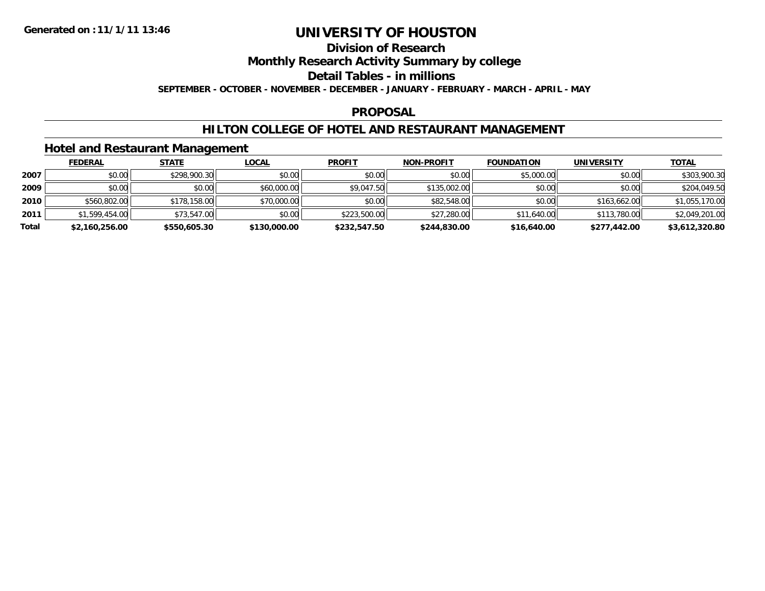Generated on :11/1/11 13:46

# UNIVERSITY OF HOUSTON

## Division of Research

## Monthly Research Activity Summary by college

## Detail Tables - in millions

**SEPTEMBER - OCTOBER - NOVEMBER - DECEMBER - JANUARY - FEBRUARY - MARCH - APRIL - MAY**

## PROPOSAL

## HILTON COLLEGE OF HOTEL AND RESTAURANT MANAGEMENT

### Hotel and Restaurant Management

| | FEDERAL | STATE | LOCAL | PROFIT | NON-PROFIT | FOUNDATION | UNIVERSITY | TOTAL |
|---|---|---|---|---|---|---|---|---|
| **2007** | $0.00 | $298,900.30 | $0.00 | $0.00 | $0.00 | $5,000.00 | $0.00 | $303,900.30 |
| **2009** | $0.00 | $0.00 | $60,000.00 | $9,047.50 | $135,002.00 | $0.00 | $0.00 | $204,049.50 |
| **2010** | $560,802.00 | $178,158.00 | $70,000.00 | $0.00 | $82,548.00 | $0.00 | $163,662.00 | $1,055,170.00 |
| **2011** | $1,599,454.00 | $73,547.00 | $0.00 | $223,500.00 | $27,280.00 | $11,640.00 | $113,780.00 | $2,049,201.00 |
| **Total** | **$2,160,256.00** | **$550,605.30** | **$130,000.00** | **$232,547.50** | **$244,830.00** | **$16,640.00** | **$277,442.00** | **$3,612,320.80** |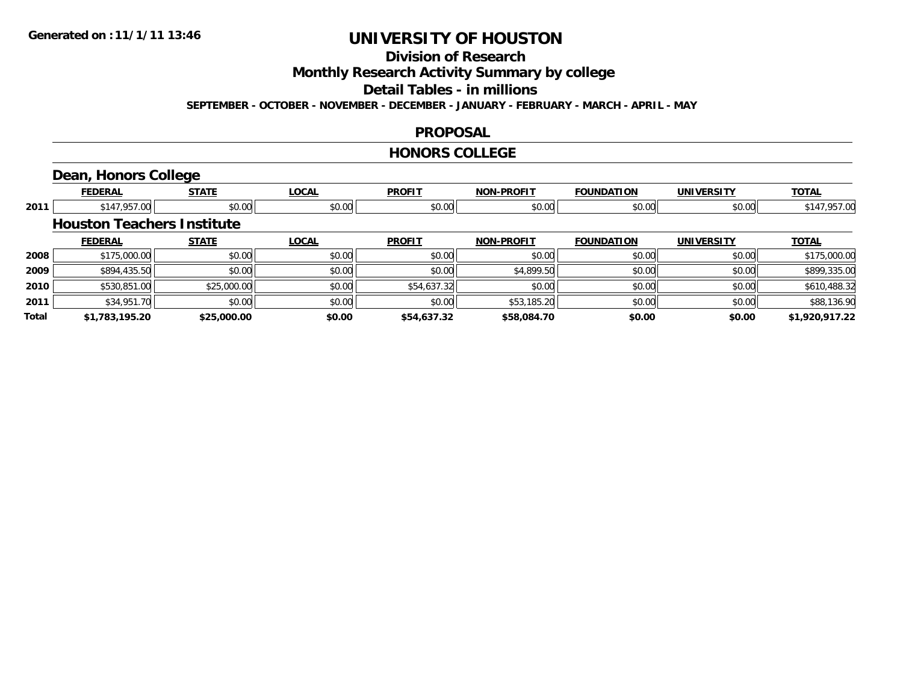# UNIVERSITY OF HOUSTON

## Division of Research

## Monthly Research Activity Summary by college

## Detail Tables - in millions

**SEPTEMBER - OCTOBER - NOVEMBER - DECEMBER - JANUARY - FEBRUARY - MARCH - APRIL - MAY**

## PROPOSAL

## HONORS COLLEGE

### Dean, Honors College

| | FEDERAL | STATE | LOCAL | PROFIT | NON-PROFIT | FOUNDATION | UNIVERSITY | TOTAL |
|---|---|---|---|---|---|---|---|---|
| 2011 | $147,957.00 | $0.00 | $0.00 | $0.00 | $0.00 | $0.00 | $0.00 | $147,957.00 |

### Houston Teachers Institute

| | FEDERAL | STATE | LOCAL | PROFIT | NON-PROFIT | FOUNDATION | UNIVERSITY | TOTAL |
|---|---|---|---|---|---|---|---|---|
| 2008 | $175,000.00 | $0.00 | $0.00 | $0.00 | $0.00 | $0.00 | $0.00 | $175,000.00 |
| 2009 | $894,435.50 | $0.00 | $0.00 | $0.00 | $4,899.50 | $0.00 | $0.00 | $899,335.00 |
| 2010 | $530,851.00 | $25,000.00 | $0.00 | $54,637.32 | $0.00 | $0.00 | $0.00 | $610,488.32 |
| 2011 | $34,951.70 | $0.00 | $0.00 | $0.00 | $53,185.20 | $0.00 | $0.00 | $88,136.90 |
| **Total** | **$1,783,195.20** | **$25,000.00** | **$0.00** | **$54,637.32** | **$58,084.70** | **$0.00** | **$0.00** | **$1,920,917.22** |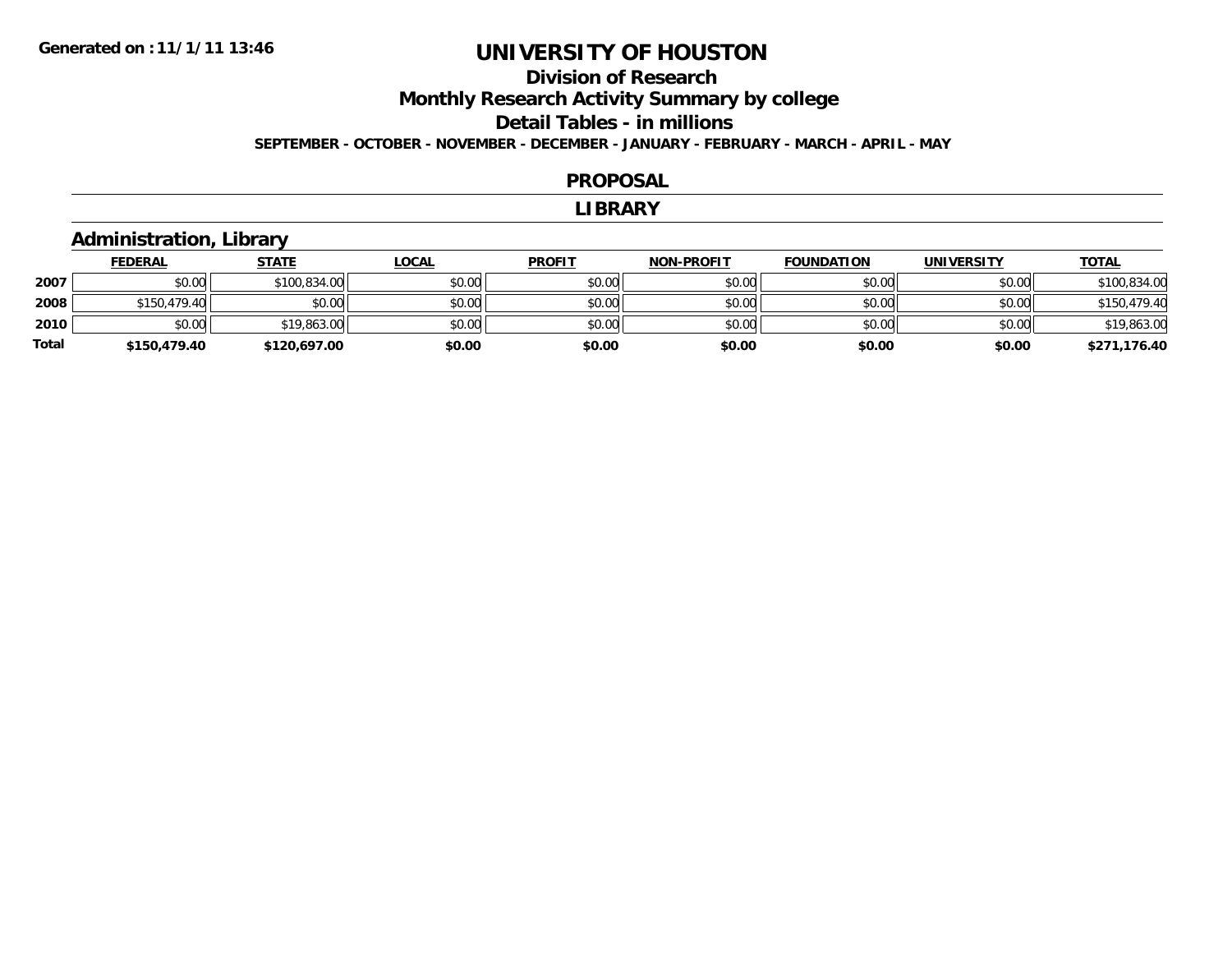Generated on :11/1/11 13:46

# UNIVERSITY OF HOUSTON

## Division of Research

## Monthly Research Activity Summary by college

## Detail Tables - in millions

SEPTEMBER - OCTOBER - NOVEMBER - DECEMBER - JANUARY - FEBRUARY - MARCH - APRIL - MAY

## PROPOSAL

## LIBRARY

### Administration, Library

| | FEDERAL | STATE | LOCAL | PROFIT | NON-PROFIT | FOUNDATION | UNIVERSITY | TOTAL |
|---|---|---|---|---|---|---|---|---|
| 2007 | $0.00 | $100,834.00 | $0.00 | $0.00 | $0.00 | $0.00 | $0.00 | $100,834.00 |
| 2008 | $150,479.40 | $0.00 | $0.00 | $0.00 | $0.00 | $0.00 | $0.00 | $150,479.40 |
| 2010 | $0.00 | $19,863.00 | $0.00 | $0.00 | $0.00 | $0.00 | $0.00 | $19,863.00 |
| **Total** | **$150,479.40** | **$120,697.00** | **$0.00** | **$0.00** | **$0.00** | **$0.00** | **$0.00** | **$271,176.40** |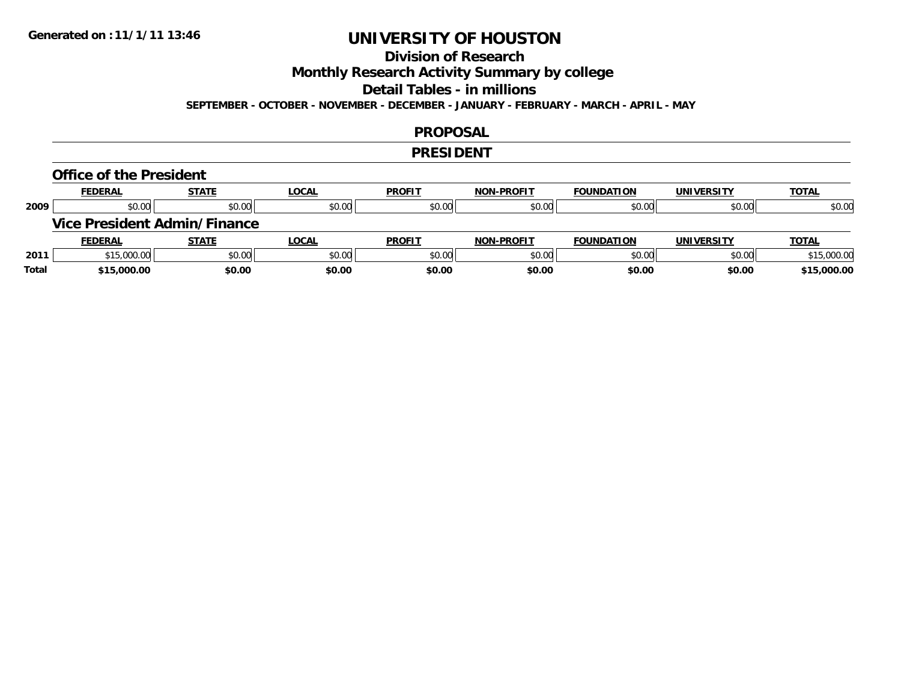Generated on :11/1/11 13:46

# UNIVERSITY OF HOUSTON

## Division of Research

## Monthly Research Activity Summary by college

## Detail Tables - in millions

**SEPTEMBER - OCTOBER - NOVEMBER - DECEMBER - JANUARY - FEBRUARY - MARCH - APRIL - MAY**

## PROPOSAL

## PRESIDENT

### Office of the President

| | FEDERAL | STATE | LOCAL | PROFIT | NON-PROFIT | FOUNDATION | UNIVERSITY | TOTAL |
|---|---|---|---|---|---|---|---|---|
| 2009 | $0.00 | $0.00 | $0.00 | $0.00 | $0.00 | $0.00 | $0.00 | $0.00 |

### Vice President Admin/Finance

| | FEDERAL | STATE | LOCAL | PROFIT | NON-PROFIT | FOUNDATION | UNIVERSITY | TOTAL |
|---|---|---|---|---|---|---|---|---|
| 2011 | $15,000.00 | $0.00 | $0.00 | $0.00 | $0.00 | $0.00 | $0.00 | $15,000.00 |
| **Total** | **$15,000.00** | **$0.00** | **$0.00** | **$0.00** | **$0.00** | **$0.00** | **$0.00** | **$15,000.00** |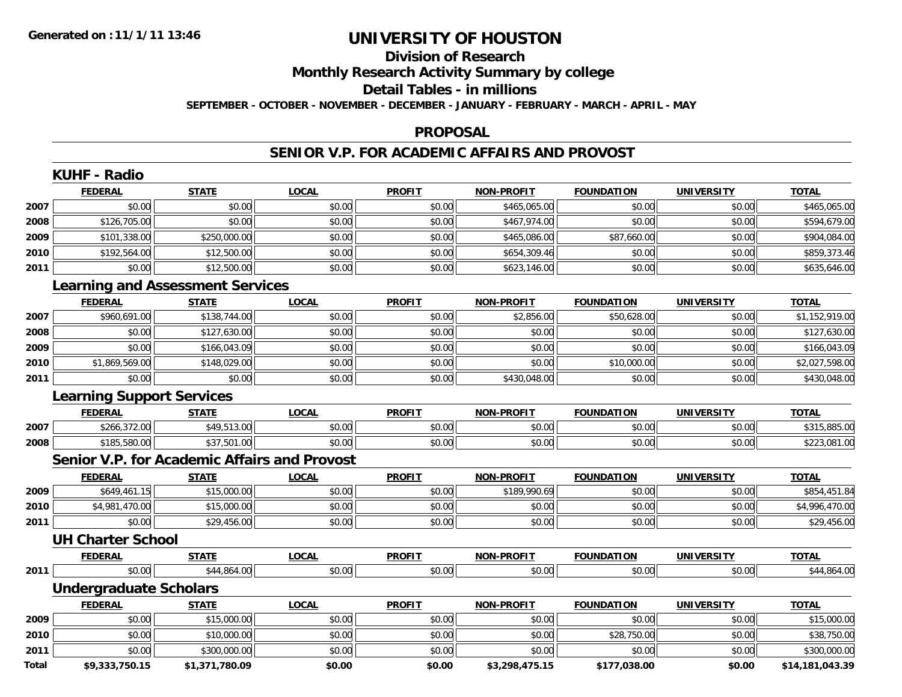**Generated on :11/1/11 13:46**

# UNIVERSITY OF HOUSTON

## Division of Research

## Monthly Research Activity Summary by college

## Detail Tables - in millions

**SEPTEMBER - OCTOBER - NOVEMBER - DECEMBER - JANUARY - FEBRUARY - MARCH - APRIL - MAY**

## PROPOSAL

## SENIOR V.P. FOR ACADEMIC AFFAIRS AND PROVOST

### KUHF - Radio

| | FEDERAL | STATE | LOCAL | PROFIT | NON-PROFIT | FOUNDATION | UNIVERSITY | TOTAL |
|---|---|---|---|---|---|---|---|---|
| 2007 | $0.00 | $0.00 | $0.00 | $0.00 | $465,065.00 | $0.00 | $0.00 | $465,065.00 |
| 2008 | $126,705.00 | $0.00 | $0.00 | $0.00 | $467,974.00 | $0.00 | $0.00 | $594,679.00 |
| 2009 | $101,338.00 | $250,000.00 | $0.00 | $0.00 | $465,086.00 | $87,660.00 | $0.00 | $904,084.00 |
| 2010 | $192,564.00 | $12,500.00 | $0.00 | $0.00 | $654,309.46 | $0.00 | $0.00 | $859,373.46 |
| 2011 | $0.00 | $12,500.00 | $0.00 | $0.00 | $623,146.00 | $0.00 | $0.00 | $635,646.00 |

### Learning and Assessment Services

| | FEDERAL | STATE | LOCAL | PROFIT | NON-PROFIT | FOUNDATION | UNIVERSITY | TOTAL |
|---|---|---|---|---|---|---|---|---|
| 2007 | $960,691.00 | $138,744.00 | $0.00 | $0.00 | $2,856.00 | $50,628.00 | $0.00 | $1,152,919.00 |
| 2008 | $0.00 | $127,630.00 | $0.00 | $0.00 | $0.00 | $0.00 | $0.00 | $127,630.00 |
| 2009 | $0.00 | $166,043.09 | $0.00 | $0.00 | $0.00 | $0.00 | $0.00 | $166,043.09 |
| 2010 | $1,869,569.00 | $148,029.00 | $0.00 | $0.00 | $0.00 | $10,000.00 | $0.00 | $2,027,598.00 |
| 2011 | $0.00 | $0.00 | $0.00 | $0.00 | $430,048.00 | $0.00 | $0.00 | $430,048.00 |

### Learning Support Services

| | FEDERAL | STATE | LOCAL | PROFIT | NON-PROFIT | FOUNDATION | UNIVERSITY | TOTAL |
|---|---|---|---|---|---|---|---|---|
| 2007 | $266,372.00 | $49,513.00 | $0.00 | $0.00 | $0.00 | $0.00 | $0.00 | $315,885.00 |
| 2008 | $185,580.00 | $37,501.00 | $0.00 | $0.00 | $0.00 | $0.00 | $0.00 | $223,081.00 |

### Senior V.P. for Academic Affairs and Provost

| | FEDERAL | STATE | LOCAL | PROFIT | NON-PROFIT | FOUNDATION | UNIVERSITY | TOTAL |
|---|---|---|---|---|---|---|---|---|
| 2009 | $649,461.15 | $15,000.00 | $0.00 | $0.00 | $189,990.69 | $0.00 | $0.00 | $854,451.84 |
| 2010 | $4,981,470.00 | $15,000.00 | $0.00 | $0.00 | $0.00 | $0.00 | $0.00 | $4,996,470.00 |
| 2011 | $0.00 | $29,456.00 | $0.00 | $0.00 | $0.00 | $0.00 | $0.00 | $29,456.00 |

### UH Charter School

| | FEDERAL | STATE | LOCAL | PROFIT | NON-PROFIT | FOUNDATION | UNIVERSITY | TOTAL |
|---|---|---|---|---|---|---|---|---|
| 2011 | $0.00 | $44,864.00 | $0.00 | $0.00 | $0.00 | $0.00 | $0.00 | $44,864.00 |

### Undergraduate Scholars

| | FEDERAL | STATE | LOCAL | PROFIT | NON-PROFIT | FOUNDATION | UNIVERSITY | TOTAL |
|---|---|---|---|---|---|---|---|---|
| 2009 | $0.00 | $15,000.00 | $0.00 | $0.00 | $0.00 | $0.00 | $0.00 | $15,000.00 |
| 2010 | $0.00 | $10,000.00 | $0.00 | $0.00 | $0.00 | $28,750.00 | $0.00 | $38,750.00 |
| 2011 | $0.00 | $300,000.00 | $0.00 | $0.00 | $0.00 | $0.00 | $0.00 | $300,000.00 |
| **Total** | **$9,333,750.15** | **$1,371,780.09** | **$0.00** | **$0.00** | **$3,298,475.15** | **$177,038.00** | **$0.00** | **$14,181,043.39** |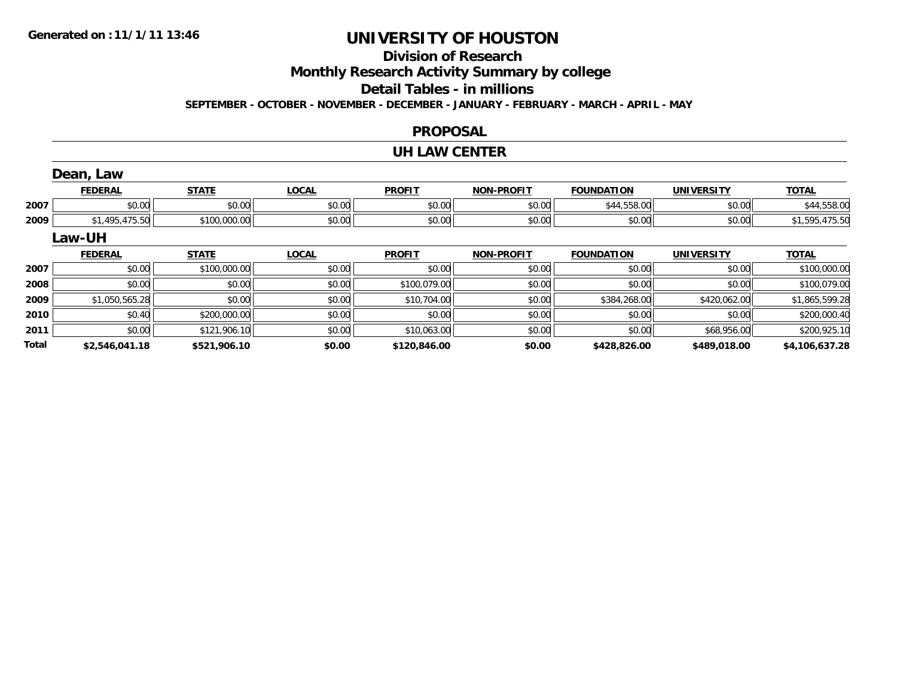# UNIVERSITY OF HOUSTON

## Division of Research

## Monthly Research Activity Summary by college

## Detail Tables - in millions

**SEPTEMBER - OCTOBER - NOVEMBER - DECEMBER - JANUARY - FEBRUARY - MARCH - APRIL - MAY**

## PROPOSAL

## UH LAW CENTER

### Dean, Law

| | FEDERAL | STATE | LOCAL | PROFIT | NON-PROFIT | FOUNDATION | UNIVERSITY | TOTAL |
|---|---|---|---|---|---|---|---|---|
| 2007 | $0.00 | $0.00 | $0.00 | $0.00 | $0.00 | $44,558.00 | $0.00 | $44,558.00 |
| 2009 | $1,495,475.50 | $100,000.00 | $0.00 | $0.00 | $0.00 | $0.00 | $0.00 | $1,595,475.50 |

### Law-UH

| | FEDERAL | STATE | LOCAL | PROFIT | NON-PROFIT | FOUNDATION | UNIVERSITY | TOTAL |
|---|---|---|---|---|---|---|---|---|
| 2007 | $0.00 | $100,000.00 | $0.00 | $0.00 | $0.00 | $0.00 | $0.00 | $100,000.00 |
| 2008 | $0.00 | $0.00 | $0.00 | $100,079.00 | $0.00 | $0.00 | $0.00 | $100,079.00 |
| 2009 | $1,050,565.28 | $0.00 | $0.00 | $10,704.00 | $0.00 | $384,268.00 | $420,062.00 | $1,865,599.28 |
| 2010 | $0.40 | $200,000.00 | $0.00 | $0.00 | $0.00 | $0.00 | $0.00 | $200,000.40 |
| 2011 | $0.00 | $121,906.10 | $0.00 | $10,063.00 | $0.00 | $0.00 | $68,956.00 | $200,925.10 |
| **Total** | **$2,546,041.18** | **$521,906.10** | **$0.00** | **$120,846.00** | **$0.00** | **$428,826.00** | **$489,018.00** | **$4,106,637.28** |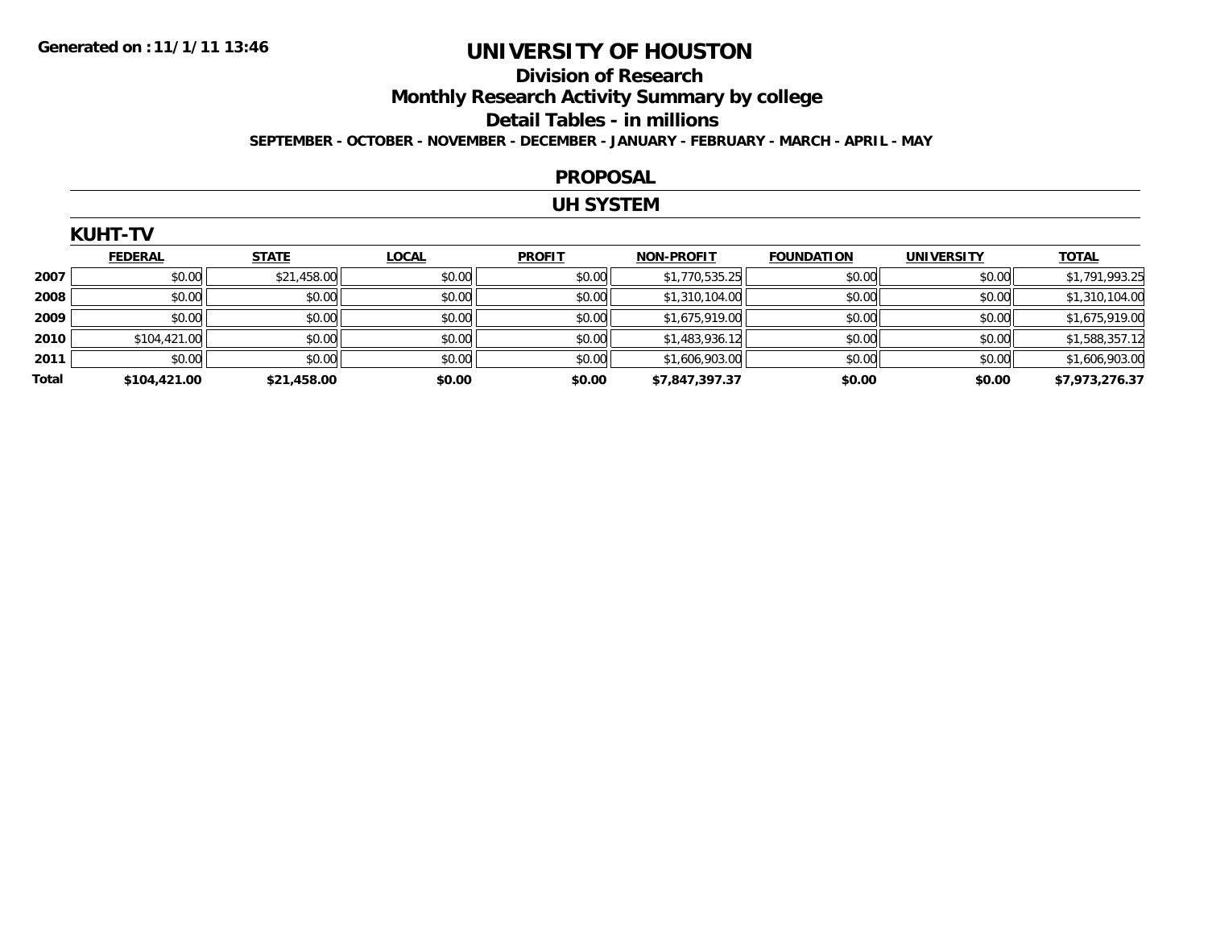Generated on :11/1/11 13:46

# UNIVERSITY OF HOUSTON

## Division of Research

## Monthly Research Activity Summary by college

## Detail Tables - in millions

**SEPTEMBER - OCTOBER - NOVEMBER - DECEMBER - JANUARY - FEBRUARY - MARCH - APRIL - MAY**

## PROPOSAL

## UH SYSTEM

### KUHT-TV

| | FEDERAL | STATE | LOCAL | PROFIT | NON-PROFIT | FOUNDATION | UNIVERSITY | TOTAL |
|---|---|---|---|---|---|---|---|---|
| 2007 | $0.00 | $21,458.00 | $0.00 | $0.00 | $1,770,535.25 | $0.00 | $0.00 | $1,791,993.25 |
| 2008 | $0.00 | $0.00 | $0.00 | $0.00 | $1,310,104.00 | $0.00 | $0.00 | $1,310,104.00 |
| 2009 | $0.00 | $0.00 | $0.00 | $0.00 | $1,675,919.00 | $0.00 | $0.00 | $1,675,919.00 |
| 2010 | $104,421.00 | $0.00 | $0.00 | $0.00 | $1,483,936.12 | $0.00 | $0.00 | $1,588,357.12 |
| 2011 | $0.00 | $0.00 | $0.00 | $0.00 | $1,606,903.00 | $0.00 | $0.00 | $1,606,903.00 |
| **Total** | **$104,421.00** | **$21,458.00** | **$0.00** | **$0.00** | **$7,847,397.37** | **$0.00** | **$0.00** | **$7,973,276.37** |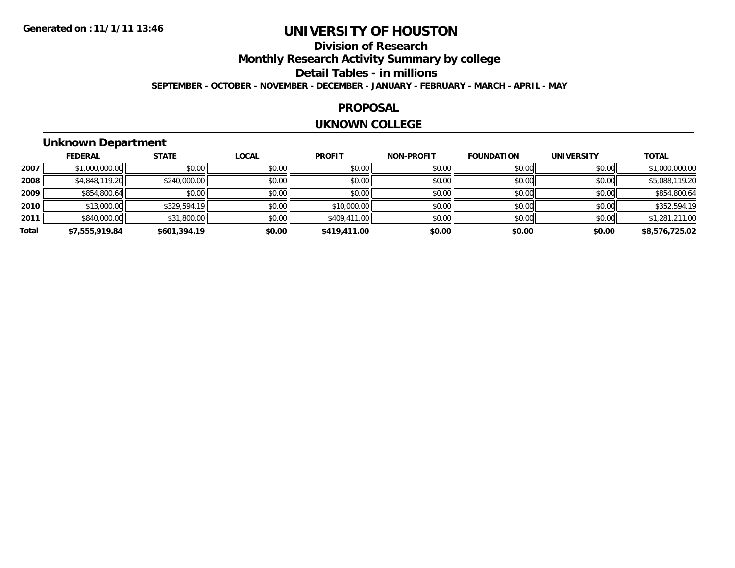# UNIVERSITY OF HOUSTON

## Division of Research

## Monthly Research Activity Summary by college

## Detail Tables - in millions

**SEPTEMBER - OCTOBER - NOVEMBER - DECEMBER - JANUARY - FEBRUARY - MARCH - APRIL - MAY**

**Generated on :11/1/11 13:46**

## PROPOSAL

## UKNOWN COLLEGE

### Unknown Department

| | FEDERAL | STATE | LOCAL | PROFIT | NON-PROFIT | FOUNDATION | UNIVERSITY | TOTAL |
|---|---|---|---|---|---|---|---|---|
| **2007** | $1,000,000.00 | $0.00 | $0.00 | $0.00 | $0.00 | $0.00 | $0.00 | $1,000,000.00 |
| **2008** | $4,848,119.20 | $240,000.00 | $0.00 | $0.00 | $0.00 | $0.00 | $0.00 | $5,088,119.20 |
| **2009** | $854,800.64 | $0.00 | $0.00 | $0.00 | $0.00 | $0.00 | $0.00 | $854,800.64 |
| **2010** | $13,000.00 | $329,594.19 | $0.00 | $10,000.00 | $0.00 | $0.00 | $0.00 | $352,594.19 |
| **2011** | $840,000.00 | $31,800.00 | $0.00 | $409,411.00 | $0.00 | $0.00 | $0.00 | $1,281,211.00 |
| **Total** | **$7,555,919.84** | **$601,394.19** | **$0.00** | **$419,411.00** | **$0.00** | **$0.00** | **$0.00** | **$8,576,725.02** |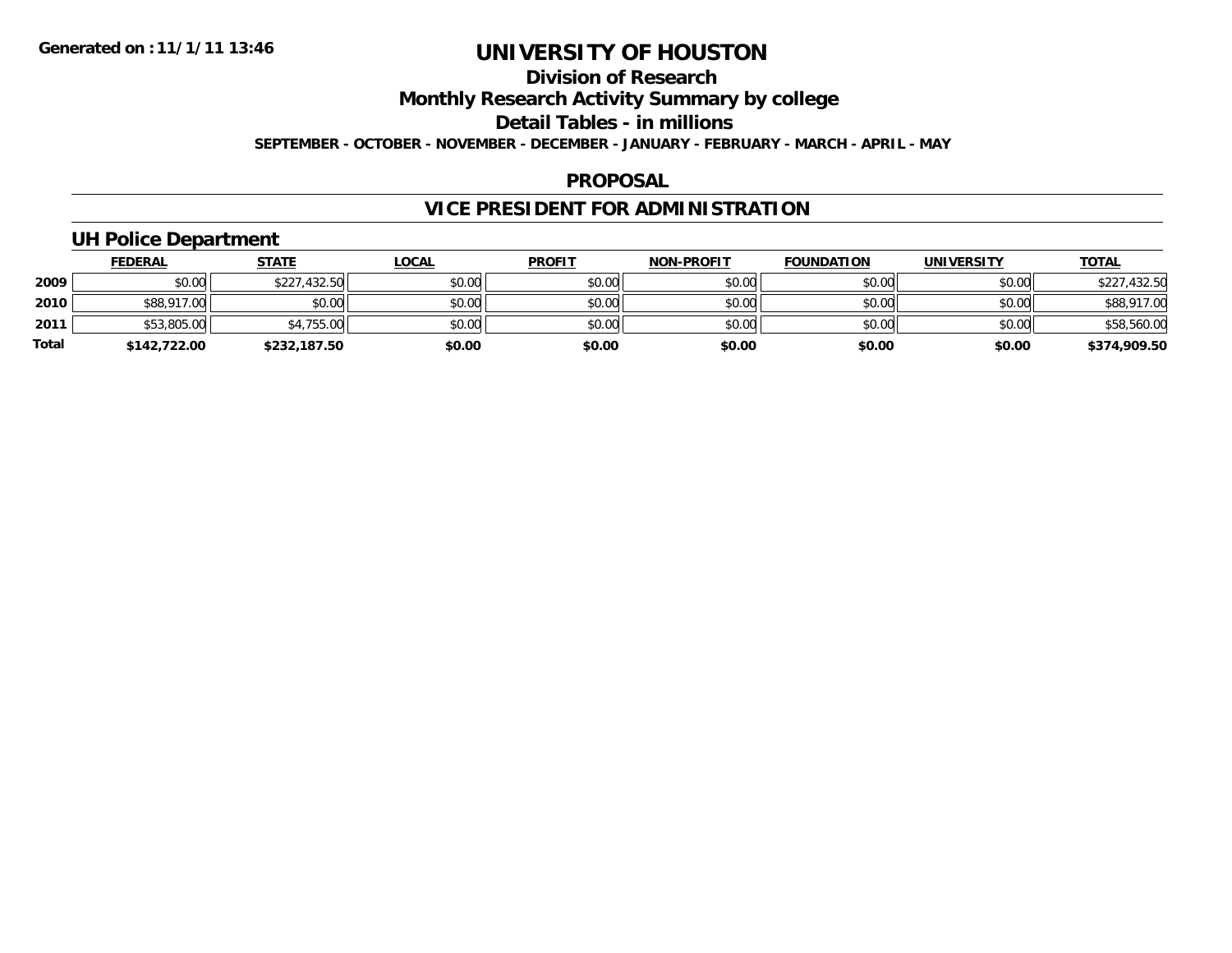**Generated on :11/1/11 13:46**

# UNIVERSITY OF HOUSTON

## Division of Research

## Monthly Research Activity Summary by college

## Detail Tables - in millions

**SEPTEMBER - OCTOBER - NOVEMBER - DECEMBER - JANUARY - FEBRUARY - MARCH - APRIL - MAY**

## PROPOSAL

## VICE PRESIDENT FOR ADMINISTRATION

### UH Police Department

| | FEDERAL | STATE | LOCAL | PROFIT | NON-PROFIT | FOUNDATION | UNIVERSITY | TOTAL |
|---|---|---|---|---|---|---|---|---|
| 2009 | $0.00 | $227,432.50 | $0.00 | $0.00 | $0.00 | $0.00 | $0.00 | $227,432.50 |
| 2010 | $88,917.00 | $0.00 | $0.00 | $0.00 | $0.00 | $0.00 | $0.00 | $88,917.00 |
| 2011 | $53,805.00 | $4,755.00 | $0.00 | $0.00 | $0.00 | $0.00 | $0.00 | $58,560.00 |
| **Total** | **$142,722.00** | **$232,187.50** | **$0.00** | **$0.00** | **$0.00** | **$0.00** | **$0.00** | **$374,909.50** |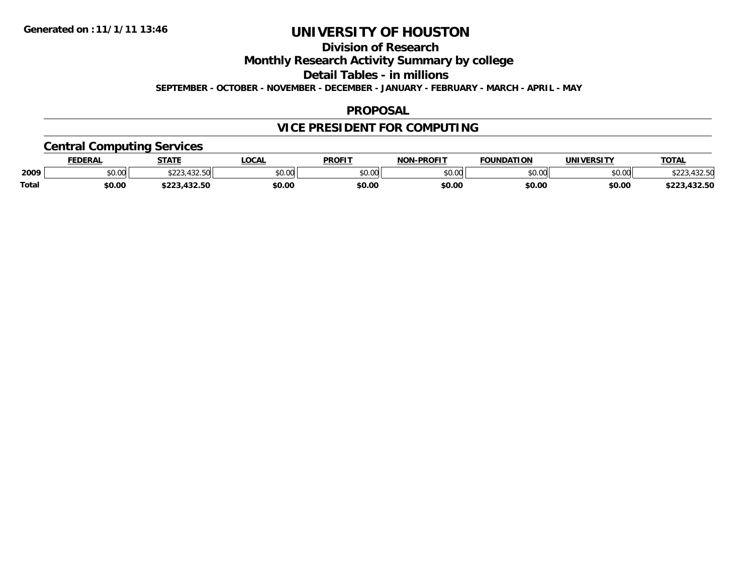Generated on :11/1/11 13:46

# UNIVERSITY OF HOUSTON

## Division of Research

## Monthly Research Activity Summary by college

## Detail Tables - in millions

**SEPTEMBER - OCTOBER - NOVEMBER - DECEMBER - JANUARY - FEBRUARY - MARCH - APRIL - MAY**

## PROPOSAL

## VICE PRESIDENT FOR COMPUTING

### Central Computing Services

| | FEDERAL | STATE | LOCAL | PROFIT | NON-PROFIT | FOUNDATION | UNIVERSITY | TOTAL |
|---|---|---|---|---|---|---|---|---|
| 2009 | $0.00 | $223,432.50 | $0.00 | $0.00 | $0.00 | $0.00 | $0.00 | $223,432.50 |
| **Total** | **$0.00** | **$223,432.50** | **$0.00** | **$0.00** | **$0.00** | **$0.00** | **$0.00** | **$223,432.50** |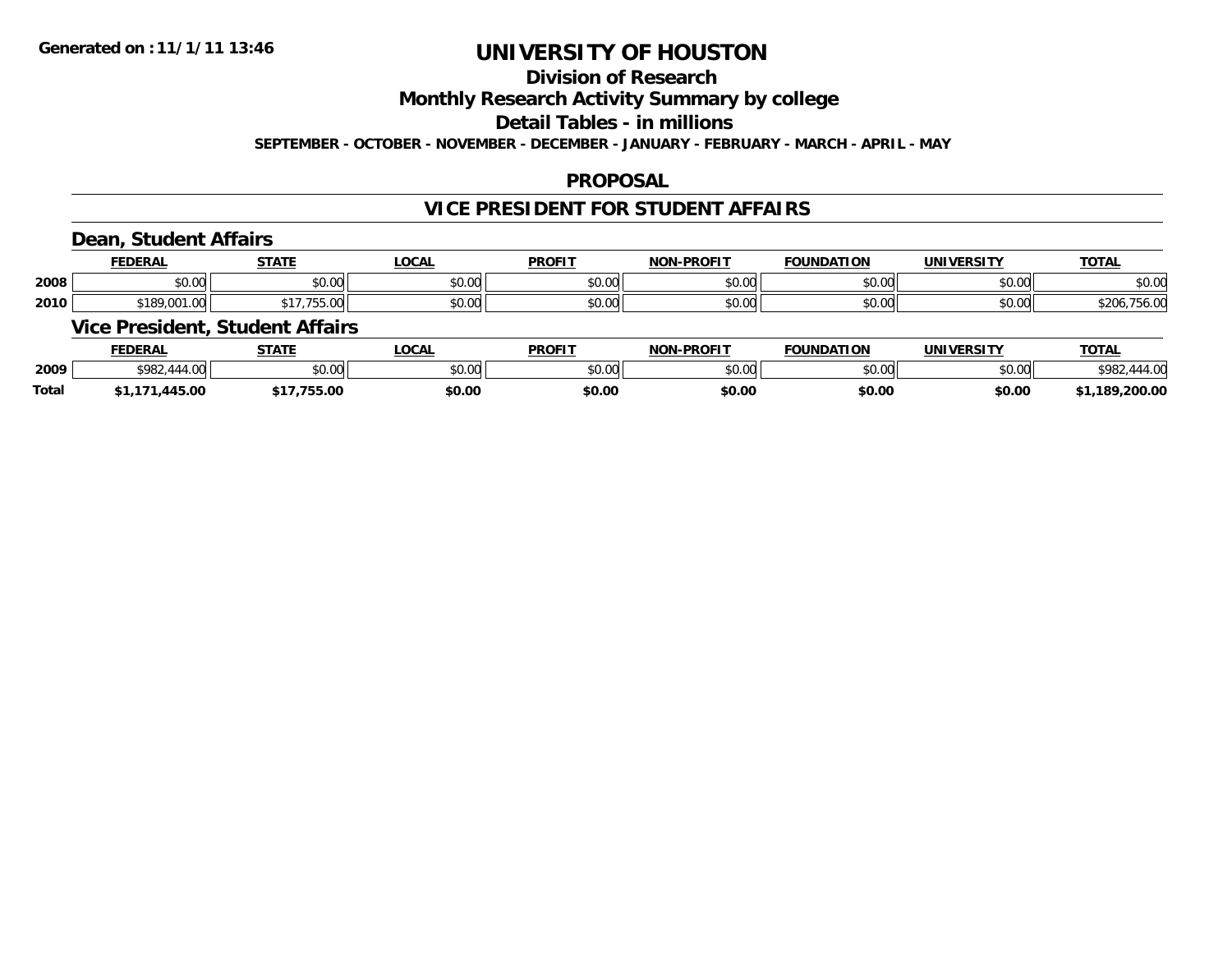**Generated on :11/1/11 13:46**

# UNIVERSITY OF HOUSTON

## Division of Research

## Monthly Research Activity Summary by college

## Detail Tables - in millions

**SEPTEMBER - OCTOBER - NOVEMBER - DECEMBER - JANUARY - FEBRUARY - MARCH - APRIL - MAY**

## PROPOSAL

## VICE PRESIDENT FOR STUDENT AFFAIRS

### Dean, Student Affairs

| | FEDERAL | STATE | LOCAL | PROFIT | NON-PROFIT | FOUNDATION | UNIVERSITY | TOTAL |
|---|---|---|---|---|---|---|---|---|
| 2008 | $0.00 | $0.00 | $0.00 | $0.00 | $0.00 | $0.00 | $0.00 | $0.00 |
| 2010 | $189,001.00 | $17,755.00 | $0.00 | $0.00 | $0.00 | $0.00 | $0.00 | $206,756.00 |

### Vice President, Student Affairs

| | FEDERAL | STATE | LOCAL | PROFIT | NON-PROFIT | FOUNDATION | UNIVERSITY | TOTAL |
|---|---|---|---|---|---|---|---|---|
| 2009 | $982,444.00 | $0.00 | $0.00 | $0.00 | $0.00 | $0.00 | $0.00 | $982,444.00 |
| **Total** | **$1,171,445.00** | **$17,755.00** | **$0.00** | **$0.00** | **$0.00** | **$0.00** | **$0.00** | **$1,189,200.00** |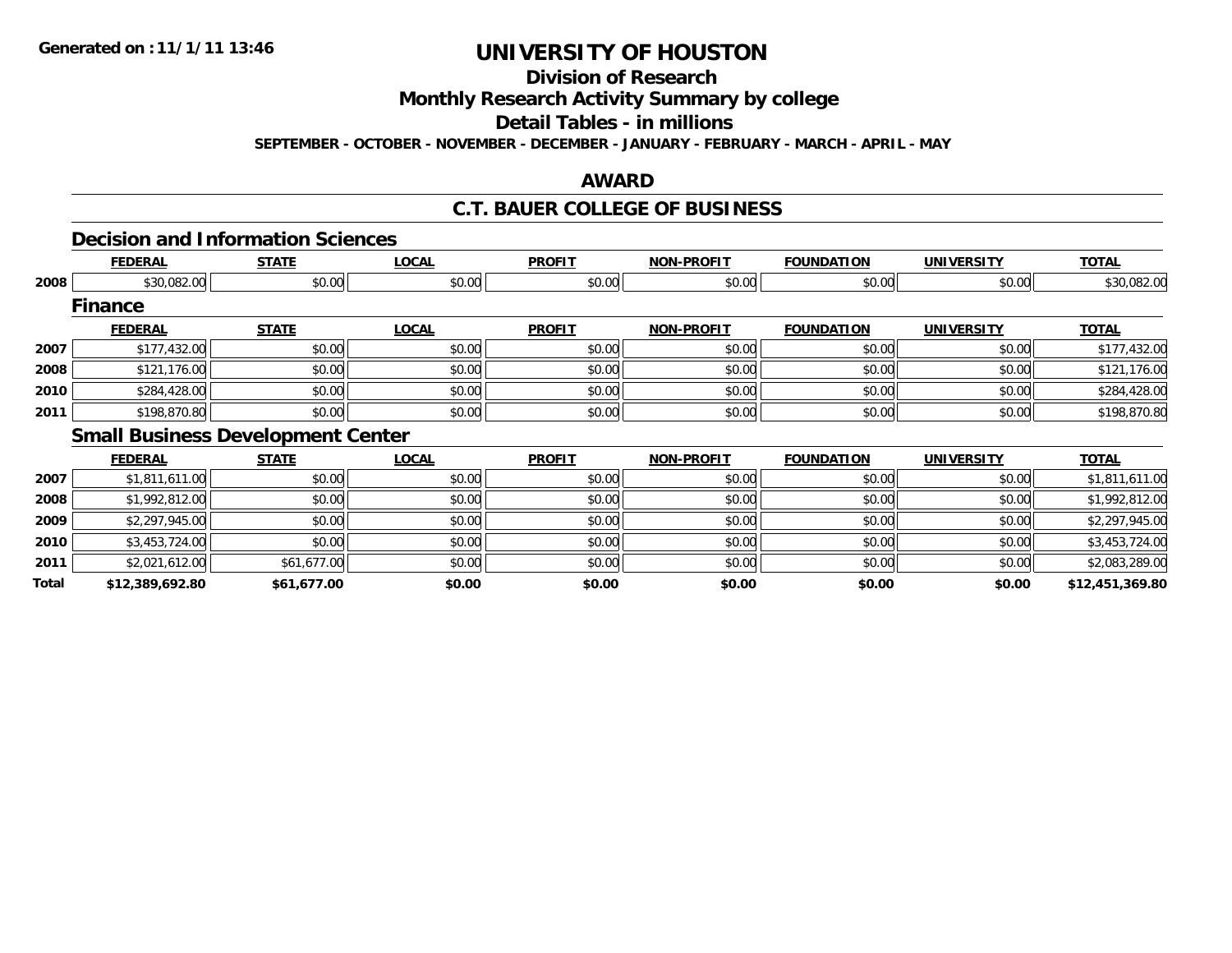# UNIVERSITY OF HOUSTON

## Division of Research

## Monthly Research Activity Summary by college

## Detail Tables - in millions

**SEPTEMBER - OCTOBER - NOVEMBER - DECEMBER - JANUARY - FEBRUARY - MARCH - APRIL - MAY**

## AWARD

## C.T. BAUER COLLEGE OF BUSINESS

### Decision and Information Sciences

| | FEDERAL | STATE | LOCAL | PROFIT | NON-PROFIT | FOUNDATION | UNIVERSITY | TOTAL |
|---|---|---|---|---|---|---|---|---|
| 2008 | $30,082.00 | $0.00 | $0.00 | $0.00 | $0.00 | $0.00 | $0.00 | $30,082.00 |

### Finance

| | FEDERAL | STATE | LOCAL | PROFIT | NON-PROFIT | FOUNDATION | UNIVERSITY | TOTAL |
|---|---|---|---|---|---|---|---|---|
| 2007 | $177,432.00 | $0.00 | $0.00 | $0.00 | $0.00 | $0.00 | $0.00 | $177,432.00 |
| 2008 | $121,176.00 | $0.00 | $0.00 | $0.00 | $0.00 | $0.00 | $0.00 | $121,176.00 |
| 2010 | $284,428.00 | $0.00 | $0.00 | $0.00 | $0.00 | $0.00 | $0.00 | $284,428.00 |
| 2011 | $198,870.80 | $0.00 | $0.00 | $0.00 | $0.00 | $0.00 | $0.00 | $198,870.80 |

### Small Business Development Center

| | FEDERAL | STATE | LOCAL | PROFIT | NON-PROFIT | FOUNDATION | UNIVERSITY | TOTAL |
|---|---|---|---|---|---|---|---|---|
| 2007 | $1,811,611.00 | $0.00 | $0.00 | $0.00 | $0.00 | $0.00 | $0.00 | $1,811,611.00 |
| 2008 | $1,992,812.00 | $0.00 | $0.00 | $0.00 | $0.00 | $0.00 | $0.00 | $1,992,812.00 |
| 2009 | $2,297,945.00 | $0.00 | $0.00 | $0.00 | $0.00 | $0.00 | $0.00 | $2,297,945.00 |
| 2010 | $3,453,724.00 | $0.00 | $0.00 | $0.00 | $0.00 | $0.00 | $0.00 | $3,453,724.00 |
| 2011 | $2,021,612.00 | $61,677.00 | $0.00 | $0.00 | $0.00 | $0.00 | $0.00 | $2,083,289.00 |
| **Total** | **$12,389,692.80** | **$61,677.00** | **$0.00** | **$0.00** | **$0.00** | **$0.00** | **$0.00** | **$12,451,369.80** |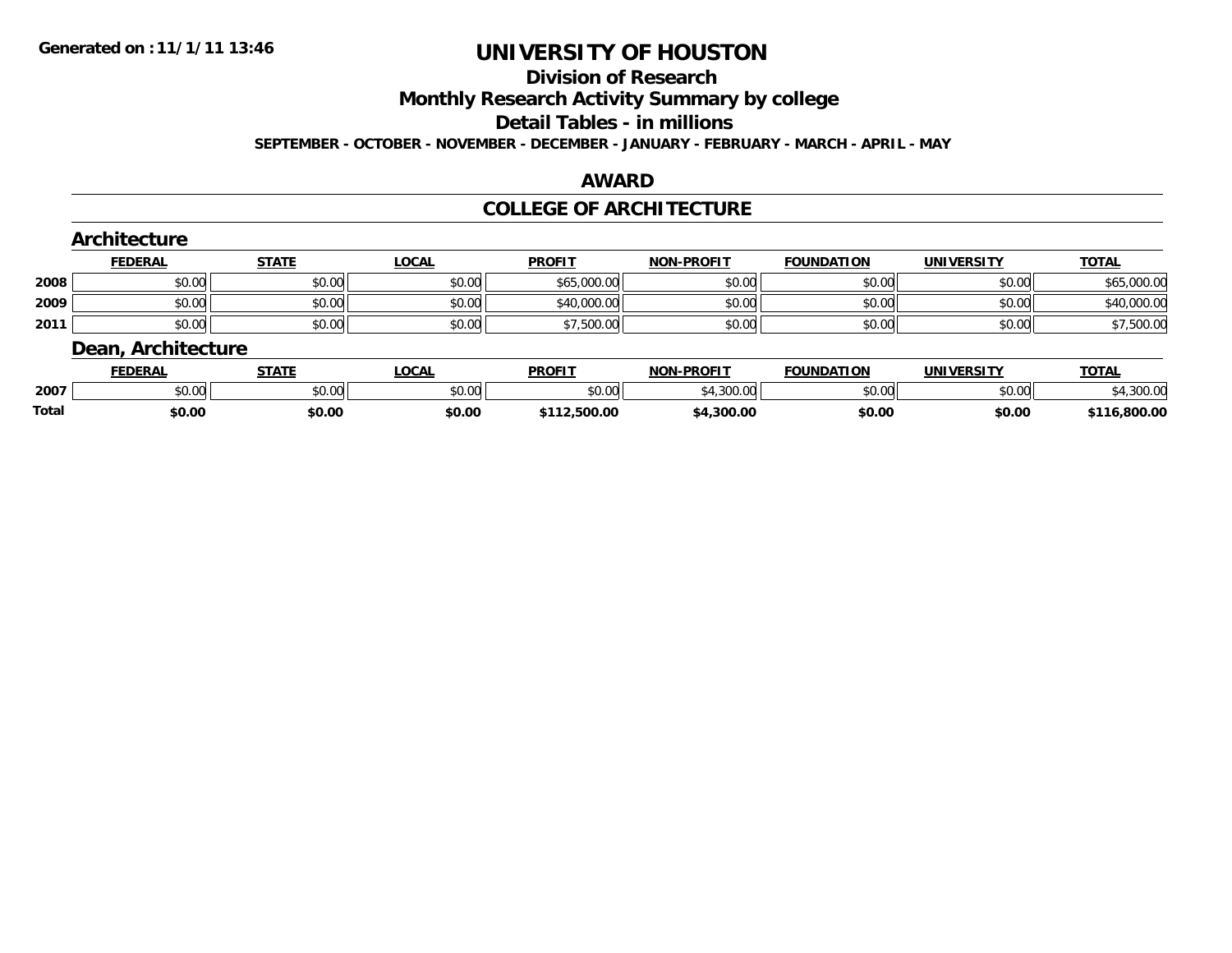Generated on :11/1/11 13:46

# UNIVERSITY OF HOUSTON

## Division of Research

## Monthly Research Activity Summary by college

## Detail Tables - in millions

**SEPTEMBER - OCTOBER - NOVEMBER - DECEMBER - JANUARY - FEBRUARY - MARCH - APRIL - MAY**

## AWARD

## COLLEGE OF ARCHITECTURE

### Architecture

| | FEDERAL | STATE | LOCAL | PROFIT | NON-PROFIT | FOUNDATION | UNIVERSITY | TOTAL |
|---|---|---|---|---|---|---|---|---|
| 2008 | $0.00 | $0.00 | $0.00 | $65,000.00 | $0.00 | $0.00 | $0.00 | $65,000.00 |
| 2009 | $0.00 | $0.00 | $0.00 | $40,000.00 | $0.00 | $0.00 | $0.00 | $40,000.00 |
| 2011 | $0.00 | $0.00 | $0.00 | $7,500.00 | $0.00 | $0.00 | $0.00 | $7,500.00 |

### Dean, Architecture

| | FEDERAL | STATE | LOCAL | PROFIT | NON-PROFIT | FOUNDATION | UNIVERSITY | TOTAL |
|---|---|---|---|---|---|---|---|---|
| 2007 | $0.00 | $0.00 | $0.00 | $0.00 | $4,300.00 | $0.00 | $0.00 | $4,300.00 |
| **Total** | **$0.00** | **$0.00** | **$0.00** | **$112,500.00** | **$4,300.00** | **$0.00** | **$0.00** | **$116,800.00** |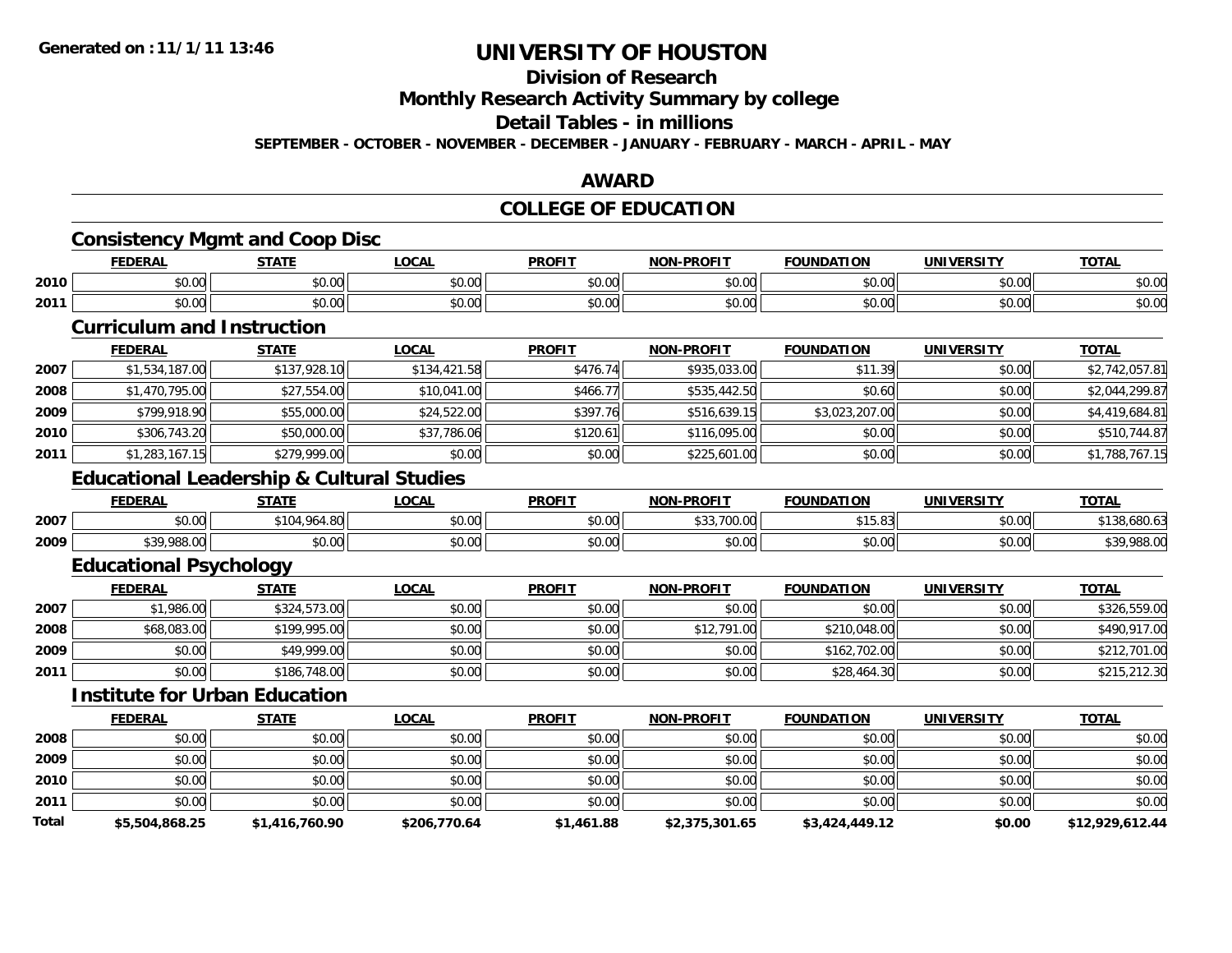# UNIVERSITY OF HOUSTON

## Division of Research

## Monthly Research Activity Summary by college

## Detail Tables - in millions

**SEPTEMBER - OCTOBER - NOVEMBER - DECEMBER - JANUARY - FEBRUARY - MARCH - APRIL - MAY**

**Generated on :11/1/11 13:46**

## AWARD

## COLLEGE OF EDUCATION

### Consistency Mgmt and Coop Disc

| | FEDERAL | STATE | LOCAL | PROFIT | NON-PROFIT | FOUNDATION | UNIVERSITY | TOTAL |
|---|---|---|---|---|---|---|---|---|
| 2010 | $0.00 | $0.00 | $0.00 | $0.00 | $0.00 | $0.00 | $0.00 | $0.00 |
| 2011 | $0.00 | $0.00 | $0.00 | $0.00 | $0.00 | $0.00 | $0.00 | $0.00 |

### Curriculum and Instruction

| | FEDERAL | STATE | LOCAL | PROFIT | NON-PROFIT | FOUNDATION | UNIVERSITY | TOTAL |
|---|---|---|---|---|---|---|---|---|
| 2007 | $1,534,187.00 | $137,928.10 | $134,421.58 | $476.74 | $935,033.00 | $11.39 | $0.00 | $2,742,057.81 |
| 2008 | $1,470,795.00 | $27,554.00 | $10,041.00 | $466.77 | $535,442.50 | $0.60 | $0.00 | $2,044,299.87 |
| 2009 | $799,918.90 | $55,000.00 | $24,522.00 | $397.76 | $516,639.15 | $3,023,207.00 | $0.00 | $4,419,684.81 |
| 2010 | $306,743.20 | $50,000.00 | $37,786.06 | $120.61 | $116,095.00 | $0.00 | $0.00 | $510,744.87 |
| 2011 | $1,283,167.15 | $279,999.00 | $0.00 | $0.00 | $225,601.00 | $0.00 | $0.00 | $1,788,767.15 |

### Educational Leadership & Cultural Studies

| | FEDERAL | STATE | LOCAL | PROFIT | NON-PROFIT | FOUNDATION | UNIVERSITY | TOTAL |
|---|---|---|---|---|---|---|---|---|
| 2007 | $0.00 | $104,964.80 | $0.00 | $0.00 | $33,700.00 | $15.83 | $0.00 | $138,680.63 |
| 2009 | $39,988.00 | $0.00 | $0.00 | $0.00 | $0.00 | $0.00 | $0.00 | $39,988.00 |

### Educational Psychology

| | FEDERAL | STATE | LOCAL | PROFIT | NON-PROFIT | FOUNDATION | UNIVERSITY | TOTAL |
|---|---|---|---|---|---|---|---|---|
| 2007 | $1,986.00 | $324,573.00 | $0.00 | $0.00 | $0.00 | $0.00 | $0.00 | $326,559.00 |
| 2008 | $68,083.00 | $199,995.00 | $0.00 | $0.00 | $12,791.00 | $210,048.00 | $0.00 | $490,917.00 |
| 2009 | $0.00 | $49,999.00 | $0.00 | $0.00 | $0.00 | $162,702.00 | $0.00 | $212,701.00 |
| 2011 | $0.00 | $186,748.00 | $0.00 | $0.00 | $0.00 | $28,464.30 | $0.00 | $215,212.30 |

### Institute for Urban Education

| | FEDERAL | STATE | LOCAL | PROFIT | NON-PROFIT | FOUNDATION | UNIVERSITY | TOTAL |
|---|---|---|---|---|---|---|---|---|
| 2008 | $0.00 | $0.00 | $0.00 | $0.00 | $0.00 | $0.00 | $0.00 | $0.00 |
| 2009 | $0.00 | $0.00 | $0.00 | $0.00 | $0.00 | $0.00 | $0.00 | $0.00 |
| 2010 | $0.00 | $0.00 | $0.00 | $0.00 | $0.00 | $0.00 | $0.00 | $0.00 |
| 2011 | $0.00 | $0.00 | $0.00 | $0.00 | $0.00 | $0.00 | $0.00 | $0.00 |
| **Total** | **$5,504,868.25** | **$1,416,760.90** | **$206,770.64** | **$1,461.88** | **$2,375,301.65** | **$3,424,449.12** | **$0.00** | **$12,929,612.44** |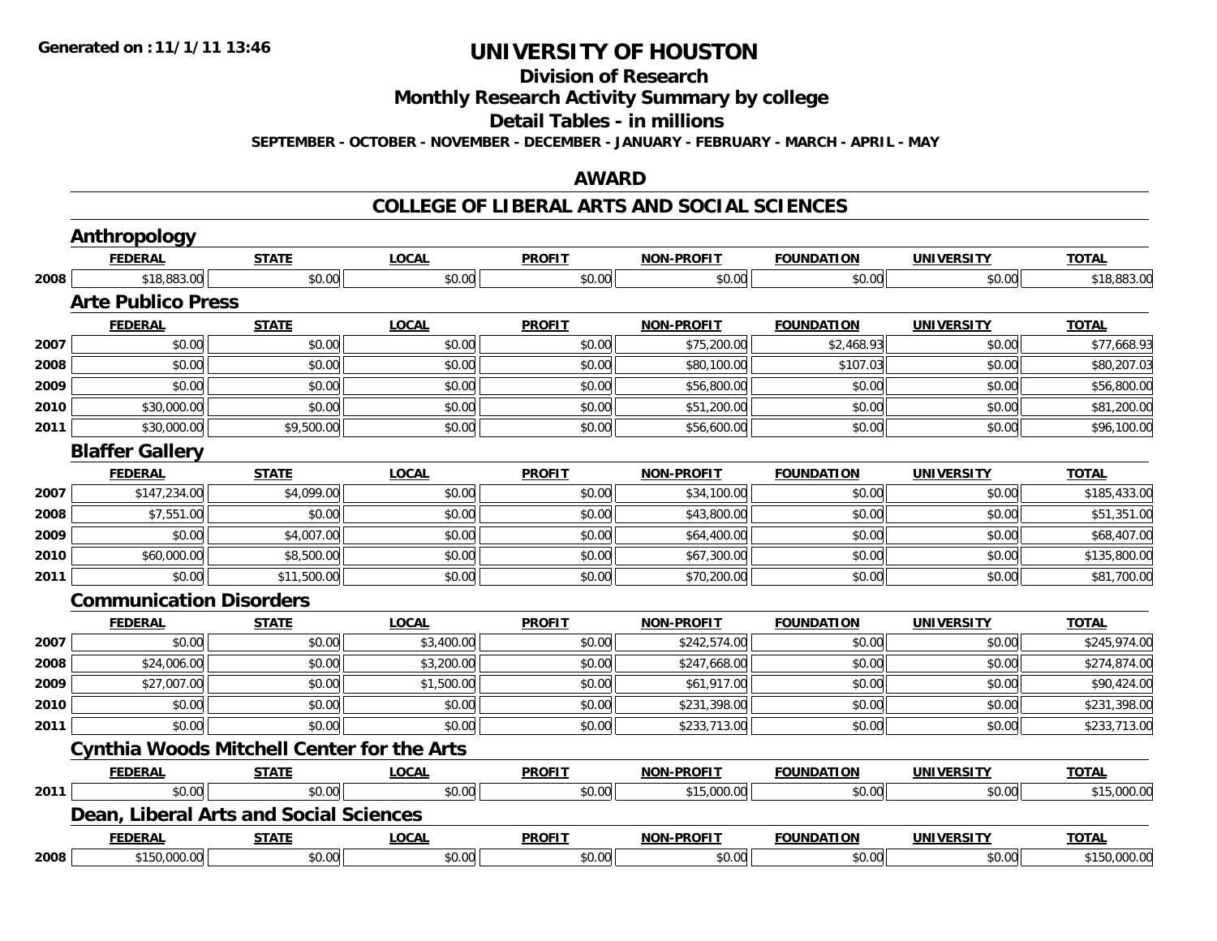**Generated on :11/1/11 13:46**

# UNIVERSITY OF HOUSTON

## Division of Research

## Monthly Research Activity Summary by college

## Detail Tables - in millions

**SEPTEMBER - OCTOBER - NOVEMBER - DECEMBER - JANUARY - FEBRUARY - MARCH - APRIL - MAY**

## AWARD

## COLLEGE OF LIBERAL ARTS AND SOCIAL SCIENCES

### Anthropology

| | FEDERAL | STATE | LOCAL | PROFIT | NON-PROFIT | FOUNDATION | UNIVERSITY | TOTAL |
|---|---|---|---|---|---|---|---|---|
| 2008 | $18,883.00 | $0.00 | $0.00 | $0.00 | $0.00 | $0.00 | $0.00 | $18,883.00 |

### Arte Publico Press

| | FEDERAL | STATE | LOCAL | PROFIT | NON-PROFIT | FOUNDATION | UNIVERSITY | TOTAL |
|---|---|---|---|---|---|---|---|---|
| 2007 | $0.00 | $0.00 | $0.00 | $0.00 | $75,200.00 | $2,468.93 | $0.00 | $77,668.93 |
| 2008 | $0.00 | $0.00 | $0.00 | $0.00 | $80,100.00 | $107.03 | $0.00 | $80,207.03 |
| 2009 | $0.00 | $0.00 | $0.00 | $0.00 | $56,800.00 | $0.00 | $0.00 | $56,800.00 |
| 2010 | $30,000.00 | $0.00 | $0.00 | $0.00 | $51,200.00 | $0.00 | $0.00 | $81,200.00 |
| 2011 | $30,000.00 | $9,500.00 | $0.00 | $0.00 | $56,600.00 | $0.00 | $0.00 | $96,100.00 |

### Blaffer Gallery

| | FEDERAL | STATE | LOCAL | PROFIT | NON-PROFIT | FOUNDATION | UNIVERSITY | TOTAL |
|---|---|---|---|---|---|---|---|---|
| 2007 | $147,234.00 | $4,099.00 | $0.00 | $0.00 | $34,100.00 | $0.00 | $0.00 | $185,433.00 |
| 2008 | $7,551.00 | $0.00 | $0.00 | $0.00 | $43,800.00 | $0.00 | $0.00 | $51,351.00 |
| 2009 | $0.00 | $4,007.00 | $0.00 | $0.00 | $64,400.00 | $0.00 | $0.00 | $68,407.00 |
| 2010 | $60,000.00 | $8,500.00 | $0.00 | $0.00 | $67,300.00 | $0.00 | $0.00 | $135,800.00 |
| 2011 | $0.00 | $11,500.00 | $0.00 | $0.00 | $70,200.00 | $0.00 | $0.00 | $81,700.00 |

### Communication Disorders

| | FEDERAL | STATE | LOCAL | PROFIT | NON-PROFIT | FOUNDATION | UNIVERSITY | TOTAL |
|---|---|---|---|---|---|---|---|---|
| 2007 | $0.00 | $0.00 | $3,400.00 | $0.00 | $242,574.00 | $0.00 | $0.00 | $245,974.00 |
| 2008 | $24,006.00 | $0.00 | $3,200.00 | $0.00 | $247,668.00 | $0.00 | $0.00 | $274,874.00 |
| 2009 | $27,007.00 | $0.00 | $1,500.00 | $0.00 | $61,917.00 | $0.00 | $0.00 | $90,424.00 |
| 2010 | $0.00 | $0.00 | $0.00 | $0.00 | $231,398.00 | $0.00 | $0.00 | $231,398.00 |
| 2011 | $0.00 | $0.00 | $0.00 | $0.00 | $233,713.00 | $0.00 | $0.00 | $233,713.00 |

### Cynthia Woods Mitchell Center for the Arts

| | FEDERAL | STATE | LOCAL | PROFIT | NON-PROFIT | FOUNDATION | UNIVERSITY | TOTAL |
|---|---|---|---|---|---|---|---|---|
| 2011 | $0.00 | $0.00 | $0.00 | $0.00 | $15,000.00 | $0.00 | $0.00 | $15,000.00 |

### Dean, Liberal Arts and Social Sciences

| | FEDERAL | STATE | LOCAL | PROFIT | NON-PROFIT | FOUNDATION | UNIVERSITY | TOTAL |
|---|---|---|---|---|---|---|---|---|
| 2008 | $150,000.00 | $0.00 | $0.00 | $0.00 | $0.00 | $0.00 | $0.00 | $150,000.00 |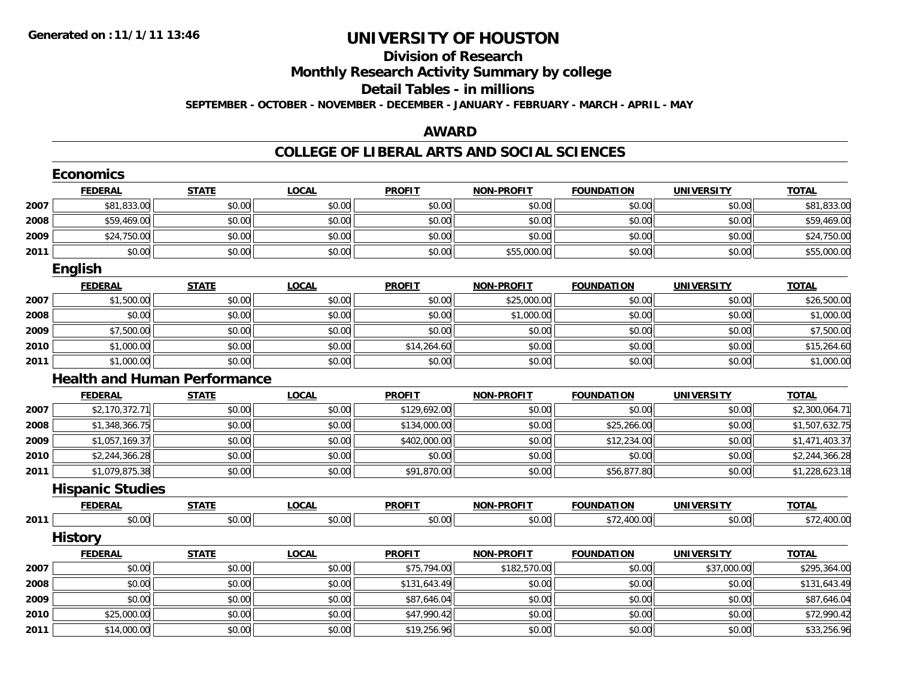# UNIVERSITY OF HOUSTON

## Division of Research

## Monthly Research Activity Summary by college

## Detail Tables - in millions

**SEPTEMBER - OCTOBER - NOVEMBER - DECEMBER - JANUARY - FEBRUARY - MARCH - APRIL - MAY**

## AWARD

## COLLEGE OF LIBERAL ARTS AND SOCIAL SCIENCES

### Economics

| | FEDERAL | STATE | LOCAL | PROFIT | NON-PROFIT | FOUNDATION | UNIVERSITY | TOTAL |
|---|---|---|---|---|---|---|---|---|
| 2007 | $81,833.00 | $0.00 | $0.00 | $0.00 | $0.00 | $0.00 | $0.00 | $81,833.00 |
| 2008 | $59,469.00 | $0.00 | $0.00 | $0.00 | $0.00 | $0.00 | $0.00 | $59,469.00 |
| 2009 | $24,750.00 | $0.00 | $0.00 | $0.00 | $0.00 | $0.00 | $0.00 | $24,750.00 |
| 2011 | $0.00 | $0.00 | $0.00 | $0.00 | $55,000.00 | $0.00 | $0.00 | $55,000.00 |

### English

| | FEDERAL | STATE | LOCAL | PROFIT | NON-PROFIT | FOUNDATION | UNIVERSITY | TOTAL |
|---|---|---|---|---|---|---|---|---|
| 2007 | $1,500.00 | $0.00 | $0.00 | $0.00 | $25,000.00 | $0.00 | $0.00 | $26,500.00 |
| 2008 | $0.00 | $0.00 | $0.00 | $0.00 | $1,000.00 | $0.00 | $0.00 | $1,000.00 |
| 2009 | $7,500.00 | $0.00 | $0.00 | $0.00 | $0.00 | $0.00 | $0.00 | $7,500.00 |
| 2010 | $1,000.00 | $0.00 | $0.00 | $14,264.60 | $0.00 | $0.00 | $0.00 | $15,264.60 |
| 2011 | $1,000.00 | $0.00 | $0.00 | $0.00 | $0.00 | $0.00 | $0.00 | $1,000.00 |

### Health and Human Performance

| | FEDERAL | STATE | LOCAL | PROFIT | NON-PROFIT | FOUNDATION | UNIVERSITY | TOTAL |
|---|---|---|---|---|---|---|---|---|
| 2007 | $2,170,372.71 | $0.00 | $0.00 | $129,692.00 | $0.00 | $0.00 | $0.00 | $2,300,064.71 |
| 2008 | $1,348,366.75 | $0.00 | $0.00 | $134,000.00 | $0.00 | $25,266.00 | $0.00 | $1,507,632.75 |
| 2009 | $1,057,169.37 | $0.00 | $0.00 | $402,000.00 | $0.00 | $12,234.00 | $0.00 | $1,471,403.37 |
| 2010 | $2,244,366.28 | $0.00 | $0.00 | $0.00 | $0.00 | $0.00 | $0.00 | $2,244,366.28 |
| 2011 | $1,079,875.38 | $0.00 | $0.00 | $91,870.00 | $0.00 | $56,877.80 | $0.00 | $1,228,623.18 |

### Hispanic Studies

| | FEDERAL | STATE | LOCAL | PROFIT | NON-PROFIT | FOUNDATION | UNIVERSITY | TOTAL |
|---|---|---|---|---|---|---|---|---|
| 2011 | $0.00 | $0.00 | $0.00 | $0.00 | $0.00 | $72,400.00 | $0.00 | $72,400.00 |

### History

| | FEDERAL | STATE | LOCAL | PROFIT | NON-PROFIT | FOUNDATION | UNIVERSITY | TOTAL |
|---|---|---|---|---|---|---|---|---|
| 2007 | $0.00 | $0.00 | $0.00 | $75,794.00 | $182,570.00 | $0.00 | $37,000.00 | $295,364.00 |
| 2008 | $0.00 | $0.00 | $0.00 | $131,643.49 | $0.00 | $0.00 | $0.00 | $131,643.49 |
| 2009 | $0.00 | $0.00 | $0.00 | $87,646.04 | $0.00 | $0.00 | $0.00 | $87,646.04 |
| 2010 | $25,000.00 | $0.00 | $0.00 | $47,990.42 | $0.00 | $0.00 | $0.00 | $72,990.42 |
| 2011 | $14,000.00 | $0.00 | $0.00 | $19,256.96 | $0.00 | $0.00 | $0.00 | $33,256.96 |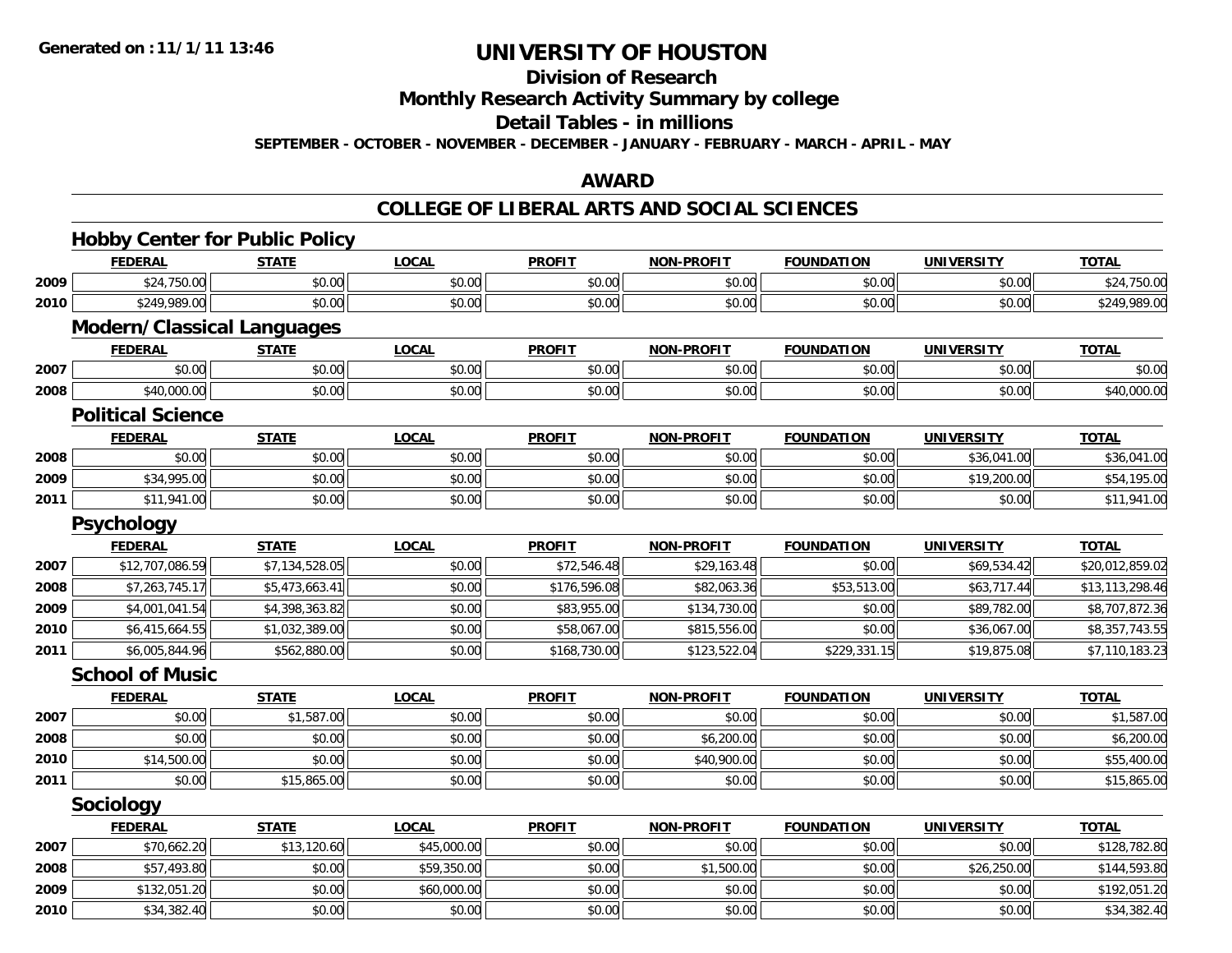**Generated on :11/1/11 13:46**

# UNIVERSITY OF HOUSTON

## Division of Research

## Monthly Research Activity Summary by college

## Detail Tables - in millions

**SEPTEMBER - OCTOBER - NOVEMBER - DECEMBER - JANUARY - FEBRUARY - MARCH - APRIL - MAY**

## AWARD

## COLLEGE OF LIBERAL ARTS AND SOCIAL SCIENCES

### Hobby Center for Public Policy

| | FEDERAL | STATE | LOCAL | PROFIT | NON-PROFIT | FOUNDATION | UNIVERSITY | TOTAL |
|---|---|---|---|---|---|---|---|---|
| 2009 | $24,750.00 | $0.00 | $0.00 | $0.00 | $0.00 | $0.00 | $0.00 | $24,750.00 |
| 2010 | $249,989.00 | $0.00 | $0.00 | $0.00 | $0.00 | $0.00 | $0.00 | $249,989.00 |

### Modern/Classical Languages

| | FEDERAL | STATE | LOCAL | PROFIT | NON-PROFIT | FOUNDATION | UNIVERSITY | TOTAL |
|---|---|---|---|---|---|---|---|---|
| 2007 | $0.00 | $0.00 | $0.00 | $0.00 | $0.00 | $0.00 | $0.00 | $0.00 |
| 2008 | $40,000.00 | $0.00 | $0.00 | $0.00 | $0.00 | $0.00 | $0.00 | $40,000.00 |

### Political Science

| | FEDERAL | STATE | LOCAL | PROFIT | NON-PROFIT | FOUNDATION | UNIVERSITY | TOTAL |
|---|---|---|---|---|---|---|---|---|
| 2008 | $0.00 | $0.00 | $0.00 | $0.00 | $0.00 | $0.00 | $36,041.00 | $36,041.00 |
| 2009 | $34,995.00 | $0.00 | $0.00 | $0.00 | $0.00 | $0.00 | $19,200.00 | $54,195.00 |
| 2011 | $11,941.00 | $0.00 | $0.00 | $0.00 | $0.00 | $0.00 | $0.00 | $11,941.00 |

### Psychology

| | FEDERAL | STATE | LOCAL | PROFIT | NON-PROFIT | FOUNDATION | UNIVERSITY | TOTAL |
|---|---|---|---|---|---|---|---|---|
| 2007 | $12,707,086.59 | $7,134,528.05 | $0.00 | $72,546.48 | $29,163.48 | $0.00 | $69,534.42 | $20,012,859.02 |
| 2008 | $7,263,745.17 | $5,473,663.41 | $0.00 | $176,596.08 | $82,063.36 | $53,513.00 | $63,717.44 | $13,113,298.46 |
| 2009 | $4,001,041.54 | $4,398,363.82 | $0.00 | $83,955.00 | $134,730.00 | $0.00 | $89,782.00 | $8,707,872.36 |
| 2010 | $6,415,664.55 | $1,032,389.00 | $0.00 | $58,067.00 | $815,556.00 | $0.00 | $36,067.00 | $8,357,743.55 |
| 2011 | $6,005,844.96 | $562,880.00 | $0.00 | $168,730.00 | $123,522.04 | $229,331.15 | $19,875.08 | $7,110,183.23 |

### School of Music

| | FEDERAL | STATE | LOCAL | PROFIT | NON-PROFIT | FOUNDATION | UNIVERSITY | TOTAL |
|---|---|---|---|---|---|---|---|---|
| 2007 | $0.00 | $1,587.00 | $0.00 | $0.00 | $0.00 | $0.00 | $0.00 | $1,587.00 |
| 2008 | $0.00 | $0.00 | $0.00 | $0.00 | $6,200.00 | $0.00 | $0.00 | $6,200.00 |
| 2010 | $14,500.00 | $0.00 | $0.00 | $0.00 | $40,900.00 | $0.00 | $0.00 | $55,400.00 |
| 2011 | $0.00 | $15,865.00 | $0.00 | $0.00 | $0.00 | $0.00 | $0.00 | $15,865.00 |

### Sociology

| | FEDERAL | STATE | LOCAL | PROFIT | NON-PROFIT | FOUNDATION | UNIVERSITY | TOTAL |
|---|---|---|---|---|---|---|---|---|
| 2007 | $70,662.20 | $13,120.60 | $45,000.00 | $0.00 | $0.00 | $0.00 | $0.00 | $128,782.80 |
| 2008 | $57,493.80 | $0.00 | $59,350.00 | $0.00 | $1,500.00 | $0.00 | $26,250.00 | $144,593.80 |
| 2009 | $132,051.20 | $0.00 | $60,000.00 | $0.00 | $0.00 | $0.00 | $0.00 | $192,051.20 |
| 2010 | $34,382.40 | $0.00 | $0.00 | $0.00 | $0.00 | $0.00 | $0.00 | $34,382.40 |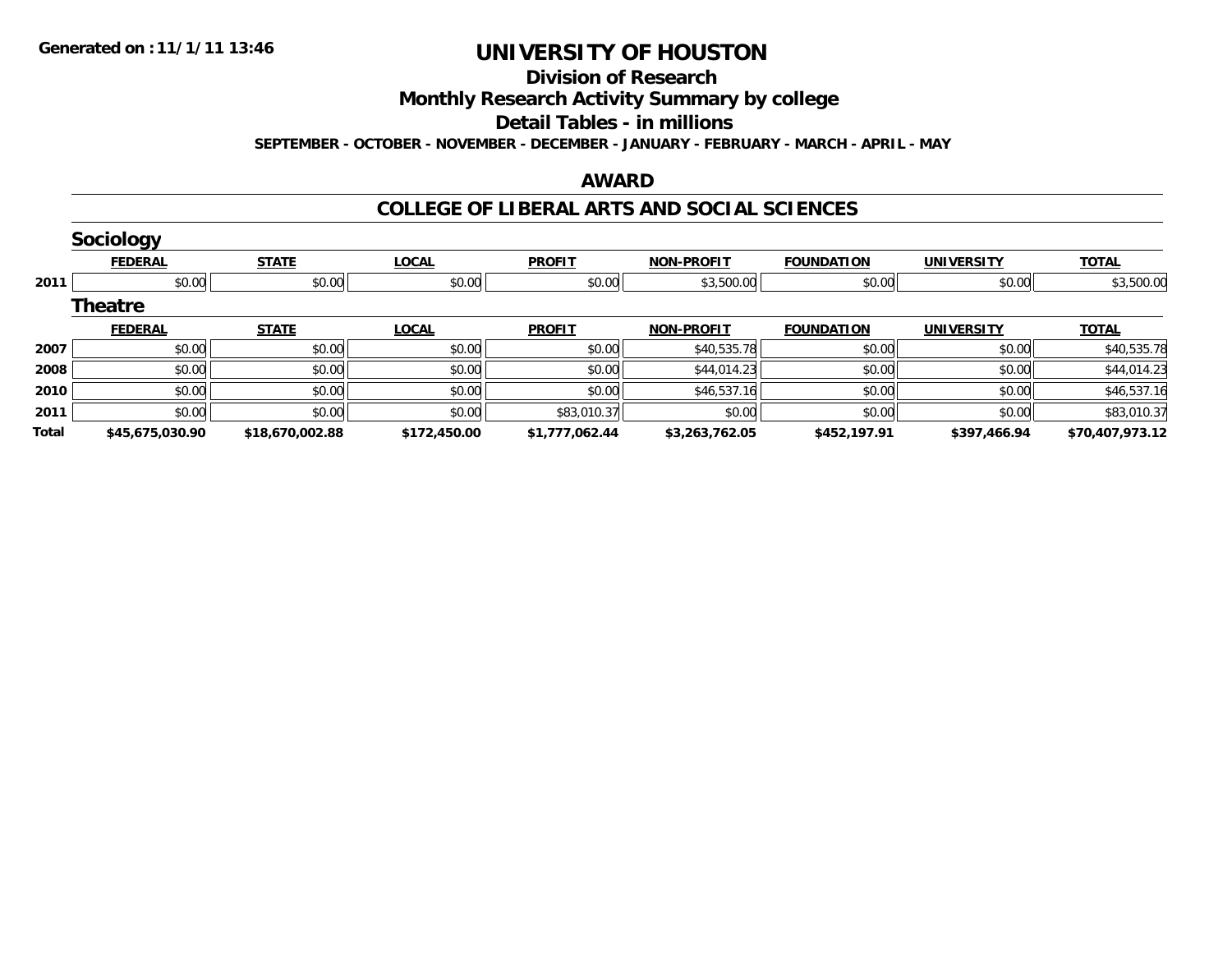Generated on :11/1/11 13:46

# UNIVERSITY OF HOUSTON

## Division of Research

## Monthly Research Activity Summary by college

## Detail Tables - in millions

**SEPTEMBER - OCTOBER - NOVEMBER - DECEMBER - JANUARY - FEBRUARY - MARCH - APRIL - MAY**

## AWARD

## COLLEGE OF LIBERAL ARTS AND SOCIAL SCIENCES

### Sociology

| | FEDERAL | STATE | LOCAL | PROFIT | NON-PROFIT | FOUNDATION | UNIVERSITY | TOTAL |
|---|---|---|---|---|---|---|---|---|
| 2011 | $0.00 | $0.00 | $0.00 | $0.00 | $3,500.00 | $0.00 | $0.00 | $3,500.00 |

### Theatre

| | FEDERAL | STATE | LOCAL | PROFIT | NON-PROFIT | FOUNDATION | UNIVERSITY | TOTAL |
|---|---|---|---|---|---|---|---|---|
| 2007 | $0.00 | $0.00 | $0.00 | $0.00 | $40,535.78 | $0.00 | $0.00 | $40,535.78 |
| 2008 | $0.00 | $0.00 | $0.00 | $0.00 | $44,014.23 | $0.00 | $0.00 | $44,014.23 |
| 2010 | $0.00 | $0.00 | $0.00 | $0.00 | $46,537.16 | $0.00 | $0.00 | $46,537.16 |
| 2011 | $0.00 | $0.00 | $0.00 | $83,010.37 | $0.00 | $0.00 | $0.00 | $83,010.37 |
| **Total** | **$45,675,030.90** | **$18,670,002.88** | **$172,450.00** | **$1,777,062.44** | **$3,263,762.05** | **$452,197.91** | **$397,466.94** | **$70,407,973.12** |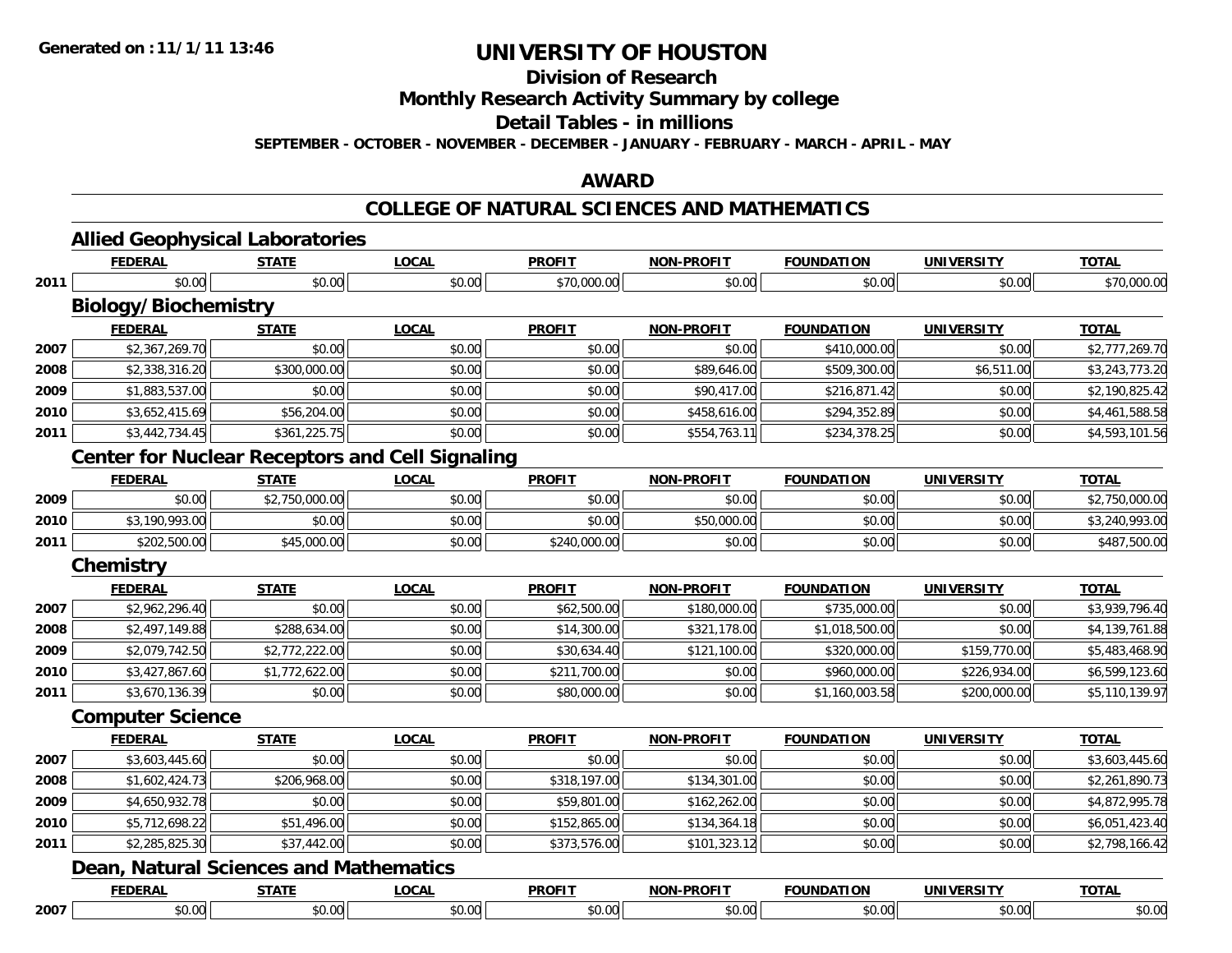**Generated on :11/1/11 13:46**

# UNIVERSITY OF HOUSTON

## Division of Research

## Monthly Research Activity Summary by college

## Detail Tables - in millions

**SEPTEMBER - OCTOBER - NOVEMBER - DECEMBER - JANUARY - FEBRUARY - MARCH - APRIL - MAY**

## AWARD

## COLLEGE OF NATURAL SCIENCES AND MATHEMATICS

### Allied Geophysical Laboratories

| | FEDERAL | STATE | LOCAL | PROFIT | NON-PROFIT | FOUNDATION | UNIVERSITY | TOTAL |
|---|---|---|---|---|---|---|---|---|
| 2011 | $0.00 | $0.00 | $0.00 | $70,000.00 | $0.00 | $0.00 | $0.00 | $70,000.00 |

### Biology/Biochemistry

| | FEDERAL | STATE | LOCAL | PROFIT | NON-PROFIT | FOUNDATION | UNIVERSITY | TOTAL |
|---|---|---|---|---|---|---|---|---|
| 2007 | $2,367,269.70 | $0.00 | $0.00 | $0.00 | $0.00 | $410,000.00 | $0.00 | $2,777,269.70 |
| 2008 | $2,338,316.20 | $300,000.00 | $0.00 | $0.00 | $89,646.00 | $509,300.00 | $6,511.00 | $3,243,773.20 |
| 2009 | $1,883,537.00 | $0.00 | $0.00 | $0.00 | $90,417.00 | $216,871.42 | $0.00 | $2,190,825.42 |
| 2010 | $3,652,415.69 | $56,204.00 | $0.00 | $0.00 | $458,616.00 | $294,352.89 | $0.00 | $4,461,588.58 |
| 2011 | $3,442,734.45 | $361,225.75 | $0.00 | $0.00 | $554,763.11 | $234,378.25 | $0.00 | $4,593,101.56 |

### Center for Nuclear Receptors and Cell Signaling

| | FEDERAL | STATE | LOCAL | PROFIT | NON-PROFIT | FOUNDATION | UNIVERSITY | TOTAL |
|---|---|---|---|---|---|---|---|---|
| 2009 | $0.00 | $2,750,000.00 | $0.00 | $0.00 | $0.00 | $0.00 | $0.00 | $2,750,000.00 |
| 2010 | $3,190,993.00 | $0.00 | $0.00 | $0.00 | $50,000.00 | $0.00 | $0.00 | $3,240,993.00 |
| 2011 | $202,500.00 | $45,000.00 | $0.00 | $240,000.00 | $0.00 | $0.00 | $0.00 | $487,500.00 |

### Chemistry

| | FEDERAL | STATE | LOCAL | PROFIT | NON-PROFIT | FOUNDATION | UNIVERSITY | TOTAL |
|---|---|---|---|---|---|---|---|---|
| 2007 | $2,962,296.40 | $0.00 | $0.00 | $62,500.00 | $180,000.00 | $735,000.00 | $0.00 | $3,939,796.40 |
| 2008 | $2,497,149.88 | $288,634.00 | $0.00 | $14,300.00 | $321,178.00 | $1,018,500.00 | $0.00 | $4,139,761.88 |
| 2009 | $2,079,742.50 | $2,772,222.00 | $0.00 | $30,634.40 | $121,100.00 | $320,000.00 | $159,770.00 | $5,483,468.90 |
| 2010 | $3,427,867.60 | $1,772,622.00 | $0.00 | $211,700.00 | $0.00 | $960,000.00 | $226,934.00 | $6,599,123.60 |
| 2011 | $3,670,136.39 | $0.00 | $0.00 | $80,000.00 | $0.00 | $1,160,003.58 | $200,000.00 | $5,110,139.97 |

### Computer Science

| | FEDERAL | STATE | LOCAL | PROFIT | NON-PROFIT | FOUNDATION | UNIVERSITY | TOTAL |
|---|---|---|---|---|---|---|---|---|
| 2007 | $3,603,445.60 | $0.00 | $0.00 | $0.00 | $0.00 | $0.00 | $0.00 | $3,603,445.60 |
| 2008 | $1,602,424.73 | $206,968.00 | $0.00 | $318,197.00 | $134,301.00 | $0.00 | $0.00 | $2,261,890.73 |
| 2009 | $4,650,932.78 | $0.00 | $0.00 | $59,801.00 | $162,262.00 | $0.00 | $0.00 | $4,872,995.78 |
| 2010 | $5,712,698.22 | $51,496.00 | $0.00 | $152,865.00 | $134,364.18 | $0.00 | $0.00 | $6,051,423.40 |
| 2011 | $2,285,825.30 | $37,442.00 | $0.00 | $373,576.00 | $101,323.12 | $0.00 | $0.00 | $2,798,166.42 |

### Dean, Natural Sciences and Mathematics

| | FEDERAL | STATE | LOCAL | PROFIT | NON-PROFIT | FOUNDATION | UNIVERSITY | TOTAL |
|---|---|---|---|---|---|---|---|---|
| 2007 | $0.00 | $0.00 | $0.00 | $0.00 | $0.00 | $0.00 | $0.00 | $0.00 |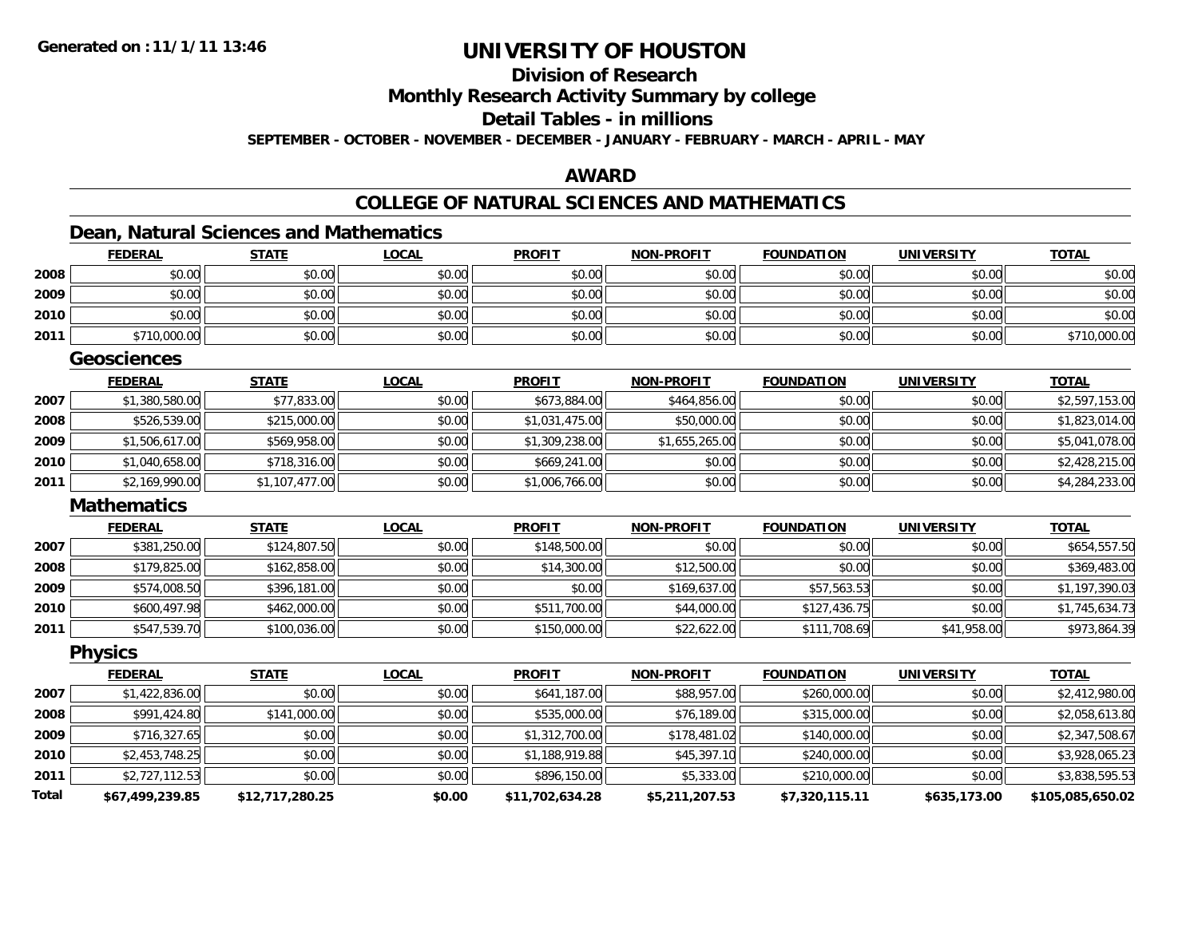**Generated on :11/1/11 13:46**

# UNIVERSITY OF HOUSTON

## Division of Research

## Monthly Research Activity Summary by college

## Detail Tables - in millions

**SEPTEMBER - OCTOBER - NOVEMBER - DECEMBER - JANUARY - FEBRUARY - MARCH - APRIL - MAY**

## AWARD

## COLLEGE OF NATURAL SCIENCES AND MATHEMATICS

### Dean, Natural Sciences and Mathematics

| | FEDERAL | STATE | LOCAL | PROFIT | NON-PROFIT | FOUNDATION | UNIVERSITY | TOTAL |
|---|---|---|---|---|---|---|---|---|
| 2008 | $0.00 | $0.00 | $0.00 | $0.00 | $0.00 | $0.00 | $0.00 | $0.00 |
| 2009 | $0.00 | $0.00 | $0.00 | $0.00 | $0.00 | $0.00 | $0.00 | $0.00 |
| 2010 | $0.00 | $0.00 | $0.00 | $0.00 | $0.00 | $0.00 | $0.00 | $0.00 |
| 2011 | $710,000.00 | $0.00 | $0.00 | $0.00 | $0.00 | $0.00 | $0.00 | $710,000.00 |

### Geosciences

| | FEDERAL | STATE | LOCAL | PROFIT | NON-PROFIT | FOUNDATION | UNIVERSITY | TOTAL |
|---|---|---|---|---|---|---|---|---|
| 2007 | $1,380,580.00 | $77,833.00 | $0.00 | $673,884.00 | $464,856.00 | $0.00 | $0.00 | $2,597,153.00 |
| 2008 | $526,539.00 | $215,000.00 | $0.00 | $1,031,475.00 | $50,000.00 | $0.00 | $0.00 | $1,823,014.00 |
| 2009 | $1,506,617.00 | $569,958.00 | $0.00 | $1,309,238.00 | $1,655,265.00 | $0.00 | $0.00 | $5,041,078.00 |
| 2010 | $1,040,658.00 | $718,316.00 | $0.00 | $669,241.00 | $0.00 | $0.00 | $0.00 | $2,428,215.00 |
| 2011 | $2,169,990.00 | $1,107,477.00 | $0.00 | $1,006,766.00 | $0.00 | $0.00 | $0.00 | $4,284,233.00 |

### Mathematics

| | FEDERAL | STATE | LOCAL | PROFIT | NON-PROFIT | FOUNDATION | UNIVERSITY | TOTAL |
|---|---|---|---|---|---|---|---|---|
| 2007 | $381,250.00 | $124,807.50 | $0.00 | $148,500.00 | $0.00 | $0.00 | $0.00 | $654,557.50 |
| 2008 | $179,825.00 | $162,858.00 | $0.00 | $14,300.00 | $12,500.00 | $0.00 | $0.00 | $369,483.00 |
| 2009 | $574,008.50 | $396,181.00 | $0.00 | $0.00 | $169,637.00 | $57,563.53 | $0.00 | $1,197,390.03 |
| 2010 | $600,497.98 | $462,000.00 | $0.00 | $511,700.00 | $44,000.00 | $127,436.75 | $0.00 | $1,745,634.73 |
| 2011 | $547,539.70 | $100,036.00 | $0.00 | $150,000.00 | $22,622.00 | $111,708.69 | $41,958.00 | $973,864.39 |

### Physics

| | FEDERAL | STATE | LOCAL | PROFIT | NON-PROFIT | FOUNDATION | UNIVERSITY | TOTAL |
|---|---|---|---|---|---|---|---|---|
| 2007 | $1,422,836.00 | $0.00 | $0.00 | $641,187.00 | $88,957.00 | $260,000.00 | $0.00 | $2,412,980.00 |
| 2008 | $991,424.80 | $141,000.00 | $0.00 | $535,000.00 | $76,189.00 | $315,000.00 | $0.00 | $2,058,613.80 |
| 2009 | $716,327.65 | $0.00 | $0.00 | $1,312,700.00 | $178,481.02 | $140,000.00 | $0.00 | $2,347,508.67 |
| 2010 | $2,453,748.25 | $0.00 | $0.00 | $1,188,919.88 | $45,397.10 | $240,000.00 | $0.00 | $3,928,065.23 |
| 2011 | $2,727,112.53 | $0.00 | $0.00 | $896,150.00 | $5,333.00 | $210,000.00 | $0.00 | $3,838,595.53 |
| **Total** | **$67,499,239.85** | **$12,717,280.25** | **$0.00** | **$11,702,634.28** | **$5,211,207.53** | **$7,320,115.11** | **$635,173.00** | **$105,085,650.02** |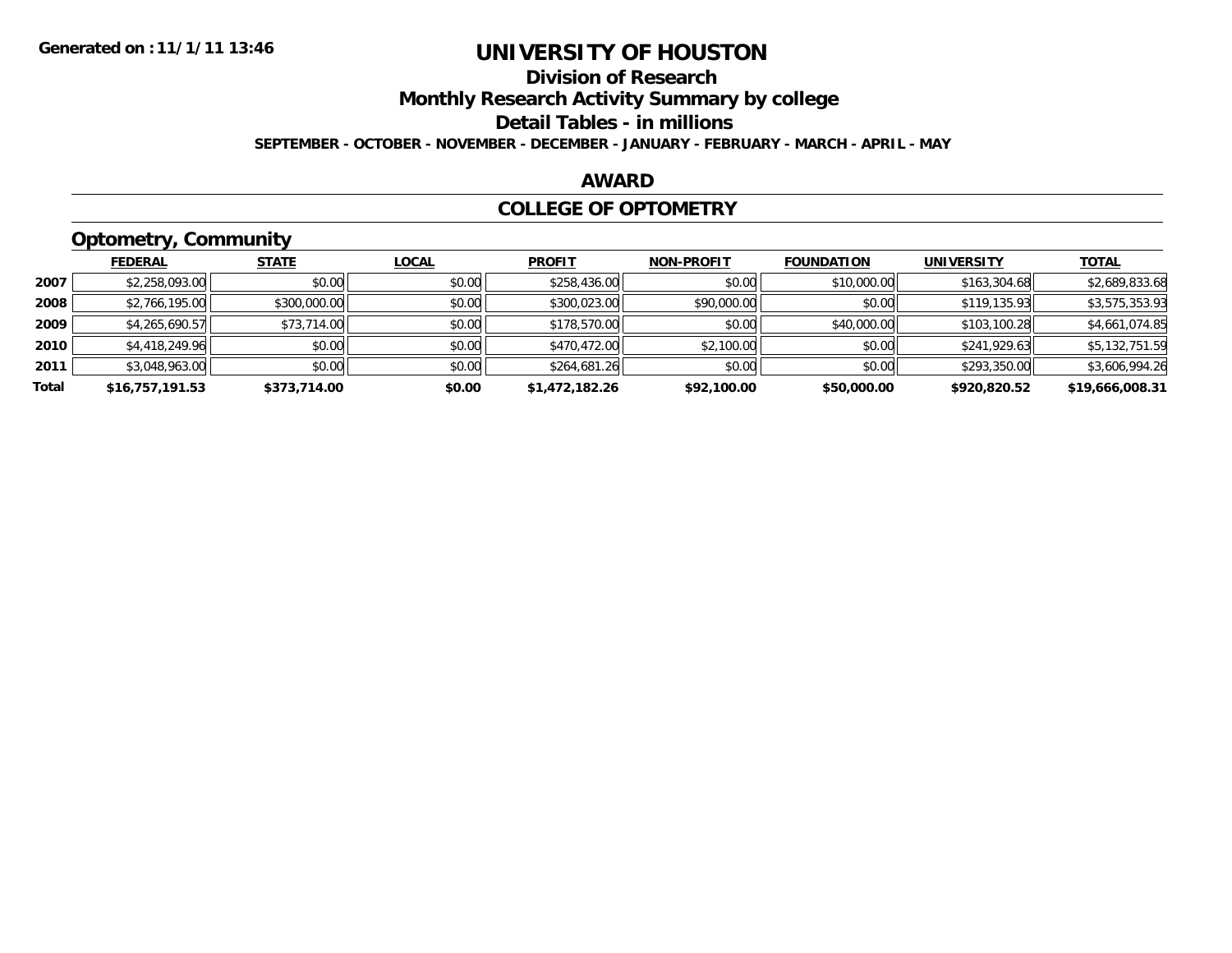**Generated on :11/1/11 13:46**

# UNIVERSITY OF HOUSTON

## Division of Research

## Monthly Research Activity Summary by college

## Detail Tables - in millions

**SEPTEMBER - OCTOBER - NOVEMBER - DECEMBER - JANUARY - FEBRUARY - MARCH - APRIL - MAY**

## AWARD

## COLLEGE OF OPTOMETRY

### Optometry, Community

| | FEDERAL | STATE | LOCAL | PROFIT | NON-PROFIT | FOUNDATION | UNIVERSITY | TOTAL |
|---|---|---|---|---|---|---|---|---|
| **2007** | $2,258,093.00 | $0.00 | $0.00 | $258,436.00 | $0.00 | $10,000.00 | $163,304.68 | $2,689,833.68 |
| **2008** | $2,766,195.00 | $300,000.00 | $0.00 | $300,023.00 | $90,000.00 | $0.00 | $119,135.93 | $3,575,353.93 |
| **2009** | $4,265,690.57 | $73,714.00 | $0.00 | $178,570.00 | $0.00 | $40,000.00 | $103,100.28 | $4,661,074.85 |
| **2010** | $4,418,249.96 | $0.00 | $0.00 | $470,472.00 | $2,100.00 | $0.00 | $241,929.63 | $5,132,751.59 |
| **2011** | $3,048,963.00 | $0.00 | $0.00 | $264,681.26 | $0.00 | $0.00 | $293,350.00 | $3,606,994.26 |
| **Total** | **$16,757,191.53** | **$373,714.00** | **$0.00** | **$1,472,182.26** | **$92,100.00** | **$50,000.00** | **$920,820.52** | **$19,666,008.31** |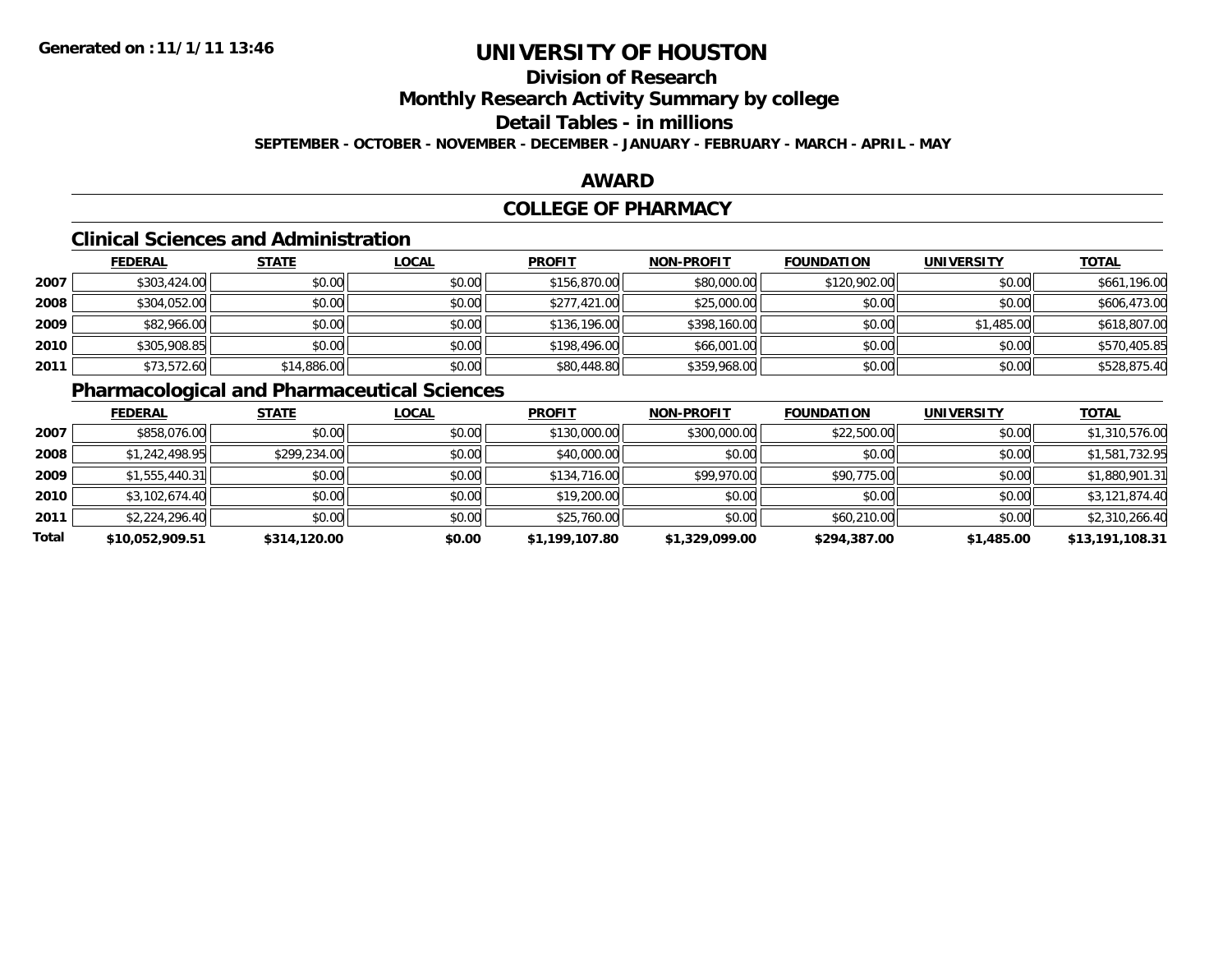# UNIVERSITY OF HOUSTON

## Division of Research

## Monthly Research Activity Summary by college

## Detail Tables - in millions

**SEPTEMBER - OCTOBER - NOVEMBER - DECEMBER - JANUARY - FEBRUARY - MARCH - APRIL - MAY**

## AWARD

## COLLEGE OF PHARMACY

### Clinical Sciences and Administration

| | FEDERAL | STATE | LOCAL | PROFIT | NON-PROFIT | FOUNDATION | UNIVERSITY | TOTAL |
|---|---|---|---|---|---|---|---|---|
| 2007 | $303,424.00 | $0.00 | $0.00 | $156,870.00 | $80,000.00 | $120,902.00 | $0.00 | $661,196.00 |
| 2008 | $304,052.00 | $0.00 | $0.00 | $277,421.00 | $25,000.00 | $0.00 | $0.00 | $606,473.00 |
| 2009 | $82,966.00 | $0.00 | $0.00 | $136,196.00 | $398,160.00 | $0.00 | $1,485.00 | $618,807.00 |
| 2010 | $305,908.85 | $0.00 | $0.00 | $198,496.00 | $66,001.00 | $0.00 | $0.00 | $570,405.85 |
| 2011 | $73,572.60 | $14,886.00 | $0.00 | $80,448.80 | $359,968.00 | $0.00 | $0.00 | $528,875.40 |

### Pharmacological and Pharmaceutical Sciences

| | FEDERAL | STATE | LOCAL | PROFIT | NON-PROFIT | FOUNDATION | UNIVERSITY | TOTAL |
|---|---|---|---|---|---|---|---|---|
| 2007 | $858,076.00 | $0.00 | $0.00 | $130,000.00 | $300,000.00 | $22,500.00 | $0.00 | $1,310,576.00 |
| 2008 | $1,242,498.95 | $299,234.00 | $0.00 | $40,000.00 | $0.00 | $0.00 | $0.00 | $1,581,732.95 |
| 2009 | $1,555,440.31 | $0.00 | $0.00 | $134,716.00 | $99,970.00 | $90,775.00 | $0.00 | $1,880,901.31 |
| 2010 | $3,102,674.40 | $0.00 | $0.00 | $19,200.00 | $0.00 | $0.00 | $0.00 | $3,121,874.40 |
| 2011 | $2,224,296.40 | $0.00 | $0.00 | $25,760.00 | $0.00 | $60,210.00 | $0.00 | $2,310,266.40 |
| **Total** | **$10,052,909.51** | **$314,120.00** | **$0.00** | **$1,199,107.80** | **$1,329,099.00** | **$294,387.00** | **$1,485.00** | **$13,191,108.31** |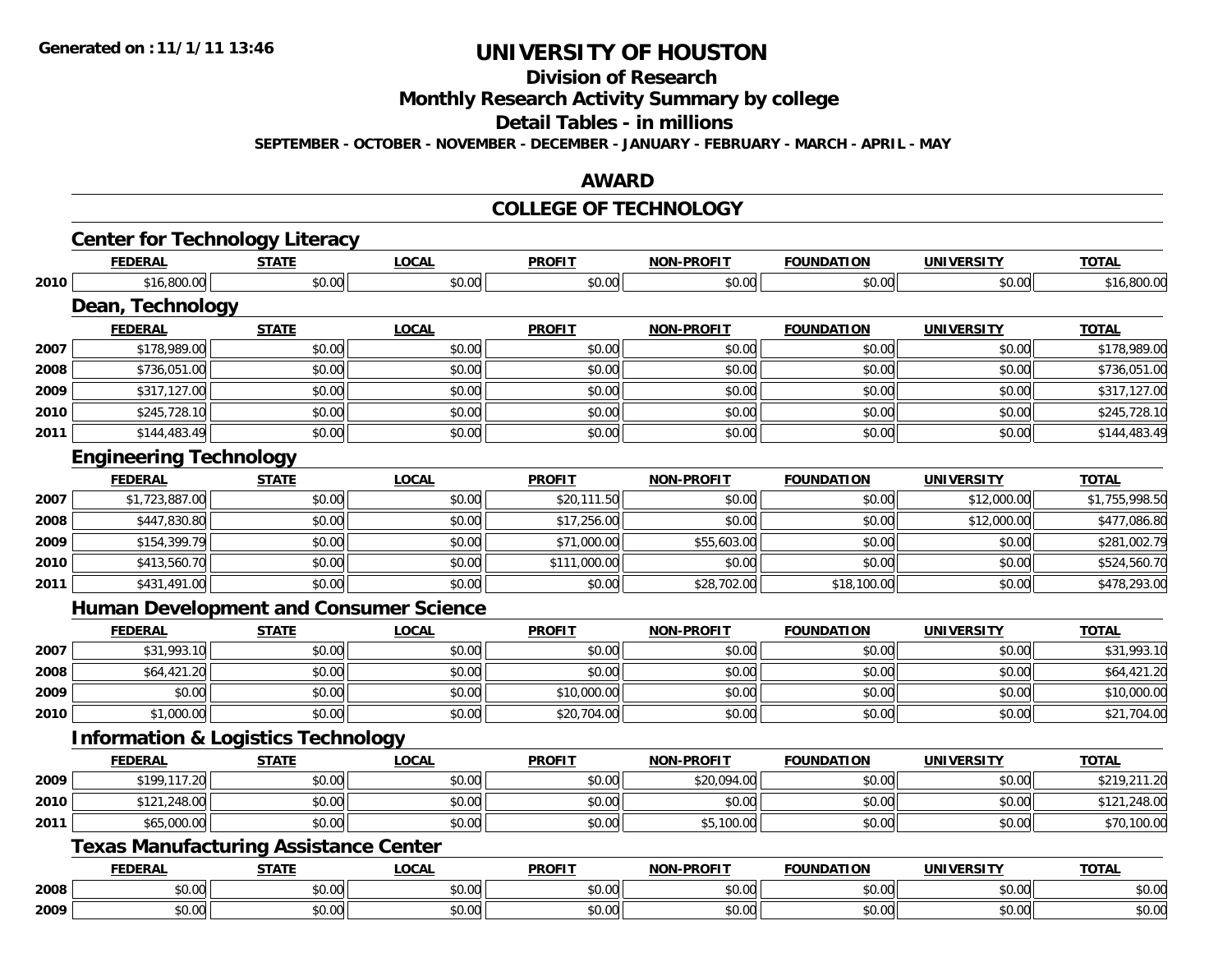Generated on :11/1/11 13:46

# UNIVERSITY OF HOUSTON

## Division of Research

## Monthly Research Activity Summary by college

## Detail Tables - in millions

**SEPTEMBER - OCTOBER - NOVEMBER - DECEMBER - JANUARY - FEBRUARY - MARCH - APRIL - MAY**

## AWARD

## COLLEGE OF TECHNOLOGY

### Center for Technology Literacy

| | FEDERAL | STATE | LOCAL | PROFIT | NON-PROFIT | FOUNDATION | UNIVERSITY | TOTAL |
|---|---|---|---|---|---|---|---|---|
| 2010 | $16,800.00 | $0.00 | $0.00 | $0.00 | $0.00 | $0.00 | $0.00 | $16,800.00 |

### Dean, Technology

| | FEDERAL | STATE | LOCAL | PROFIT | NON-PROFIT | FOUNDATION | UNIVERSITY | TOTAL |
|---|---|---|---|---|---|---|---|---|
| 2007 | $178,989.00 | $0.00 | $0.00 | $0.00 | $0.00 | $0.00 | $0.00 | $178,989.00 |
| 2008 | $736,051.00 | $0.00 | $0.00 | $0.00 | $0.00 | $0.00 | $0.00 | $736,051.00 |
| 2009 | $317,127.00 | $0.00 | $0.00 | $0.00 | $0.00 | $0.00 | $0.00 | $317,127.00 |
| 2010 | $245,728.10 | $0.00 | $0.00 | $0.00 | $0.00 | $0.00 | $0.00 | $245,728.10 |
| 2011 | $144,483.49 | $0.00 | $0.00 | $0.00 | $0.00 | $0.00 | $0.00 | $144,483.49 |

### Engineering Technology

| | FEDERAL | STATE | LOCAL | PROFIT | NON-PROFIT | FOUNDATION | UNIVERSITY | TOTAL |
|---|---|---|---|---|---|---|---|---|
| 2007 | $1,723,887.00 | $0.00 | $0.00 | $20,111.50 | $0.00 | $0.00 | $12,000.00 | $1,755,998.50 |
| 2008 | $447,830.80 | $0.00 | $0.00 | $17,256.00 | $0.00 | $0.00 | $12,000.00 | $477,086.80 |
| 2009 | $154,399.79 | $0.00 | $0.00 | $71,000.00 | $55,603.00 | $0.00 | $0.00 | $281,002.79 |
| 2010 | $413,560.70 | $0.00 | $0.00 | $111,000.00 | $0.00 | $0.00 | $0.00 | $524,560.70 |
| 2011 | $431,491.00 | $0.00 | $0.00 | $0.00 | $28,702.00 | $18,100.00 | $0.00 | $478,293.00 |

### Human Development and Consumer Science

| | FEDERAL | STATE | LOCAL | PROFIT | NON-PROFIT | FOUNDATION | UNIVERSITY | TOTAL |
|---|---|---|---|---|---|---|---|---|
| 2007 | $31,993.10 | $0.00 | $0.00 | $0.00 | $0.00 | $0.00 | $0.00 | $31,993.10 |
| 2008 | $64,421.20 | $0.00 | $0.00 | $0.00 | $0.00 | $0.00 | $0.00 | $64,421.20 |
| 2009 | $0.00 | $0.00 | $0.00 | $10,000.00 | $0.00 | $0.00 | $0.00 | $10,000.00 |
| 2010 | $1,000.00 | $0.00 | $0.00 | $20,704.00 | $0.00 | $0.00 | $0.00 | $21,704.00 |

### Information & Logistics Technology

| | FEDERAL | STATE | LOCAL | PROFIT | NON-PROFIT | FOUNDATION | UNIVERSITY | TOTAL |
|---|---|---|---|---|---|---|---|---|
| 2009 | $199,117.20 | $0.00 | $0.00 | $0.00 | $20,094.00 | $0.00 | $0.00 | $219,211.20 |
| 2010 | $121,248.00 | $0.00 | $0.00 | $0.00 | $0.00 | $0.00 | $0.00 | $121,248.00 |
| 2011 | $65,000.00 | $0.00 | $0.00 | $0.00 | $5,100.00 | $0.00 | $0.00 | $70,100.00 |

### Texas Manufacturing Assistance Center

| | FEDERAL | STATE | LOCAL | PROFIT | NON-PROFIT | FOUNDATION | UNIVERSITY | TOTAL |
|---|---|---|---|---|---|---|---|---|
| 2008 | $0.00 | $0.00 | $0.00 | $0.00 | $0.00 | $0.00 | $0.00 | $0.00 |
| 2009 | $0.00 | $0.00 | $0.00 | $0.00 | $0.00 | $0.00 | $0.00 | $0.00 |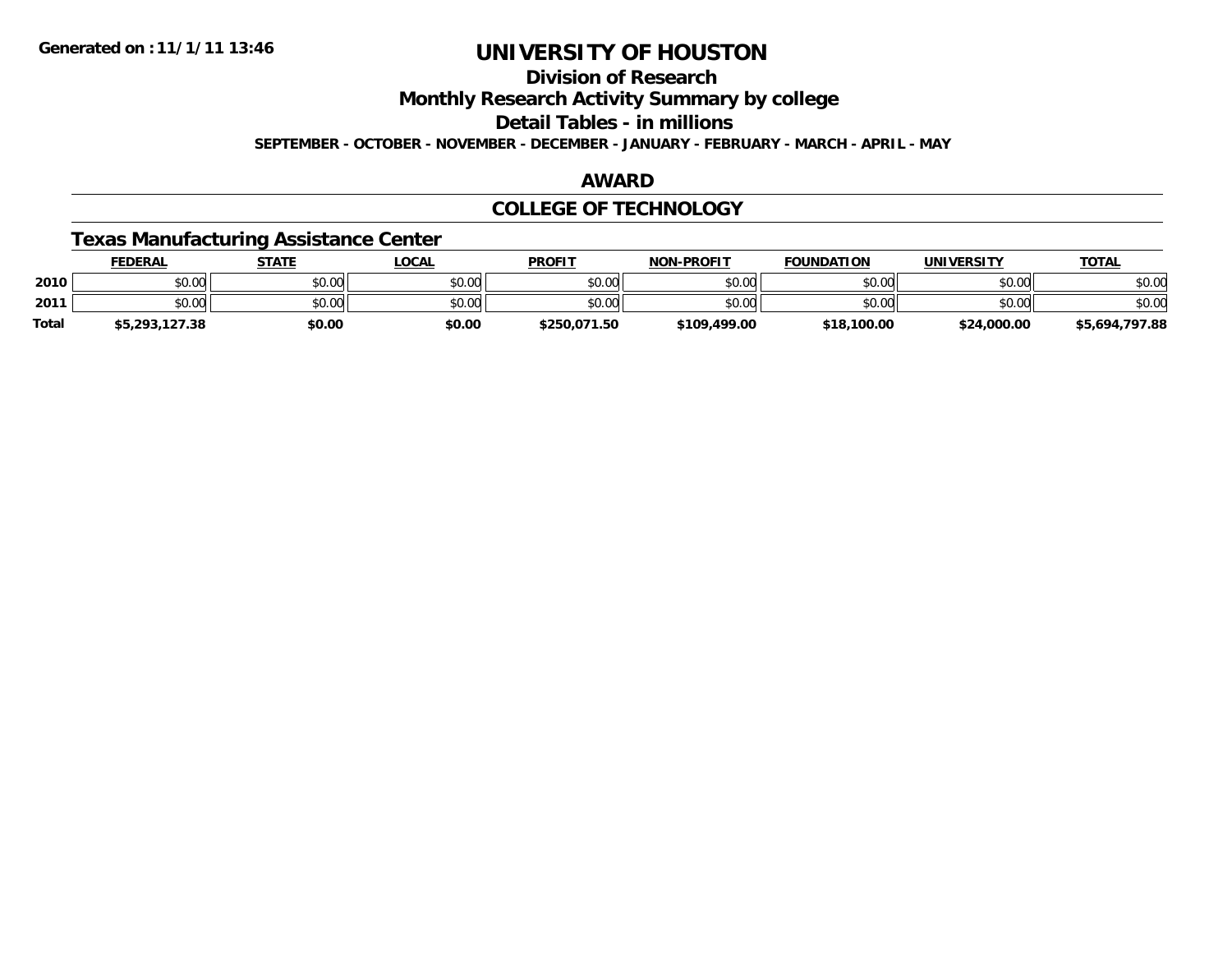Generated on :11/1/11 13:46

# UNIVERSITY OF HOUSTON

## Division of Research

## Monthly Research Activity Summary by college

## Detail Tables - in millions

SEPTEMBER - OCTOBER - NOVEMBER - DECEMBER - JANUARY - FEBRUARY - MARCH - APRIL - MAY

## AWARD

## COLLEGE OF TECHNOLOGY

### Texas Manufacturing Assistance Center

| | FEDERAL | STATE | LOCAL | PROFIT | NON-PROFIT | FOUNDATION | UNIVERSITY | TOTAL |
|---|---|---|---|---|---|---|---|---|
| 2010 | $0.00 | $0.00 | $0.00 | $0.00 | $0.00 | $0.00 | $0.00 | $0.00 |
| 2011 | $0.00 | $0.00 | $0.00 | $0.00 | $0.00 | $0.00 | $0.00 | $0.00 |
| Total | $5,293,127.38 | $0.00 | $0.00 | $250,071.50 | $109,499.00 | $18,100.00 | $24,000.00 | $5,694,797.88 |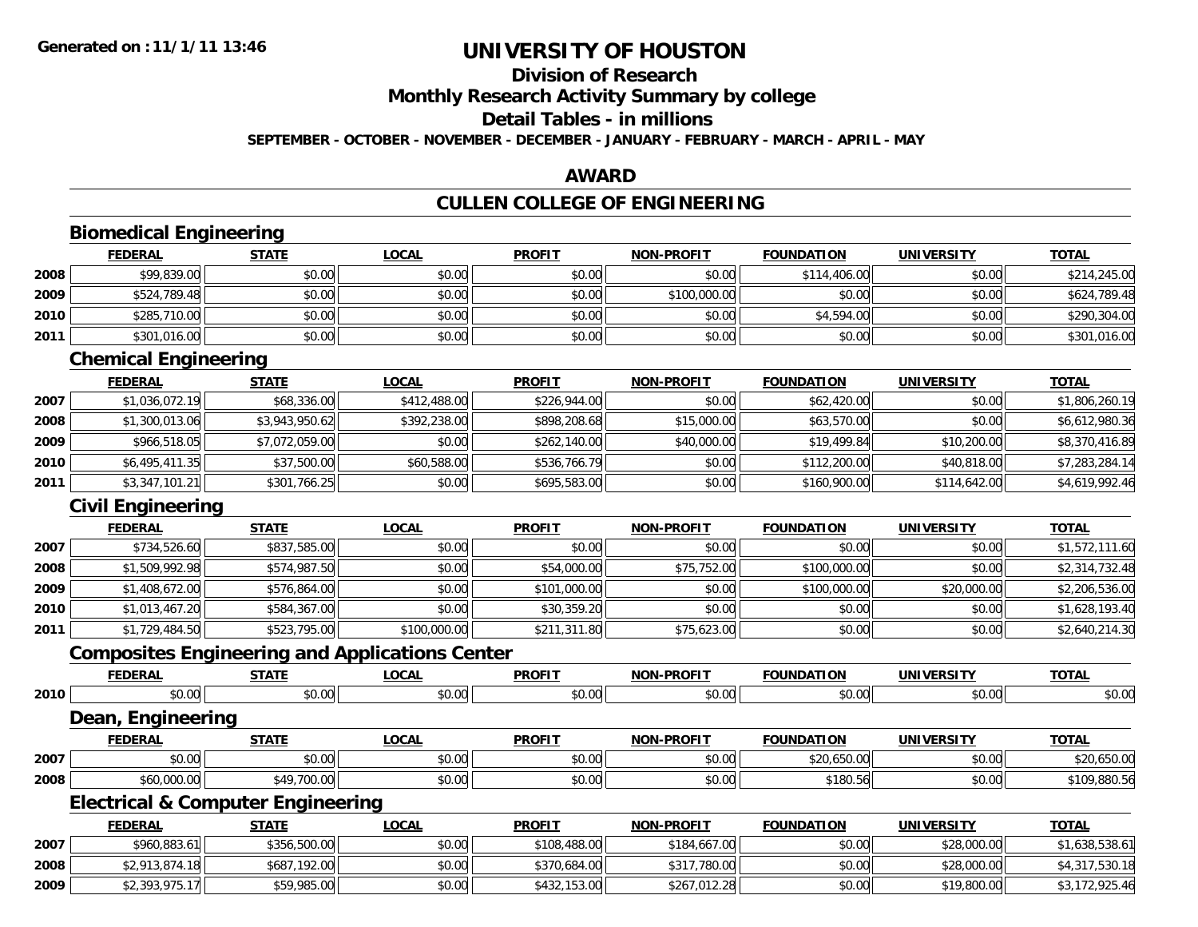Generated on :11/1/11 13:46

# UNIVERSITY OF HOUSTON

## Division of Research

## Monthly Research Activity Summary by college

## Detail Tables - in millions

**SEPTEMBER - OCTOBER - NOVEMBER - DECEMBER - JANUARY - FEBRUARY - MARCH - APRIL - MAY**

## AWARD

## CULLEN COLLEGE OF ENGINEERING

### Biomedical Engineering

| | FEDERAL | STATE | LOCAL | PROFIT | NON-PROFIT | FOUNDATION | UNIVERSITY | TOTAL |
|---|---|---|---|---|---|---|---|---|
| 2008 | $99,839.00 | $0.00 | $0.00 | $0.00 | $0.00 | $114,406.00 | $0.00 | $214,245.00 |
| 2009 | $524,789.48 | $0.00 | $0.00 | $0.00 | $100,000.00 | $0.00 | $0.00 | $624,789.48 |
| 2010 | $285,710.00 | $0.00 | $0.00 | $0.00 | $0.00 | $4,594.00 | $0.00 | $290,304.00 |
| 2011 | $301,016.00 | $0.00 | $0.00 | $0.00 | $0.00 | $0.00 | $0.00 | $301,016.00 |

### Chemical Engineering

| | FEDERAL | STATE | LOCAL | PROFIT | NON-PROFIT | FOUNDATION | UNIVERSITY | TOTAL |
|---|---|---|---|---|---|---|---|---|
| 2007 | $1,036,072.19 | $68,336.00 | $412,488.00 | $226,944.00 | $0.00 | $62,420.00 | $0.00 | $1,806,260.19 |
| 2008 | $1,300,013.06 | $3,943,950.62 | $392,238.00 | $898,208.68 | $15,000.00 | $63,570.00 | $0.00 | $6,612,980.36 |
| 2009 | $966,518.05 | $7,072,059.00 | $0.00 | $262,140.00 | $40,000.00 | $19,499.84 | $10,200.00 | $8,370,416.89 |
| 2010 | $6,495,411.35 | $37,500.00 | $60,588.00 | $536,766.79 | $0.00 | $112,200.00 | $40,818.00 | $7,283,284.14 |
| 2011 | $3,347,101.21 | $301,766.25 | $0.00 | $695,583.00 | $0.00 | $160,900.00 | $114,642.00 | $4,619,992.46 |

### Civil Engineering

| | FEDERAL | STATE | LOCAL | PROFIT | NON-PROFIT | FOUNDATION | UNIVERSITY | TOTAL |
|---|---|---|---|---|---|---|---|---|
| 2007 | $734,526.60 | $837,585.00 | $0.00 | $0.00 | $0.00 | $0.00 | $0.00 | $1,572,111.60 |
| 2008 | $1,509,992.98 | $574,987.50 | $0.00 | $54,000.00 | $75,752.00 | $100,000.00 | $0.00 | $2,314,732.48 |
| 2009 | $1,408,672.00 | $576,864.00 | $0.00 | $101,000.00 | $0.00 | $100,000.00 | $20,000.00 | $2,206,536.00 |
| 2010 | $1,013,467.20 | $584,367.00 | $0.00 | $30,359.20 | $0.00 | $0.00 | $0.00 | $1,628,193.40 |
| 2011 | $1,729,484.50 | $523,795.00 | $100,000.00 | $211,311.80 | $75,623.00 | $0.00 | $0.00 | $2,640,214.30 |

### Composites Engineering and Applications Center

| | FEDERAL | STATE | LOCAL | PROFIT | NON-PROFIT | FOUNDATION | UNIVERSITY | TOTAL |
|---|---|---|---|---|---|---|---|---|
| 2010 | $0.00 | $0.00 | $0.00 | $0.00 | $0.00 | $0.00 | $0.00 | $0.00 |

### Dean, Engineering

| | FEDERAL | STATE | LOCAL | PROFIT | NON-PROFIT | FOUNDATION | UNIVERSITY | TOTAL |
|---|---|---|---|---|---|---|---|---|
| 2007 | $0.00 | $0.00 | $0.00 | $0.00 | $0.00 | $20,650.00 | $0.00 | $20,650.00 |
| 2008 | $60,000.00 | $49,700.00 | $0.00 | $0.00 | $0.00 | $180.56 | $0.00 | $109,880.56 |

### Electrical & Computer Engineering

| | FEDERAL | STATE | LOCAL | PROFIT | NON-PROFIT | FOUNDATION | UNIVERSITY | TOTAL |
|---|---|---|---|---|---|---|---|---|
| 2007 | $960,883.61 | $356,500.00 | $0.00 | $108,488.00 | $184,667.00 | $0.00 | $28,000.00 | $1,638,538.61 |
| 2008 | $2,913,874.18 | $687,192.00 | $0.00 | $370,684.00 | $317,780.00 | $0.00 | $28,000.00 | $4,317,530.18 |
| 2009 | $2,393,975.17 | $59,985.00 | $0.00 | $432,153.00 | $267,012.28 | $0.00 | $19,800.00 | $3,172,925.46 |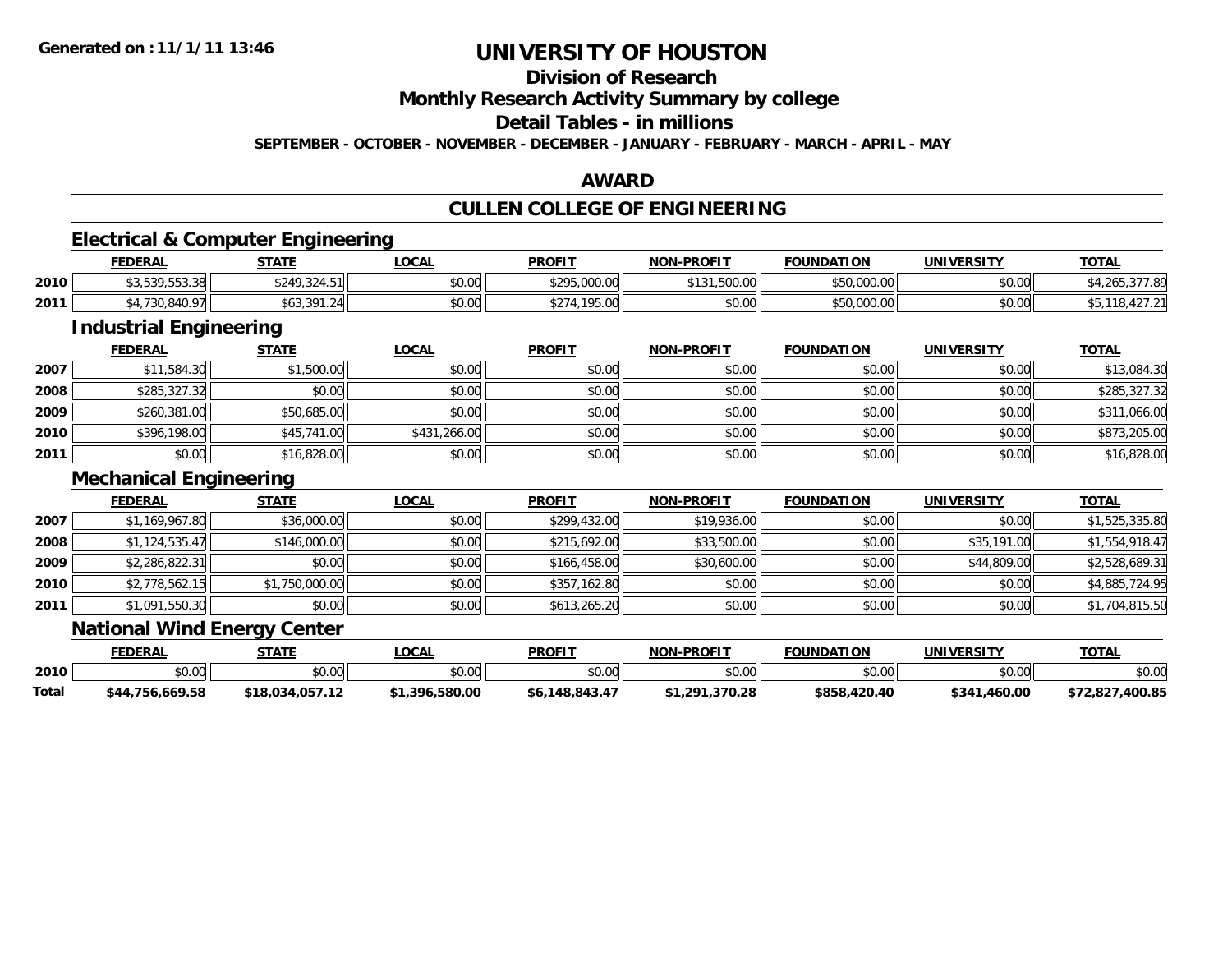**Generated on :11/1/11 13:46**

# UNIVERSITY OF HOUSTON

## Division of Research

## Monthly Research Activity Summary by college

## Detail Tables - in millions

**SEPTEMBER - OCTOBER - NOVEMBER - DECEMBER - JANUARY - FEBRUARY - MARCH - APRIL - MAY**

## AWARD

## CULLEN COLLEGE OF ENGINEERING

### Electrical & Computer Engineering

| | FEDERAL | STATE | LOCAL | PROFIT | NON-PROFIT | FOUNDATION | UNIVERSITY | TOTAL |
|---|---|---|---|---|---|---|---|---|
| 2010 | $3,539,553.38 | $249,324.51 | $0.00 | $295,000.00 | $131,500.00 | $50,000.00 | $0.00 | $4,265,377.89 |
| 2011 | $4,730,840.97 | $63,391.24 | $0.00 | $274,195.00 | $0.00 | $50,000.00 | $0.00 | $5,118,427.21 |

### Industrial Engineering

| | FEDERAL | STATE | LOCAL | PROFIT | NON-PROFIT | FOUNDATION | UNIVERSITY | TOTAL |
|---|---|---|---|---|---|---|---|---|
| 2007 | $11,584.30 | $1,500.00 | $0.00 | $0.00 | $0.00 | $0.00 | $0.00 | $13,084.30 |
| 2008 | $285,327.32 | $0.00 | $0.00 | $0.00 | $0.00 | $0.00 | $0.00 | $285,327.32 |
| 2009 | $260,381.00 | $50,685.00 | $0.00 | $0.00 | $0.00 | $0.00 | $0.00 | $311,066.00 |
| 2010 | $396,198.00 | $45,741.00 | $431,266.00 | $0.00 | $0.00 | $0.00 | $0.00 | $873,205.00 |
| 2011 | $0.00 | $16,828.00 | $0.00 | $0.00 | $0.00 | $0.00 | $0.00 | $16,828.00 |

### Mechanical Engineering

| | FEDERAL | STATE | LOCAL | PROFIT | NON-PROFIT | FOUNDATION | UNIVERSITY | TOTAL |
|---|---|---|---|---|---|---|---|---|
| 2007 | $1,169,967.80 | $36,000.00 | $0.00 | $299,432.00 | $19,936.00 | $0.00 | $0.00 | $1,525,335.80 |
| 2008 | $1,124,535.47 | $146,000.00 | $0.00 | $215,692.00 | $33,500.00 | $0.00 | $35,191.00 | $1,554,918.47 |
| 2009 | $2,286,822.31 | $0.00 | $0.00 | $166,458.00 | $30,600.00 | $0.00 | $44,809.00 | $2,528,689.31 |
| 2010 | $2,778,562.15 | $1,750,000.00 | $0.00 | $357,162.80 | $0.00 | $0.00 | $0.00 | $4,885,724.95 |
| 2011 | $1,091,550.30 | $0.00 | $0.00 | $613,265.20 | $0.00 | $0.00 | $0.00 | $1,704,815.50 |

### National Wind Energy Center

| | FEDERAL | STATE | LOCAL | PROFIT | NON-PROFIT | FOUNDATION | UNIVERSITY | TOTAL |
|---|---|---|---|---|---|---|---|---|
| 2010 | $0.00 | $0.00 | $0.00 | $0.00 | $0.00 | $0.00 | $0.00 | $0.00 |
| **Total** | **$44,756,669.58** | **$18,034,057.12** | **$1,396,580.00** | **$6,148,843.47** | **$1,291,370.28** | **$858,420.40** | **$341,460.00** | **$72,827,400.85** |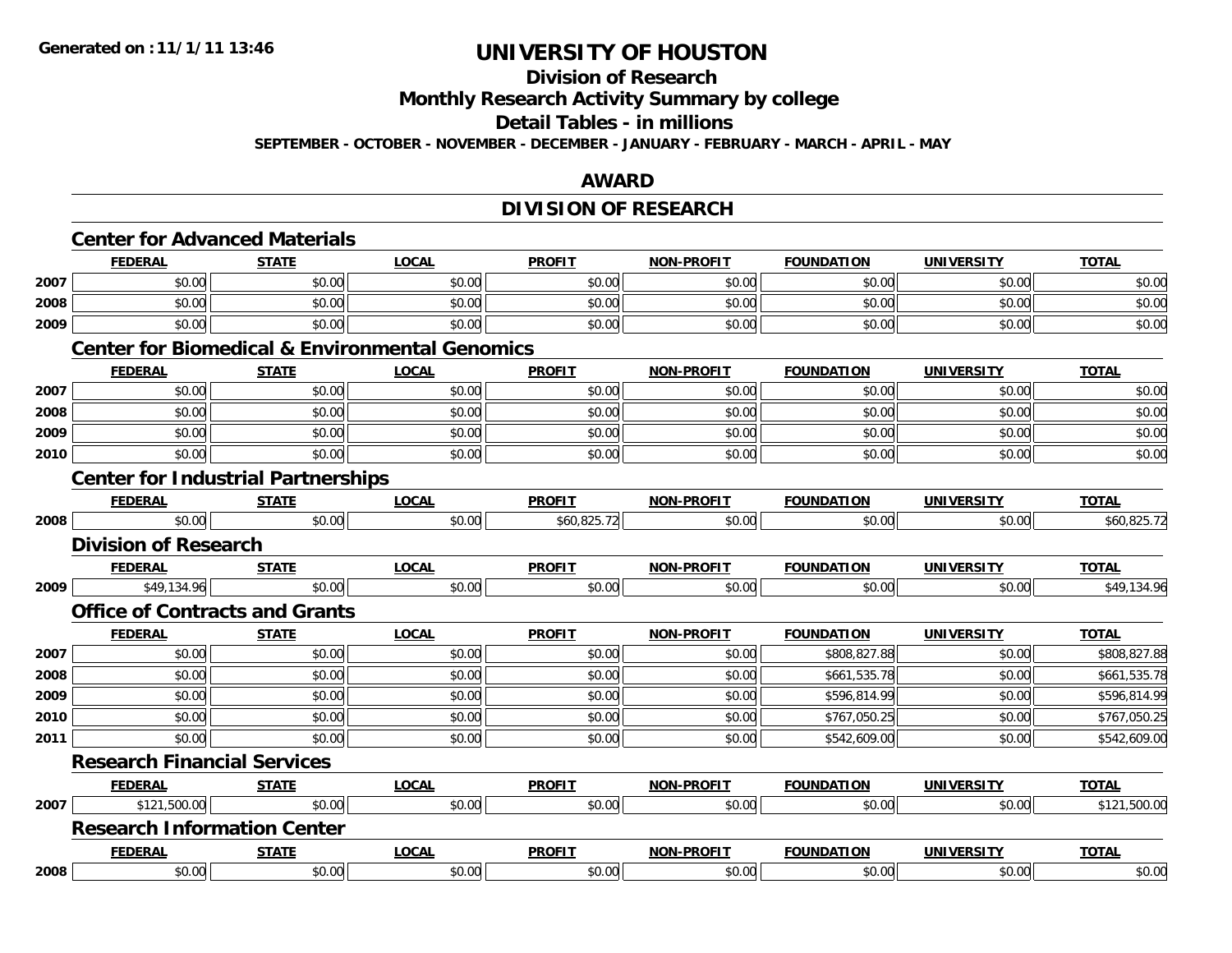# UNIVERSITY OF HOUSTON

## Division of Research

## Monthly Research Activity Summary by college

## Detail Tables - in millions

**SEPTEMBER - OCTOBER - NOVEMBER - DECEMBER - JANUARY - FEBRUARY - MARCH - APRIL - MAY**

**Generated on : 11/1/11 13:46**

## AWARD

## DIVISION OF RESEARCH

### Center for Advanced Materials

| | FEDERAL | STATE | LOCAL | PROFIT | NON-PROFIT | FOUNDATION | UNIVERSITY | TOTAL |
|---|---|---|---|---|---|---|---|---|
| 2007 | $0.00 | $0.00 | $0.00 | $0.00 | $0.00 | $0.00 | $0.00 | $0.00 |
| 2008 | $0.00 | $0.00 | $0.00 | $0.00 | $0.00 | $0.00 | $0.00 | $0.00 |
| 2009 | $0.00 | $0.00 | $0.00 | $0.00 | $0.00 | $0.00 | $0.00 | $0.00 |

### Center for Biomedical & Environmental Genomics

| | FEDERAL | STATE | LOCAL | PROFIT | NON-PROFIT | FOUNDATION | UNIVERSITY | TOTAL |
|---|---|---|---|---|---|---|---|---|
| 2007 | $0.00 | $0.00 | $0.00 | $0.00 | $0.00 | $0.00 | $0.00 | $0.00 |
| 2008 | $0.00 | $0.00 | $0.00 | $0.00 | $0.00 | $0.00 | $0.00 | $0.00 |
| 2009 | $0.00 | $0.00 | $0.00 | $0.00 | $0.00 | $0.00 | $0.00 | $0.00 |
| 2010 | $0.00 | $0.00 | $0.00 | $0.00 | $0.00 | $0.00 | $0.00 | $0.00 |

### Center for Industrial Partnerships

| | FEDERAL | STATE | LOCAL | PROFIT | NON-PROFIT | FOUNDATION | UNIVERSITY | TOTAL |
|---|---|---|---|---|---|---|---|---|
| 2008 | $0.00 | $0.00 | $0.00 | $60,825.72 | $0.00 | $0.00 | $0.00 | $60,825.72 |

### Division of Research

| | FEDERAL | STATE | LOCAL | PROFIT | NON-PROFIT | FOUNDATION | UNIVERSITY | TOTAL |
|---|---|---|---|---|---|---|---|---|
| 2009 | $49,134.96 | $0.00 | $0.00 | $0.00 | $0.00 | $0.00 | $0.00 | $49,134.96 |

### Office of Contracts and Grants

| | FEDERAL | STATE | LOCAL | PROFIT | NON-PROFIT | FOUNDATION | UNIVERSITY | TOTAL |
|---|---|---|---|---|---|---|---|---|
| 2007 | $0.00 | $0.00 | $0.00 | $0.00 | $0.00 | $808,827.88 | $0.00 | $808,827.88 |
| 2008 | $0.00 | $0.00 | $0.00 | $0.00 | $0.00 | $661,535.78 | $0.00 | $661,535.78 |
| 2009 | $0.00 | $0.00 | $0.00 | $0.00 | $0.00 | $596,814.99 | $0.00 | $596,814.99 |
| 2010 | $0.00 | $0.00 | $0.00 | $0.00 | $0.00 | $767,050.25 | $0.00 | $767,050.25 |
| 2011 | $0.00 | $0.00 | $0.00 | $0.00 | $0.00 | $542,609.00 | $0.00 | $542,609.00 |

### Research Financial Services

| | FEDERAL | STATE | LOCAL | PROFIT | NON-PROFIT | FOUNDATION | UNIVERSITY | TOTAL |
|---|---|---|---|---|---|---|---|---|
| 2007 | $121,500.00 | $0.00 | $0.00 | $0.00 | $0.00 | $0.00 | $0.00 | $121,500.00 |

### Research Information Center

| | FEDERAL | STATE | LOCAL | PROFIT | NON-PROFIT | FOUNDATION | UNIVERSITY | TOTAL |
|---|---|---|---|---|---|---|---|---|
| 2008 | $0.00 | $0.00 | $0.00 | $0.00 | $0.00 | $0.00 | $0.00 | $0.00 |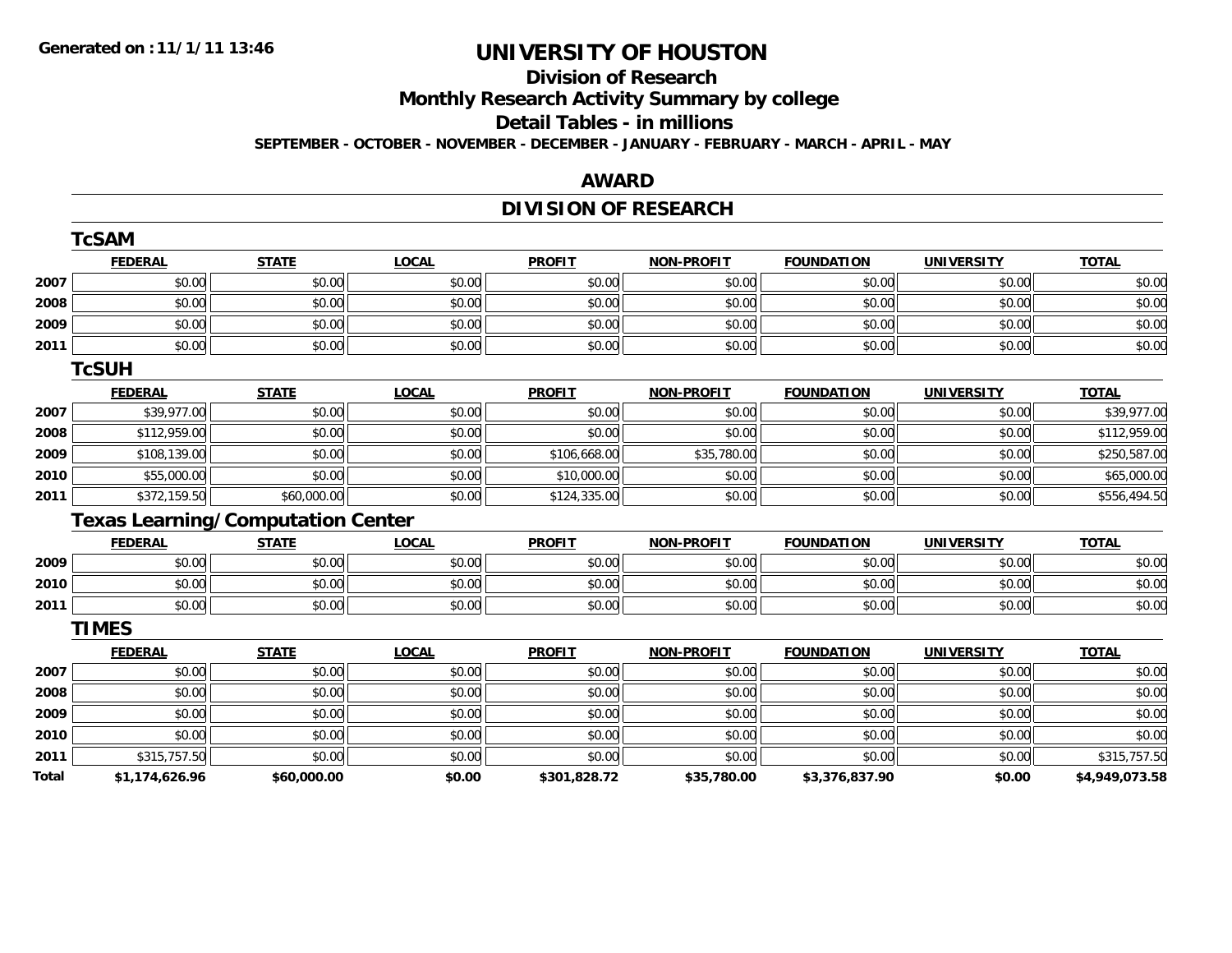**Generated on :11/1/11 13:46**

# UNIVERSITY OF HOUSTON

## Division of Research

## Monthly Research Activity Summary by college

## Detail Tables - in millions

**SEPTEMBER - OCTOBER - NOVEMBER - DECEMBER - JANUARY - FEBRUARY - MARCH - APRIL - MAY**

## AWARD

## DIVISION OF RESEARCH

### TcSAM

| | FEDERAL | STATE | LOCAL | PROFIT | NON-PROFIT | FOUNDATION | UNIVERSITY | TOTAL |
|---|---|---|---|---|---|---|---|---|
| 2007 | $0.00 | $0.00 | $0.00 | $0.00 | $0.00 | $0.00 | $0.00 | $0.00 |
| 2008 | $0.00 | $0.00 | $0.00 | $0.00 | $0.00 | $0.00 | $0.00 | $0.00 |
| 2009 | $0.00 | $0.00 | $0.00 | $0.00 | $0.00 | $0.00 | $0.00 | $0.00 |
| 2011 | $0.00 | $0.00 | $0.00 | $0.00 | $0.00 | $0.00 | $0.00 | $0.00 |

### TcSUH

| | FEDERAL | STATE | LOCAL | PROFIT | NON-PROFIT | FOUNDATION | UNIVERSITY | TOTAL |
|---|---|---|---|---|---|---|---|---|
| 2007 | $39,977.00 | $0.00 | $0.00 | $0.00 | $0.00 | $0.00 | $0.00 | $39,977.00 |
| 2008 | $112,959.00 | $0.00 | $0.00 | $0.00 | $0.00 | $0.00 | $0.00 | $112,959.00 |
| 2009 | $108,139.00 | $0.00 | $0.00 | $106,668.00 | $35,780.00 | $0.00 | $0.00 | $250,587.00 |
| 2010 | $55,000.00 | $0.00 | $0.00 | $10,000.00 | $0.00 | $0.00 | $0.00 | $65,000.00 |
| 2011 | $372,159.50 | $60,000.00 | $0.00 | $124,335.00 | $0.00 | $0.00 | $0.00 | $556,494.50 |

### Texas Learning/Computation Center

| | FEDERAL | STATE | LOCAL | PROFIT | NON-PROFIT | FOUNDATION | UNIVERSITY | TOTAL |
|---|---|---|---|---|---|---|---|---|
| 2009 | $0.00 | $0.00 | $0.00 | $0.00 | $0.00 | $0.00 | $0.00 | $0.00 |
| 2010 | $0.00 | $0.00 | $0.00 | $0.00 | $0.00 | $0.00 | $0.00 | $0.00 |
| 2011 | $0.00 | $0.00 | $0.00 | $0.00 | $0.00 | $0.00 | $0.00 | $0.00 |

### TIMES

| | FEDERAL | STATE | LOCAL | PROFIT | NON-PROFIT | FOUNDATION | UNIVERSITY | TOTAL |
|---|---|---|---|---|---|---|---|---|
| 2007 | $0.00 | $0.00 | $0.00 | $0.00 | $0.00 | $0.00 | $0.00 | $0.00 |
| 2008 | $0.00 | $0.00 | $0.00 | $0.00 | $0.00 | $0.00 | $0.00 | $0.00 |
| 2009 | $0.00 | $0.00 | $0.00 | $0.00 | $0.00 | $0.00 | $0.00 | $0.00 |
| 2010 | $0.00 | $0.00 | $0.00 | $0.00 | $0.00 | $0.00 | $0.00 | $0.00 |
| 2011 | $315,757.50 | $0.00 | $0.00 | $0.00 | $0.00 | $0.00 | $0.00 | $315,757.50 |
| **Total** | **$1,174,626.96** | **$60,000.00** | **$0.00** | **$301,828.72** | **$35,780.00** | **$3,376,837.90** | **$0.00** | **$4,949,073.58** |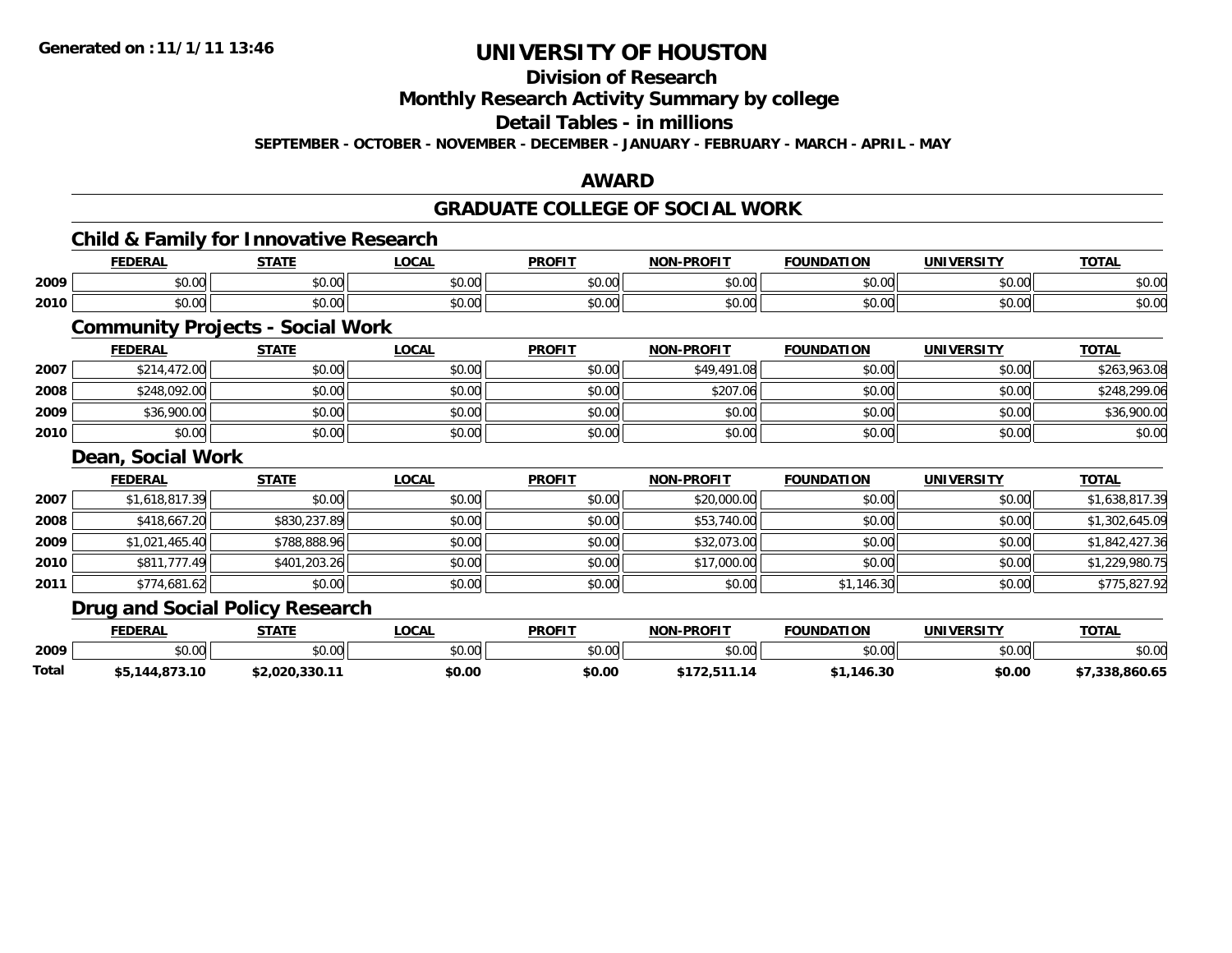Generated on :11/1/11 13:46

# UNIVERSITY OF HOUSTON

## Division of Research

## Monthly Research Activity Summary by college

## Detail Tables - in millions

**SEPTEMBER - OCTOBER - NOVEMBER - DECEMBER - JANUARY - FEBRUARY - MARCH - APRIL - MAY**

## AWARD

## GRADUATE COLLEGE OF SOCIAL WORK

### Child & Family for Innovative Research

| | FEDERAL | STATE | LOCAL | PROFIT | NON-PROFIT | FOUNDATION | UNIVERSITY | TOTAL |
|---|---|---|---|---|---|---|---|---|
| 2009 | $0.00 | $0.00 | $0.00 | $0.00 | $0.00 | $0.00 | $0.00 | $0.00 |
| 2010 | $0.00 | $0.00 | $0.00 | $0.00 | $0.00 | $0.00 | $0.00 | $0.00 |

### Community Projects - Social Work

| | FEDERAL | STATE | LOCAL | PROFIT | NON-PROFIT | FOUNDATION | UNIVERSITY | TOTAL |
|---|---|---|---|---|---|---|---|---|
| 2007 | $214,472.00 | $0.00 | $0.00 | $0.00 | $49,491.08 | $0.00 | $0.00 | $263,963.08 |
| 2008 | $248,092.00 | $0.00 | $0.00 | $0.00 | $207.06 | $0.00 | $0.00 | $248,299.06 |
| 2009 | $36,900.00 | $0.00 | $0.00 | $0.00 | $0.00 | $0.00 | $0.00 | $36,900.00 |
| 2010 | $0.00 | $0.00 | $0.00 | $0.00 | $0.00 | $0.00 | $0.00 | $0.00 |

### Dean, Social Work

| | FEDERAL | STATE | LOCAL | PROFIT | NON-PROFIT | FOUNDATION | UNIVERSITY | TOTAL |
|---|---|---|---|---|---|---|---|---|
| 2007 | $1,618,817.39 | $0.00 | $0.00 | $0.00 | $20,000.00 | $0.00 | $0.00 | $1,638,817.39 |
| 2008 | $418,667.20 | $830,237.89 | $0.00 | $0.00 | $53,740.00 | $0.00 | $0.00 | $1,302,645.09 |
| 2009 | $1,021,465.40 | $788,888.96 | $0.00 | $0.00 | $32,073.00 | $0.00 | $0.00 | $1,842,427.36 |
| 2010 | $811,777.49 | $401,203.26 | $0.00 | $0.00 | $17,000.00 | $0.00 | $0.00 | $1,229,980.75 |
| 2011 | $774,681.62 | $0.00 | $0.00 | $0.00 | $0.00 | $1,146.30 | $0.00 | $775,827.92 |

### Drug and Social Policy Research

| | FEDERAL | STATE | LOCAL | PROFIT | NON-PROFIT | FOUNDATION | UNIVERSITY | TOTAL |
|---|---|---|---|---|---|---|---|---|
| 2009 | $0.00 | $0.00 | $0.00 | $0.00 | $0.00 | $0.00 | $0.00 | $0.00 |
| **Total** | **$5,144,873.10** | **$2,020,330.11** | **$0.00** | **$0.00** | **$172,511.14** | **$1,146.30** | **$0.00** | **$7,338,860.65** |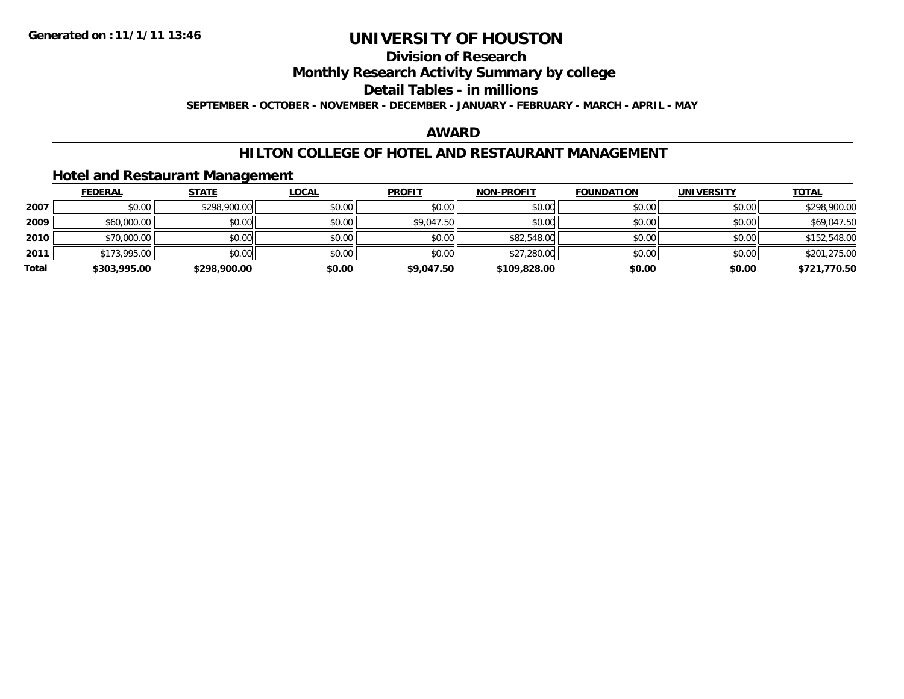# UNIVERSITY OF HOUSTON

## Division of Research

## Monthly Research Activity Summary by college

## Detail Tables - in millions

**SEPTEMBER - OCTOBER - NOVEMBER - DECEMBER - JANUARY - FEBRUARY - MARCH - APRIL - MAY**

Generated on :11/1/11 13:46

## AWARD

## HILTON COLLEGE OF HOTEL AND RESTAURANT MANAGEMENT

### Hotel and Restaurant Management

| | FEDERAL | STATE | LOCAL | PROFIT | NON-PROFIT | FOUNDATION | UNIVERSITY | TOTAL |
|---|---|---|---|---|---|---|---|---|
| 2007 | $0.00 | $298,900.00 | $0.00 | $0.00 | $0.00 | $0.00 | $0.00 | $298,900.00 |
| 2009 | $60,000.00 | $0.00 | $0.00 | $9,047.50 | $0.00 | $0.00 | $0.00 | $69,047.50 |
| 2010 | $70,000.00 | $0.00 | $0.00 | $0.00 | $82,548.00 | $0.00 | $0.00 | $152,548.00 |
| 2011 | $173,995.00 | $0.00 | $0.00 | $0.00 | $27,280.00 | $0.00 | $0.00 | $201,275.00 |
| **Total** | **$303,995.00** | **$298,900.00** | **$0.00** | **$9,047.50** | **$109,828.00** | **$0.00** | **$0.00** | **$721,770.50** |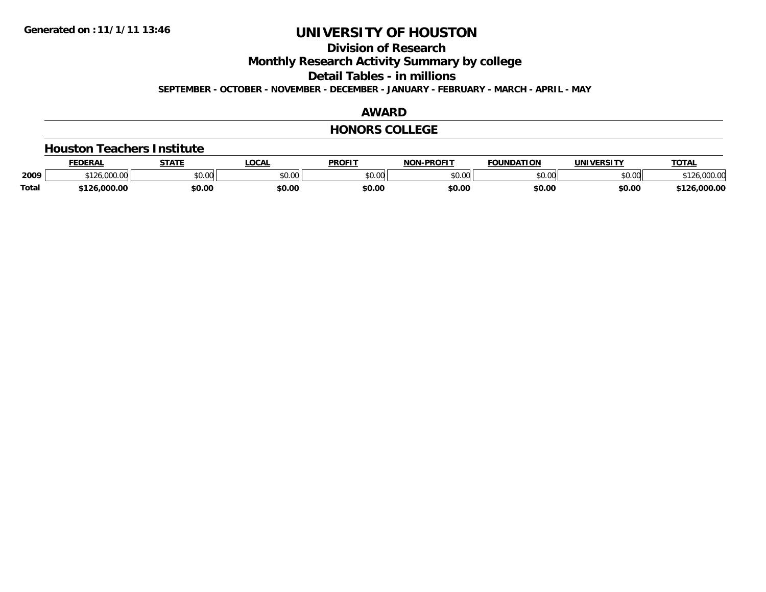Generated on :11/1/11 13:46

# UNIVERSITY OF HOUSTON

## Division of Research

## Monthly Research Activity Summary by college

## Detail Tables - in millions

SEPTEMBER - OCTOBER - NOVEMBER - DECEMBER - JANUARY - FEBRUARY - MARCH - APRIL - MAY

## AWARD

## HONORS COLLEGE

### Houston Teachers Institute

| | FEDERAL | STATE | LOCAL | PROFIT | NON-PROFIT | FOUNDATION | UNIVERSITY | TOTAL |
|---|---|---|---|---|---|---|---|---|
| 2009 | $126,000.00 | $0.00 | $0.00 | $0.00 | $0.00 | $0.00 | $0.00 | $126,000.00 |
| **Total** | **$126,000.00** | **$0.00** | **$0.00** | **$0.00** | **$0.00** | **$0.00** | **$0.00** | **$126,000.00** |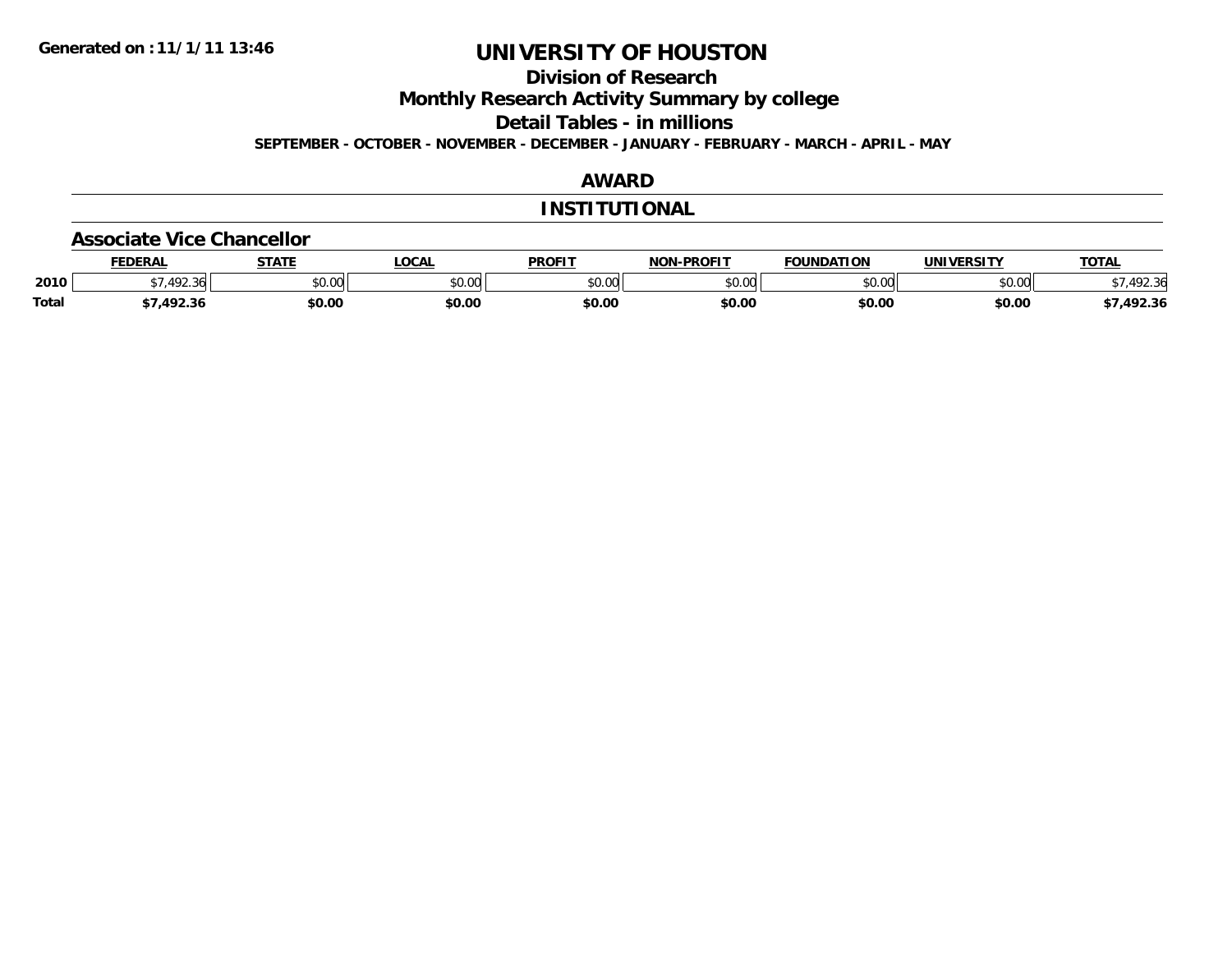Generated on :11/1/11 13:46

# UNIVERSITY OF HOUSTON

## Division of Research

## Monthly Research Activity Summary by college

## Detail Tables - in millions

SEPTEMBER - OCTOBER - NOVEMBER - DECEMBER - JANUARY - FEBRUARY - MARCH - APRIL - MAY

## AWARD

## INSTITUTIONAL

### Associate Vice Chancellor

| | FEDERAL | STATE | LOCAL | PROFIT | NON-PROFIT | FOUNDATION | UNIVERSITY | TOTAL |
|---|---|---|---|---|---|---|---|---|
| 2010 | $7,492.36 | $0.00 | $0.00 | $0.00 | $0.00 | $0.00 | $0.00 | $7,492.36 |
| **Total** | **$7,492.36** | **$0.00** | **$0.00** | **$0.00** | **$0.00** | **$0.00** | **$0.00** | **$7,492.36** |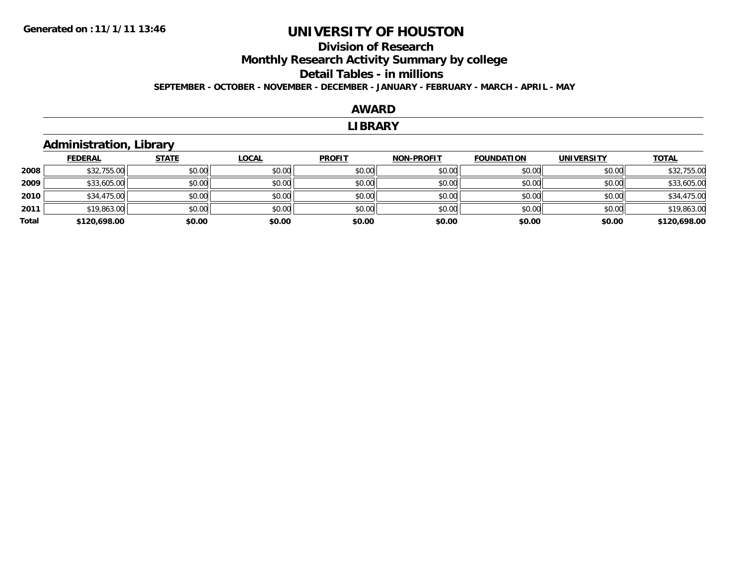Generated on :11/1/11 13:46

# UNIVERSITY OF HOUSTON

## Division of Research

## Monthly Research Activity Summary by college

## Detail Tables - in millions

SEPTEMBER - OCTOBER - NOVEMBER - DECEMBER - JANUARY - FEBRUARY - MARCH - APRIL - MAY

## AWARD

## LIBRARY

### Administration, Library

| | FEDERAL | STATE | LOCAL | PROFIT | NON-PROFIT | FOUNDATION | UNIVERSITY | TOTAL |
|---|---|---|---|---|---|---|---|---|
| 2008 | $32,755.00 | $0.00 | $0.00 | $0.00 | $0.00 | $0.00 | $0.00 | $32,755.00 |
| 2009 | $33,605.00 | $0.00 | $0.00 | $0.00 | $0.00 | $0.00 | $0.00 | $33,605.00 |
| 2010 | $34,475.00 | $0.00 | $0.00 | $0.00 | $0.00 | $0.00 | $0.00 | $34,475.00 |
| 2011 | $19,863.00 | $0.00 | $0.00 | $0.00 | $0.00 | $0.00 | $0.00 | $19,863.00 |
| **Total** | **$120,698.00** | **$0.00** | **$0.00** | **$0.00** | **$0.00** | **$0.00** | **$0.00** | **$120,698.00** |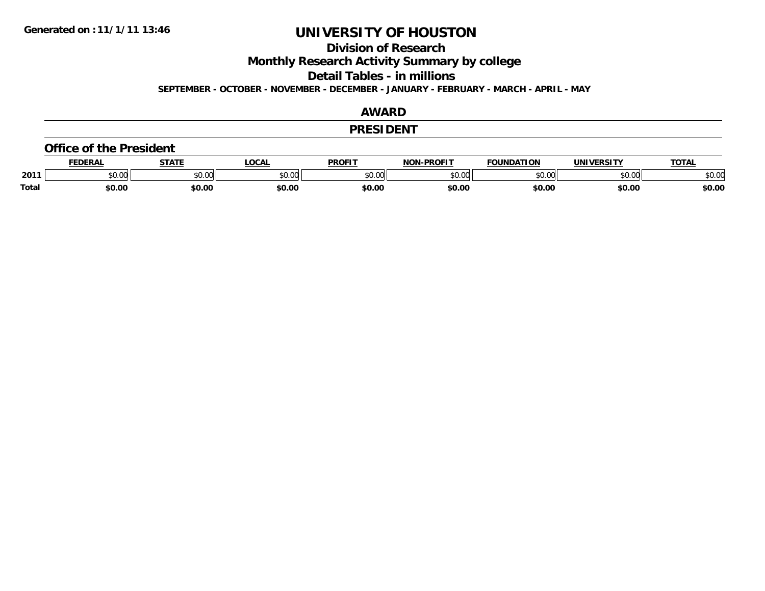Generated on :11/1/11 13:46

# UNIVERSITY OF HOUSTON

## Division of Research

## Monthly Research Activity Summary by college

## Detail Tables - in millions

SEPTEMBER - OCTOBER - NOVEMBER - DECEMBER - JANUARY - FEBRUARY - MARCH - APRIL - MAY

## AWARD

## PRESIDENT

### Office of the President

| | FEDERAL | STATE | LOCAL | PROFIT | NON-PROFIT | FOUNDATION | UNIVERSITY | TOTAL |
|---|---|---|---|---|---|---|---|---|
| 2011 | $0.00 | $0.00 | $0.00 | $0.00 | $0.00 | $0.00 | $0.00 | $0.00 |
| **Total** | **$0.00** | **$0.00** | **$0.00** | **$0.00** | **$0.00** | **$0.00** | **$0.00** | **$0.00** |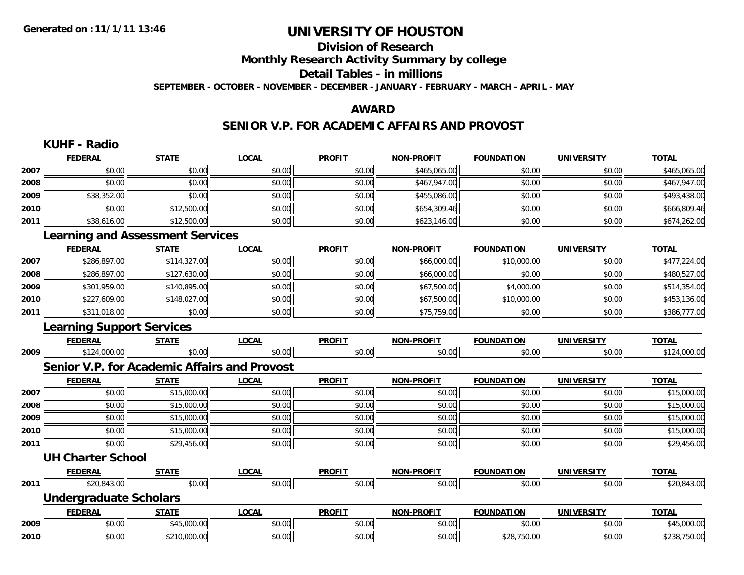**Generated on :11/1/11 13:46**

# UNIVERSITY OF HOUSTON

## Division of Research

## Monthly Research Activity Summary by college

## Detail Tables - in millions

**SEPTEMBER - OCTOBER - NOVEMBER - DECEMBER - JANUARY - FEBRUARY - MARCH - APRIL - MAY**

## AWARD

## SENIOR V.P. FOR ACADEMIC AFFAIRS AND PROVOST

### KUHF - Radio

| | FEDERAL | STATE | LOCAL | PROFIT | NON-PROFIT | FOUNDATION | UNIVERSITY | TOTAL |
|---|---|---|---|---|---|---|---|---|
| 2007 | $0.00 | $0.00 | $0.00 | $0.00 | $465,065.00 | $0.00 | $0.00 | $465,065.00 |
| 2008 | $0.00 | $0.00 | $0.00 | $0.00 | $467,947.00 | $0.00 | $0.00 | $467,947.00 |
| 2009 | $38,352.00 | $0.00 | $0.00 | $0.00 | $455,086.00 | $0.00 | $0.00 | $493,438.00 |
| 2010 | $0.00 | $12,500.00 | $0.00 | $0.00 | $654,309.46 | $0.00 | $0.00 | $666,809.46 |
| 2011 | $38,616.00 | $12,500.00 | $0.00 | $0.00 | $623,146.00 | $0.00 | $0.00 | $674,262.00 |

### Learning and Assessment Services

| | FEDERAL | STATE | LOCAL | PROFIT | NON-PROFIT | FOUNDATION | UNIVERSITY | TOTAL |
|---|---|---|---|---|---|---|---|---|
| 2007 | $286,897.00 | $114,327.00 | $0.00 | $0.00 | $66,000.00 | $10,000.00 | $0.00 | $477,224.00 |
| 2008 | $286,897.00 | $127,630.00 | $0.00 | $0.00 | $66,000.00 | $0.00 | $0.00 | $480,527.00 |
| 2009 | $301,959.00 | $140,895.00 | $0.00 | $0.00 | $67,500.00 | $4,000.00 | $0.00 | $514,354.00 |
| 2010 | $227,609.00 | $148,027.00 | $0.00 | $0.00 | $67,500.00 | $10,000.00 | $0.00 | $453,136.00 |
| 2011 | $311,018.00 | $0.00 | $0.00 | $0.00 | $75,759.00 | $0.00 | $0.00 | $386,777.00 |

### Learning Support Services

| | FEDERAL | STATE | LOCAL | PROFIT | NON-PROFIT | FOUNDATION | UNIVERSITY | TOTAL |
|---|---|---|---|---|---|---|---|---|
| 2009 | $124,000.00 | $0.00 | $0.00 | $0.00 | $0.00 | $0.00 | $0.00 | $124,000.00 |

### Senior V.P. for Academic Affairs and Provost

| | FEDERAL | STATE | LOCAL | PROFIT | NON-PROFIT | FOUNDATION | UNIVERSITY | TOTAL |
|---|---|---|---|---|---|---|---|---|
| 2007 | $0.00 | $15,000.00 | $0.00 | $0.00 | $0.00 | $0.00 | $0.00 | $15,000.00 |
| 2008 | $0.00 | $15,000.00 | $0.00 | $0.00 | $0.00 | $0.00 | $0.00 | $15,000.00 |
| 2009 | $0.00 | $15,000.00 | $0.00 | $0.00 | $0.00 | $0.00 | $0.00 | $15,000.00 |
| 2010 | $0.00 | $15,000.00 | $0.00 | $0.00 | $0.00 | $0.00 | $0.00 | $15,000.00 |
| 2011 | $0.00 | $29,456.00 | $0.00 | $0.00 | $0.00 | $0.00 | $0.00 | $29,456.00 |

### UH Charter School

| | FEDERAL | STATE | LOCAL | PROFIT | NON-PROFIT | FOUNDATION | UNIVERSITY | TOTAL |
|---|---|---|---|---|---|---|---|---|
| 2011 | $20,843.00 | $0.00 | $0.00 | $0.00 | $0.00 | $0.00 | $0.00 | $20,843.00 |

### Undergraduate Scholars

| | FEDERAL | STATE | LOCAL | PROFIT | NON-PROFIT | FOUNDATION | UNIVERSITY | TOTAL |
|---|---|---|---|---|---|---|---|---|
| 2009 | $0.00 | $45,000.00 | $0.00 | $0.00 | $0.00 | $0.00 | $0.00 | $45,000.00 |
| 2010 | $0.00 | $210,000.00 | $0.00 | $0.00 | $0.00 | $28,750.00 | $0.00 | $238,750.00 |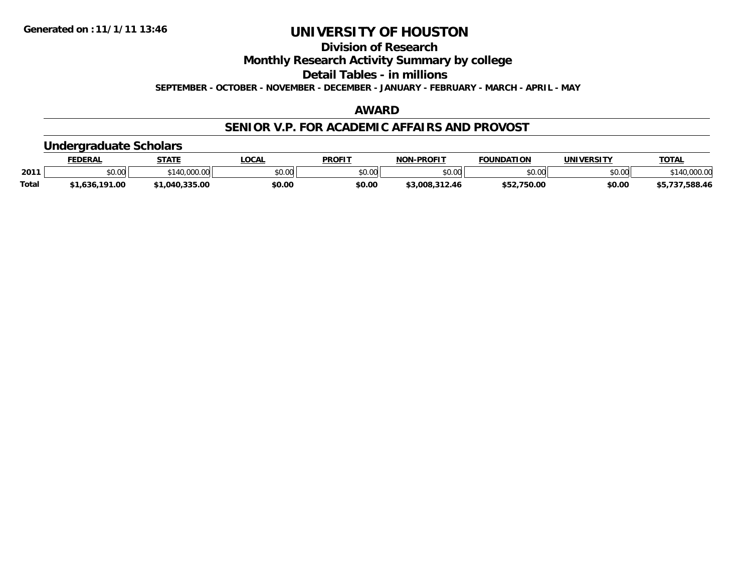**Generated on :11/1/11 13:46**

# UNIVERSITY OF HOUSTON

## Division of Research

## Monthly Research Activity Summary by college

## Detail Tables - in millions

**SEPTEMBER - OCTOBER - NOVEMBER - DECEMBER - JANUARY - FEBRUARY - MARCH - APRIL - MAY**

## AWARD

## SENIOR V.P. FOR ACADEMIC AFFAIRS AND PROVOST

### Undergraduate Scholars

| | FEDERAL | STATE | LOCAL | PROFIT | NON-PROFIT | FOUNDATION | UNIVERSITY | TOTAL |
|---|---|---|---|---|---|---|---|---|
| 2011 | \$0.00 | \$140,000.00 | \$0.00 | \$0.00 | \$0.00 | \$0.00 | \$0.00 | \$140,000.00 |
| **Total** | **\$1,636,191.00** | **\$1,040,335.00** | **\$0.00** | **\$0.00** | **\$3,008,312.46** | **\$52,750.00** | **\$0.00** | **\$5,737,588.46** |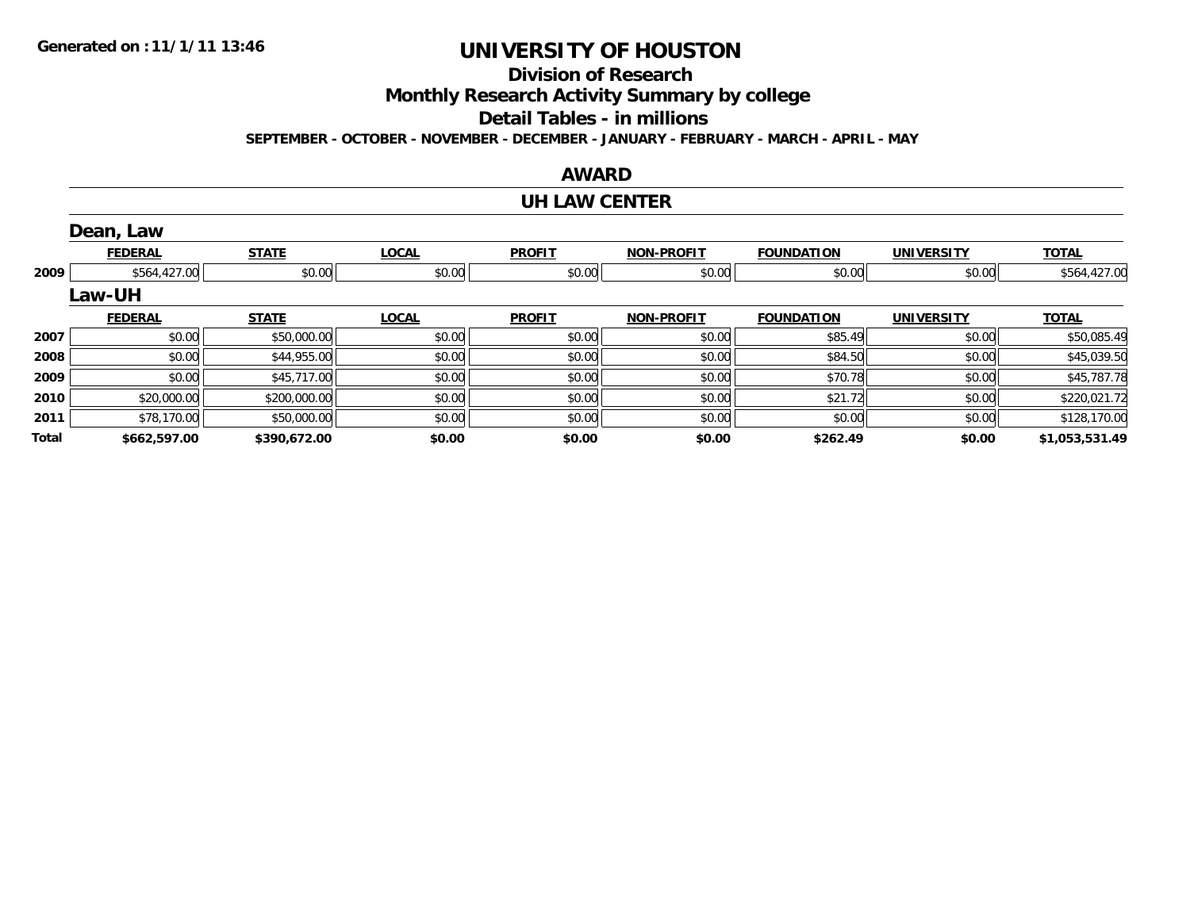# UNIVERSITY OF HOUSTON

## Division of Research

## Monthly Research Activity Summary by college

## Detail Tables - in millions

**SEPTEMBER - OCTOBER - NOVEMBER - DECEMBER - JANUARY - FEBRUARY - MARCH - APRIL - MAY**

## AWARD

## UH LAW CENTER

### Dean, Law

| | FEDERAL | STATE | LOCAL | PROFIT | NON-PROFIT | FOUNDATION | UNIVERSITY | TOTAL |
|---|---|---|---|---|---|---|---|---|
| 2009 | $564,427.00 | $0.00 | $0.00 | $0.00 | $0.00 | $0.00 | $0.00 | $564,427.00 |

### Law-UH

| | FEDERAL | STATE | LOCAL | PROFIT | NON-PROFIT | FOUNDATION | UNIVERSITY | TOTAL |
|---|---|---|---|---|---|---|---|---|
| 2007 | $0.00 | $50,000.00 | $0.00 | $0.00 | $0.00 | $85.49 | $0.00 | $50,085.49 |
| 2008 | $0.00 | $44,955.00 | $0.00 | $0.00 | $0.00 | $84.50 | $0.00 | $45,039.50 |
| 2009 | $0.00 | $45,717.00 | $0.00 | $0.00 | $0.00 | $70.78 | $0.00 | $45,787.78 |
| 2010 | $20,000.00 | $200,000.00 | $0.00 | $0.00 | $0.00 | $21.72 | $0.00 | $220,021.72 |
| 2011 | $78,170.00 | $50,000.00 | $0.00 | $0.00 | $0.00 | $0.00 | $0.00 | $128,170.00 |
| **Total** | **$662,597.00** | **$390,672.00** | **$0.00** | **$0.00** | **$0.00** | **$262.49** | **$0.00** | **$1,053,531.49** |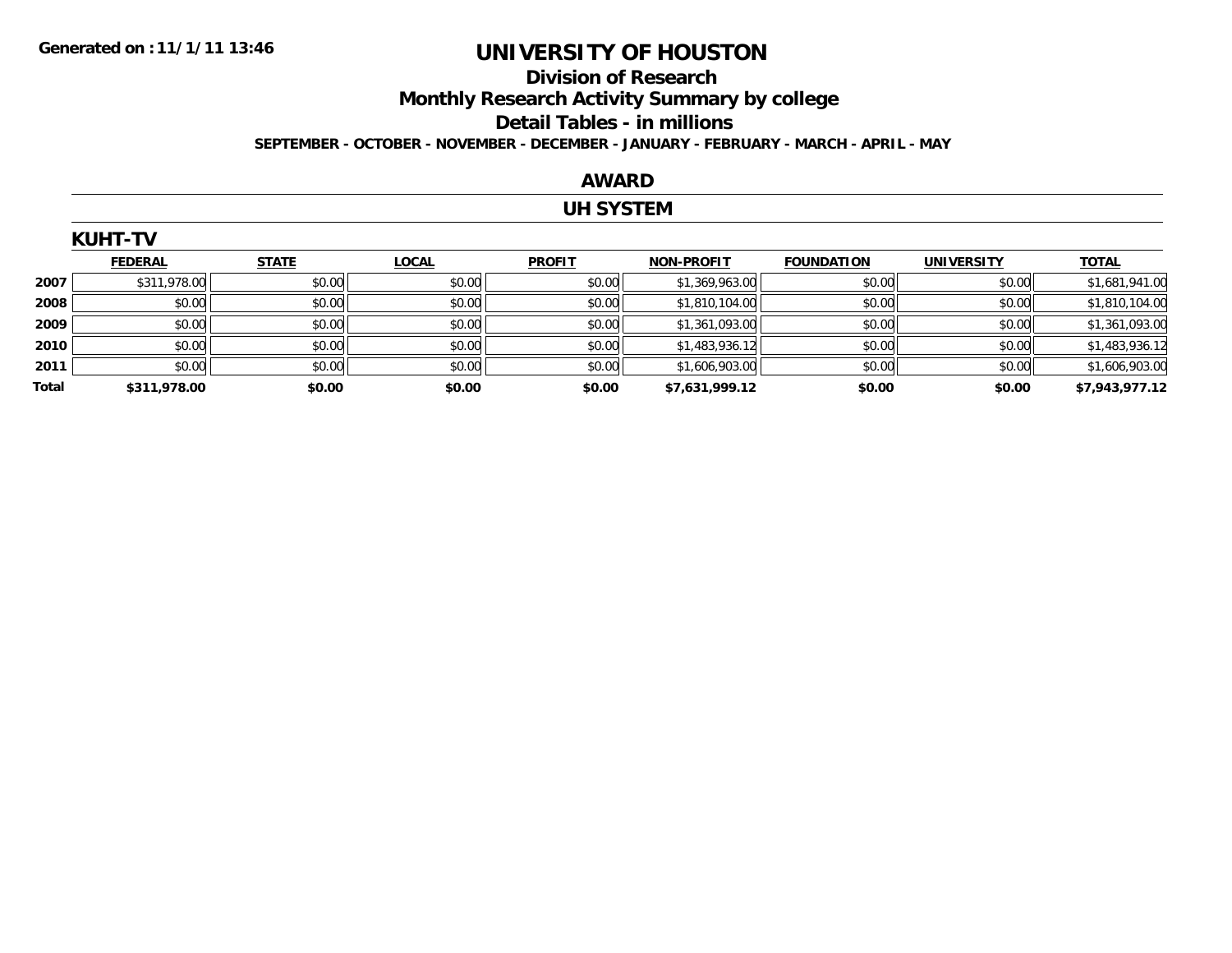# UNIVERSITY OF HOUSTON

## Division of Research

## Monthly Research Activity Summary by college

## Detail Tables - in millions

**SEPTEMBER - OCTOBER - NOVEMBER - DECEMBER - JANUARY - FEBRUARY - MARCH - APRIL - MAY**

Generated on :11/1/11 13:46

## AWARD

## UH SYSTEM

### KUHT-TV

| | FEDERAL | STATE | LOCAL | PROFIT | NON-PROFIT | FOUNDATION | UNIVERSITY | TOTAL |
|---|---|---|---|---|---|---|---|---|
| 2007 | $311,978.00 | $0.00 | $0.00 | $0.00 | $1,369,963.00 | $0.00 | $0.00 | $1,681,941.00 |
| 2008 | $0.00 | $0.00 | $0.00 | $0.00 | $1,810,104.00 | $0.00 | $0.00 | $1,810,104.00 |
| 2009 | $0.00 | $0.00 | $0.00 | $0.00 | $1,361,093.00 | $0.00 | $0.00 | $1,361,093.00 |
| 2010 | $0.00 | $0.00 | $0.00 | $0.00 | $1,483,936.12 | $0.00 | $0.00 | $1,483,936.12 |
| 2011 | $0.00 | $0.00 | $0.00 | $0.00 | $1,606,903.00 | $0.00 | $0.00 | $1,606,903.00 |
| **Total** | **$311,978.00** | **$0.00** | **$0.00** | **$0.00** | **$7,631,999.12** | **$0.00** | **$0.00** | **$7,943,977.12** |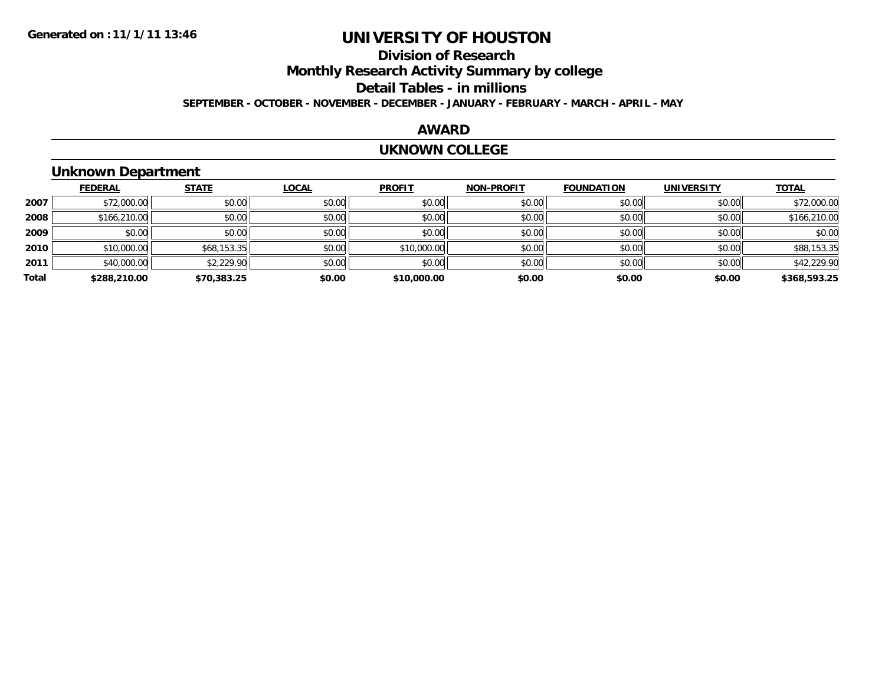# UNIVERSITY OF HOUSTON

## Division of Research

## Monthly Research Activity Summary by college

## Detail Tables - in millions

**SEPTEMBER - OCTOBER - NOVEMBER - DECEMBER - JANUARY - FEBRUARY - MARCH - APRIL - MAY**

## AWARD

## UKNOWN COLLEGE

### Unknown Department

| | FEDERAL | STATE | LOCAL | PROFIT | NON-PROFIT | FOUNDATION | UNIVERSITY | TOTAL |
|---|---|---|---|---|---|---|---|---|
| 2007 | $72,000.00 | $0.00 | $0.00 | $0.00 | $0.00 | $0.00 | $0.00 | $72,000.00 |
| 2008 | $166,210.00 | $0.00 | $0.00 | $0.00 | $0.00 | $0.00 | $0.00 | $166,210.00 |
| 2009 | $0.00 | $0.00 | $0.00 | $0.00 | $0.00 | $0.00 | $0.00 | $0.00 |
| 2010 | $10,000.00 | $68,153.35 | $0.00 | $10,000.00 | $0.00 | $0.00 | $0.00 | $88,153.35 |
| 2011 | $40,000.00 | $2,229.90 | $0.00 | $0.00 | $0.00 | $0.00 | $0.00 | $42,229.90 |
| **Total** | **$288,210.00** | **$70,383.25** | **$0.00** | **$10,000.00** | **$0.00** | **$0.00** | **$0.00** | **$368,593.25** |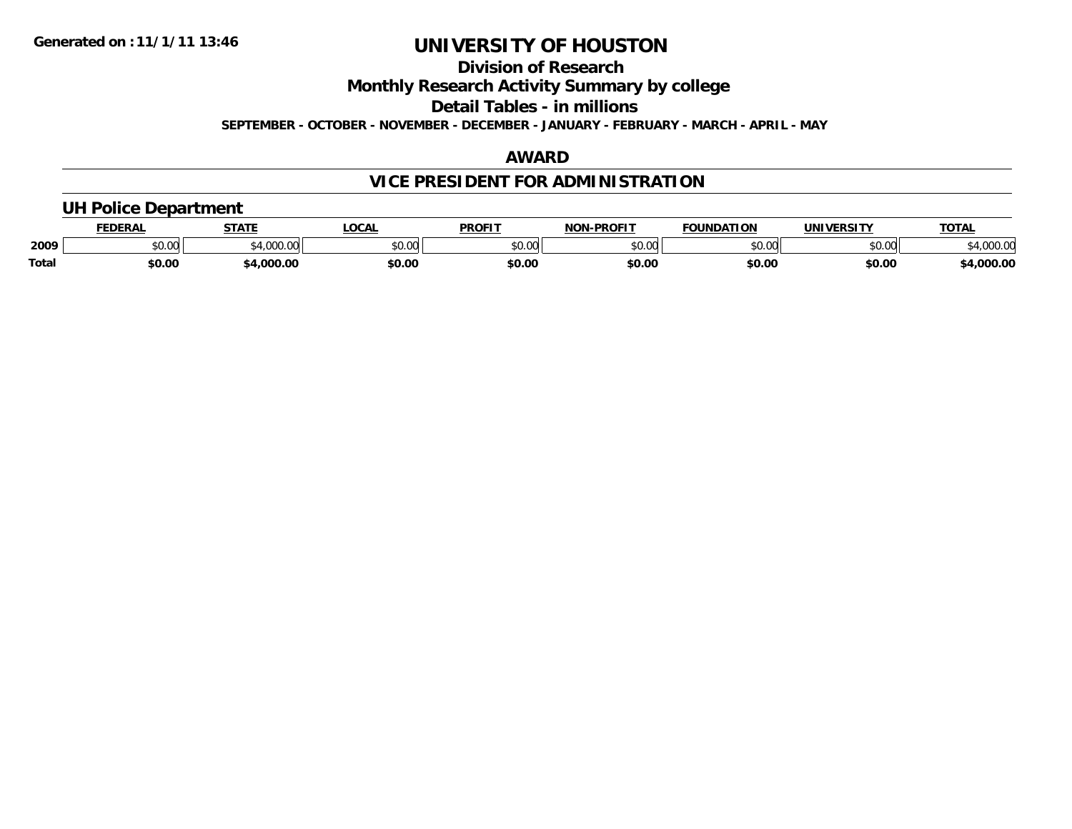Generated on :11/1/11 13:46

# UNIVERSITY OF HOUSTON

## Division of Research

## Monthly Research Activity Summary by college

## Detail Tables - in millions

**SEPTEMBER - OCTOBER - NOVEMBER - DECEMBER - JANUARY - FEBRUARY - MARCH - APRIL - MAY**

## AWARD

## VICE PRESIDENT FOR ADMINISTRATION

### UH Police Department

| | FEDERAL | STATE | LOCAL | PROFIT | NON-PROFIT | FOUNDATION | UNIVERSITY | TOTAL |
|---|---|---|---|---|---|---|---|---|
| 2009 | $0.00 | $4,000.00 | $0.00 | $0.00 | $0.00 | $0.00 | $0.00 | $4,000.00 |
| **Total** | **$0.00** | **$4,000.00** | **$0.00** | **$0.00** | **$0.00** | **$0.00** | **$0.00** | **$4,000.00** |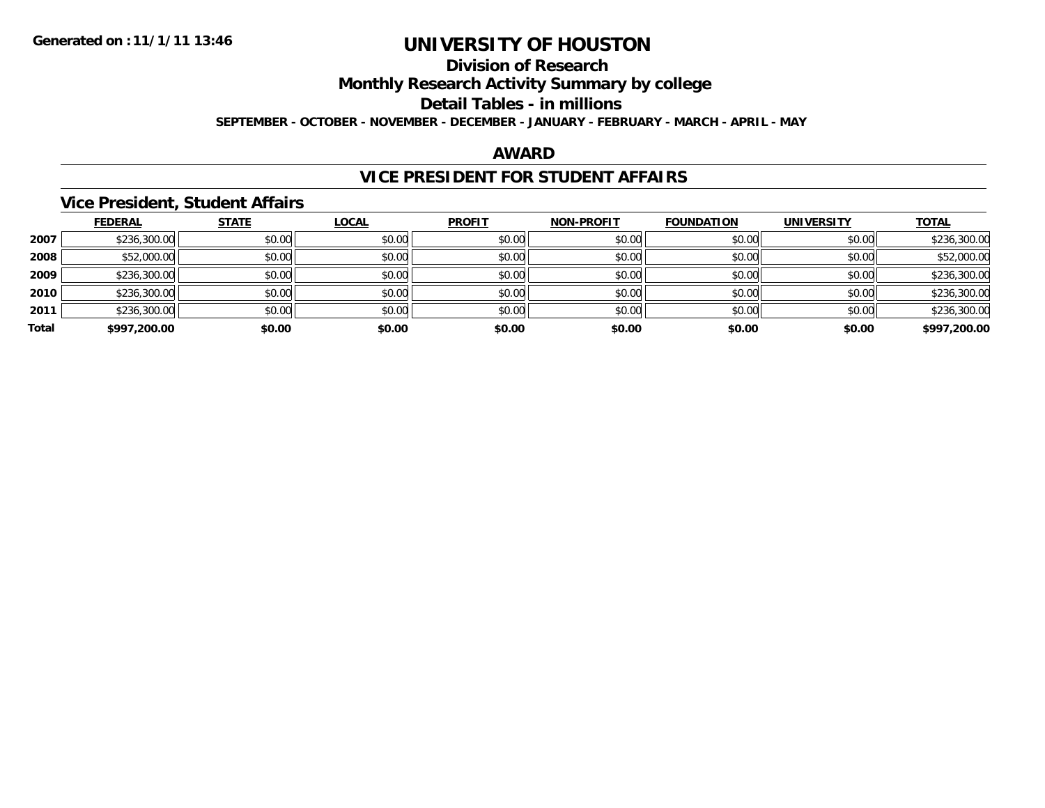Generated on :11/1/11 13:46

# UNIVERSITY OF HOUSTON

## Division of Research

## Monthly Research Activity Summary by college

## Detail Tables - in millions

SEPTEMBER - OCTOBER - NOVEMBER - DECEMBER - JANUARY - FEBRUARY - MARCH - APRIL - MAY

## AWARD

## VICE PRESIDENT FOR STUDENT AFFAIRS

### Vice President, Student Affairs

| | FEDERAL | STATE | LOCAL | PROFIT | NON-PROFIT | FOUNDATION | UNIVERSITY | TOTAL |
|---|---|---|---|---|---|---|---|---|
| 2007 | $236,300.00 | $0.00 | $0.00 | $0.00 | $0.00 | $0.00 | $0.00 | $236,300.00 |
| 2008 | $52,000.00 | $0.00 | $0.00 | $0.00 | $0.00 | $0.00 | $0.00 | $52,000.00 |
| 2009 | $236,300.00 | $0.00 | $0.00 | $0.00 | $0.00 | $0.00 | $0.00 | $236,300.00 |
| 2010 | $236,300.00 | $0.00 | $0.00 | $0.00 | $0.00 | $0.00 | $0.00 | $236,300.00 |
| 2011 | $236,300.00 | $0.00 | $0.00 | $0.00 | $0.00 | $0.00 | $0.00 | $236,300.00 |
| **Total** | **$997,200.00** | **$0.00** | **$0.00** | **$0.00** | **$0.00** | **$0.00** | **$0.00** | **$997,200.00** |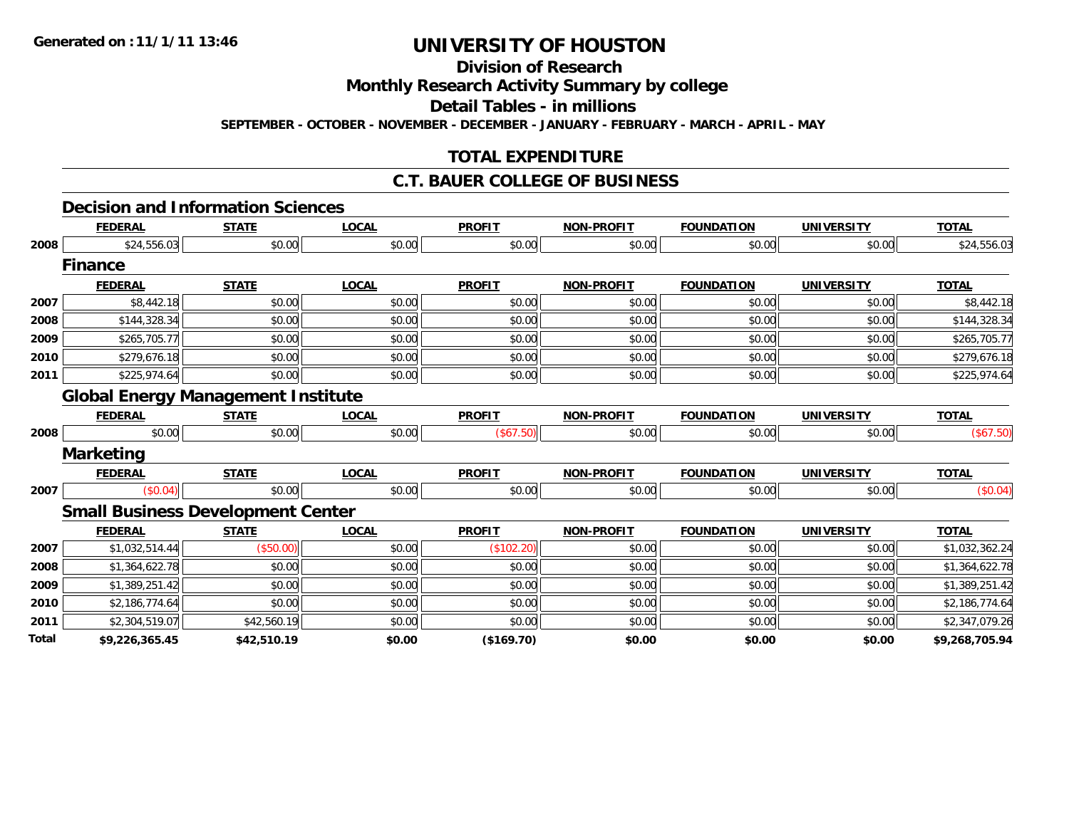**Generated on :11/1/11 13:46**

# UNIVERSITY OF HOUSTON

## Division of Research

## Monthly Research Activity Summary by college

## Detail Tables - in millions

**SEPTEMBER - OCTOBER - NOVEMBER - DECEMBER - JANUARY - FEBRUARY - MARCH - APRIL - MAY**

## TOTAL EXPENDITURE

## C.T. BAUER COLLEGE OF BUSINESS

### Decision and Information Sciences

| | FEDERAL | STATE | LOCAL | PROFIT | NON-PROFIT | FOUNDATION | UNIVERSITY | TOTAL |
|---|---|---|---|---|---|---|---|---|
| 2008 | $24,556.03 | $0.00 | $0.00 | $0.00 | $0.00 | $0.00 | $0.00 | $24,556.03 |

### Finance

| | FEDERAL | STATE | LOCAL | PROFIT | NON-PROFIT | FOUNDATION | UNIVERSITY | TOTAL |
|---|---|---|---|---|---|---|---|---|
| 2007 | $8,442.18 | $0.00 | $0.00 | $0.00 | $0.00 | $0.00 | $0.00 | $8,442.18 |
| 2008 | $144,328.34 | $0.00 | $0.00 | $0.00 | $0.00 | $0.00 | $0.00 | $144,328.34 |
| 2009 | $265,705.77 | $0.00 | $0.00 | $0.00 | $0.00 | $0.00 | $0.00 | $265,705.77 |
| 2010 | $279,676.18 | $0.00 | $0.00 | $0.00 | $0.00 | $0.00 | $0.00 | $279,676.18 |
| 2011 | $225,974.64 | $0.00 | $0.00 | $0.00 | $0.00 | $0.00 | $0.00 | $225,974.64 |

### Global Energy Management Institute

| | FEDERAL | STATE | LOCAL | PROFIT | NON-PROFIT | FOUNDATION | UNIVERSITY | TOTAL |
|---|---|---|---|---|---|---|---|---|
| 2008 | $0.00 | $0.00 | $0.00 | ($67.50) | $0.00 | $0.00 | $0.00 | ($67.50) |

### Marketing

| | FEDERAL | STATE | LOCAL | PROFIT | NON-PROFIT | FOUNDATION | UNIVERSITY | TOTAL |
|---|---|---|---|---|---|---|---|---|
| 2007 | ($0.04) | $0.00 | $0.00 | $0.00 | $0.00 | $0.00 | $0.00 | ($0.04) |

### Small Business Development Center

| | FEDERAL | STATE | LOCAL | PROFIT | NON-PROFIT | FOUNDATION | UNIVERSITY | TOTAL |
|---|---|---|---|---|---|---|---|---|
| 2007 | $1,032,514.44 | ($50.00) | $0.00 | ($102.20) | $0.00 | $0.00 | $0.00 | $1,032,362.24 |
| 2008 | $1,364,622.78 | $0.00 | $0.00 | $0.00 | $0.00 | $0.00 | $0.00 | $1,364,622.78 |
| 2009 | $1,389,251.42 | $0.00 | $0.00 | $0.00 | $0.00 | $0.00 | $0.00 | $1,389,251.42 |
| 2010 | $2,186,774.64 | $0.00 | $0.00 | $0.00 | $0.00 | $0.00 | $0.00 | $2,186,774.64 |
| 2011 | $2,304,519.07 | $42,560.19 | $0.00 | $0.00 | $0.00 | $0.00 | $0.00 | $2,347,079.26 |
| **Total** | **$9,226,365.45** | **$42,510.19** | **$0.00** | **($169.70)** | **$0.00** | **$0.00** | **$0.00** | **$9,268,705.94** |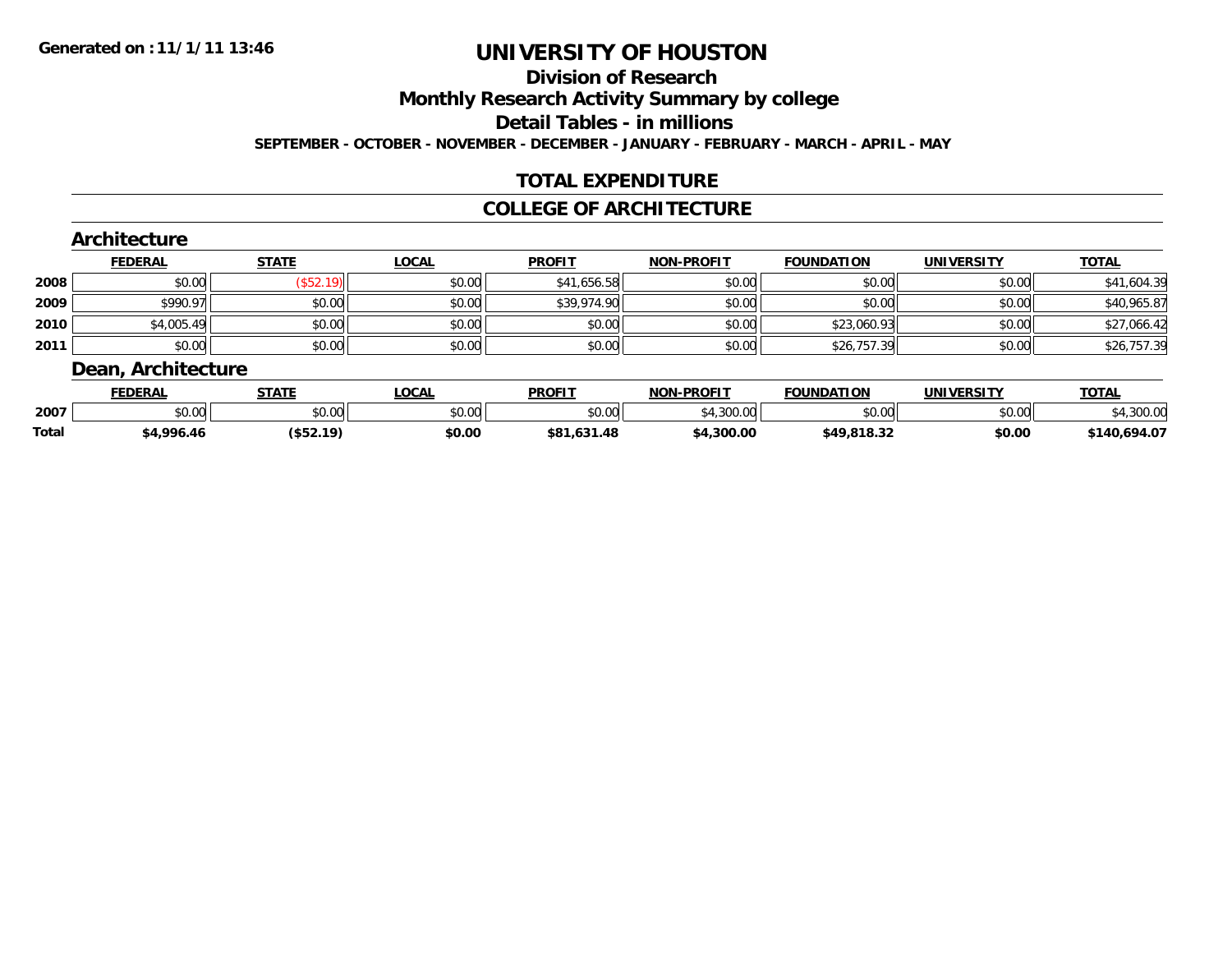**Generated on :11/1/11 13:46**

# UNIVERSITY OF HOUSTON

## Division of Research

## Monthly Research Activity Summary by college

## Detail Tables - in millions

**SEPTEMBER - OCTOBER - NOVEMBER - DECEMBER - JANUARY - FEBRUARY - MARCH - APRIL - MAY**

## TOTAL EXPENDITURE

## COLLEGE OF ARCHITECTURE

### Architecture

| | FEDERAL | STATE | LOCAL | PROFIT | NON-PROFIT | FOUNDATION | UNIVERSITY | TOTAL |
|---|---|---|---|---|---|---|---|---|
| **2008** | $0.00 | ($52.19) | $0.00 | $41,656.58 | $0.00 | $0.00 | $0.00 | $41,604.39 |
| **2009** | $990.97 | $0.00 | $0.00 | $39,974.90 | $0.00 | $0.00 | $0.00 | $40,965.87 |
| **2010** | $4,005.49 | $0.00 | $0.00 | $0.00 | $0.00 | $23,060.93 | $0.00 | $27,066.42 |
| **2011** | $0.00 | $0.00 | $0.00 | $0.00 | $0.00 | $26,757.39 | $0.00 | $26,757.39 |

### Dean, Architecture

| | FEDERAL | STATE | LOCAL | PROFIT | NON-PROFIT | FOUNDATION | UNIVERSITY | TOTAL |
|---|---|---|---|---|---|---|---|---|
| **2007** | $0.00 | $0.00 | $0.00 | $0.00 | $4,300.00 | $0.00 | $0.00 | $4,300.00 |
| **Total** | **$4,996.46** | **($52.19)** | **$0.00** | **$81,631.48** | **$4,300.00** | **$49,818.32** | **$0.00** | **$140,694.07** |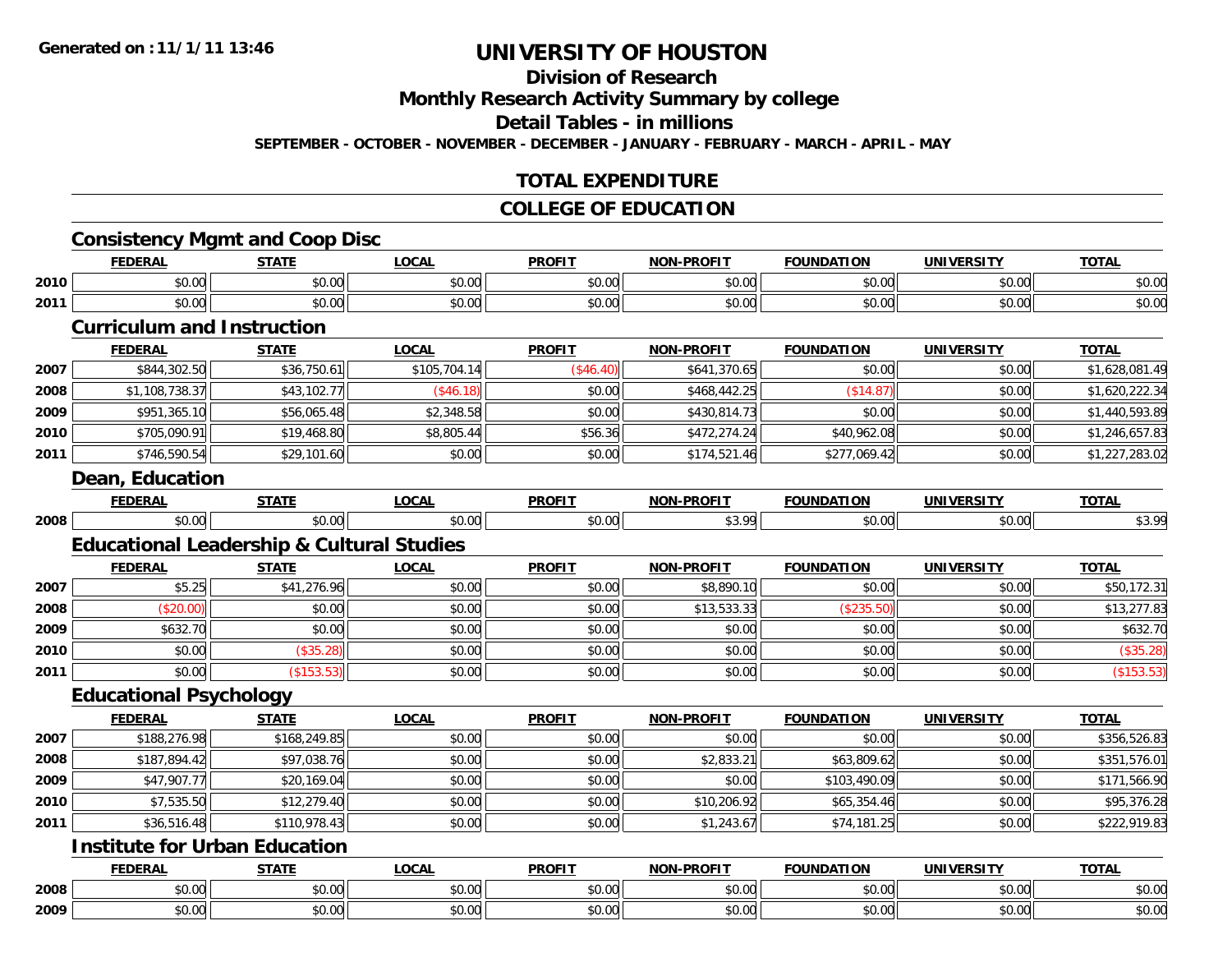**Generated on : 11/1/11 13:46**

# UNIVERSITY OF HOUSTON

## Division of Research

## Monthly Research Activity Summary by college

## Detail Tables - in millions

**SEPTEMBER - OCTOBER - NOVEMBER - DECEMBER - JANUARY - FEBRUARY - MARCH - APRIL - MAY**

## TOTAL EXPENDITURE

## COLLEGE OF EDUCATION

### Consistency Mgmt and Coop Disc

| | FEDERAL | STATE | LOCAL | PROFIT | NON-PROFIT | FOUNDATION | UNIVERSITY | TOTAL |
|---|---|---|---|---|---|---|---|---|
| 2010 | $0.00 | $0.00 | $0.00 | $0.00 | $0.00 | $0.00 | $0.00 | $0.00 |
| 2011 | $0.00 | $0.00 | $0.00 | $0.00 | $0.00 | $0.00 | $0.00 | $0.00 |

### Curriculum and Instruction

| | FEDERAL | STATE | LOCAL | PROFIT | NON-PROFIT | FOUNDATION | UNIVERSITY | TOTAL |
|---|---|---|---|---|---|---|---|---|
| 2007 | $844,302.50 | $36,750.61 | $105,704.14 | ($46.40) | $641,370.65 | $0.00 | $0.00 | $1,628,081.49 |
| 2008 | $1,108,738.37 | $43,102.77 | ($46.18) | $0.00 | $468,442.25 | ($14.87) | $0.00 | $1,620,222.34 |
| 2009 | $951,365.10 | $56,065.48 | $2,348.58 | $0.00 | $430,814.73 | $0.00 | $0.00 | $1,440,593.89 |
| 2010 | $705,090.91 | $19,468.80 | $8,805.44 | $56.36 | $472,274.24 | $40,962.08 | $0.00 | $1,246,657.83 |
| 2011 | $746,590.54 | $29,101.60 | $0.00 | $0.00 | $174,521.46 | $277,069.42 | $0.00 | $1,227,283.02 |

### Dean, Education

| | FEDERAL | STATE | LOCAL | PROFIT | NON-PROFIT | FOUNDATION | UNIVERSITY | TOTAL |
|---|---|---|---|---|---|---|---|---|
| 2008 | $0.00 | $0.00 | $0.00 | $0.00 | $3.99 | $0.00 | $0.00 | $3.99 |

### Educational Leadership & Cultural Studies

| | FEDERAL | STATE | LOCAL | PROFIT | NON-PROFIT | FOUNDATION | UNIVERSITY | TOTAL |
|---|---|---|---|---|---|---|---|---|
| 2007 | $5.25 | $41,276.96 | $0.00 | $0.00 | $8,890.10 | $0.00 | $0.00 | $50,172.31 |
| 2008 | ($20.00) | $0.00 | $0.00 | $0.00 | $13,533.33 | ($235.50) | $0.00 | $13,277.83 |
| 2009 | $632.70 | $0.00 | $0.00 | $0.00 | $0.00 | $0.00 | $0.00 | $632.70 |
| 2010 | $0.00 | ($35.28) | $0.00 | $0.00 | $0.00 | $0.00 | $0.00 | ($35.28) |
| 2011 | $0.00 | ($153.53) | $0.00 | $0.00 | $0.00 | $0.00 | $0.00 | ($153.53) |

### Educational Psychology

| | FEDERAL | STATE | LOCAL | PROFIT | NON-PROFIT | FOUNDATION | UNIVERSITY | TOTAL |
|---|---|---|---|---|---|---|---|---|
| 2007 | $188,276.98 | $168,249.85 | $0.00 | $0.00 | $0.00 | $0.00 | $0.00 | $356,526.83 |
| 2008 | $187,894.42 | $97,038.76 | $0.00 | $0.00 | $2,833.21 | $63,809.62 | $0.00 | $351,576.01 |
| 2009 | $47,907.77 | $20,169.04 | $0.00 | $0.00 | $0.00 | $103,490.09 | $0.00 | $171,566.90 |
| 2010 | $7,535.50 | $12,279.40 | $0.00 | $0.00 | $10,206.92 | $65,354.46 | $0.00 | $95,376.28 |
| 2011 | $36,516.48 | $110,978.43 | $0.00 | $0.00 | $1,243.67 | $74,181.25 | $0.00 | $222,919.83 |

### Institute for Urban Education

| | FEDERAL | STATE | LOCAL | PROFIT | NON-PROFIT | FOUNDATION | UNIVERSITY | TOTAL |
|---|---|---|---|---|---|---|---|---|
| 2008 | $0.00 | $0.00 | $0.00 | $0.00 | $0.00 | $0.00 | $0.00 | $0.00 |
| 2009 | $0.00 | $0.00 | $0.00 | $0.00 | $0.00 | $0.00 | $0.00 | $0.00 |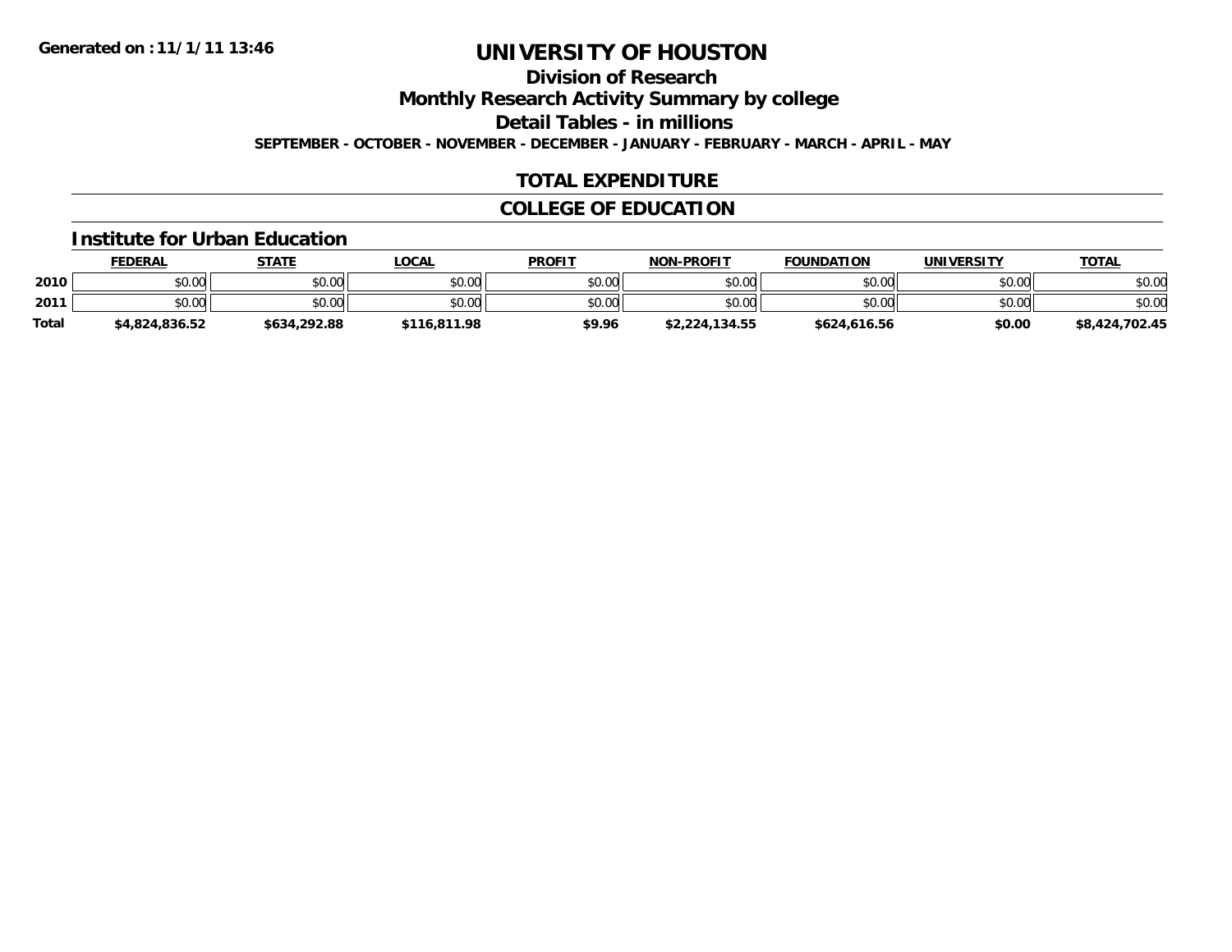**Generated on :11/1/11 13:46**

# UNIVERSITY OF HOUSTON

## Division of Research

## Monthly Research Activity Summary by college

## Detail Tables - in millions

**SEPTEMBER - OCTOBER - NOVEMBER - DECEMBER - JANUARY - FEBRUARY - MARCH - APRIL - MAY**

## TOTAL EXPENDITURE

## COLLEGE OF EDUCATION

### Institute for Urban Education

| | FEDERAL | STATE | LOCAL | PROFIT | NON-PROFIT | FOUNDATION | UNIVERSITY | TOTAL |
|---|---|---|---|---|---|---|---|---|
| 2010 | $0.00 | $0.00 | $0.00 | $0.00 | $0.00 | $0.00 | $0.00 | $0.00 |
| 2011 | $0.00 | $0.00 | $0.00 | $0.00 | $0.00 | $0.00 | $0.00 | $0.00 |
| **Total** | **$4,824,836.52** | **$634,292.88** | **$116,811.98** | **$9.96** | **$2,224,134.55** | **$624,616.56** | **$0.00** | **$8,424,702.45** |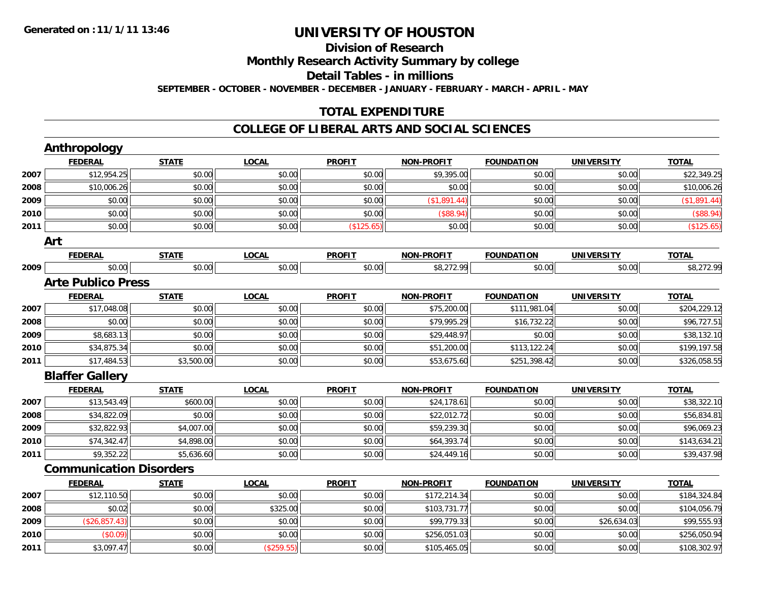# UNIVERSITY OF HOUSTON

## Division of Research

## Monthly Research Activity Summary by college

## Detail Tables - in millions

**SEPTEMBER - OCTOBER - NOVEMBER - DECEMBER - JANUARY - FEBRUARY - MARCH - APRIL - MAY**

## TOTAL EXPENDITURE

## COLLEGE OF LIBERAL ARTS AND SOCIAL SCIENCES

### Anthropology

| | FEDERAL | STATE | LOCAL | PROFIT | NON-PROFIT | FOUNDATION | UNIVERSITY | TOTAL |
|---|---|---|---|---|---|---|---|---|
| 2007 | $12,954.25 | $0.00 | $0.00 | $0.00 | $9,395.00 | $0.00 | $0.00 | $22,349.25 |
| 2008 | $10,006.26 | $0.00 | $0.00 | $0.00 | $0.00 | $0.00 | $0.00 | $10,006.26 |
| 2009 | $0.00 | $0.00 | $0.00 | $0.00 | ($1,891.44) | $0.00 | $0.00 | ($1,891.44) |
| 2010 | $0.00 | $0.00 | $0.00 | $0.00 | ($88.94) | $0.00 | $0.00 | ($88.94) |
| 2011 | $0.00 | $0.00 | $0.00 | ($125.65) | $0.00 | $0.00 | $0.00 | ($125.65) |

### Art

| | FEDERAL | STATE | LOCAL | PROFIT | NON-PROFIT | FOUNDATION | UNIVERSITY | TOTAL |
|---|---|---|---|---|---|---|---|---|
| 2009 | $0.00 | $0.00 | $0.00 | $0.00 | $8,272.99 | $0.00 | $0.00 | $8,272.99 |

### Arte Publico Press

| | FEDERAL | STATE | LOCAL | PROFIT | NON-PROFIT | FOUNDATION | UNIVERSITY | TOTAL |
|---|---|---|---|---|---|---|---|---|
| 2007 | $17,048.08 | $0.00 | $0.00 | $0.00 | $75,200.00 | $111,981.04 | $0.00 | $204,229.12 |
| 2008 | $0.00 | $0.00 | $0.00 | $0.00 | $79,995.29 | $16,732.22 | $0.00 | $96,727.51 |
| 2009 | $8,683.13 | $0.00 | $0.00 | $0.00 | $29,448.97 | $0.00 | $0.00 | $38,132.10 |
| 2010 | $34,875.34 | $0.00 | $0.00 | $0.00 | $51,200.00 | $113,122.24 | $0.00 | $199,197.58 |
| 2011 | $17,484.53 | $3,500.00 | $0.00 | $0.00 | $53,675.60 | $251,398.42 | $0.00 | $326,058.55 |

### Blaffer Gallery

| | FEDERAL | STATE | LOCAL | PROFIT | NON-PROFIT | FOUNDATION | UNIVERSITY | TOTAL |
|---|---|---|---|---|---|---|---|---|
| 2007 | $13,543.49 | $600.00 | $0.00 | $0.00 | $24,178.61 | $0.00 | $0.00 | $38,322.10 |
| 2008 | $34,822.09 | $0.00 | $0.00 | $0.00 | $22,012.72 | $0.00 | $0.00 | $56,834.81 |
| 2009 | $32,822.93 | $4,007.00 | $0.00 | $0.00 | $59,239.30 | $0.00 | $0.00 | $96,069.23 |
| 2010 | $74,342.47 | $4,898.00 | $0.00 | $0.00 | $64,393.74 | $0.00 | $0.00 | $143,634.21 |
| 2011 | $9,352.22 | $5,636.60 | $0.00 | $0.00 | $24,449.16 | $0.00 | $0.00 | $39,437.98 |

### Communication Disorders

| | FEDERAL | STATE | LOCAL | PROFIT | NON-PROFIT | FOUNDATION | UNIVERSITY | TOTAL |
|---|---|---|---|---|---|---|---|---|
| 2007 | $12,110.50 | $0.00 | $0.00 | $0.00 | $172,214.34 | $0.00 | $0.00 | $184,324.84 |
| 2008 | $0.02 | $0.00 | $325.00 | $0.00 | $103,731.77 | $0.00 | $0.00 | $104,056.79 |
| 2009 | ($26,857.43) | $0.00 | $0.00 | $0.00 | $99,779.33 | $0.00 | $26,634.03 | $99,555.93 |
| 2010 | ($0.09) | $0.00 | $0.00 | $0.00 | $256,051.03 | $0.00 | $0.00 | $256,050.94 |
| 2011 | $3,097.47 | $0.00 | ($259.55) | $0.00 | $105,465.05 | $0.00 | $0.00 | $108,302.97 |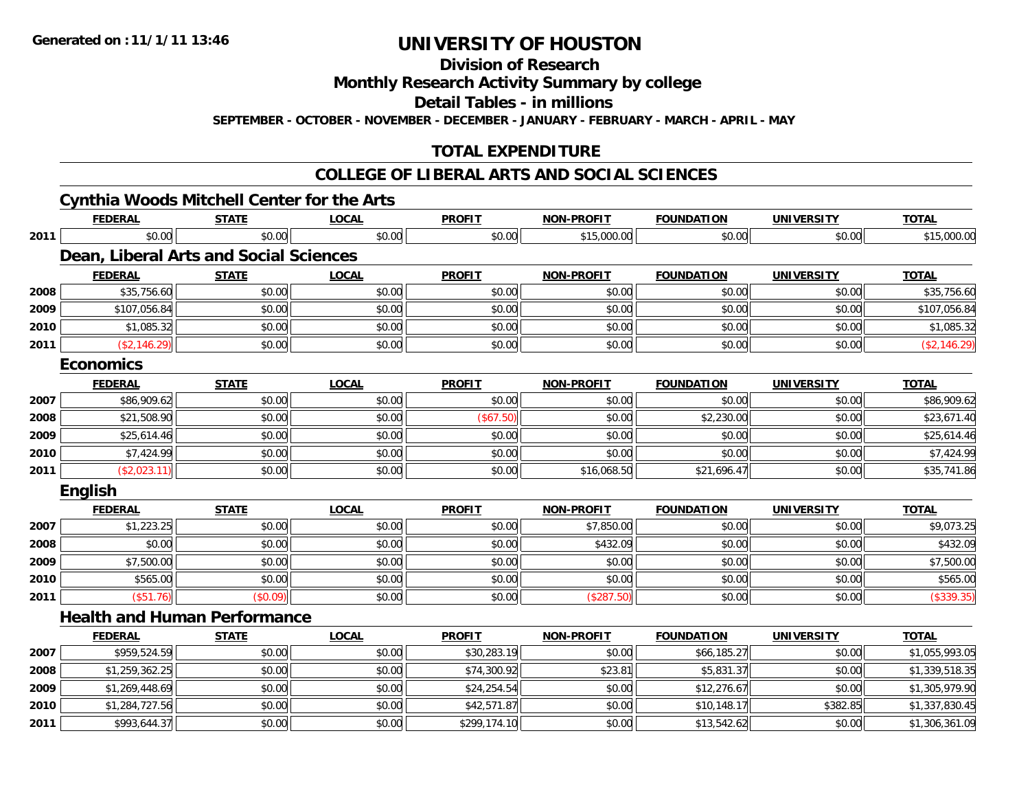**Generated on :11/1/11 13:46**

# UNIVERSITY OF HOUSTON

## Division of Research

## Monthly Research Activity Summary by college

## Detail Tables - in millions

**SEPTEMBER - OCTOBER - NOVEMBER - DECEMBER - JANUARY - FEBRUARY - MARCH - APRIL - MAY**

## TOTAL EXPENDITURE

## COLLEGE OF LIBERAL ARTS AND SOCIAL SCIENCES

### Cynthia Woods Mitchell Center for the Arts

| | FEDERAL | STATE | LOCAL | PROFIT | NON-PROFIT | FOUNDATION | UNIVERSITY | TOTAL |
|---|---|---|---|---|---|---|---|---|
| 2011 | $0.00 | $0.00 | $0.00 | $0.00 | $15,000.00 | $0.00 | $0.00 | $15,000.00 |

### Dean, Liberal Arts and Social Sciences

| | FEDERAL | STATE | LOCAL | PROFIT | NON-PROFIT | FOUNDATION | UNIVERSITY | TOTAL |
|---|---|---|---|---|---|---|---|---|
| 2008 | $35,756.60 | $0.00 | $0.00 | $0.00 | $0.00 | $0.00 | $0.00 | $35,756.60 |
| 2009 | $107,056.84 | $0.00 | $0.00 | $0.00 | $0.00 | $0.00 | $0.00 | $107,056.84 |
| 2010 | $1,085.32 | $0.00 | $0.00 | $0.00 | $0.00 | $0.00 | $0.00 | $1,085.32 |
| 2011 | ($2,146.29) | $0.00 | $0.00 | $0.00 | $0.00 | $0.00 | $0.00 | ($2,146.29) |

### Economics

| | FEDERAL | STATE | LOCAL | PROFIT | NON-PROFIT | FOUNDATION | UNIVERSITY | TOTAL |
|---|---|---|---|---|---|---|---|---|
| 2007 | $86,909.62 | $0.00 | $0.00 | $0.00 | $0.00 | $0.00 | $0.00 | $86,909.62 |
| 2008 | $21,508.90 | $0.00 | $0.00 | ($67.50) | $0.00 | $2,230.00 | $0.00 | $23,671.40 |
| 2009 | $25,614.46 | $0.00 | $0.00 | $0.00 | $0.00 | $0.00 | $0.00 | $25,614.46 |
| 2010 | $7,424.99 | $0.00 | $0.00 | $0.00 | $0.00 | $0.00 | $0.00 | $7,424.99 |
| 2011 | ($2,023.11) | $0.00 | $0.00 | $0.00 | $16,068.50 | $21,696.47 | $0.00 | $35,741.86 |

### English

| | FEDERAL | STATE | LOCAL | PROFIT | NON-PROFIT | FOUNDATION | UNIVERSITY | TOTAL |
|---|---|---|---|---|---|---|---|---|
| 2007 | $1,223.25 | $0.00 | $0.00 | $0.00 | $7,850.00 | $0.00 | $0.00 | $9,073.25 |
| 2008 | $0.00 | $0.00 | $0.00 | $0.00 | $432.09 | $0.00 | $0.00 | $432.09 |
| 2009 | $7,500.00 | $0.00 | $0.00 | $0.00 | $0.00 | $0.00 | $0.00 | $7,500.00 |
| 2010 | $565.00 | $0.00 | $0.00 | $0.00 | $0.00 | $0.00 | $0.00 | $565.00 |
| 2011 | ($51.76) | ($0.09) | $0.00 | $0.00 | ($287.50) | $0.00 | $0.00 | ($339.35) |

### Health and Human Performance

| | FEDERAL | STATE | LOCAL | PROFIT | NON-PROFIT | FOUNDATION | UNIVERSITY | TOTAL |
|---|---|---|---|---|---|---|---|---|
| 2007 | $959,524.59 | $0.00 | $0.00 | $30,283.19 | $0.00 | $66,185.27 | $0.00 | $1,055,993.05 |
| 2008 | $1,259,362.25 | $0.00 | $0.00 | $74,300.92 | $23.81 | $5,831.37 | $0.00 | $1,339,518.35 |
| 2009 | $1,269,448.69 | $0.00 | $0.00 | $24,254.54 | $0.00 | $12,276.67 | $0.00 | $1,305,979.90 |
| 2010 | $1,284,727.56 | $0.00 | $0.00 | $42,571.87 | $0.00 | $10,148.17 | $382.85 | $1,337,830.45 |
| 2011 | $993,644.37 | $0.00 | $0.00 | $299,174.10 | $0.00 | $13,542.62 | $0.00 | $1,306,361.09 |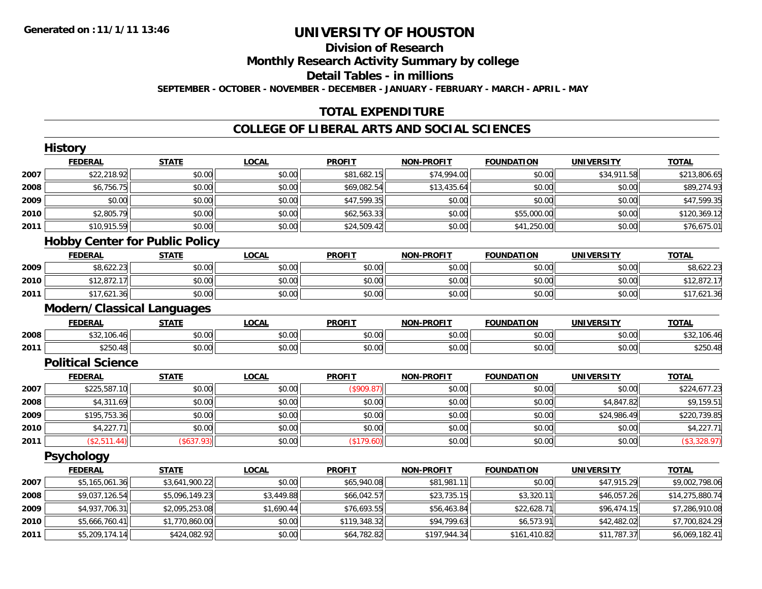**Generated on :11/1/11 13:46**

# UNIVERSITY OF HOUSTON

## Division of Research

## Monthly Research Activity Summary by college

## Detail Tables - in millions

**SEPTEMBER - OCTOBER - NOVEMBER - DECEMBER - JANUARY - FEBRUARY - MARCH - APRIL - MAY**

## TOTAL EXPENDITURE

## COLLEGE OF LIBERAL ARTS AND SOCIAL SCIENCES

### History

| | FEDERAL | STATE | LOCAL | PROFIT | NON-PROFIT | FOUNDATION | UNIVERSITY | TOTAL |
|---|---|---|---|---|---|---|---|---|
| 2007 | $22,218.92 | $0.00 | $0.00 | $81,682.15 | $74,994.00 | $0.00 | $34,911.58 | $213,806.65 |
| 2008 | $6,756.75 | $0.00 | $0.00 | $69,082.54 | $13,435.64 | $0.00 | $0.00 | $89,274.93 |
| 2009 | $0.00 | $0.00 | $0.00 | $47,599.35 | $0.00 | $0.00 | $0.00 | $47,599.35 |
| 2010 | $2,805.79 | $0.00 | $0.00 | $62,563.33 | $0.00 | $55,000.00 | $0.00 | $120,369.12 |
| 2011 | $10,915.59 | $0.00 | $0.00 | $24,509.42 | $0.00 | $41,250.00 | $0.00 | $76,675.01 |

### Hobby Center for Public Policy

| | FEDERAL | STATE | LOCAL | PROFIT | NON-PROFIT | FOUNDATION | UNIVERSITY | TOTAL |
|---|---|---|---|---|---|---|---|---|
| 2009 | $8,622.23 | $0.00 | $0.00 | $0.00 | $0.00 | $0.00 | $0.00 | $8,622.23 |
| 2010 | $12,872.17 | $0.00 | $0.00 | $0.00 | $0.00 | $0.00 | $0.00 | $12,872.17 |
| 2011 | $17,621.36 | $0.00 | $0.00 | $0.00 | $0.00 | $0.00 | $0.00 | $17,621.36 |

### Modern/Classical Languages

| | FEDERAL | STATE | LOCAL | PROFIT | NON-PROFIT | FOUNDATION | UNIVERSITY | TOTAL |
|---|---|---|---|---|---|---|---|---|
| 2008 | $32,106.46 | $0.00 | $0.00 | $0.00 | $0.00 | $0.00 | $0.00 | $32,106.46 |
| 2011 | $250.48 | $0.00 | $0.00 | $0.00 | $0.00 | $0.00 | $0.00 | $250.48 |

### Political Science

| | FEDERAL | STATE | LOCAL | PROFIT | NON-PROFIT | FOUNDATION | UNIVERSITY | TOTAL |
|---|---|---|---|---|---|---|---|---|
| 2007 | $225,587.10 | $0.00 | $0.00 | ($909.87) | $0.00 | $0.00 | $0.00 | $224,677.23 |
| 2008 | $4,311.69 | $0.00 | $0.00 | $0.00 | $0.00 | $0.00 | $4,847.82 | $9,159.51 |
| 2009 | $195,753.36 | $0.00 | $0.00 | $0.00 | $0.00 | $0.00 | $24,986.49 | $220,739.85 |
| 2010 | $4,227.71 | $0.00 | $0.00 | $0.00 | $0.00 | $0.00 | $0.00 | $4,227.71 |
| 2011 | ($2,511.44) | ($637.93) | $0.00 | ($179.60) | $0.00 | $0.00 | $0.00 | ($3,328.97) |

### Psychology

| | FEDERAL | STATE | LOCAL | PROFIT | NON-PROFIT | FOUNDATION | UNIVERSITY | TOTAL |
|---|---|---|---|---|---|---|---|---|
| 2007 | $5,165,061.36 | $3,641,900.22 | $0.00 | $65,940.08 | $81,981.11 | $0.00 | $47,915.29 | $9,002,798.06 |
| 2008 | $9,037,126.54 | $5,096,149.23 | $3,449.88 | $66,042.57 | $23,735.15 | $3,320.11 | $46,057.26 | $14,275,880.74 |
| 2009 | $4,937,706.31 | $2,095,253.08 | $1,690.44 | $76,693.55 | $56,463.84 | $22,628.71 | $96,474.15 | $7,286,910.08 |
| 2010 | $5,666,760.41 | $1,770,860.00 | $0.00 | $119,348.32 | $94,799.63 | $6,573.91 | $42,482.02 | $7,700,824.29 |
| 2011 | $5,209,174.14 | $424,082.92 | $0.00 | $64,782.82 | $197,944.34 | $161,410.82 | $11,787.37 | $6,069,182.41 |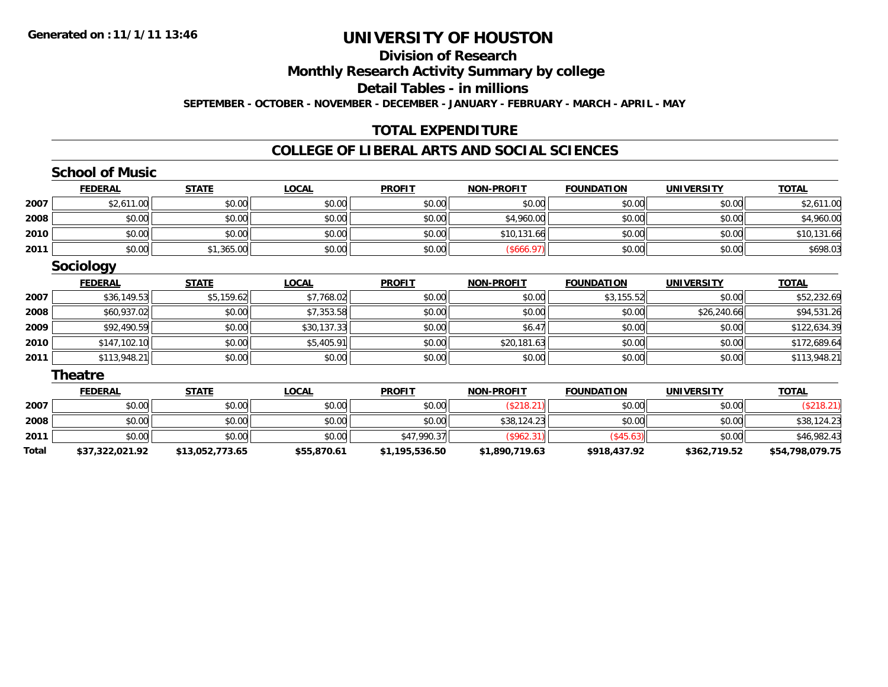**Generated on :11/1/11 13:46**

# UNIVERSITY OF HOUSTON

## Division of Research

## Monthly Research Activity Summary by college

## Detail Tables - in millions

**SEPTEMBER - OCTOBER - NOVEMBER - DECEMBER - JANUARY - FEBRUARY - MARCH - APRIL - MAY**

## TOTAL EXPENDITURE

## COLLEGE OF LIBERAL ARTS AND SOCIAL SCIENCES

### School of Music

| | FEDERAL | STATE | LOCAL | PROFIT | NON-PROFIT | FOUNDATION | UNIVERSITY | TOTAL |
|---|---|---|---|---|---|---|---|---|
| 2007 | $2,611.00 | $0.00 | $0.00 | $0.00 | $0.00 | $0.00 | $0.00 | $2,611.00 |
| 2008 | $0.00 | $0.00 | $0.00 | $0.00 | $4,960.00 | $0.00 | $0.00 | $4,960.00 |
| 2010 | $0.00 | $0.00 | $0.00 | $0.00 | $10,131.66 | $0.00 | $0.00 | $10,131.66 |
| 2011 | $0.00 | $1,365.00 | $0.00 | $0.00 | ($666.97) | $0.00 | $0.00 | $698.03 |

### Sociology

| | FEDERAL | STATE | LOCAL | PROFIT | NON-PROFIT | FOUNDATION | UNIVERSITY | TOTAL |
|---|---|---|---|---|---|---|---|---|
| 2007 | $36,149.53 | $5,159.62 | $7,768.02 | $0.00 | $0.00 | $3,155.52 | $0.00 | $52,232.69 |
| 2008 | $60,937.02 | $0.00 | $7,353.58 | $0.00 | $0.00 | $0.00 | $26,240.66 | $94,531.26 |
| 2009 | $92,490.59 | $0.00 | $30,137.33 | $0.00 | $6.47 | $0.00 | $0.00 | $122,634.39 |
| 2010 | $147,102.10 | $0.00 | $5,405.91 | $0.00 | $20,181.63 | $0.00 | $0.00 | $172,689.64 |
| 2011 | $113,948.21 | $0.00 | $0.00 | $0.00 | $0.00 | $0.00 | $0.00 | $113,948.21 |

### Theatre

| | FEDERAL | STATE | LOCAL | PROFIT | NON-PROFIT | FOUNDATION | UNIVERSITY | TOTAL |
|---|---|---|---|---|---|---|---|---|
| 2007 | $0.00 | $0.00 | $0.00 | $0.00 | ($218.21) | $0.00 | $0.00 | ($218.21) |
| 2008 | $0.00 | $0.00 | $0.00 | $0.00 | $38,124.23 | $0.00 | $0.00 | $38,124.23 |
| 2011 | $0.00 | $0.00 | $0.00 | $47,990.37 | ($962.31) | ($45.63) | $0.00 | $46,982.43 |
| **Total** | **$37,322,021.92** | **$13,052,773.65** | **$55,870.61** | **$1,195,536.50** | **$1,890,719.63** | **$918,437.92** | **$362,719.52** | **$54,798,079.75** |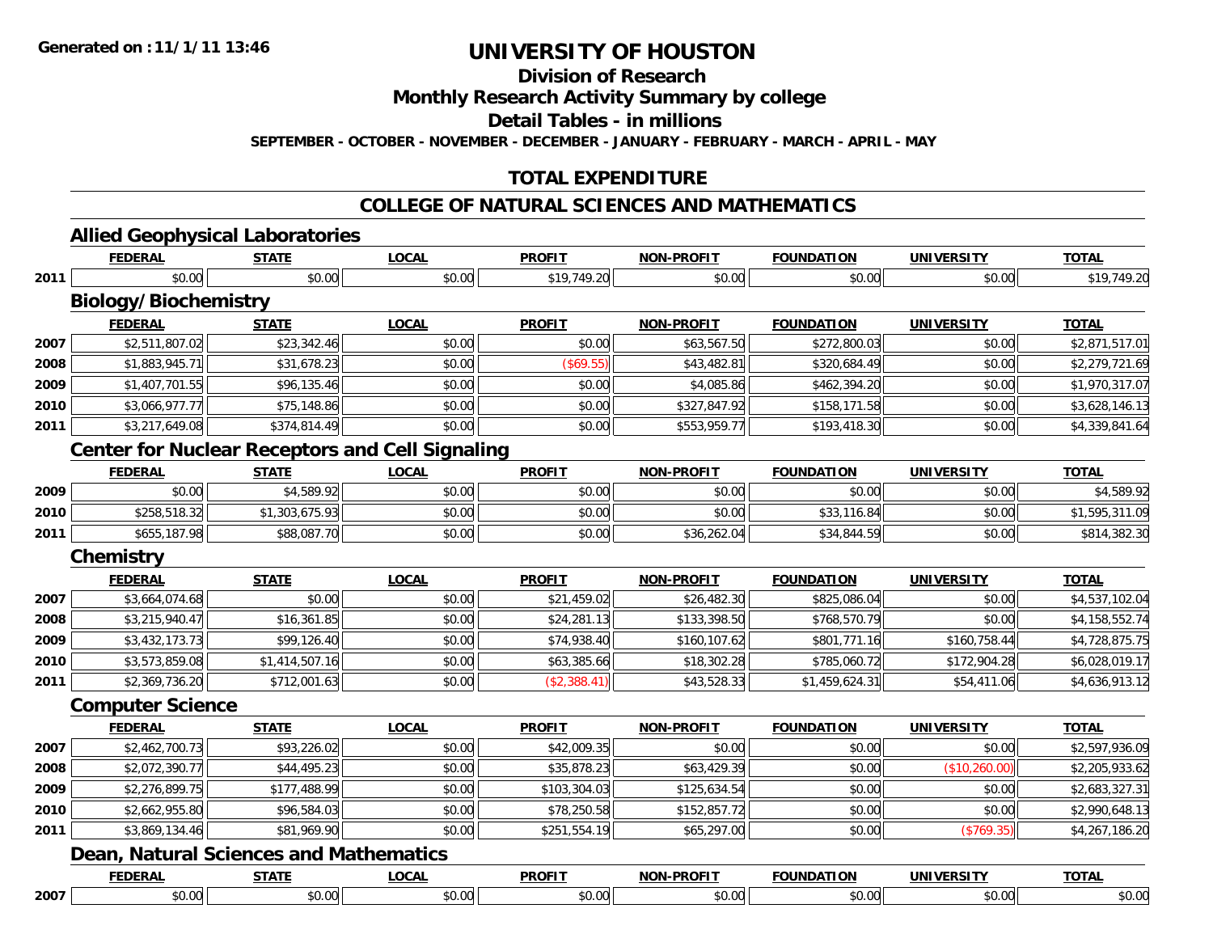# UNIVERSITY OF HOUSTON

## Division of Research

## Monthly Research Activity Summary by college

## Detail Tables - in millions

**SEPTEMBER - OCTOBER - NOVEMBER - DECEMBER - JANUARY - FEBRUARY - MARCH - APRIL - MAY**

**Generated on :11/1/11 13:46**

## TOTAL EXPENDITURE

## COLLEGE OF NATURAL SCIENCES AND MATHEMATICS

### Allied Geophysical Laboratories

| | FEDERAL | STATE | LOCAL | PROFIT | NON-PROFIT | FOUNDATION | UNIVERSITY | TOTAL |
|---|---|---|---|---|---|---|---|---|
| 2011 | $0.00 | $0.00 | $0.00 | $19,749.20 | $0.00 | $0.00 | $0.00 | $19,749.20 |

### Biology/Biochemistry

| | FEDERAL | STATE | LOCAL | PROFIT | NON-PROFIT | FOUNDATION | UNIVERSITY | TOTAL |
|---|---|---|---|---|---|---|---|---|
| 2007 | $2,511,807.02 | $23,342.46 | $0.00 | $0.00 | $63,567.50 | $272,800.03 | $0.00 | $2,871,517.01 |
| 2008 | $1,883,945.71 | $31,678.23 | $0.00 | ($69.55) | $43,482.81 | $320,684.49 | $0.00 | $2,279,721.69 |
| 2009 | $1,407,701.55 | $96,135.46 | $0.00 | $0.00 | $4,085.86 | $462,394.20 | $0.00 | $1,970,317.07 |
| 2010 | $3,066,977.77 | $75,148.86 | $0.00 | $0.00 | $327,847.92 | $158,171.58 | $0.00 | $3,628,146.13 |
| 2011 | $3,217,649.08 | $374,814.49 | $0.00 | $0.00 | $553,959.77 | $193,418.30 | $0.00 | $4,339,841.64 |

### Center for Nuclear Receptors and Cell Signaling

| | FEDERAL | STATE | LOCAL | PROFIT | NON-PROFIT | FOUNDATION | UNIVERSITY | TOTAL |
|---|---|---|---|---|---|---|---|---|
| 2009 | $0.00 | $4,589.92 | $0.00 | $0.00 | $0.00 | $0.00 | $0.00 | $4,589.92 |
| 2010 | $258,518.32 | $1,303,675.93 | $0.00 | $0.00 | $0.00 | $33,116.84 | $0.00 | $1,595,311.09 |
| 2011 | $655,187.98 | $88,087.70 | $0.00 | $0.00 | $36,262.04 | $34,844.59 | $0.00 | $814,382.30 |

### Chemistry

| | FEDERAL | STATE | LOCAL | PROFIT | NON-PROFIT | FOUNDATION | UNIVERSITY | TOTAL |
|---|---|---|---|---|---|---|---|---|
| 2007 | $3,664,074.68 | $0.00 | $0.00 | $21,459.02 | $26,482.30 | $825,086.04 | $0.00 | $4,537,102.04 |
| 2008 | $3,215,940.47 | $16,361.85 | $0.00 | $24,281.13 | $133,398.50 | $768,570.79 | $0.00 | $4,158,552.74 |
| 2009 | $3,432,173.73 | $99,126.40 | $0.00 | $74,938.40 | $160,107.62 | $801,771.16 | $160,758.44 | $4,728,875.75 |
| 2010 | $3,573,859.08 | $1,414,507.16 | $0.00 | $63,385.66 | $18,302.28 | $785,060.72 | $172,904.28 | $6,028,019.17 |
| 2011 | $2,369,736.20 | $712,001.63 | $0.00 | ($2,388.41) | $43,528.33 | $1,459,624.31 | $54,411.06 | $4,636,913.12 |

### Computer Science

| | FEDERAL | STATE | LOCAL | PROFIT | NON-PROFIT | FOUNDATION | UNIVERSITY | TOTAL |
|---|---|---|---|---|---|---|---|---|
| 2007 | $2,462,700.73 | $93,226.02 | $0.00 | $42,009.35 | $0.00 | $0.00 | $0.00 | $2,597,936.09 |
| 2008 | $2,072,390.77 | $44,495.23 | $0.00 | $35,878.23 | $63,429.39 | $0.00 | ($10,260.00) | $2,205,933.62 |
| 2009 | $2,276,899.75 | $177,488.99 | $0.00 | $103,304.03 | $125,634.54 | $0.00 | $0.00 | $2,683,327.31 |
| 2010 | $2,662,955.80 | $96,584.03 | $0.00 | $78,250.58 | $152,857.72 | $0.00 | $0.00 | $2,990,648.13 |
| 2011 | $3,869,134.46 | $81,969.90 | $0.00 | $251,554.19 | $65,297.00 | $0.00 | ($769.35) | $4,267,186.20 |

### Dean, Natural Sciences and Mathematics

| | FEDERAL | STATE | LOCAL | PROFIT | NON-PROFIT | FOUNDATION | UNIVERSITY | TOTAL |
|---|---|---|---|---|---|---|---|---|
| 2007 | $0.00 | $0.00 | $0.00 | $0.00 | $0.00 | $0.00 | $0.00 | $0.00 |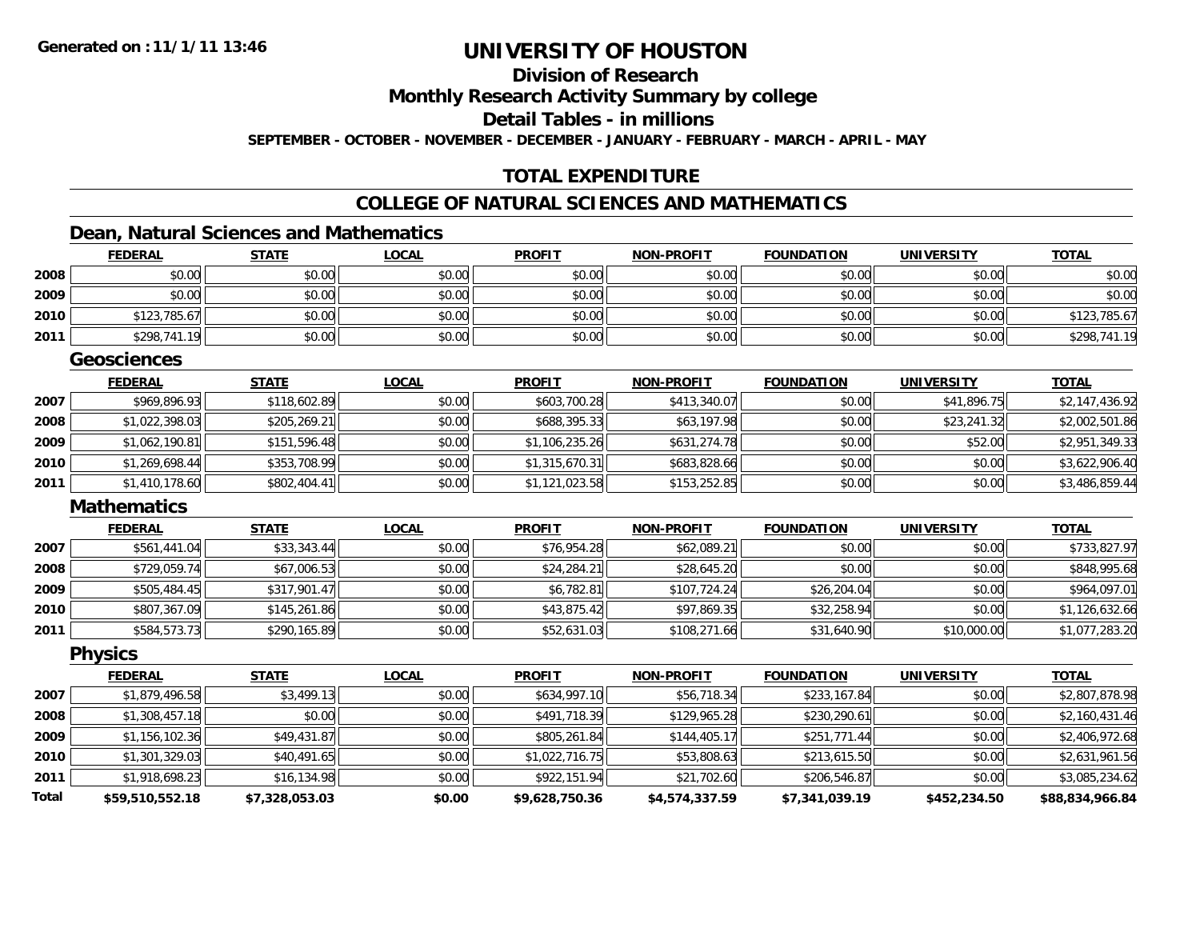**Generated on :11/1/11 13:46**

# UNIVERSITY OF HOUSTON

## Division of Research

## Monthly Research Activity Summary by college

## Detail Tables - in millions

**SEPTEMBER - OCTOBER - NOVEMBER - DECEMBER - JANUARY - FEBRUARY - MARCH - APRIL - MAY**

## TOTAL EXPENDITURE

## COLLEGE OF NATURAL SCIENCES AND MATHEMATICS

### Dean, Natural Sciences and Mathematics

| | FEDERAL | STATE | LOCAL | PROFIT | NON-PROFIT | FOUNDATION | UNIVERSITY | TOTAL |
|---|---|---|---|---|---|---|---|---|
| 2008 | $0.00 | $0.00 | $0.00 | $0.00 | $0.00 | $0.00 | $0.00 | $0.00 |
| 2009 | $0.00 | $0.00 | $0.00 | $0.00 | $0.00 | $0.00 | $0.00 | $0.00 |
| 2010 | $123,785.67 | $0.00 | $0.00 | $0.00 | $0.00 | $0.00 | $0.00 | $123,785.67 |
| 2011 | $298,741.19 | $0.00 | $0.00 | $0.00 | $0.00 | $0.00 | $0.00 | $298,741.19 |

### Geosciences

| | FEDERAL | STATE | LOCAL | PROFIT | NON-PROFIT | FOUNDATION | UNIVERSITY | TOTAL |
|---|---|---|---|---|---|---|---|---|
| 2007 | $969,896.93 | $118,602.89 | $0.00 | $603,700.28 | $413,340.07 | $0.00 | $41,896.75 | $2,147,436.92 |
| 2008 | $1,022,398.03 | $205,269.21 | $0.00 | $688,395.33 | $63,197.98 | $0.00 | $23,241.32 | $2,002,501.86 |
| 2009 | $1,062,190.81 | $151,596.48 | $0.00 | $1,106,235.26 | $631,274.78 | $0.00 | $52.00 | $2,951,349.33 |
| 2010 | $1,269,698.44 | $353,708.99 | $0.00 | $1,315,670.31 | $683,828.66 | $0.00 | $0.00 | $3,622,906.40 |
| 2011 | $1,410,178.60 | $802,404.41 | $0.00 | $1,121,023.58 | $153,252.85 | $0.00 | $0.00 | $3,486,859.44 |

### Mathematics

| | FEDERAL | STATE | LOCAL | PROFIT | NON-PROFIT | FOUNDATION | UNIVERSITY | TOTAL |
|---|---|---|---|---|---|---|---|---|
| 2007 | $561,441.04 | $33,343.44 | $0.00 | $76,954.28 | $62,089.21 | $0.00 | $0.00 | $733,827.97 |
| 2008 | $729,059.74 | $67,006.53 | $0.00 | $24,284.21 | $28,645.20 | $0.00 | $0.00 | $848,995.68 |
| 2009 | $505,484.45 | $317,901.47 | $0.00 | $6,782.81 | $107,724.24 | $26,204.04 | $0.00 | $964,097.01 |
| 2010 | $807,367.09 | $145,261.86 | $0.00 | $43,875.42 | $97,869.35 | $32,258.94 | $0.00 | $1,126,632.66 |
| 2011 | $584,573.73 | $290,165.89 | $0.00 | $52,631.03 | $108,271.66 | $31,640.90 | $10,000.00 | $1,077,283.20 |

### Physics

| | FEDERAL | STATE | LOCAL | PROFIT | NON-PROFIT | FOUNDATION | UNIVERSITY | TOTAL |
|---|---|---|---|---|---|---|---|---|
| 2007 | $1,879,496.58 | $3,499.13 | $0.00 | $634,997.10 | $56,718.34 | $233,167.84 | $0.00 | $2,807,878.98 |
| 2008 | $1,308,457.18 | $0.00 | $0.00 | $491,718.39 | $129,965.28 | $230,290.61 | $0.00 | $2,160,431.46 |
| 2009 | $1,156,102.36 | $49,431.87 | $0.00 | $805,261.84 | $144,405.17 | $251,771.44 | $0.00 | $2,406,972.68 |
| 2010 | $1,301,329.03 | $40,491.65 | $0.00 | $1,022,716.75 | $53,808.63 | $213,615.50 | $0.00 | $2,631,961.56 |
| 2011 | $1,918,698.23 | $16,134.98 | $0.00 | $922,151.94 | $21,702.60 | $206,546.87 | $0.00 | $3,085,234.62 |
| **Total** | **$59,510,552.18** | **$7,328,053.03** | **$0.00** | **$9,628,750.36** | **$4,574,337.59** | **$7,341,039.19** | **$452,234.50** | **$88,834,966.84** |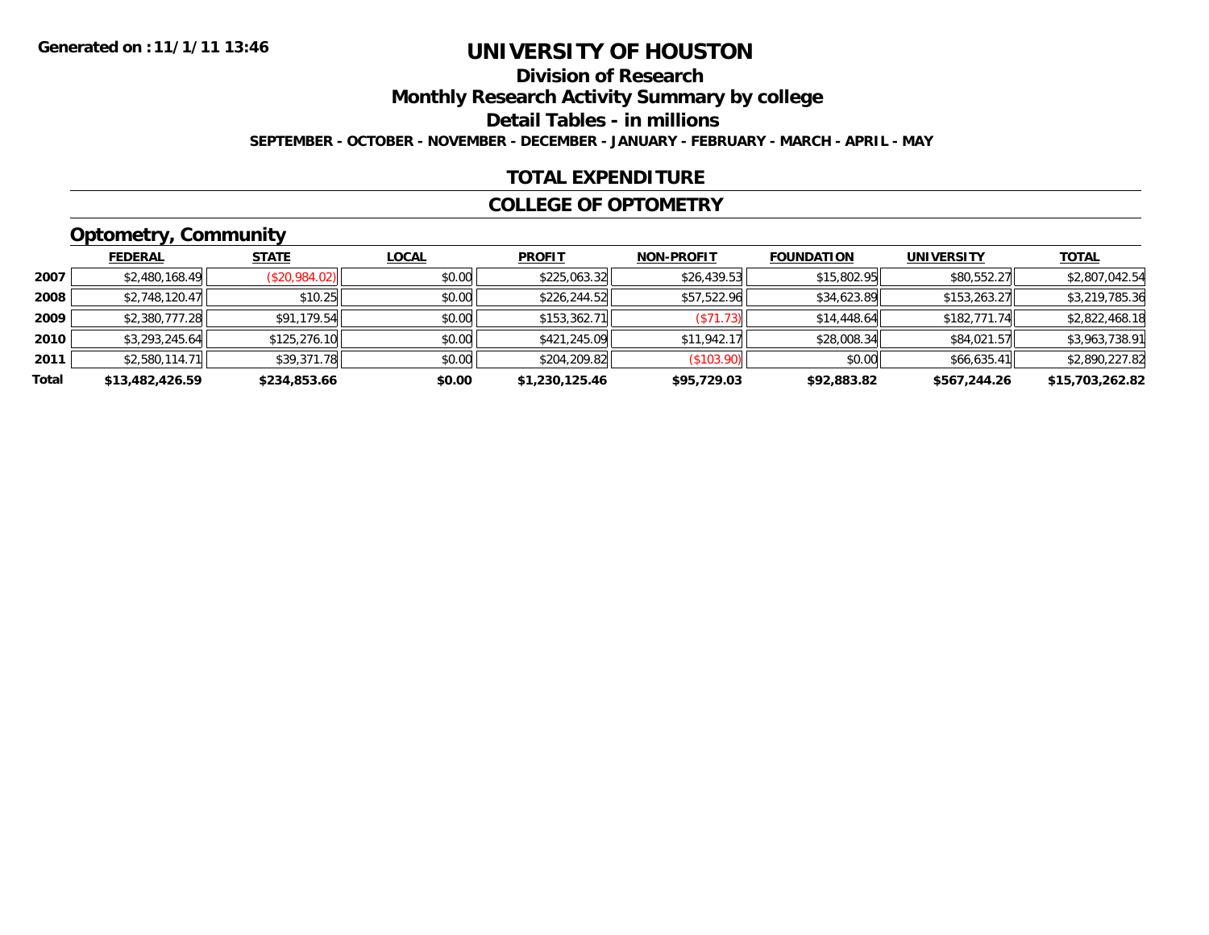Generated on :11/1/11 13:46

# UNIVERSITY OF HOUSTON

## Division of Research

## Monthly Research Activity Summary by college

## Detail Tables - in millions

**SEPTEMBER - OCTOBER - NOVEMBER - DECEMBER - JANUARY - FEBRUARY - MARCH - APRIL - MAY**

## TOTAL EXPENDITURE

## COLLEGE OF OPTOMETRY

### Optometry, Community

| | FEDERAL | STATE | LOCAL | PROFIT | NON-PROFIT | FOUNDATION | UNIVERSITY | TOTAL |
|---|---|---|---|---|---|---|---|---|
| 2007 | $2,480,168.49 | ($20,984.02) | $0.00 | $225,063.32 | $26,439.53 | $15,802.95 | $80,552.27 | $2,807,042.54 |
| 2008 | $2,748,120.47 | $10.25 | $0.00 | $226,244.52 | $57,522.96 | $34,623.89 | $153,263.27 | $3,219,785.36 |
| 2009 | $2,380,777.28 | $91,179.54 | $0.00 | $153,362.71 | ($71.73) | $14,448.64 | $182,771.74 | $2,822,468.18 |
| 2010 | $3,293,245.64 | $125,276.10 | $0.00 | $421,245.09 | $11,942.17 | $28,008.34 | $84,021.57 | $3,963,738.91 |
| 2011 | $2,580,114.71 | $39,371.78 | $0.00 | $204,209.82 | ($103.90) | $0.00 | $66,635.41 | $2,890,227.82 |
| **Total** | **$13,482,426.59** | **$234,853.66** | **$0.00** | **$1,230,125.46** | **$95,729.03** | **$92,883.82** | **$567,244.26** | **$15,703,262.82** |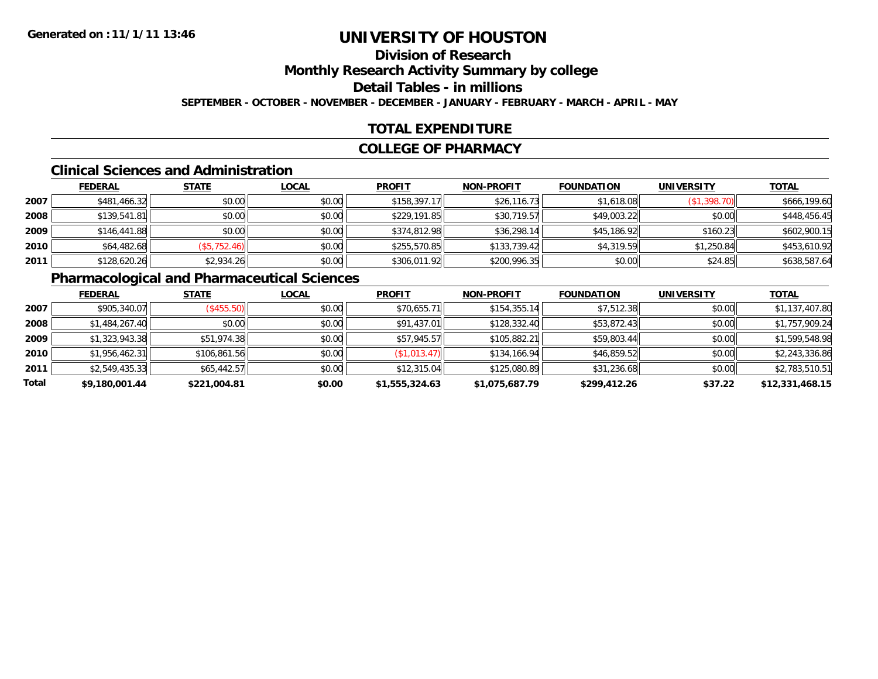**Generated on :11/1/11 13:46**

# UNIVERSITY OF HOUSTON

## Division of Research

## Monthly Research Activity Summary by college

## Detail Tables - in millions

**SEPTEMBER - OCTOBER - NOVEMBER - DECEMBER - JANUARY - FEBRUARY - MARCH - APRIL - MAY**

## TOTAL EXPENDITURE

## COLLEGE OF PHARMACY

### Clinical Sciences and Administration

| | FEDERAL | STATE | LOCAL | PROFIT | NON-PROFIT | FOUNDATION | UNIVERSITY | TOTAL |
|---|---|---|---|---|---|---|---|---|
| 2007 | $481,466.32 | $0.00 | $0.00 | $158,397.17 | $26,116.73 | $1,618.08 | ($1,398.70) | $666,199.60 |
| 2008 | $139,541.81 | $0.00 | $0.00 | $229,191.85 | $30,719.57 | $49,003.22 | $0.00 | $448,456.45 |
| 2009 | $146,441.88 | $0.00 | $0.00 | $374,812.98 | $36,298.14 | $45,186.92 | $160.23 | $602,900.15 |
| 2010 | $64,482.68 | ($5,752.46) | $0.00 | $255,570.85 | $133,739.42 | $4,319.59 | $1,250.84 | $453,610.92 |
| 2011 | $128,620.26 | $2,934.26 | $0.00 | $306,011.92 | $200,996.35 | $0.00 | $24.85 | $638,587.64 |

### Pharmacological and Pharmaceutical Sciences

| | FEDERAL | STATE | LOCAL | PROFIT | NON-PROFIT | FOUNDATION | UNIVERSITY | TOTAL |
|---|---|---|---|---|---|---|---|---|
| 2007 | $905,340.07 | ($455.50) | $0.00 | $70,655.71 | $154,355.14 | $7,512.38 | $0.00 | $1,137,407.80 |
| 2008 | $1,484,267.40 | $0.00 | $0.00 | $91,437.01 | $128,332.40 | $53,872.43 | $0.00 | $1,757,909.24 |
| 2009 | $1,323,943.38 | $51,974.38 | $0.00 | $57,945.57 | $105,882.21 | $59,803.44 | $0.00 | $1,599,548.98 |
| 2010 | $1,956,462.31 | $106,861.56 | $0.00 | ($1,013.47) | $134,166.94 | $46,859.52 | $0.00 | $2,243,336.86 |
| 2011 | $2,549,435.33 | $65,442.57 | $0.00 | $12,315.04 | $125,080.89 | $31,236.68 | $0.00 | $2,783,510.51 |
| **Total** | **$9,180,001.44** | **$221,004.81** | **$0.00** | **$1,555,324.63** | **$1,075,687.79** | **$299,412.26** | **$37.22** | **$12,331,468.15** |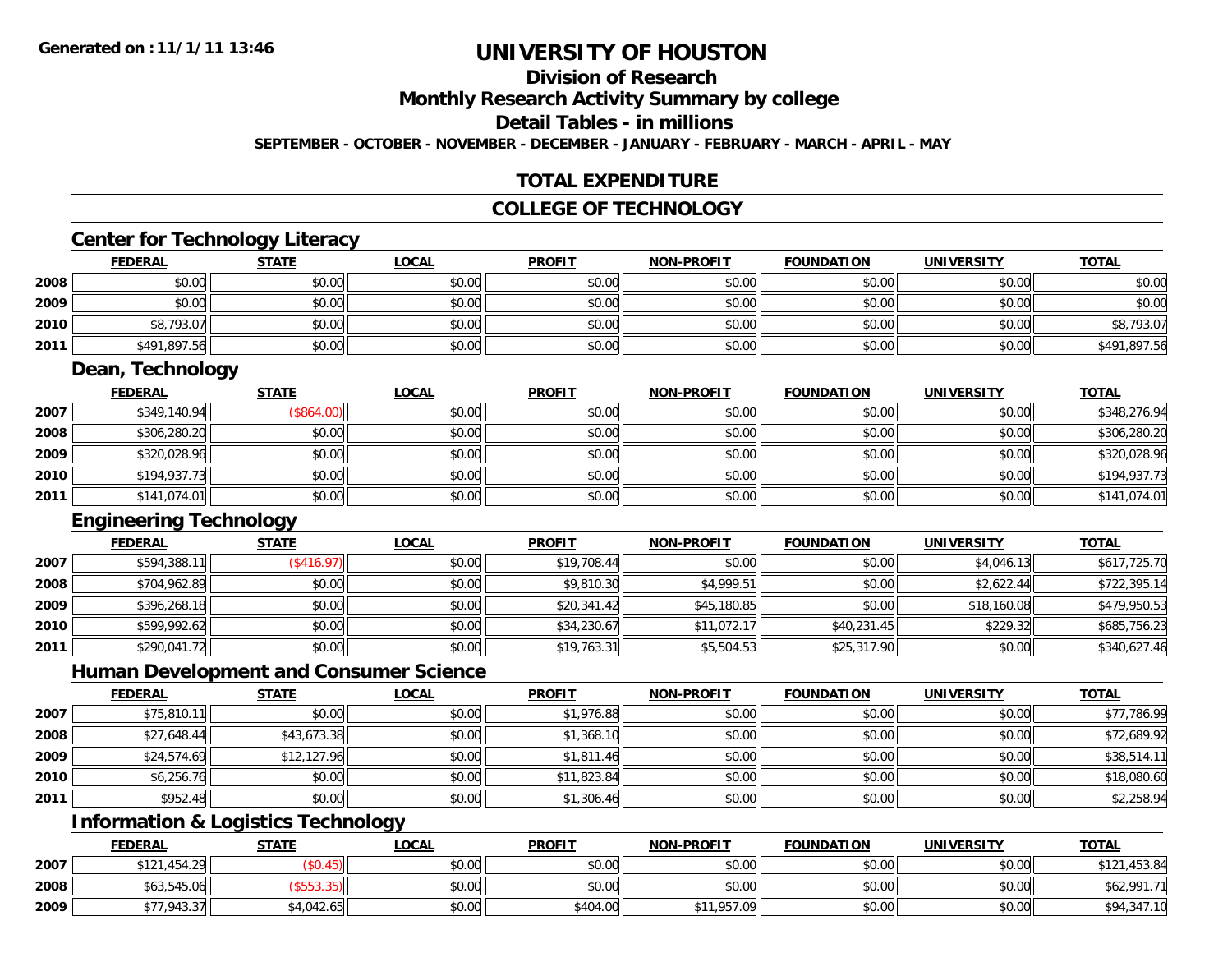**Generated on : 11/1/11 13:46**

# UNIVERSITY OF HOUSTON

## Division of Research

## Monthly Research Activity Summary by college

## Detail Tables - in millions

**SEPTEMBER - OCTOBER - NOVEMBER - DECEMBER - JANUARY - FEBRUARY - MARCH - APRIL - MAY**

## TOTAL EXPENDITURE

## COLLEGE OF TECHNOLOGY

### Center for Technology Literacy

| | FEDERAL | STATE | LOCAL | PROFIT | NON-PROFIT | FOUNDATION | UNIVERSITY | TOTAL |
|---|---|---|---|---|---|---|---|---|
| 2008 | $0.00 | $0.00 | $0.00 | $0.00 | $0.00 | $0.00 | $0.00 | $0.00 |
| 2009 | $0.00 | $0.00 | $0.00 | $0.00 | $0.00 | $0.00 | $0.00 | $0.00 |
| 2010 | $8,793.07 | $0.00 | $0.00 | $0.00 | $0.00 | $0.00 | $0.00 | $8,793.07 |
| 2011 | $491,897.56 | $0.00 | $0.00 | $0.00 | $0.00 | $0.00 | $0.00 | $491,897.56 |

### Dean, Technology

| | FEDERAL | STATE | LOCAL | PROFIT | NON-PROFIT | FOUNDATION | UNIVERSITY | TOTAL |
|---|---|---|---|---|---|---|---|---|
| 2007 | $349,140.94 | ($864.00) | $0.00 | $0.00 | $0.00 | $0.00 | $0.00 | $348,276.94 |
| 2008 | $306,280.20 | $0.00 | $0.00 | $0.00 | $0.00 | $0.00 | $0.00 | $306,280.20 |
| 2009 | $320,028.96 | $0.00 | $0.00 | $0.00 | $0.00 | $0.00 | $0.00 | $320,028.96 |
| 2010 | $194,937.73 | $0.00 | $0.00 | $0.00 | $0.00 | $0.00 | $0.00 | $194,937.73 |
| 2011 | $141,074.01 | $0.00 | $0.00 | $0.00 | $0.00 | $0.00 | $0.00 | $141,074.01 |

### Engineering Technology

| | FEDERAL | STATE | LOCAL | PROFIT | NON-PROFIT | FOUNDATION | UNIVERSITY | TOTAL |
|---|---|---|---|---|---|---|---|---|
| 2007 | $594,388.11 | ($416.97) | $0.00 | $19,708.44 | $0.00 | $0.00 | $4,046.13 | $617,725.70 |
| 2008 | $704,962.89 | $0.00 | $0.00 | $9,810.30 | $4,999.51 | $0.00 | $2,622.44 | $722,395.14 |
| 2009 | $396,268.18 | $0.00 | $0.00 | $20,341.42 | $45,180.85 | $0.00 | $18,160.08 | $479,950.53 |
| 2010 | $599,992.62 | $0.00 | $0.00 | $34,230.67 | $11,072.17 | $40,231.45 | $229.32 | $685,756.23 |
| 2011 | $290,041.72 | $0.00 | $0.00 | $19,763.31 | $5,504.53 | $25,317.90 | $0.00 | $340,627.46 |

### Human Development and Consumer Science

| | FEDERAL | STATE | LOCAL | PROFIT | NON-PROFIT | FOUNDATION | UNIVERSITY | TOTAL |
|---|---|---|---|---|---|---|---|---|
| 2007 | $75,810.11 | $0.00 | $0.00 | $1,976.88 | $0.00 | $0.00 | $0.00 | $77,786.99 |
| 2008 | $27,648.44 | $43,673.38 | $0.00 | $1,368.10 | $0.00 | $0.00 | $0.00 | $72,689.92 |
| 2009 | $24,574.69 | $12,127.96 | $0.00 | $1,811.46 | $0.00 | $0.00 | $0.00 | $38,514.11 |
| 2010 | $6,256.76 | $0.00 | $0.00 | $11,823.84 | $0.00 | $0.00 | $0.00 | $18,080.60 |
| 2011 | $952.48 | $0.00 | $0.00 | $1,306.46 | $0.00 | $0.00 | $0.00 | $2,258.94 |

### Information & Logistics Technology

| | FEDERAL | STATE | LOCAL | PROFIT | NON-PROFIT | FOUNDATION | UNIVERSITY | TOTAL |
|---|---|---|---|---|---|---|---|---|
| 2007 | $121,454.29 | ($0.45) | $0.00 | $0.00 | $0.00 | $0.00 | $0.00 | $121,453.84 |
| 2008 | $63,545.06 | ($553.35) | $0.00 | $0.00 | $0.00 | $0.00 | $0.00 | $62,991.71 |
| 2009 | $77,943.37 | $4,042.65 | $0.00 | $404.00 | $11,957.09 | $0.00 | $0.00 | $94,347.10 |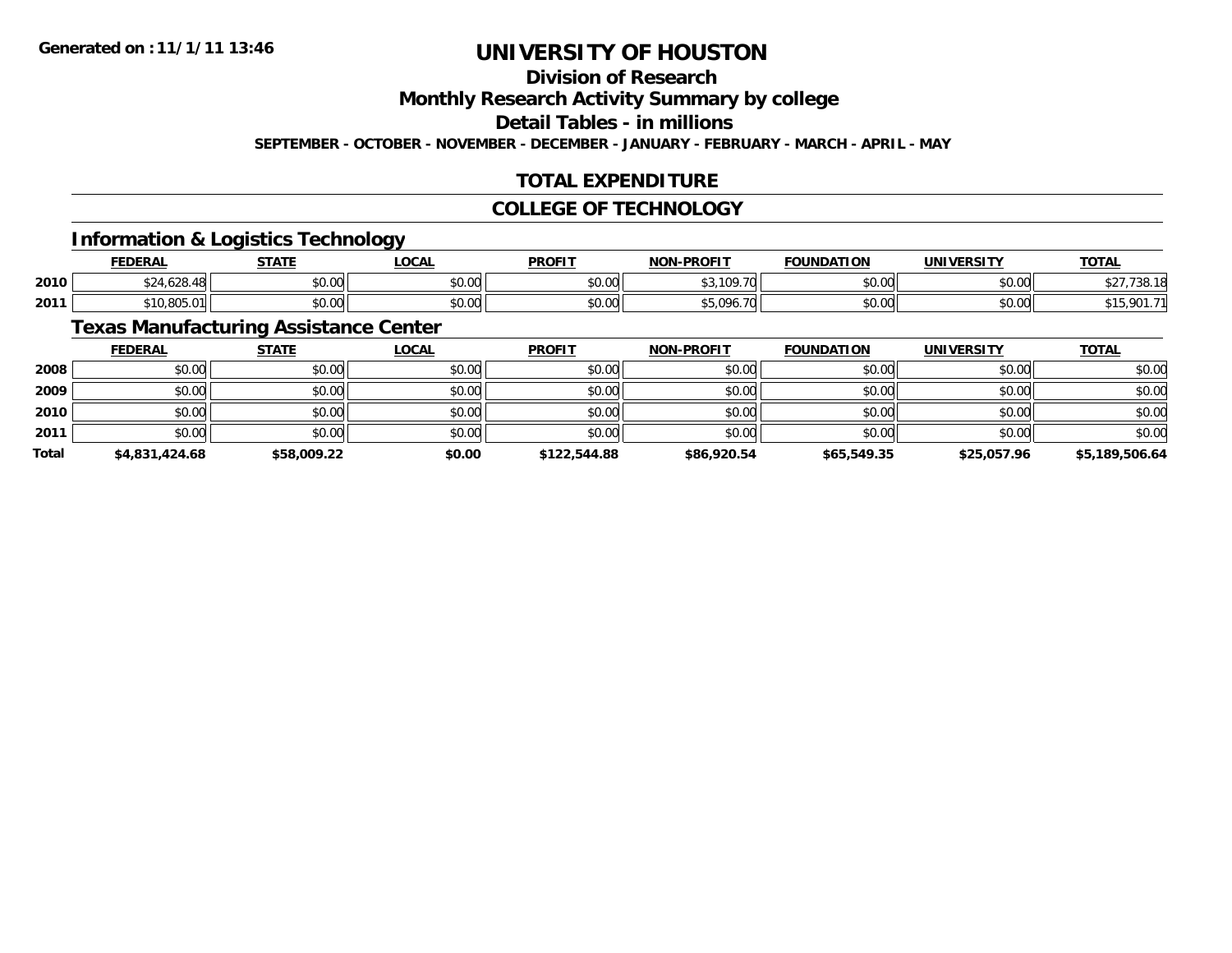Generated on :11/1/11 13:46

# UNIVERSITY OF HOUSTON

## Division of Research

## Monthly Research Activity Summary by college

## Detail Tables - in millions

**SEPTEMBER - OCTOBER - NOVEMBER - DECEMBER - JANUARY - FEBRUARY - MARCH - APRIL - MAY**

## TOTAL EXPENDITURE

## COLLEGE OF TECHNOLOGY

### Information & Logistics Technology

| | FEDERAL | STATE | LOCAL | PROFIT | NON-PROFIT | FOUNDATION | UNIVERSITY | TOTAL |
|---|---|---|---|---|---|---|---|---|
| 2010 | $24,628.48 | $0.00 | $0.00 | $0.00 | $3,109.70 | $0.00 | $0.00 | $27,738.18 |
| 2011 | $10,805.01 | $0.00 | $0.00 | $0.00 | $5,096.70 | $0.00 | $0.00 | $15,901.71 |

### Texas Manufacturing Assistance Center

| | FEDERAL | STATE | LOCAL | PROFIT | NON-PROFIT | FOUNDATION | UNIVERSITY | TOTAL |
|---|---|---|---|---|---|---|---|---|
| 2008 | $0.00 | $0.00 | $0.00 | $0.00 | $0.00 | $0.00 | $0.00 | $0.00 |
| 2009 | $0.00 | $0.00 | $0.00 | $0.00 | $0.00 | $0.00 | $0.00 | $0.00 |
| 2010 | $0.00 | $0.00 | $0.00 | $0.00 | $0.00 | $0.00 | $0.00 | $0.00 |
| 2011 | $0.00 | $0.00 | $0.00 | $0.00 | $0.00 | $0.00 | $0.00 | $0.00 |
| **Total** | **$4,831,424.68** | **$58,009.22** | **$0.00** | **$122,544.88** | **$86,920.54** | **$65,549.35** | **$25,057.96** | **$5,189,506.64** |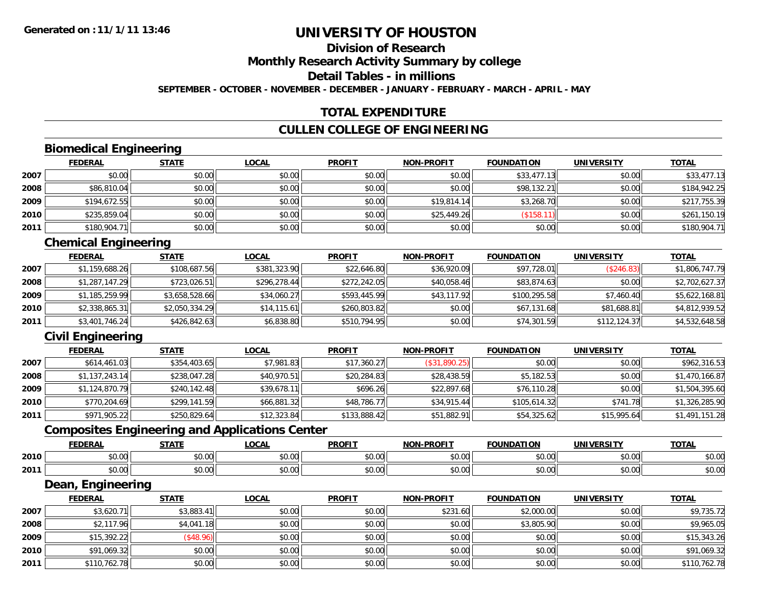# UNIVERSITY OF HOUSTON

## Division of Research

## Monthly Research Activity Summary by college

## Detail Tables - in millions

**SEPTEMBER - OCTOBER - NOVEMBER - DECEMBER - JANUARY - FEBRUARY - MARCH - APRIL - MAY**

## TOTAL EXPENDITURE

## CULLEN COLLEGE OF ENGINEERING

### Biomedical Engineering

| | FEDERAL | STATE | LOCAL | PROFIT | NON-PROFIT | FOUNDATION | UNIVERSITY | TOTAL |
|---|---|---|---|---|---|---|---|---|
| 2007 | $0.00 | $0.00 | $0.00 | $0.00 | $0.00 | $33,477.13 | $0.00 | $33,477.13 |
| 2008 | $86,810.04 | $0.00 | $0.00 | $0.00 | $0.00 | $98,132.21 | $0.00 | $184,942.25 |
| 2009 | $194,672.55 | $0.00 | $0.00 | $0.00 | $19,814.14 | $3,268.70 | $0.00 | $217,755.39 |
| 2010 | $235,859.04 | $0.00 | $0.00 | $0.00 | $25,449.26 | ($158.11) | $0.00 | $261,150.19 |
| 2011 | $180,904.71 | $0.00 | $0.00 | $0.00 | $0.00 | $0.00 | $0.00 | $180,904.71 |

### Chemical Engineering

| | FEDERAL | STATE | LOCAL | PROFIT | NON-PROFIT | FOUNDATION | UNIVERSITY | TOTAL |
|---|---|---|---|---|---|---|---|---|
| 2007 | $1,159,688.26 | $108,687.56 | $381,323.90 | $22,646.80 | $36,920.09 | $97,728.01 | ($246.83) | $1,806,747.79 |
| 2008 | $1,287,147.29 | $723,026.51 | $296,278.44 | $272,242.05 | $40,058.46 | $83,874.63 | $0.00 | $2,702,627.37 |
| 2009 | $1,185,259.99 | $3,658,528.66 | $34,060.27 | $593,445.99 | $43,117.92 | $100,295.58 | $7,460.40 | $5,622,168.81 |
| 2010 | $2,338,865.31 | $2,050,334.29 | $14,115.61 | $260,803.82 | $0.00 | $67,131.68 | $81,688.81 | $4,812,939.52 |
| 2011 | $3,401,746.24 | $426,842.63 | $6,838.80 | $510,794.95 | $0.00 | $74,301.59 | $112,124.37 | $4,532,648.58 |

### Civil Engineering

| | FEDERAL | STATE | LOCAL | PROFIT | NON-PROFIT | FOUNDATION | UNIVERSITY | TOTAL |
|---|---|---|---|---|---|---|---|---|
| 2007 | $614,461.03 | $354,403.65 | $7,981.83 | $17,360.27 | ($31,890.25) | $0.00 | $0.00 | $962,316.53 |
| 2008 | $1,137,243.14 | $238,047.28 | $40,970.51 | $20,284.83 | $28,438.59 | $5,182.53 | $0.00 | $1,470,166.87 |
| 2009 | $1,124,870.79 | $240,142.48 | $39,678.11 | $696.26 | $22,897.68 | $76,110.28 | $0.00 | $1,504,395.60 |
| 2010 | $770,204.69 | $299,141.59 | $66,881.32 | $48,786.77 | $34,915.44 | $105,614.32 | $741.78 | $1,326,285.90 |
| 2011 | $971,905.22 | $250,829.64 | $12,323.84 | $133,888.42 | $51,882.91 | $54,325.62 | $15,995.64 | $1,491,151.28 |

### Composites Engineering and Applications Center

| | FEDERAL | STATE | LOCAL | PROFIT | NON-PROFIT | FOUNDATION | UNIVERSITY | TOTAL |
|---|---|---|---|---|---|---|---|---|
| 2010 | $0.00 | $0.00 | $0.00 | $0.00 | $0.00 | $0.00 | $0.00 | $0.00 |
| 2011 | $0.00 | $0.00 | $0.00 | $0.00 | $0.00 | $0.00 | $0.00 | $0.00 |

### Dean, Engineering

| | FEDERAL | STATE | LOCAL | PROFIT | NON-PROFIT | FOUNDATION | UNIVERSITY | TOTAL |
|---|---|---|---|---|---|---|---|---|
| 2007 | $3,620.71 | $3,883.41 | $0.00 | $0.00 | $231.60 | $2,000.00 | $0.00 | $9,735.72 |
| 2008 | $2,117.96 | $4,041.18 | $0.00 | $0.00 | $0.00 | $3,805.90 | $0.00 | $9,965.05 |
| 2009 | $15,392.22 | ($48.96) | $0.00 | $0.00 | $0.00 | $0.00 | $0.00 | $15,343.26 |
| 2010 | $91,069.32 | $0.00 | $0.00 | $0.00 | $0.00 | $0.00 | $0.00 | $91,069.32 |
| 2011 | $110,762.78 | $0.00 | $0.00 | $0.00 | $0.00 | $0.00 | $0.00 | $110,762.78 |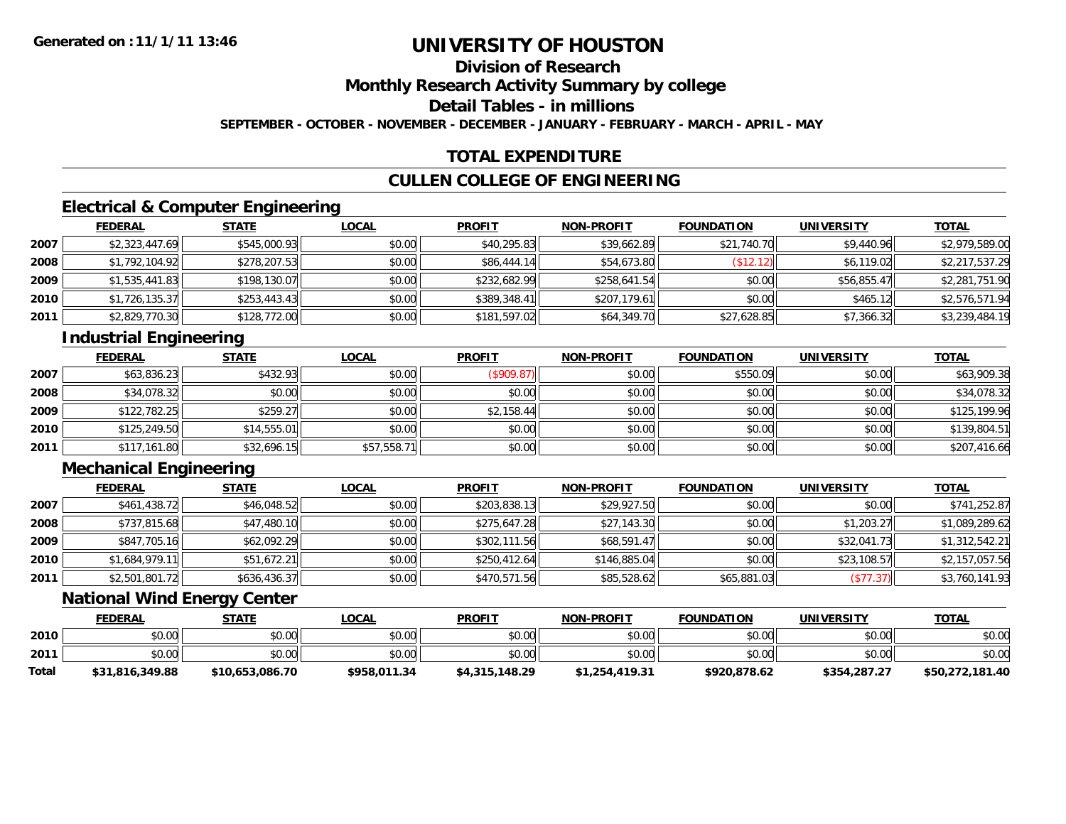# UNIVERSITY OF HOUSTON

## Division of Research

## Monthly Research Activity Summary by college

## Detail Tables - in millions

**SEPTEMBER - OCTOBER - NOVEMBER - DECEMBER - JANUARY - FEBRUARY - MARCH - APRIL - MAY**

## TOTAL EXPENDITURE

## CULLEN COLLEGE OF ENGINEERING

### Electrical & Computer Engineering

| | FEDERAL | STATE | LOCAL | PROFIT | NON-PROFIT | FOUNDATION | UNIVERSITY | TOTAL |
|---|---|---|---|---|---|---|---|---|
| 2007 | $2,323,447.69 | $545,000.93 | $0.00 | $40,295.83 | $39,662.89 | $21,740.70 | $9,440.96 | $2,979,589.00 |
| 2008 | $1,792,104.92 | $278,207.53 | $0.00 | $86,444.14 | $54,673.80 | ($12.12) | $6,119.02 | $2,217,537.29 |
| 2009 | $1,535,441.83 | $198,130.07 | $0.00 | $232,682.99 | $258,641.54 | $0.00 | $56,855.47 | $2,281,751.90 |
| 2010 | $1,726,135.37 | $253,443.43 | $0.00 | $389,348.41 | $207,179.61 | $0.00 | $465.12 | $2,576,571.94 |
| 2011 | $2,829,770.30 | $128,772.00 | $0.00 | $181,597.02 | $64,349.70 | $27,628.85 | $7,366.32 | $3,239,484.19 |

### Industrial Engineering

| | FEDERAL | STATE | LOCAL | PROFIT | NON-PROFIT | FOUNDATION | UNIVERSITY | TOTAL |
|---|---|---|---|---|---|---|---|---|
| 2007 | $63,836.23 | $432.93 | $0.00 | ($909.87) | $0.00 | $550.09 | $0.00 | $63,909.38 |
| 2008 | $34,078.32 | $0.00 | $0.00 | $0.00 | $0.00 | $0.00 | $0.00 | $34,078.32 |
| 2009 | $122,782.25 | $259.27 | $0.00 | $2,158.44 | $0.00 | $0.00 | $0.00 | $125,199.96 |
| 2010 | $125,249.50 | $14,555.01 | $0.00 | $0.00 | $0.00 | $0.00 | $0.00 | $139,804.51 |
| 2011 | $117,161.80 | $32,696.15 | $57,558.71 | $0.00 | $0.00 | $0.00 | $0.00 | $207,416.66 |

### Mechanical Engineering

| | FEDERAL | STATE | LOCAL | PROFIT | NON-PROFIT | FOUNDATION | UNIVERSITY | TOTAL |
|---|---|---|---|---|---|---|---|---|
| 2007 | $461,438.72 | $46,048.52 | $0.00 | $203,838.13 | $29,927.50 | $0.00 | $0.00 | $741,252.87 |
| 2008 | $737,815.68 | $47,480.10 | $0.00 | $275,647.28 | $27,143.30 | $0.00 | $1,203.27 | $1,089,289.62 |
| 2009 | $847,705.16 | $62,092.29 | $0.00 | $302,111.56 | $68,591.47 | $0.00 | $32,041.73 | $1,312,542.21 |
| 2010 | $1,684,979.11 | $51,672.21 | $0.00 | $250,412.64 | $146,885.04 | $0.00 | $23,108.57 | $2,157,057.56 |
| 2011 | $2,501,801.72 | $636,436.37 | $0.00 | $470,571.56 | $85,528.62 | $65,881.03 | ($77.37) | $3,760,141.93 |

### National Wind Energy Center

| | FEDERAL | STATE | LOCAL | PROFIT | NON-PROFIT | FOUNDATION | UNIVERSITY | TOTAL |
|---|---|---|---|---|---|---|---|---|
| 2010 | $0.00 | $0.00 | $0.00 | $0.00 | $0.00 | $0.00 | $0.00 | $0.00 |
| 2011 | $0.00 | $0.00 | $0.00 | $0.00 | $0.00 | $0.00 | $0.00 | $0.00 |
| **Total** | **$31,816,349.88** | **$10,653,086.70** | **$958,011.34** | **$4,315,148.29** | **$1,254,419.31** | **$920,878.62** | **$354,287.27** | **$50,272,181.40** |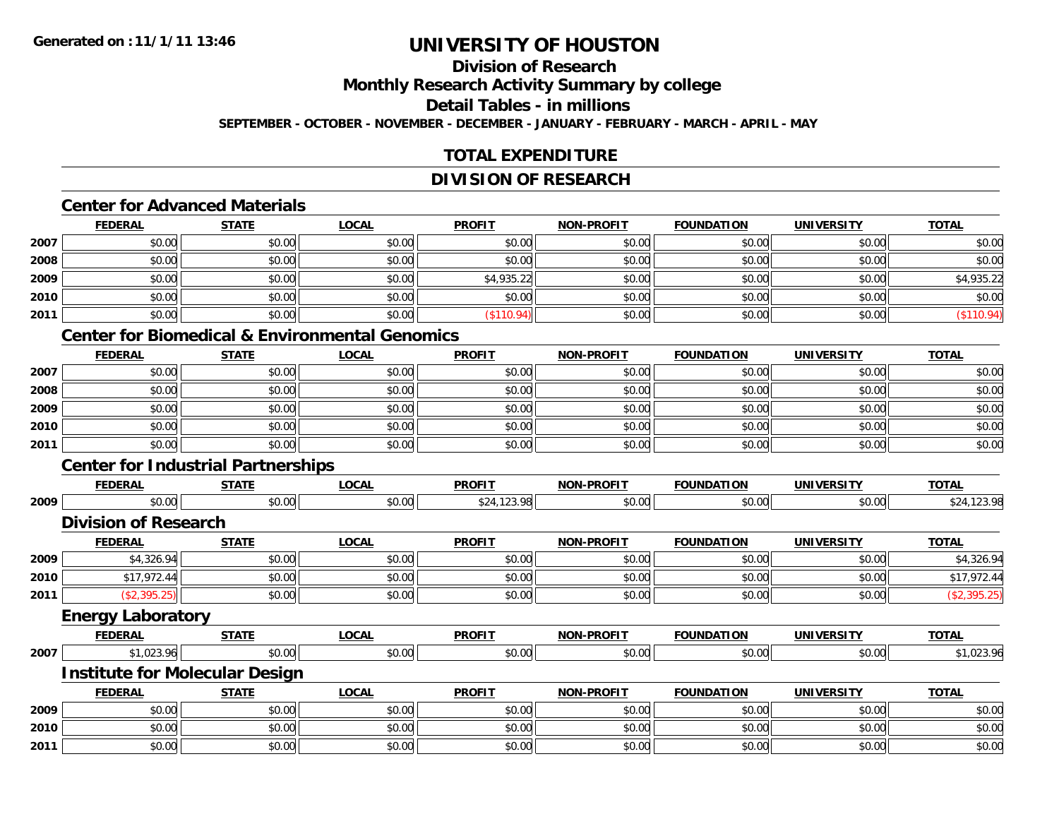**Generated on :11/1/11 13:46**

# UNIVERSITY OF HOUSTON

## Division of Research

## Monthly Research Activity Summary by college

## Detail Tables - in millions

**SEPTEMBER - OCTOBER - NOVEMBER - DECEMBER - JANUARY - FEBRUARY - MARCH - APRIL - MAY**

## TOTAL EXPENDITURE

## DIVISION OF RESEARCH

### Center for Advanced Materials

| | FEDERAL | STATE | LOCAL | PROFIT | NON-PROFIT | FOUNDATION | UNIVERSITY | TOTAL |
|---|---|---|---|---|---|---|---|---|
| 2007 | $0.00 | $0.00 | $0.00 | $0.00 | $0.00 | $0.00 | $0.00 | $0.00 |
| 2008 | $0.00 | $0.00 | $0.00 | $0.00 | $0.00 | $0.00 | $0.00 | $0.00 |
| 2009 | $0.00 | $0.00 | $0.00 | $4,935.22 | $0.00 | $0.00 | $0.00 | $4,935.22 |
| 2010 | $0.00 | $0.00 | $0.00 | $0.00 | $0.00 | $0.00 | $0.00 | $0.00 |
| 2011 | $0.00 | $0.00 | $0.00 | ($110.94) | $0.00 | $0.00 | $0.00 | ($110.94) |

### Center for Biomedical & Environmental Genomics

| | FEDERAL | STATE | LOCAL | PROFIT | NON-PROFIT | FOUNDATION | UNIVERSITY | TOTAL |
|---|---|---|---|---|---|---|---|---|
| 2007 | $0.00 | $0.00 | $0.00 | $0.00 | $0.00 | $0.00 | $0.00 | $0.00 |
| 2008 | $0.00 | $0.00 | $0.00 | $0.00 | $0.00 | $0.00 | $0.00 | $0.00 |
| 2009 | $0.00 | $0.00 | $0.00 | $0.00 | $0.00 | $0.00 | $0.00 | $0.00 |
| 2010 | $0.00 | $0.00 | $0.00 | $0.00 | $0.00 | $0.00 | $0.00 | $0.00 |
| 2011 | $0.00 | $0.00 | $0.00 | $0.00 | $0.00 | $0.00 | $0.00 | $0.00 |

### Center for Industrial Partnerships

| | FEDERAL | STATE | LOCAL | PROFIT | NON-PROFIT | FOUNDATION | UNIVERSITY | TOTAL |
|---|---|---|---|---|---|---|---|---|
| 2009 | $0.00 | $0.00 | $0.00 | $24,123.98 | $0.00 | $0.00 | $0.00 | $24,123.98 |

### Division of Research

| | FEDERAL | STATE | LOCAL | PROFIT | NON-PROFIT | FOUNDATION | UNIVERSITY | TOTAL |
|---|---|---|---|---|---|---|---|---|
| 2009 | $4,326.94 | $0.00 | $0.00 | $0.00 | $0.00 | $0.00 | $0.00 | $4,326.94 |
| 2010 | $17,972.44 | $0.00 | $0.00 | $0.00 | $0.00 | $0.00 | $0.00 | $17,972.44 |
| 2011 | ($2,395.25) | $0.00 | $0.00 | $0.00 | $0.00 | $0.00 | $0.00 | ($2,395.25) |

### Energy Laboratory

| | FEDERAL | STATE | LOCAL | PROFIT | NON-PROFIT | FOUNDATION | UNIVERSITY | TOTAL |
|---|---|---|---|---|---|---|---|---|
| 2007 | $1,023.96 | $0.00 | $0.00 | $0.00 | $0.00 | $0.00 | $0.00 | $1,023.96 |

### Institute for Molecular Design

| | FEDERAL | STATE | LOCAL | PROFIT | NON-PROFIT | FOUNDATION | UNIVERSITY | TOTAL |
|---|---|---|---|---|---|---|---|---|
| 2009 | $0.00 | $0.00 | $0.00 | $0.00 | $0.00 | $0.00 | $0.00 | $0.00 |
| 2010 | $0.00 | $0.00 | $0.00 | $0.00 | $0.00 | $0.00 | $0.00 | $0.00 |
| 2011 | $0.00 | $0.00 | $0.00 | $0.00 | $0.00 | $0.00 | $0.00 | $0.00 |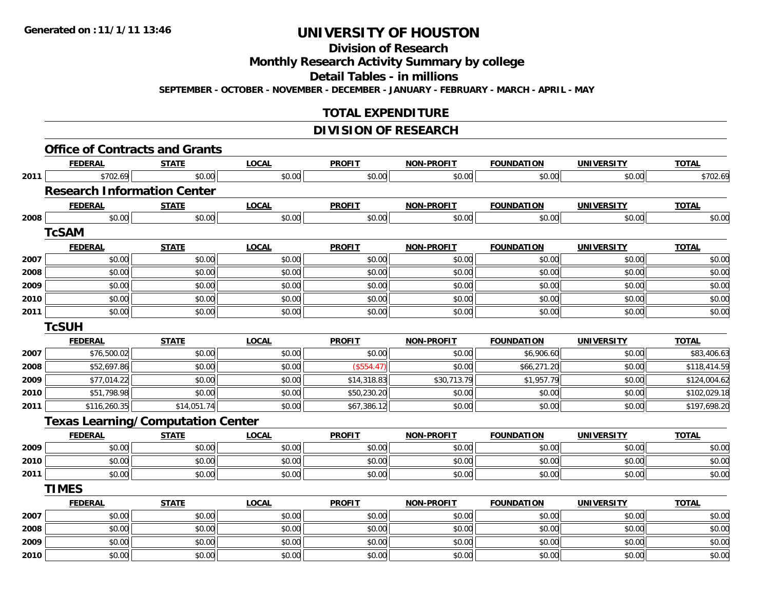Generated on :11/1/11 13:46

# UNIVERSITY OF HOUSTON

## Division of Research

## Monthly Research Activity Summary by college

## Detail Tables - in millions

SEPTEMBER - OCTOBER - NOVEMBER - DECEMBER - JANUARY - FEBRUARY - MARCH - APRIL - MAY

## TOTAL EXPENDITURE

## DIVISION OF RESEARCH

### Office of Contracts and Grants

| | FEDERAL | STATE | LOCAL | PROFIT | NON-PROFIT | FOUNDATION | UNIVERSITY | TOTAL |
|---|---|---|---|---|---|---|---|---|
| 2011 | $702.69 | $0.00 | $0.00 | $0.00 | $0.00 | $0.00 | $0.00 | $702.69 |

### Research Information Center

| | FEDERAL | STATE | LOCAL | PROFIT | NON-PROFIT | FOUNDATION | UNIVERSITY | TOTAL |
|---|---|---|---|---|---|---|---|---|
| 2008 | $0.00 | $0.00 | $0.00 | $0.00 | $0.00 | $0.00 | $0.00 | $0.00 |

### TcSAM

| | FEDERAL | STATE | LOCAL | PROFIT | NON-PROFIT | FOUNDATION | UNIVERSITY | TOTAL |
|---|---|---|---|---|---|---|---|---|
| 2007 | $0.00 | $0.00 | $0.00 | $0.00 | $0.00 | $0.00 | $0.00 | $0.00 |
| 2008 | $0.00 | $0.00 | $0.00 | $0.00 | $0.00 | $0.00 | $0.00 | $0.00 |
| 2009 | $0.00 | $0.00 | $0.00 | $0.00 | $0.00 | $0.00 | $0.00 | $0.00 |
| 2010 | $0.00 | $0.00 | $0.00 | $0.00 | $0.00 | $0.00 | $0.00 | $0.00 |
| 2011 | $0.00 | $0.00 | $0.00 | $0.00 | $0.00 | $0.00 | $0.00 | $0.00 |

### TcSUH

| | FEDERAL | STATE | LOCAL | PROFIT | NON-PROFIT | FOUNDATION | UNIVERSITY | TOTAL |
|---|---|---|---|---|---|---|---|---|
| 2007 | $76,500.02 | $0.00 | $0.00 | $0.00 | $0.00 | $6,906.60 | $0.00 | $83,406.63 |
| 2008 | $52,697.86 | $0.00 | $0.00 | ($554.47) | $0.00 | $66,271.20 | $0.00 | $118,414.59 |
| 2009 | $77,014.22 | $0.00 | $0.00 | $14,318.83 | $30,713.79 | $1,957.79 | $0.00 | $124,004.62 |
| 2010 | $51,798.98 | $0.00 | $0.00 | $50,230.20 | $0.00 | $0.00 | $0.00 | $102,029.18 |
| 2011 | $116,260.35 | $14,051.74 | $0.00 | $67,386.12 | $0.00 | $0.00 | $0.00 | $197,698.20 |

### Texas Learning/Computation Center

| | FEDERAL | STATE | LOCAL | PROFIT | NON-PROFIT | FOUNDATION | UNIVERSITY | TOTAL |
|---|---|---|---|---|---|---|---|---|
| 2009 | $0.00 | $0.00 | $0.00 | $0.00 | $0.00 | $0.00 | $0.00 | $0.00 |
| 2010 | $0.00 | $0.00 | $0.00 | $0.00 | $0.00 | $0.00 | $0.00 | $0.00 |
| 2011 | $0.00 | $0.00 | $0.00 | $0.00 | $0.00 | $0.00 | $0.00 | $0.00 |

### TIMES

| | FEDERAL | STATE | LOCAL | PROFIT | NON-PROFIT | FOUNDATION | UNIVERSITY | TOTAL |
|---|---|---|---|---|---|---|---|---|
| 2007 | $0.00 | $0.00 | $0.00 | $0.00 | $0.00 | $0.00 | $0.00 | $0.00 |
| 2008 | $0.00 | $0.00 | $0.00 | $0.00 | $0.00 | $0.00 | $0.00 | $0.00 |
| 2009 | $0.00 | $0.00 | $0.00 | $0.00 | $0.00 | $0.00 | $0.00 | $0.00 |
| 2010 | $0.00 | $0.00 | $0.00 | $0.00 | $0.00 | $0.00 | $0.00 | $0.00 |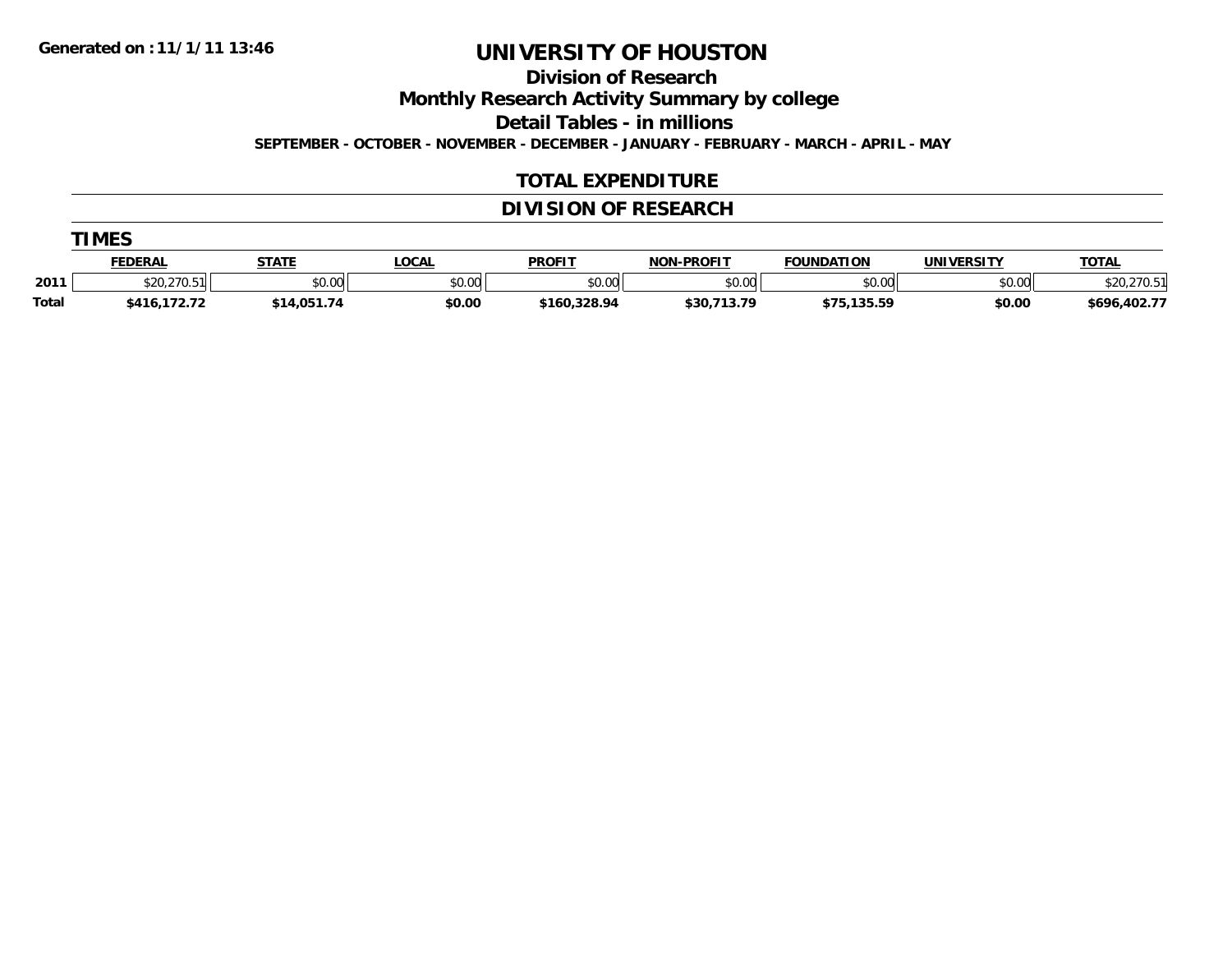Generated on :11/1/11 13:46

# UNIVERSITY OF HOUSTON

## Division of Research

## Monthly Research Activity Summary by college

## Detail Tables - in millions

**SEPTEMBER - OCTOBER - NOVEMBER - DECEMBER - JANUARY - FEBRUARY - MARCH - APRIL - MAY**

## TOTAL EXPENDITURE

## DIVISION OF RESEARCH

### TIMES

| | FEDERAL | STATE | LOCAL | PROFIT | NON-PROFIT | FOUNDATION | UNIVERSITY | TOTAL |
|---|---|---|---|---|---|---|---|---|
| 2011 | $20,270.51 | $0.00 | $0.00 | $0.00 | $0.00 | $0.00 | $0.00 | $20,270.51 |
| **Total** | **$416,172.72** | **$14,051.74** | **$0.00** | **$160,328.94** | **$30,713.79** | **$75,135.59** | **$0.00** | **$696,402.77** |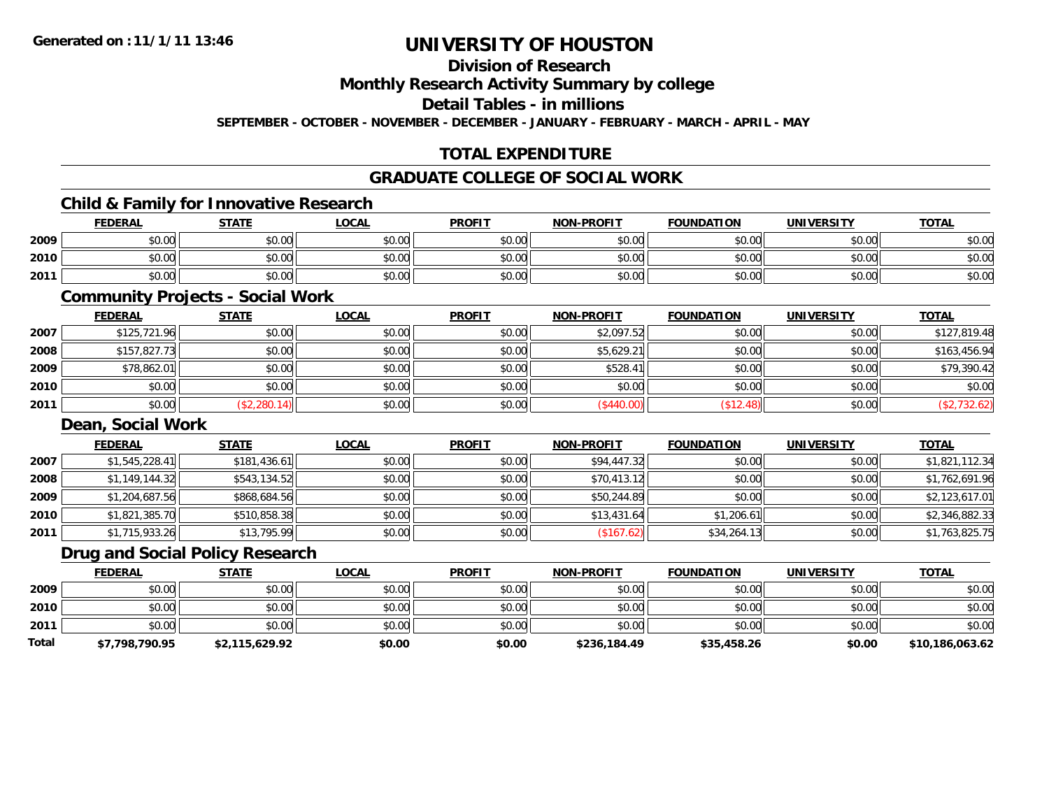**Generated on :11/1/11 13:46**

# UNIVERSITY OF HOUSTON

## Division of Research

## Monthly Research Activity Summary by college

## Detail Tables - in millions

**SEPTEMBER - OCTOBER - NOVEMBER - DECEMBER - JANUARY - FEBRUARY - MARCH - APRIL - MAY**

## TOTAL EXPENDITURE

## GRADUATE COLLEGE OF SOCIAL WORK

### Child & Family for Innovative Research

| | FEDERAL | STATE | LOCAL | PROFIT | NON-PROFIT | FOUNDATION | UNIVERSITY | TOTAL |
|---|---|---|---|---|---|---|---|---|
| 2009 | $0.00 | $0.00 | $0.00 | $0.00 | $0.00 | $0.00 | $0.00 | $0.00 |
| 2010 | $0.00 | $0.00 | $0.00 | $0.00 | $0.00 | $0.00 | $0.00 | $0.00 |
| 2011 | $0.00 | $0.00 | $0.00 | $0.00 | $0.00 | $0.00 | $0.00 | $0.00 |

### Community Projects - Social Work

| | FEDERAL | STATE | LOCAL | PROFIT | NON-PROFIT | FOUNDATION | UNIVERSITY | TOTAL |
|---|---|---|---|---|---|---|---|---|
| 2007 | $125,721.96 | $0.00 | $0.00 | $0.00 | $2,097.52 | $0.00 | $0.00 | $127,819.48 |
| 2008 | $157,827.73 | $0.00 | $0.00 | $0.00 | $5,629.21 | $0.00 | $0.00 | $163,456.94 |
| 2009 | $78,862.01 | $0.00 | $0.00 | $0.00 | $528.41 | $0.00 | $0.00 | $79,390.42 |
| 2010 | $0.00 | $0.00 | $0.00 | $0.00 | $0.00 | $0.00 | $0.00 | $0.00 |
| 2011 | $0.00 | ($2,280.14) | $0.00 | $0.00 | ($440.00) | ($12.48) | $0.00 | ($2,732.62) |

### Dean, Social Work

| | FEDERAL | STATE | LOCAL | PROFIT | NON-PROFIT | FOUNDATION | UNIVERSITY | TOTAL |
|---|---|---|---|---|---|---|---|---|
| 2007 | $1,545,228.41 | $181,436.61 | $0.00 | $0.00 | $94,447.32 | $0.00 | $0.00 | $1,821,112.34 |
| 2008 | $1,149,144.32 | $543,134.52 | $0.00 | $0.00 | $70,413.12 | $0.00 | $0.00 | $1,762,691.96 |
| 2009 | $1,204,687.56 | $868,684.56 | $0.00 | $0.00 | $50,244.89 | $0.00 | $0.00 | $2,123,617.01 |
| 2010 | $1,821,385.70 | $510,858.38 | $0.00 | $0.00 | $13,431.64 | $1,206.61 | $0.00 | $2,346,882.33 |
| 2011 | $1,715,933.26 | $13,795.99 | $0.00 | $0.00 | ($167.62) | $34,264.13 | $0.00 | $1,763,825.75 |

### Drug and Social Policy Research

| | FEDERAL | STATE | LOCAL | PROFIT | NON-PROFIT | FOUNDATION | UNIVERSITY | TOTAL |
|---|---|---|---|---|---|---|---|---|
| 2009 | $0.00 | $0.00 | $0.00 | $0.00 | $0.00 | $0.00 | $0.00 | $0.00 |
| 2010 | $0.00 | $0.00 | $0.00 | $0.00 | $0.00 | $0.00 | $0.00 | $0.00 |
| 2011 | $0.00 | $0.00 | $0.00 | $0.00 | $0.00 | $0.00 | $0.00 | $0.00 |
| **Total** | **$7,798,790.95** | **$2,115,629.92** | **$0.00** | **$0.00** | **$236,184.49** | **$35,458.26** | **$0.00** | **$10,186,063.62** |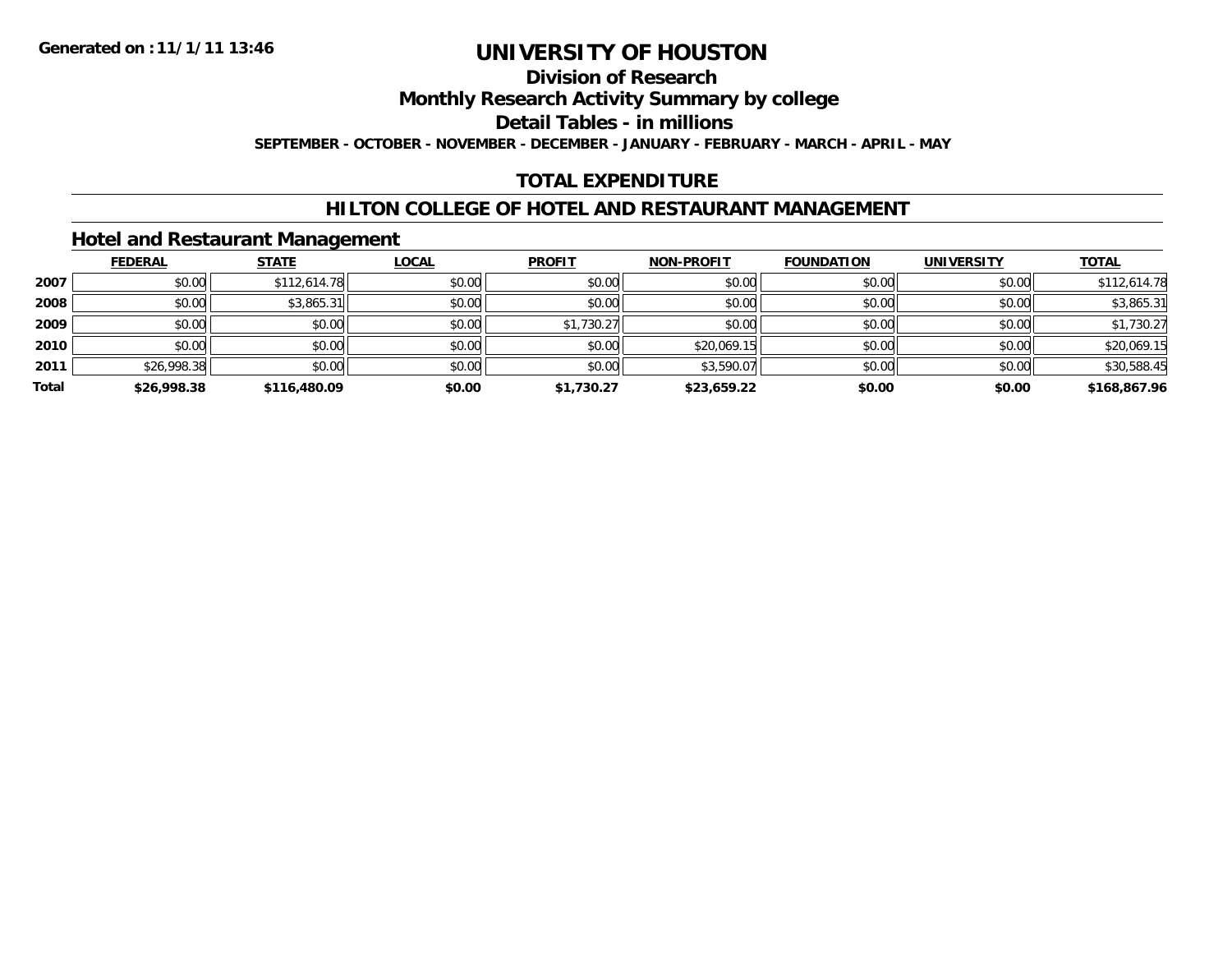**Generated on :11/1/11 13:46**

# UNIVERSITY OF HOUSTON

## Division of Research

## Monthly Research Activity Summary by college

## Detail Tables - in millions

**SEPTEMBER - OCTOBER - NOVEMBER - DECEMBER - JANUARY - FEBRUARY - MARCH - APRIL - MAY**

## TOTAL EXPENDITURE

## HILTON COLLEGE OF HOTEL AND RESTAURANT MANAGEMENT

### Hotel and Restaurant Management

| | FEDERAL | STATE | LOCAL | PROFIT | NON-PROFIT | FOUNDATION | UNIVERSITY | TOTAL |
|---|---|---|---|---|---|---|---|---|
| **2007** | $0.00 | $112,614.78 | $0.00 | $0.00 | $0.00 | $0.00 | $0.00 | $112,614.78 |
| **2008** | $0.00 | $3,865.31 | $0.00 | $0.00 | $0.00 | $0.00 | $0.00 | $3,865.31 |
| **2009** | $0.00 | $0.00 | $0.00 | $1,730.27 | $0.00 | $0.00 | $0.00 | $1,730.27 |
| **2010** | $0.00 | $0.00 | $0.00 | $0.00 | $20,069.15 | $0.00 | $0.00 | $20,069.15 |
| **2011** | $26,998.38 | $0.00 | $0.00 | $0.00 | $3,590.07 | $0.00 | $0.00 | $30,588.45 |
| **Total** | **$26,998.38** | **$116,480.09** | **$0.00** | **$1,730.27** | **$23,659.22** | **$0.00** | **$0.00** | **$168,867.96** |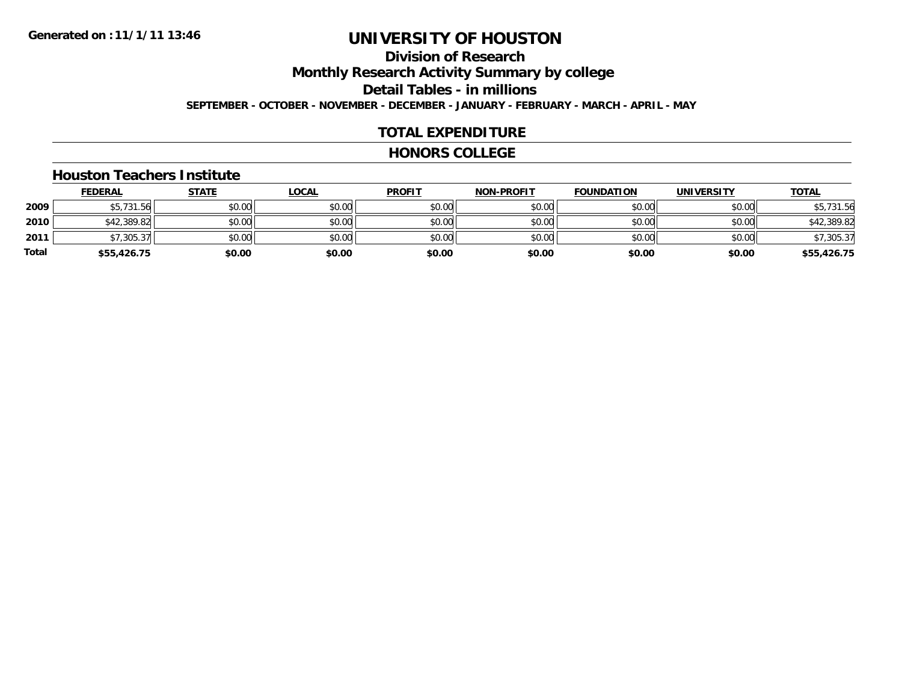Generated on :11/1/11 13:46

# UNIVERSITY OF HOUSTON

## Division of Research

## Monthly Research Activity Summary by college

## Detail Tables - in millions

SEPTEMBER - OCTOBER - NOVEMBER - DECEMBER - JANUARY - FEBRUARY - MARCH - APRIL - MAY

## TOTAL EXPENDITURE

## HONORS COLLEGE

### Houston Teachers Institute

| | FEDERAL | STATE | LOCAL | PROFIT | NON-PROFIT | FOUNDATION | UNIVERSITY | TOTAL |
|---|---|---|---|---|---|---|---|---|
| 2009 | $5,731.56 | $0.00 | $0.00 | $0.00 | $0.00 | $0.00 | $0.00 | $5,731.56 |
| 2010 | $42,389.82 | $0.00 | $0.00 | $0.00 | $0.00 | $0.00 | $0.00 | $42,389.82 |
| 2011 | $7,305.37 | $0.00 | $0.00 | $0.00 | $0.00 | $0.00 | $0.00 | $7,305.37 |
| **Total** | **$55,426.75** | **$0.00** | **$0.00** | **$0.00** | **$0.00** | **$0.00** | **$0.00** | **$55,426.75** |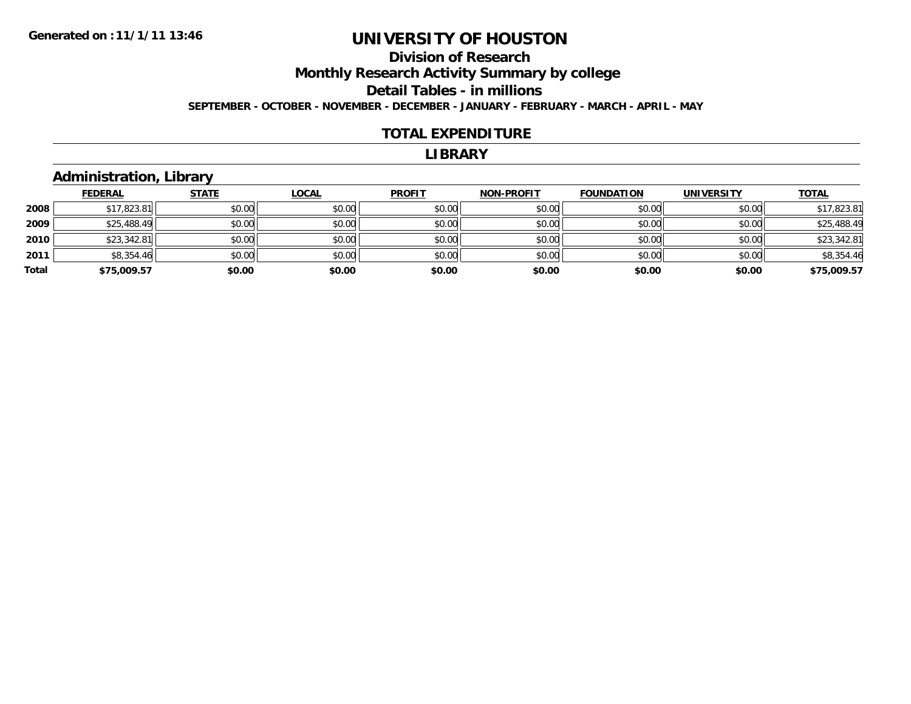Generated on :11/1/11 13:46

# UNIVERSITY OF HOUSTON

## Division of Research

## Monthly Research Activity Summary by college

## Detail Tables - in millions

**SEPTEMBER - OCTOBER - NOVEMBER - DECEMBER - JANUARY - FEBRUARY - MARCH - APRIL - MAY**

## TOTAL EXPENDITURE

## LIBRARY

### Administration, Library

| | FEDERAL | STATE | LOCAL | PROFIT | NON-PROFIT | FOUNDATION | UNIVERSITY | TOTAL |
|---|---|---|---|---|---|---|---|---|
| 2008 | $17,823.81 | $0.00 | $0.00 | $0.00 | $0.00 | $0.00 | $0.00 | $17,823.81 |
| 2009 | $25,488.49 | $0.00 | $0.00 | $0.00 | $0.00 | $0.00 | $0.00 | $25,488.49 |
| 2010 | $23,342.81 | $0.00 | $0.00 | $0.00 | $0.00 | $0.00 | $0.00 | $23,342.81 |
| 2011 | $8,354.46 | $0.00 | $0.00 | $0.00 | $0.00 | $0.00 | $0.00 | $8,354.46 |
| **Total** | **$75,009.57** | **$0.00** | **$0.00** | **$0.00** | **$0.00** | **$0.00** | **$0.00** | **$75,009.57** |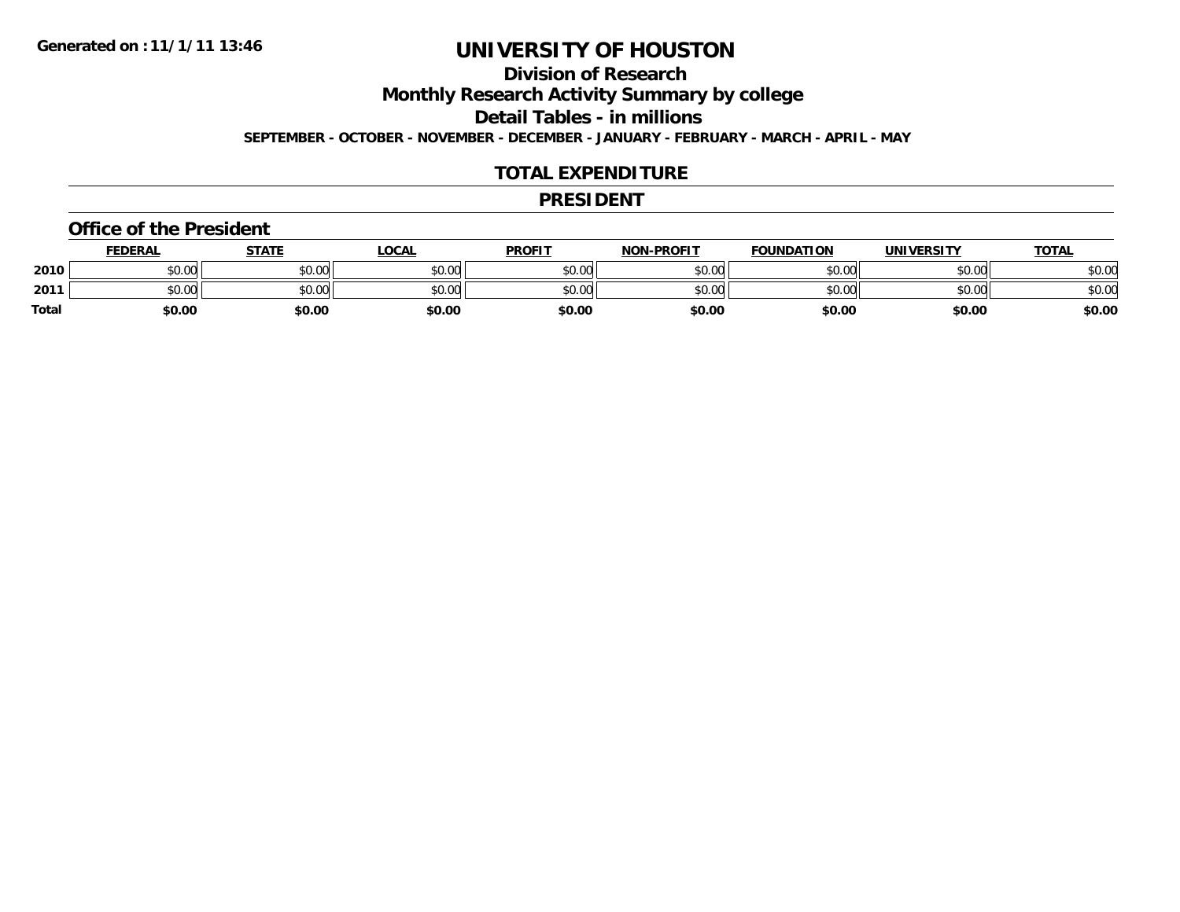Generated on :11/1/11 13:46

# UNIVERSITY OF HOUSTON

## Division of Research

## Monthly Research Activity Summary by college

## Detail Tables - in millions

**SEPTEMBER - OCTOBER - NOVEMBER - DECEMBER - JANUARY - FEBRUARY - MARCH - APRIL - MAY**

## TOTAL EXPENDITURE

## PRESIDENT

### Office of the President

| | FEDERAL | STATE | LOCAL | PROFIT | NON-PROFIT | FOUNDATION | UNIVERSITY | TOTAL |
|---|---|---|---|---|---|---|---|---|
| 2010 | $0.00 | $0.00 | $0.00 | $0.00 | $0.00 | $0.00 | $0.00 | $0.00 |
| 2011 | $0.00 | $0.00 | $0.00 | $0.00 | $0.00 | $0.00 | $0.00 | $0.00 |
| **Total** | **$0.00** | **$0.00** | **$0.00** | **$0.00** | **$0.00** | **$0.00** | **$0.00** | **$0.00** |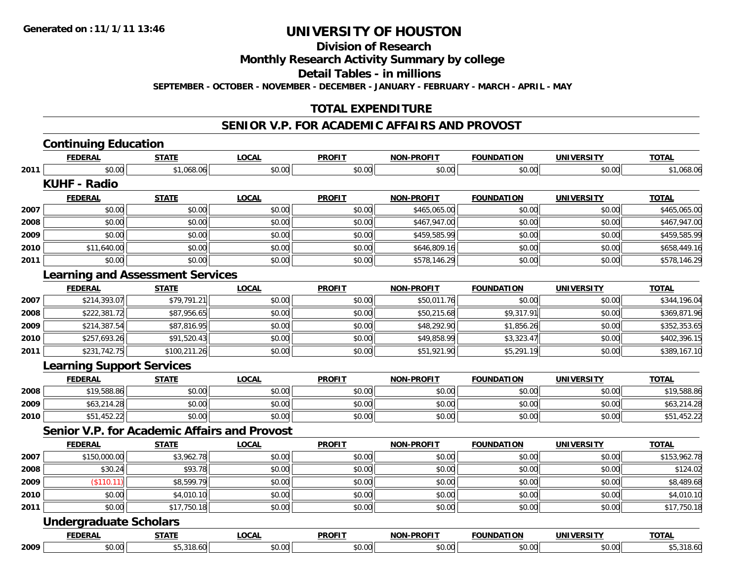Generated on :11/1/11 13:46

# UNIVERSITY OF HOUSTON

## Division of Research

## Monthly Research Activity Summary by college

## Detail Tables - in millions

SEPTEMBER - OCTOBER - NOVEMBER - DECEMBER - JANUARY - FEBRUARY - MARCH - APRIL - MAY

## TOTAL EXPENDITURE

## SENIOR V.P. FOR ACADEMIC AFFAIRS AND PROVOST

### Continuing Education

| | FEDERAL | STATE | LOCAL | PROFIT | NON-PROFIT | FOUNDATION | UNIVERSITY | TOTAL |
|---|---|---|---|---|---|---|---|---|
| 2011 | $0.00 | $1,068.06 | $0.00 | $0.00 | $0.00 | $0.00 | $0.00 | $1,068.06 |

### KUHF - Radio

| | FEDERAL | STATE | LOCAL | PROFIT | NON-PROFIT | FOUNDATION | UNIVERSITY | TOTAL |
|---|---|---|---|---|---|---|---|---|
| 2007 | $0.00 | $0.00 | $0.00 | $0.00 | $465,065.00 | $0.00 | $0.00 | $465,065.00 |
| 2008 | $0.00 | $0.00 | $0.00 | $0.00 | $467,947.00 | $0.00 | $0.00 | $467,947.00 |
| 2009 | $0.00 | $0.00 | $0.00 | $0.00 | $459,585.99 | $0.00 | $0.00 | $459,585.99 |
| 2010 | $11,640.00 | $0.00 | $0.00 | $0.00 | $646,809.16 | $0.00 | $0.00 | $658,449.16 |
| 2011 | $0.00 | $0.00 | $0.00 | $0.00 | $578,146.29 | $0.00 | $0.00 | $578,146.29 |

### Learning and Assessment Services

| | FEDERAL | STATE | LOCAL | PROFIT | NON-PROFIT | FOUNDATION | UNIVERSITY | TOTAL |
|---|---|---|---|---|---|---|---|---|
| 2007 | $214,393.07 | $79,791.21 | $0.00 | $0.00 | $50,011.76 | $0.00 | $0.00 | $344,196.04 |
| 2008 | $222,381.72 | $87,956.65 | $0.00 | $0.00 | $50,215.68 | $9,317.91 | $0.00 | $369,871.96 |
| 2009 | $214,387.54 | $87,816.95 | $0.00 | $0.00 | $48,292.90 | $1,856.26 | $0.00 | $352,353.65 |
| 2010 | $257,693.26 | $91,520.43 | $0.00 | $0.00 | $49,858.99 | $3,323.47 | $0.00 | $402,396.15 |
| 2011 | $231,742.75 | $100,211.26 | $0.00 | $0.00 | $51,921.90 | $5,291.19 | $0.00 | $389,167.10 |

### Learning Support Services

| | FEDERAL | STATE | LOCAL | PROFIT | NON-PROFIT | FOUNDATION | UNIVERSITY | TOTAL |
|---|---|---|---|---|---|---|---|---|
| 2008 | $19,588.86 | $0.00 | $0.00 | $0.00 | $0.00 | $0.00 | $0.00 | $19,588.86 |
| 2009 | $63,214.28 | $0.00 | $0.00 | $0.00 | $0.00 | $0.00 | $0.00 | $63,214.28 |
| 2010 | $51,452.22 | $0.00 | $0.00 | $0.00 | $0.00 | $0.00 | $0.00 | $51,452.22 |

### Senior V.P. for Academic Affairs and Provost

| | FEDERAL | STATE | LOCAL | PROFIT | NON-PROFIT | FOUNDATION | UNIVERSITY | TOTAL |
|---|---|---|---|---|---|---|---|---|
| 2007 | $150,000.00 | $3,962.78 | $0.00 | $0.00 | $0.00 | $0.00 | $0.00 | $153,962.78 |
| 2008 | $30.24 | $93.78 | $0.00 | $0.00 | $0.00 | $0.00 | $0.00 | $124.02 |
| 2009 | ($110.11) | $8,599.79 | $0.00 | $0.00 | $0.00 | $0.00 | $0.00 | $8,489.68 |
| 2010 | $0.00 | $4,010.10 | $0.00 | $0.00 | $0.00 | $0.00 | $0.00 | $4,010.10 |
| 2011 | $0.00 | $17,750.18 | $0.00 | $0.00 | $0.00 | $0.00 | $0.00 | $17,750.18 |

### Undergraduate Scholars

| | FEDERAL | STATE | LOCAL | PROFIT | NON-PROFIT | FOUNDATION | UNIVERSITY | TOTAL |
|---|---|---|---|---|---|---|---|---|
| 2009 | $0.00 | $5,318.60 | $0.00 | $0.00 | $0.00 | $0.00 | $0.00 | $5,318.60 |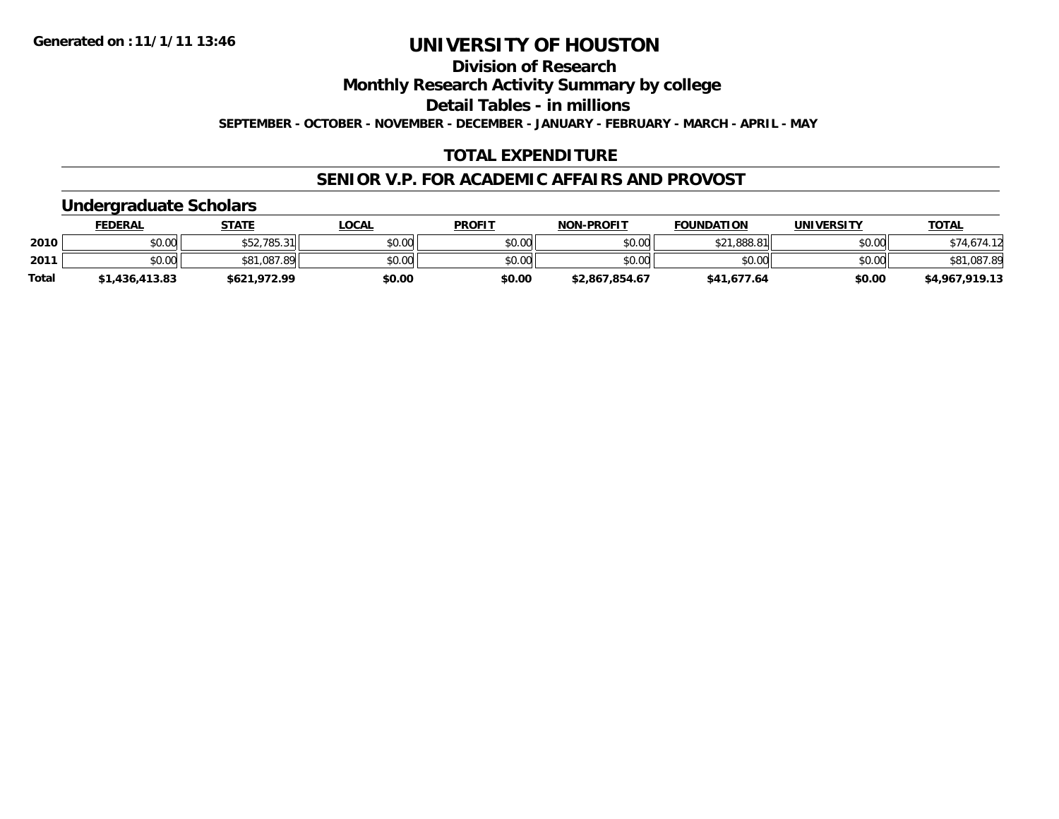**Generated on :11/1/11 13:46**

# UNIVERSITY OF HOUSTON

## Division of Research

## Monthly Research Activity Summary by college

## Detail Tables - in millions

**SEPTEMBER - OCTOBER - NOVEMBER - DECEMBER - JANUARY - FEBRUARY - MARCH - APRIL - MAY**

## TOTAL EXPENDITURE

## SENIOR V.P. FOR ACADEMIC AFFAIRS AND PROVOST

### Undergraduate Scholars

| | FEDERAL | STATE | LOCAL | PROFIT | NON-PROFIT | FOUNDATION | UNIVERSITY | TOTAL |
|---|---|---|---|---|---|---|---|---|
| **2010** | $0.00 | $52,785.31 | $0.00 | $0.00 | $0.00 | $21,888.81 | $0.00 | $74,674.12 |
| **2011** | $0.00 | $81,087.89 | $0.00 | $0.00 | $0.00 | $0.00 | $0.00 | $81,087.89 |
| **Total** | **$1,436,413.83** | **$621,972.99** | **$0.00** | **$0.00** | **$2,867,854.67** | **$41,677.64** | **$0.00** | **$4,967,919.13** |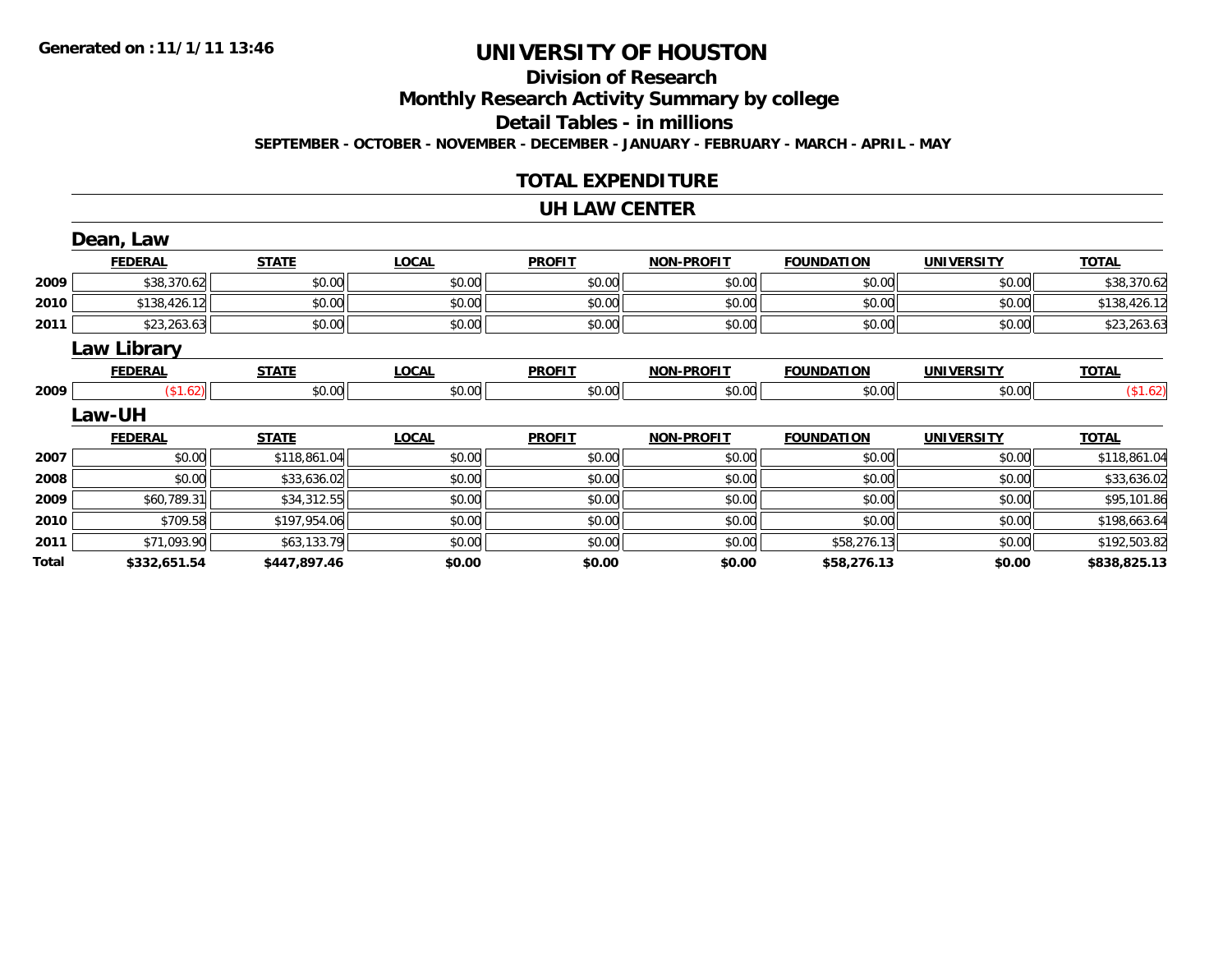Generated on :11/1/11 13:46

# UNIVERSITY OF HOUSTON

## Division of Research

## Monthly Research Activity Summary by college

## Detail Tables - in millions

**SEPTEMBER - OCTOBER - NOVEMBER - DECEMBER - JANUARY - FEBRUARY - MARCH - APRIL - MAY**

## TOTAL EXPENDITURE

## UH LAW CENTER

### Dean, Law

| | FEDERAL | STATE | LOCAL | PROFIT | NON-PROFIT | FOUNDATION | UNIVERSITY | TOTAL |
|---|---|---|---|---|---|---|---|---|
| 2009 | $38,370.62 | $0.00 | $0.00 | $0.00 | $0.00 | $0.00 | $0.00 | $38,370.62 |
| 2010 | $138,426.12 | $0.00 | $0.00 | $0.00 | $0.00 | $0.00 | $0.00 | $138,426.12 |
| 2011 | $23,263.63 | $0.00 | $0.00 | $0.00 | $0.00 | $0.00 | $0.00 | $23,263.63 |

### Law Library

| | FEDERAL | STATE | LOCAL | PROFIT | NON-PROFIT | FOUNDATION | UNIVERSITY | TOTAL |
|---|---|---|---|---|---|---|---|---|
| 2009 | ($1.62) | $0.00 | $0.00 | $0.00 | $0.00 | $0.00 | $0.00 | ($1.62) |

### Law-UH

| | FEDERAL | STATE | LOCAL | PROFIT | NON-PROFIT | FOUNDATION | UNIVERSITY | TOTAL |
|---|---|---|---|---|---|---|---|---|
| 2007 | $0.00 | $118,861.04 | $0.00 | $0.00 | $0.00 | $0.00 | $0.00 | $118,861.04 |
| 2008 | $0.00 | $33,636.02 | $0.00 | $0.00 | $0.00 | $0.00 | $0.00 | $33,636.02 |
| 2009 | $60,789.31 | $34,312.55 | $0.00 | $0.00 | $0.00 | $0.00 | $0.00 | $95,101.86 |
| 2010 | $709.58 | $197,954.06 | $0.00 | $0.00 | $0.00 | $0.00 | $0.00 | $198,663.64 |
| 2011 | $71,093.90 | $63,133.79 | $0.00 | $0.00 | $0.00 | $58,276.13 | $0.00 | $192,503.82 |
| **Total** | **$332,651.54** | **$447,897.46** | **$0.00** | **$0.00** | **$0.00** | **$58,276.13** | **$0.00** | **$838,825.13** |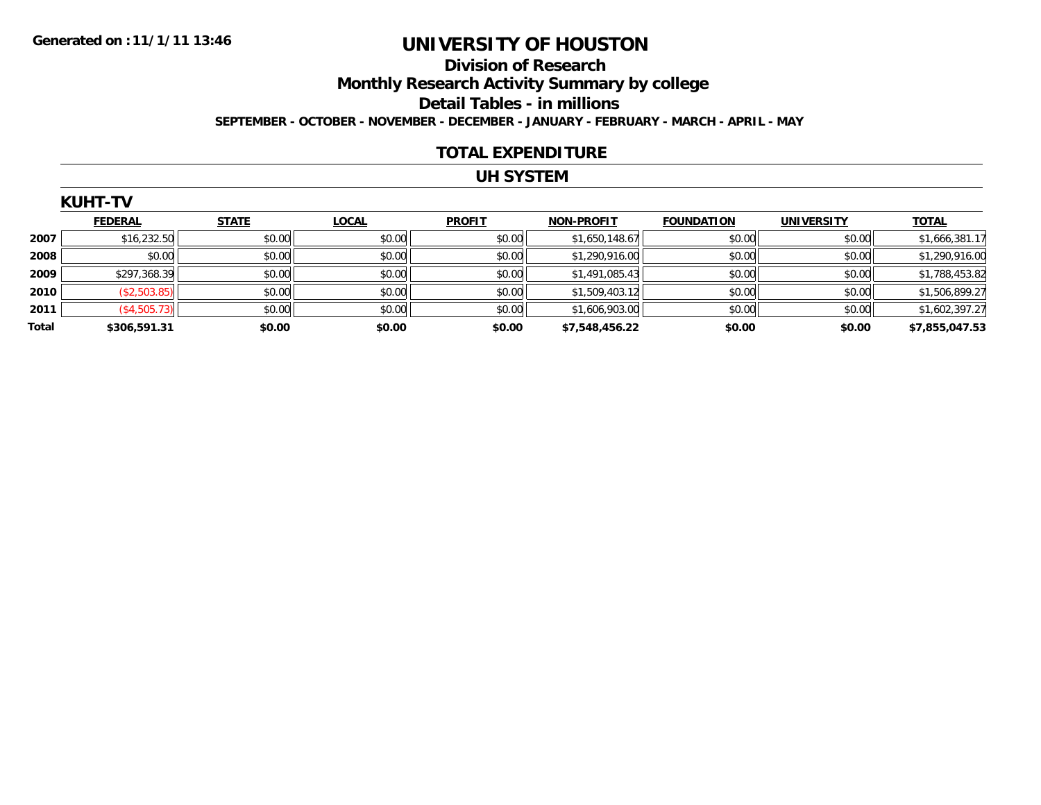Generated on :11/1/11 13:46

# UNIVERSITY OF HOUSTON

## Division of Research

## Monthly Research Activity Summary by college

## Detail Tables - in millions

**SEPTEMBER - OCTOBER - NOVEMBER - DECEMBER - JANUARY - FEBRUARY - MARCH - APRIL - MAY**

## TOTAL EXPENDITURE

## UH SYSTEM

### KUHT-TV

| | FEDERAL | STATE | LOCAL | PROFIT | NON-PROFIT | FOUNDATION | UNIVERSITY | TOTAL |
|---|---|---|---|---|---|---|---|---|
| 2007 | $16,232.50 | $0.00 | $0.00 | $0.00 | $1,650,148.67 | $0.00 | $0.00 | $1,666,381.17 |
| 2008 | $0.00 | $0.00 | $0.00 | $0.00 | $1,290,916.00 | $0.00 | $0.00 | $1,290,916.00 |
| 2009 | $297,368.39 | $0.00 | $0.00 | $0.00 | $1,491,085.43 | $0.00 | $0.00 | $1,788,453.82 |
| 2010 | ($2,503.85) | $0.00 | $0.00 | $0.00 | $1,509,403.12 | $0.00 | $0.00 | $1,506,899.27 |
| 2011 | ($4,505.73) | $0.00 | $0.00 | $0.00 | $1,606,903.00 | $0.00 | $0.00 | $1,602,397.27 |
| **Total** | **$306,591.31** | **$0.00** | **$0.00** | **$0.00** | **$7,548,456.22** | **$0.00** | **$0.00** | **$7,855,047.53** |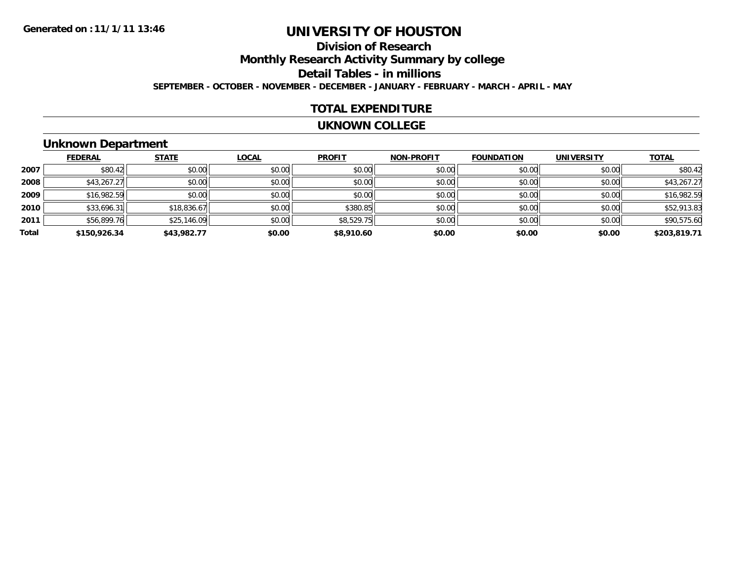**Generated on :11/1/11 13:46**

# UNIVERSITY OF HOUSTON

## Division of Research

## Monthly Research Activity Summary by college

## Detail Tables - in millions

**SEPTEMBER - OCTOBER - NOVEMBER - DECEMBER - JANUARY - FEBRUARY - MARCH - APRIL - MAY**

## TOTAL EXPENDITURE

## UKNOWN COLLEGE

### Unknown Department

| | FEDERAL | STATE | LOCAL | PROFIT | NON-PROFIT | FOUNDATION | UNIVERSITY | TOTAL |
|---|---|---|---|---|---|---|---|---|
| **2007** | $80.42 | $0.00 | $0.00 | $0.00 | $0.00 | $0.00 | $0.00 | $80.42 |
| **2008** | $43,267.27 | $0.00 | $0.00 | $0.00 | $0.00 | $0.00 | $0.00 | $43,267.27 |
| **2009** | $16,982.59 | $0.00 | $0.00 | $0.00 | $0.00 | $0.00 | $0.00 | $16,982.59 |
| **2010** | $33,696.31 | $18,836.67 | $0.00 | $380.85 | $0.00 | $0.00 | $0.00 | $52,913.83 |
| **2011** | $56,899.76 | $25,146.09 | $0.00 | $8,529.75 | $0.00 | $0.00 | $0.00 | $90,575.60 |
| **Total** | **$150,926.34** | **$43,982.77** | **$0.00** | **$8,910.60** | **$0.00** | **$0.00** | **$0.00** | **$203,819.71** |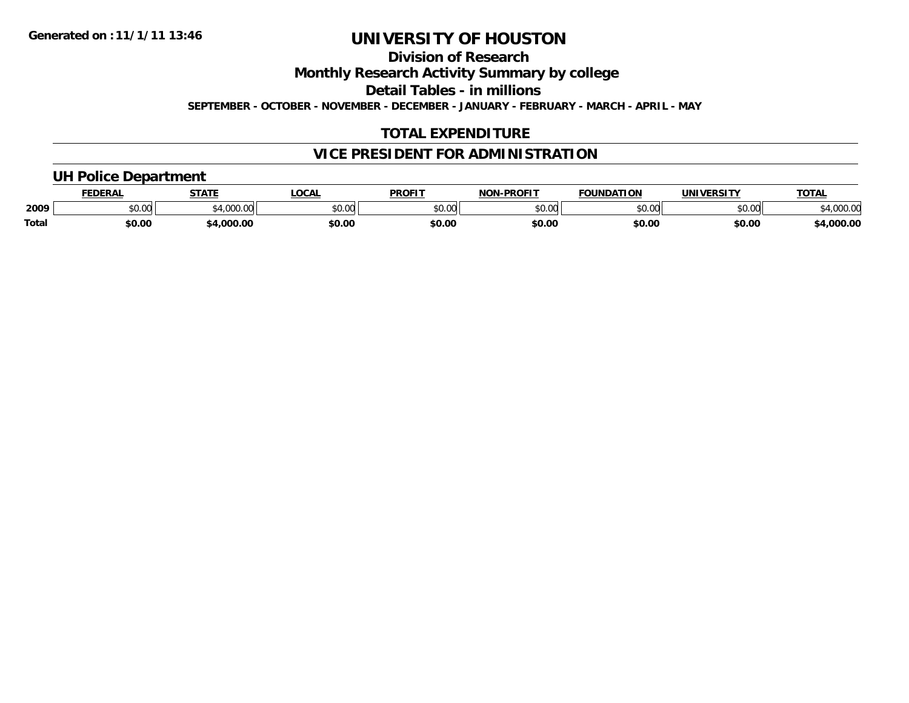Generated on :11/1/11 13:46

# UNIVERSITY OF HOUSTON

## Division of Research

## Monthly Research Activity Summary by college

## Detail Tables - in millions

**SEPTEMBER - OCTOBER - NOVEMBER - DECEMBER - JANUARY - FEBRUARY - MARCH - APRIL - MAY**

## TOTAL EXPENDITURE

## VICE PRESIDENT FOR ADMINISTRATION

### UH Police Department

| | FEDERAL | STATE | LOCAL | PROFIT | NON-PROFIT | FOUNDATION | UNIVERSITY | TOTAL |
|---|---|---|---|---|---|---|---|---|
| 2009 | $0.00 | $4,000.00 | $0.00 | $0.00 | $0.00 | $0.00 | $0.00 | $4,000.00 |
| **Total** | **$0.00** | **$4,000.00** | **$0.00** | **$0.00** | **$0.00** | **$0.00** | **$0.00** | **$4,000.00** |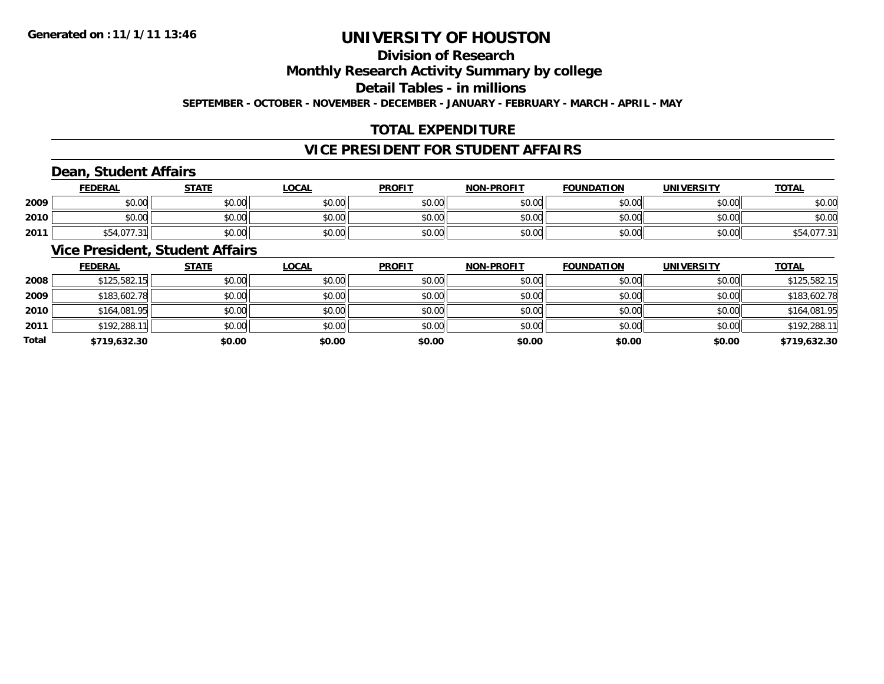**Generated on :11/1/11 13:46**

# UNIVERSITY OF HOUSTON

## Division of Research

## Monthly Research Activity Summary by college

## Detail Tables - in millions

**SEPTEMBER - OCTOBER - NOVEMBER - DECEMBER - JANUARY - FEBRUARY - MARCH - APRIL - MAY**

## TOTAL EXPENDITURE

## VICE PRESIDENT FOR STUDENT AFFAIRS

### Dean, Student Affairs

| | FEDERAL | STATE | LOCAL | PROFIT | NON-PROFIT | FOUNDATION | UNIVERSITY | TOTAL |
|---|---|---|---|---|---|---|---|---|
| 2009 | $0.00 | $0.00 | $0.00 | $0.00 | $0.00 | $0.00 | $0.00 | $0.00 |
| 2010 | $0.00 | $0.00 | $0.00 | $0.00 | $0.00 | $0.00 | $0.00 | $0.00 |
| 2011 | $54,077.31 | $0.00 | $0.00 | $0.00 | $0.00 | $0.00 | $0.00 | $54,077.31 |

### Vice President, Student Affairs

| | FEDERAL | STATE | LOCAL | PROFIT | NON-PROFIT | FOUNDATION | UNIVERSITY | TOTAL |
|---|---|---|---|---|---|---|---|---|
| 2008 | $125,582.15 | $0.00 | $0.00 | $0.00 | $0.00 | $0.00 | $0.00 | $125,582.15 |
| 2009 | $183,602.78 | $0.00 | $0.00 | $0.00 | $0.00 | $0.00 | $0.00 | $183,602.78 |
| 2010 | $164,081.95 | $0.00 | $0.00 | $0.00 | $0.00 | $0.00 | $0.00 | $164,081.95 |
| 2011 | $192,288.11 | $0.00 | $0.00 | $0.00 | $0.00 | $0.00 | $0.00 | $192,288.11 |
| **Total** | **$719,632.30** | **$0.00** | **$0.00** | **$0.00** | **$0.00** | **$0.00** | **$0.00** | **$719,632.30** |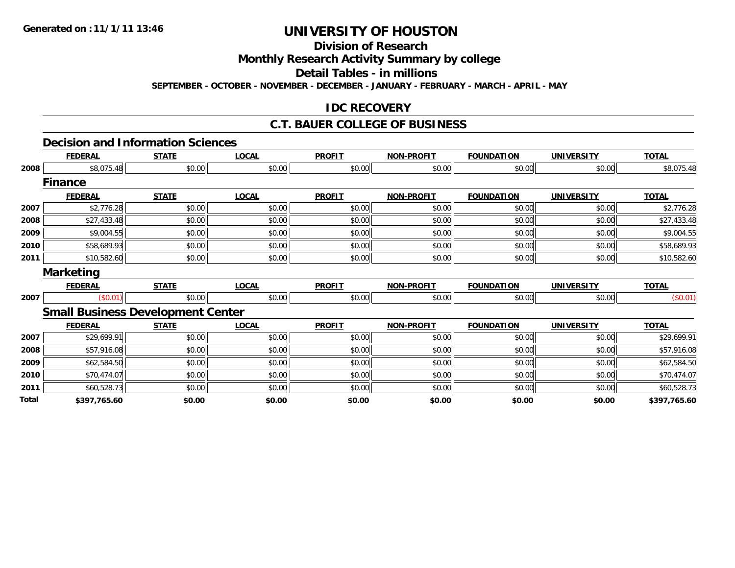# UNIVERSITY OF HOUSTON

## Division of Research

## Monthly Research Activity Summary by college

## Detail Tables - in millions

**SEPTEMBER - OCTOBER - NOVEMBER - DECEMBER - JANUARY - FEBRUARY - MARCH - APRIL - MAY**

**Generated on : 11/1/11 13:46**

## IDC RECOVERY

## C.T. BAUER COLLEGE OF BUSINESS

### Decision and Information Sciences

| | FEDERAL | STATE | LOCAL | PROFIT | NON-PROFIT | FOUNDATION | UNIVERSITY | TOTAL |
|---|---|---|---|---|---|---|---|---|
| 2008 | $8,075.48 | $0.00 | $0.00 | $0.00 | $0.00 | $0.00 | $0.00 | $8,075.48 |

### Finance

| | FEDERAL | STATE | LOCAL | PROFIT | NON-PROFIT | FOUNDATION | UNIVERSITY | TOTAL |
|---|---|---|---|---|---|---|---|---|
| 2007 | $2,776.28 | $0.00 | $0.00 | $0.00 | $0.00 | $0.00 | $0.00 | $2,776.28 |
| 2008 | $27,433.48 | $0.00 | $0.00 | $0.00 | $0.00 | $0.00 | $0.00 | $27,433.48 |
| 2009 | $9,004.55 | $0.00 | $0.00 | $0.00 | $0.00 | $0.00 | $0.00 | $9,004.55 |
| 2010 | $58,689.93 | $0.00 | $0.00 | $0.00 | $0.00 | $0.00 | $0.00 | $58,689.93 |
| 2011 | $10,582.60 | $0.00 | $0.00 | $0.00 | $0.00 | $0.00 | $0.00 | $10,582.60 |

### Marketing

| | FEDERAL | STATE | LOCAL | PROFIT | NON-PROFIT | FOUNDATION | UNIVERSITY | TOTAL |
|---|---|---|---|---|---|---|---|---|
| 2007 | ($0.01) | $0.00 | $0.00 | $0.00 | $0.00 | $0.00 | $0.00 | ($0.01) |

### Small Business Development Center

| | FEDERAL | STATE | LOCAL | PROFIT | NON-PROFIT | FOUNDATION | UNIVERSITY | TOTAL |
|---|---|---|---|---|---|---|---|---|
| 2007 | $29,699.91 | $0.00 | $0.00 | $0.00 | $0.00 | $0.00 | $0.00 | $29,699.91 |
| 2008 | $57,916.08 | $0.00 | $0.00 | $0.00 | $0.00 | $0.00 | $0.00 | $57,916.08 |
| 2009 | $62,584.50 | $0.00 | $0.00 | $0.00 | $0.00 | $0.00 | $0.00 | $62,584.50 |
| 2010 | $70,474.07 | $0.00 | $0.00 | $0.00 | $0.00 | $0.00 | $0.00 | $70,474.07 |
| 2011 | $60,528.73 | $0.00 | $0.00 | $0.00 | $0.00 | $0.00 | $0.00 | $60,528.73 |
| **Total** | **$397,765.60** | **$0.00** | **$0.00** | **$0.00** | **$0.00** | **$0.00** | **$0.00** | **$397,765.60** |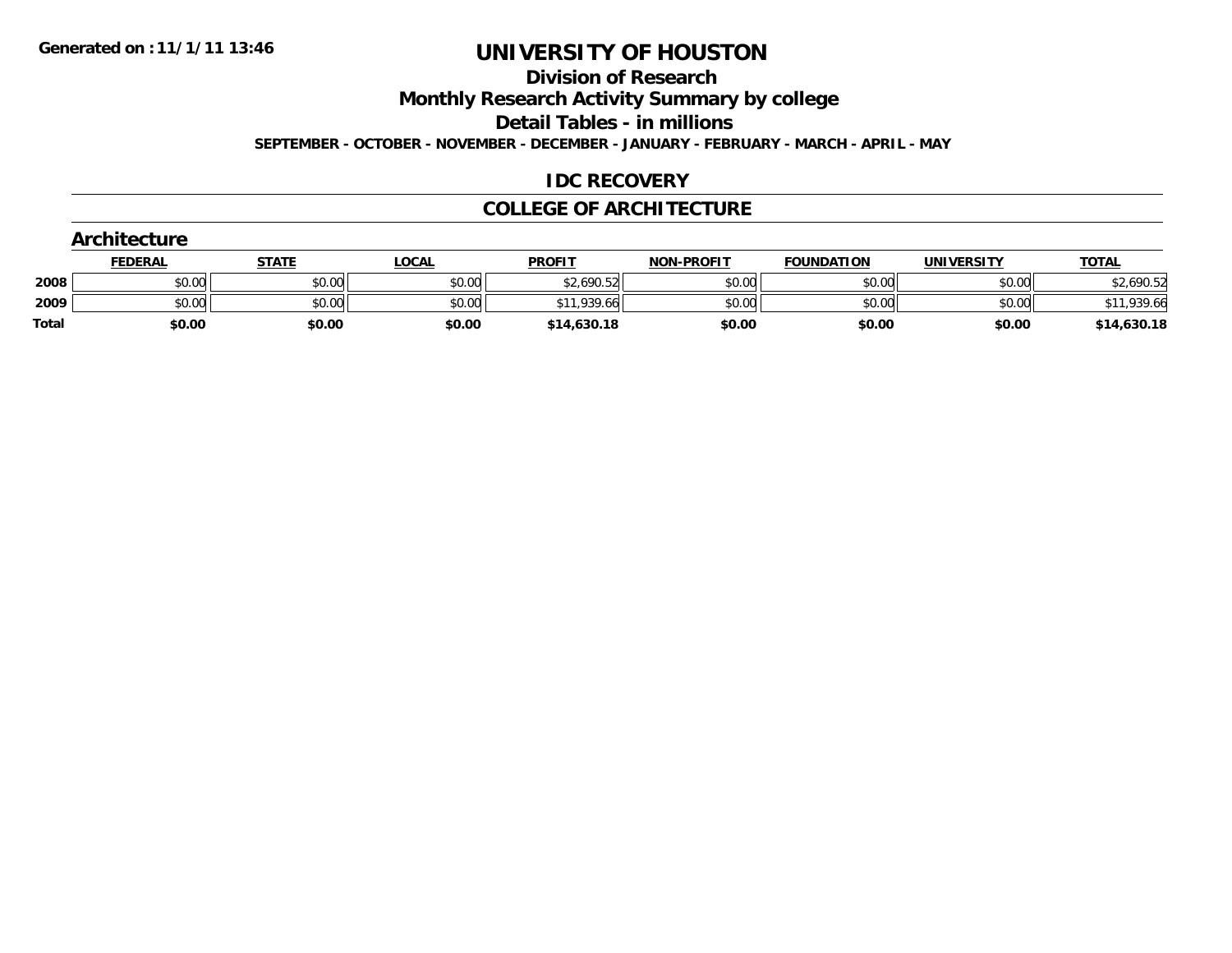Generated on :11/1/11 13:46

# UNIVERSITY OF HOUSTON

## Division of Research

## Monthly Research Activity Summary by college

## Detail Tables - in millions

**SEPTEMBER - OCTOBER - NOVEMBER - DECEMBER - JANUARY - FEBRUARY - MARCH - APRIL - MAY**

## IDC RECOVERY

## COLLEGE OF ARCHITECTURE

### Architecture

| | FEDERAL | STATE | LOCAL | PROFIT | NON-PROFIT | FOUNDATION | UNIVERSITY | TOTAL |
|---|---|---|---|---|---|---|---|---|
| 2008 | $0.00 | $0.00 | $0.00 | $2,690.52 | $0.00 | $0.00 | $0.00 | $2,690.52 |
| 2009 | $0.00 | $0.00 | $0.00 | $11,939.66 | $0.00 | $0.00 | $0.00 | $11,939.66 |
| **Total** | **$0.00** | **$0.00** | **$0.00** | **$14,630.18** | **$0.00** | **$0.00** | **$0.00** | **$14,630.18** |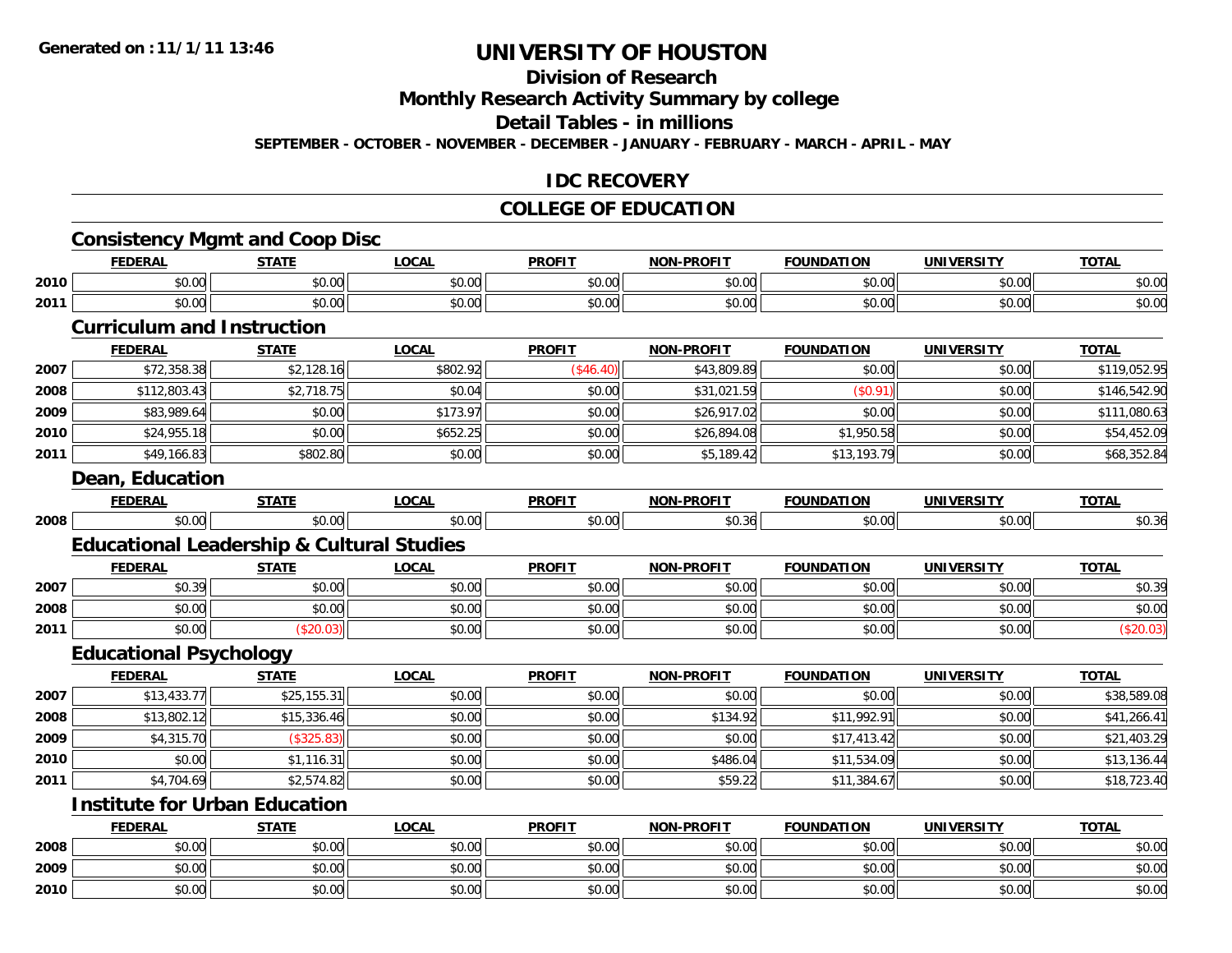**Generated on :11/1/11 13:46**

# UNIVERSITY OF HOUSTON

## Division of Research

## Monthly Research Activity Summary by college

## Detail Tables - in millions

**SEPTEMBER - OCTOBER - NOVEMBER - DECEMBER - JANUARY - FEBRUARY - MARCH - APRIL - MAY**

## IDC RECOVERY

## COLLEGE OF EDUCATION

### Consistency Mgmt and Coop Disc

| | FEDERAL | STATE | LOCAL | PROFIT | NON-PROFIT | FOUNDATION | UNIVERSITY | TOTAL |
|---|---|---|---|---|---|---|---|---|
| 2010 | $0.00 | $0.00 | $0.00 | $0.00 | $0.00 | $0.00 | $0.00 | $0.00 |
| 2011 | $0.00 | $0.00 | $0.00 | $0.00 | $0.00 | $0.00 | $0.00 | $0.00 |

### Curriculum and Instruction

| | FEDERAL | STATE | LOCAL | PROFIT | NON-PROFIT | FOUNDATION | UNIVERSITY | TOTAL |
|---|---|---|---|---|---|---|---|---|
| 2007 | $72,358.38 | $2,128.16 | $802.92 | ($46.40) | $43,809.89 | $0.00 | $0.00 | $119,052.95 |
| 2008 | $112,803.43 | $2,718.75 | $0.04 | $0.00 | $31,021.59 | ($0.91) | $0.00 | $146,542.90 |
| 2009 | $83,989.64 | $0.00 | $173.97 | $0.00 | $26,917.02 | $0.00 | $0.00 | $111,080.63 |
| 2010 | $24,955.18 | $0.00 | $652.25 | $0.00 | $26,894.08 | $1,950.58 | $0.00 | $54,452.09 |
| 2011 | $49,166.83 | $802.80 | $0.00 | $0.00 | $5,189.42 | $13,193.79 | $0.00 | $68,352.84 |

### Dean, Education

| | FEDERAL | STATE | LOCAL | PROFIT | NON-PROFIT | FOUNDATION | UNIVERSITY | TOTAL |
|---|---|---|---|---|---|---|---|---|
| 2008 | $0.00 | $0.00 | $0.00 | $0.00 | $0.36 | $0.00 | $0.00 | $0.36 |

### Educational Leadership & Cultural Studies

| | FEDERAL | STATE | LOCAL | PROFIT | NON-PROFIT | FOUNDATION | UNIVERSITY | TOTAL |
|---|---|---|---|---|---|---|---|---|
| 2007 | $0.39 | $0.00 | $0.00 | $0.00 | $0.00 | $0.00 | $0.00 | $0.39 |
| 2008 | $0.00 | $0.00 | $0.00 | $0.00 | $0.00 | $0.00 | $0.00 | $0.00 |
| 2011 | $0.00 | ($20.03) | $0.00 | $0.00 | $0.00 | $0.00 | $0.00 | ($20.03) |

### Educational Psychology

| | FEDERAL | STATE | LOCAL | PROFIT | NON-PROFIT | FOUNDATION | UNIVERSITY | TOTAL |
|---|---|---|---|---|---|---|---|---|
| 2007 | $13,433.77 | $25,155.31 | $0.00 | $0.00 | $0.00 | $0.00 | $0.00 | $38,589.08 |
| 2008 | $13,802.12 | $15,336.46 | $0.00 | $0.00 | $134.92 | $11,992.91 | $0.00 | $41,266.41 |
| 2009 | $4,315.70 | ($325.83) | $0.00 | $0.00 | $0.00 | $17,413.42 | $0.00 | $21,403.29 |
| 2010 | $0.00 | $1,116.31 | $0.00 | $0.00 | $486.04 | $11,534.09 | $0.00 | $13,136.44 |
| 2011 | $4,704.69 | $2,574.82 | $0.00 | $0.00 | $59.22 | $11,384.67 | $0.00 | $18,723.40 |

### Institute for Urban Education

| | FEDERAL | STATE | LOCAL | PROFIT | NON-PROFIT | FOUNDATION | UNIVERSITY | TOTAL |
|---|---|---|---|---|---|---|---|---|
| 2008 | $0.00 | $0.00 | $0.00 | $0.00 | $0.00 | $0.00 | $0.00 | $0.00 |
| 2009 | $0.00 | $0.00 | $0.00 | $0.00 | $0.00 | $0.00 | $0.00 | $0.00 |
| 2010 | $0.00 | $0.00 | $0.00 | $0.00 | $0.00 | $0.00 | $0.00 | $0.00 |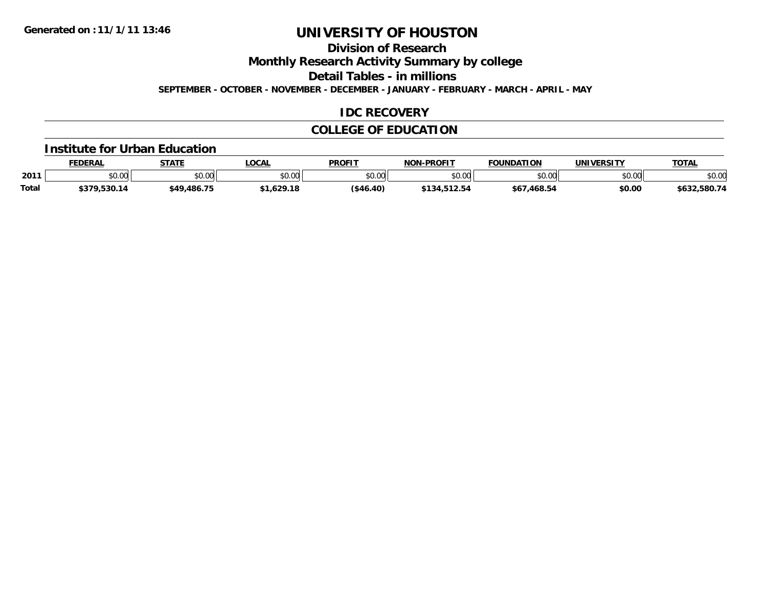**Generated on :11/1/11 13:46**

# UNIVERSITY OF HOUSTON

## Division of Research

## Monthly Research Activity Summary by college

## Detail Tables - in millions

**SEPTEMBER - OCTOBER - NOVEMBER - DECEMBER - JANUARY - FEBRUARY - MARCH - APRIL - MAY**

## IDC RECOVERY

## COLLEGE OF EDUCATION

### Institute for Urban Education

| | FEDERAL | STATE | LOCAL | PROFIT | NON-PROFIT | FOUNDATION | UNIVERSITY | TOTAL |
|---|---|---|---|---|---|---|---|---|
| 2011 | $0.00 | $0.00 | $0.00 | $0.00 | $0.00 | $0.00 | $0.00 | $0.00 |
| Total | $379,530.14 | $49,486.75 | $1,629.18 | ($46.40) | $134,512.54 | $67,468.54 | $0.00 | $632,580.74 |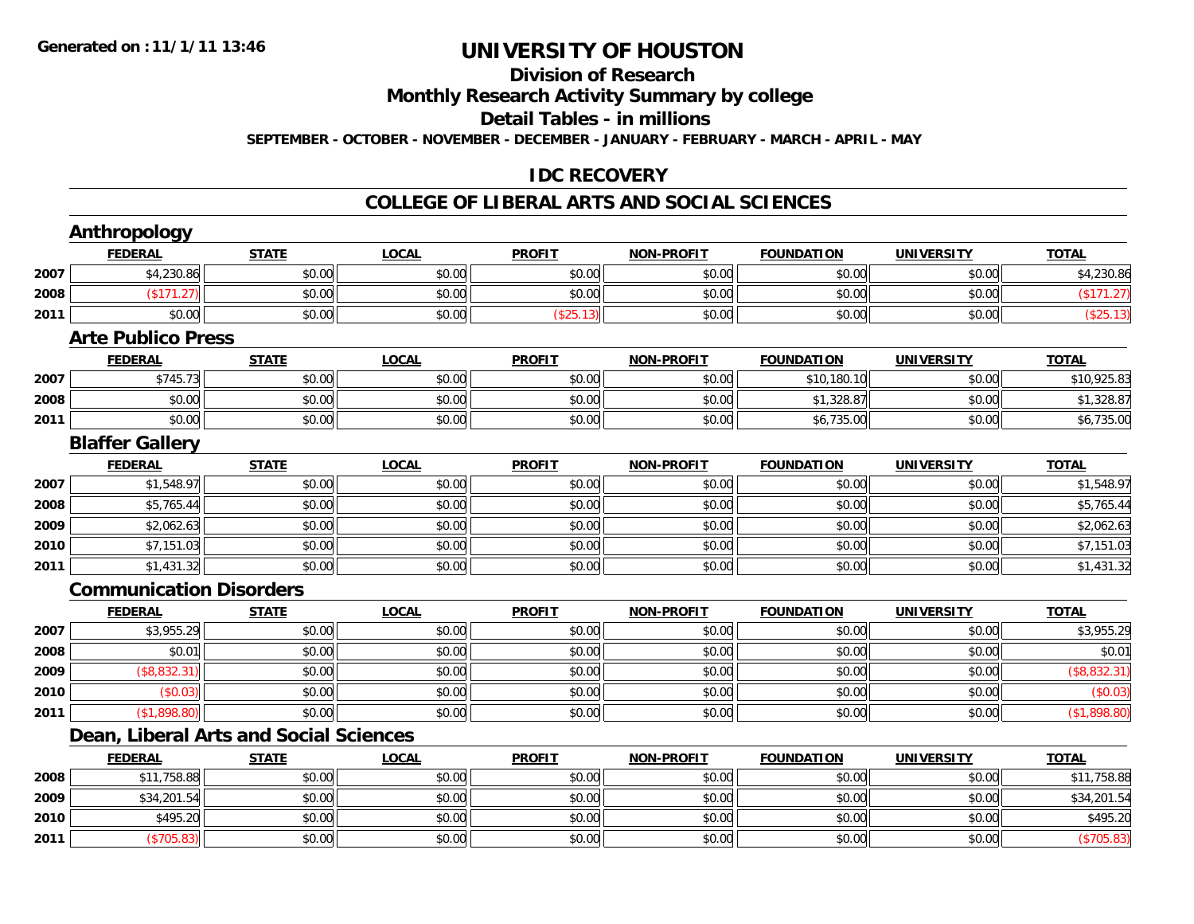Generated on :11/1/11 13:46

# UNIVERSITY OF HOUSTON

## Division of Research

## Monthly Research Activity Summary by college

## Detail Tables - in millions

SEPTEMBER - OCTOBER - NOVEMBER - DECEMBER - JANUARY - FEBRUARY - MARCH - APRIL - MAY

## IDC RECOVERY

## COLLEGE OF LIBERAL ARTS AND SOCIAL SCIENCES

### Anthropology

| | FEDERAL | STATE | LOCAL | PROFIT | NON-PROFIT | FOUNDATION | UNIVERSITY | TOTAL |
|---|---|---|---|---|---|---|---|---|
| 2007 | $4,230.86 | $0.00 | $0.00 | $0.00 | $0.00 | $0.00 | $0.00 | $4,230.86 |
| 2008 | ($171.27) | $0.00 | $0.00 | $0.00 | $0.00 | $0.00 | $0.00 | ($171.27) |
| 2011 | $0.00 | $0.00 | $0.00 | ($25.13) | $0.00 | $0.00 | $0.00 | ($25.13) |

### Arte Publico Press

| | FEDERAL | STATE | LOCAL | PROFIT | NON-PROFIT | FOUNDATION | UNIVERSITY | TOTAL |
|---|---|---|---|---|---|---|---|---|
| 2007 | $745.73 | $0.00 | $0.00 | $0.00 | $0.00 | $10,180.10 | $0.00 | $10,925.83 |
| 2008 | $0.00 | $0.00 | $0.00 | $0.00 | $0.00 | $1,328.87 | $0.00 | $1,328.87 |
| 2011 | $0.00 | $0.00 | $0.00 | $0.00 | $0.00 | $6,735.00 | $0.00 | $6,735.00 |

### Blaffer Gallery

| | FEDERAL | STATE | LOCAL | PROFIT | NON-PROFIT | FOUNDATION | UNIVERSITY | TOTAL |
|---|---|---|---|---|---|---|---|---|
| 2007 | $1,548.97 | $0.00 | $0.00 | $0.00 | $0.00 | $0.00 | $0.00 | $1,548.97 |
| 2008 | $5,765.44 | $0.00 | $0.00 | $0.00 | $0.00 | $0.00 | $0.00 | $5,765.44 |
| 2009 | $2,062.63 | $0.00 | $0.00 | $0.00 | $0.00 | $0.00 | $0.00 | $2,062.63 |
| 2010 | $7,151.03 | $0.00 | $0.00 | $0.00 | $0.00 | $0.00 | $0.00 | $7,151.03 |
| 2011 | $1,431.32 | $0.00 | $0.00 | $0.00 | $0.00 | $0.00 | $0.00 | $1,431.32 |

### Communication Disorders

| | FEDERAL | STATE | LOCAL | PROFIT | NON-PROFIT | FOUNDATION | UNIVERSITY | TOTAL |
|---|---|---|---|---|---|---|---|---|
| 2007 | $3,955.29 | $0.00 | $0.00 | $0.00 | $0.00 | $0.00 | $0.00 | $3,955.29 |
| 2008 | $0.01 | $0.00 | $0.00 | $0.00 | $0.00 | $0.00 | $0.00 | $0.01 |
| 2009 | ($8,832.31) | $0.00 | $0.00 | $0.00 | $0.00 | $0.00 | $0.00 | ($8,832.31) |
| 2010 | ($0.03) | $0.00 | $0.00 | $0.00 | $0.00 | $0.00 | $0.00 | ($0.03) |
| 2011 | ($1,898.80) | $0.00 | $0.00 | $0.00 | $0.00 | $0.00 | $0.00 | ($1,898.80) |

### Dean, Liberal Arts and Social Sciences

| | FEDERAL | STATE | LOCAL | PROFIT | NON-PROFIT | FOUNDATION | UNIVERSITY | TOTAL |
|---|---|---|---|---|---|---|---|---|
| 2008 | $11,758.88 | $0.00 | $0.00 | $0.00 | $0.00 | $0.00 | $0.00 | $11,758.88 |
| 2009 | $34,201.54 | $0.00 | $0.00 | $0.00 | $0.00 | $0.00 | $0.00 | $34,201.54 |
| 2010 | $495.20 | $0.00 | $0.00 | $0.00 | $0.00 | $0.00 | $0.00 | $495.20 |
| 2011 | ($705.83) | $0.00 | $0.00 | $0.00 | $0.00 | $0.00 | $0.00 | ($705.83) |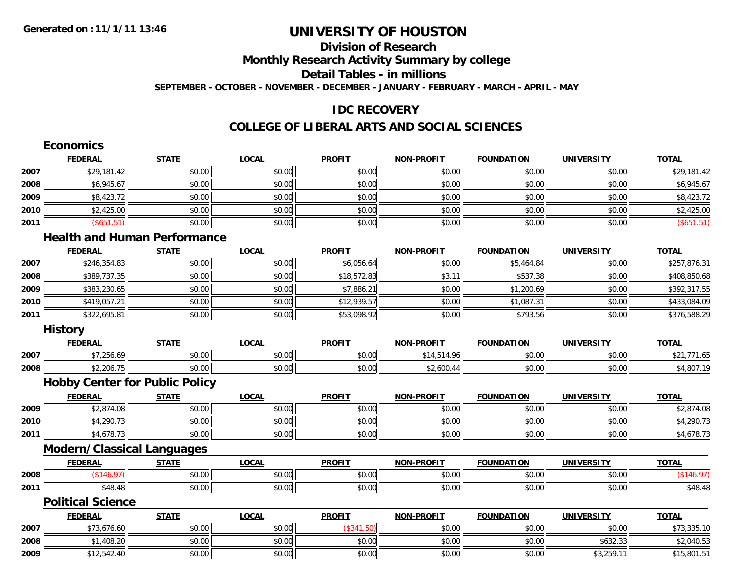**Generated on :11/1/11 13:46**

# UNIVERSITY OF HOUSTON

## Division of Research

## Monthly Research Activity Summary by college

## Detail Tables - in millions

**SEPTEMBER - OCTOBER - NOVEMBER - DECEMBER - JANUARY - FEBRUARY - MARCH - APRIL - MAY**

## IDC RECOVERY

## COLLEGE OF LIBERAL ARTS AND SOCIAL SCIENCES

### Economics

| | FEDERAL | STATE | LOCAL | PROFIT | NON-PROFIT | FOUNDATION | UNIVERSITY | TOTAL |
|---|---|---|---|---|---|---|---|---|
| 2007 | $29,181.42 | $0.00 | $0.00 | $0.00 | $0.00 | $0.00 | $0.00 | $29,181.42 |
| 2008 | $6,945.67 | $0.00 | $0.00 | $0.00 | $0.00 | $0.00 | $0.00 | $6,945.67 |
| 2009 | $8,423.72 | $0.00 | $0.00 | $0.00 | $0.00 | $0.00 | $0.00 | $8,423.72 |
| 2010 | $2,425.00 | $0.00 | $0.00 | $0.00 | $0.00 | $0.00 | $0.00 | $2,425.00 |
| 2011 | ($651.51) | $0.00 | $0.00 | $0.00 | $0.00 | $0.00 | $0.00 | ($651.51) |

### Health and Human Performance

| | FEDERAL | STATE | LOCAL | PROFIT | NON-PROFIT | FOUNDATION | UNIVERSITY | TOTAL |
|---|---|---|---|---|---|---|---|---|
| 2007 | $246,354.83 | $0.00 | $0.00 | $6,056.64 | $0.00 | $5,464.84 | $0.00 | $257,876.31 |
| 2008 | $389,737.35 | $0.00 | $0.00 | $18,572.83 | $3.11 | $537.38 | $0.00 | $408,850.68 |
| 2009 | $383,230.65 | $0.00 | $0.00 | $7,886.21 | $0.00 | $1,200.69 | $0.00 | $392,317.55 |
| 2010 | $419,057.21 | $0.00 | $0.00 | $12,939.57 | $0.00 | $1,087.31 | $0.00 | $433,084.09 |
| 2011 | $322,695.81 | $0.00 | $0.00 | $53,098.92 | $0.00 | $793.56 | $0.00 | $376,588.29 |

### History

| | FEDERAL | STATE | LOCAL | PROFIT | NON-PROFIT | FOUNDATION | UNIVERSITY | TOTAL |
|---|---|---|---|---|---|---|---|---|
| 2007 | $7,256.69 | $0.00 | $0.00 | $0.00 | $14,514.96 | $0.00 | $0.00 | $21,771.65 |
| 2008 | $2,206.75 | $0.00 | $0.00 | $0.00 | $2,600.44 | $0.00 | $0.00 | $4,807.19 |

### Hobby Center for Public Policy

| | FEDERAL | STATE | LOCAL | PROFIT | NON-PROFIT | FOUNDATION | UNIVERSITY | TOTAL |
|---|---|---|---|---|---|---|---|---|
| 2009 | $2,874.08 | $0.00 | $0.00 | $0.00 | $0.00 | $0.00 | $0.00 | $2,874.08 |
| 2010 | $4,290.73 | $0.00 | $0.00 | $0.00 | $0.00 | $0.00 | $0.00 | $4,290.73 |
| 2011 | $4,678.73 | $0.00 | $0.00 | $0.00 | $0.00 | $0.00 | $0.00 | $4,678.73 |

### Modern/Classical Languages

| | FEDERAL | STATE | LOCAL | PROFIT | NON-PROFIT | FOUNDATION | UNIVERSITY | TOTAL |
|---|---|---|---|---|---|---|---|---|
| 2008 | ($146.97) | $0.00 | $0.00 | $0.00 | $0.00 | $0.00 | $0.00 | ($146.97) |
| 2011 | $48.48 | $0.00 | $0.00 | $0.00 | $0.00 | $0.00 | $0.00 | $48.48 |

### Political Science

| | FEDERAL | STATE | LOCAL | PROFIT | NON-PROFIT | FOUNDATION | UNIVERSITY | TOTAL |
|---|---|---|---|---|---|---|---|---|
| 2007 | $73,676.60 | $0.00 | $0.00 | ($341.50) | $0.00 | $0.00 | $0.00 | $73,335.10 |
| 2008 | $1,408.20 | $0.00 | $0.00 | $0.00 | $0.00 | $0.00 | $632.33 | $2,040.53 |
| 2009 | $12,542.40 | $0.00 | $0.00 | $0.00 | $0.00 | $0.00 | $3,259.11 | $15,801.51 |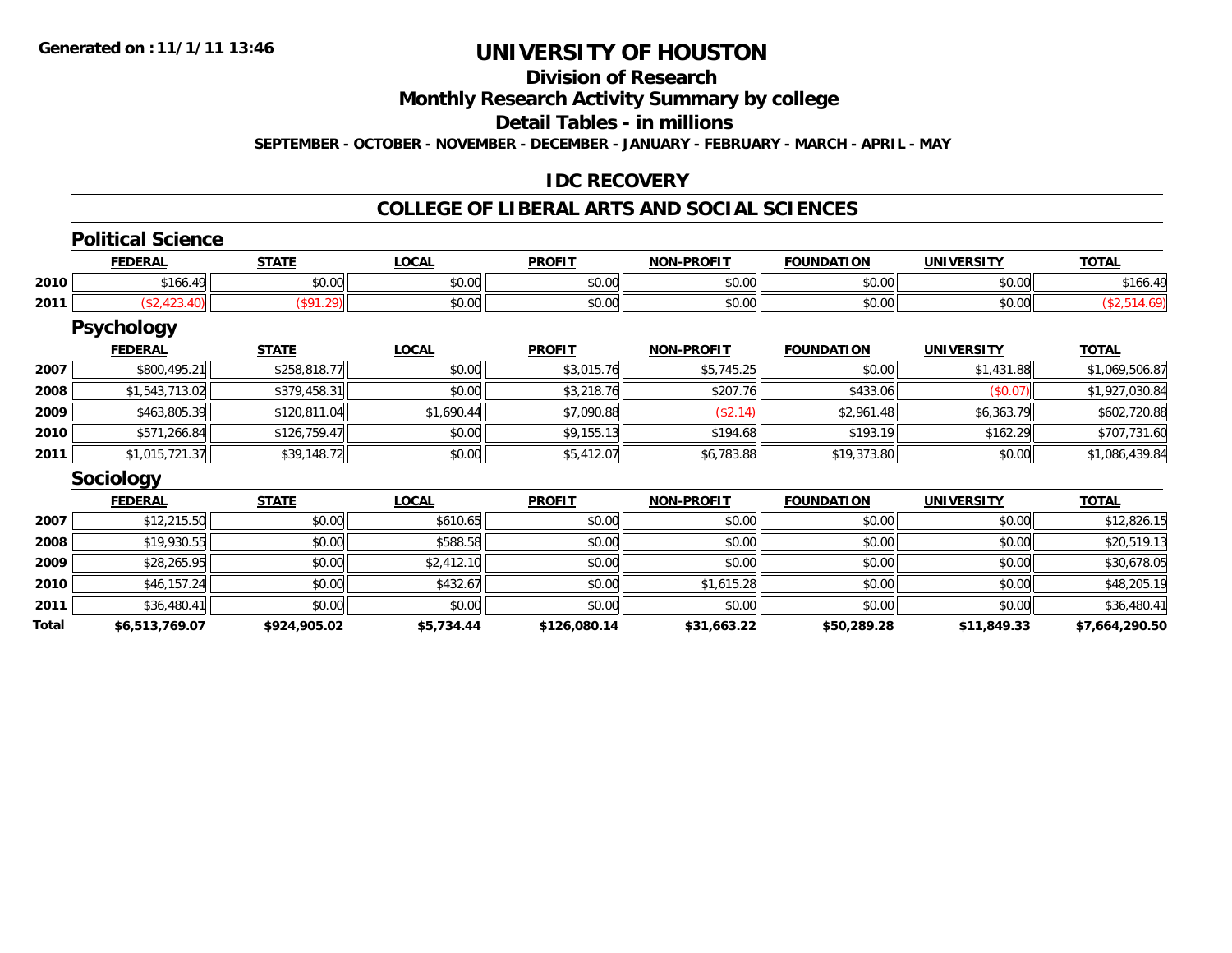# UNIVERSITY OF HOUSTON

## Division of Research

## Monthly Research Activity Summary by college

## Detail Tables - in millions

**SEPTEMBER - OCTOBER - NOVEMBER - DECEMBER - JANUARY - FEBRUARY - MARCH - APRIL - MAY**

## IDC RECOVERY

## COLLEGE OF LIBERAL ARTS AND SOCIAL SCIENCES

### Political Science

| | FEDERAL | STATE | LOCAL | PROFIT | NON-PROFIT | FOUNDATION | UNIVERSITY | TOTAL |
|---|---|---|---|---|---|---|---|---|
| 2010 | $166.49 | $0.00 | $0.00 | $0.00 | $0.00 | $0.00 | $0.00 | $166.49 |
| 2011 | ($2,423.40) | ($91.29) | $0.00 | $0.00 | $0.00 | $0.00 | $0.00 | ($2,514.69) |

### Psychology

| | FEDERAL | STATE | LOCAL | PROFIT | NON-PROFIT | FOUNDATION | UNIVERSITY | TOTAL |
|---|---|---|---|---|---|---|---|---|
| 2007 | $800,495.21 | $258,818.77 | $0.00 | $3,015.76 | $5,745.25 | $0.00 | $1,431.88 | $1,069,506.87 |
| 2008 | $1,543,713.02 | $379,458.31 | $0.00 | $3,218.76 | $207.76 | $433.06 | ($0.07) | $1,927,030.84 |
| 2009 | $463,805.39 | $120,811.04 | $1,690.44 | $7,090.88 | ($2.14) | $2,961.48 | $6,363.79 | $602,720.88 |
| 2010 | $571,266.84 | $126,759.47 | $0.00 | $9,155.13 | $194.68 | $193.19 | $162.29 | $707,731.60 |
| 2011 | $1,015,721.37 | $39,148.72 | $0.00 | $5,412.07 | $6,783.88 | $19,373.80 | $0.00 | $1,086,439.84 |

### Sociology

| | FEDERAL | STATE | LOCAL | PROFIT | NON-PROFIT | FOUNDATION | UNIVERSITY | TOTAL |
|---|---|---|---|---|---|---|---|---|
| 2007 | $12,215.50 | $0.00 | $610.65 | $0.00 | $0.00 | $0.00 | $0.00 | $12,826.15 |
| 2008 | $19,930.55 | $0.00 | $588.58 | $0.00 | $0.00 | $0.00 | $0.00 | $20,519.13 |
| 2009 | $28,265.95 | $0.00 | $2,412.10 | $0.00 | $0.00 | $0.00 | $0.00 | $30,678.05 |
| 2010 | $46,157.24 | $0.00 | $432.67 | $0.00 | $1,615.28 | $0.00 | $0.00 | $48,205.19 |
| 2011 | $36,480.41 | $0.00 | $0.00 | $0.00 | $0.00 | $0.00 | $0.00 | $36,480.41 |
| **Total** | **$6,513,769.07** | **$924,905.02** | **$5,734.44** | **$126,080.14** | **$31,663.22** | **$50,289.28** | **$11,849.33** | **$7,664,290.50** |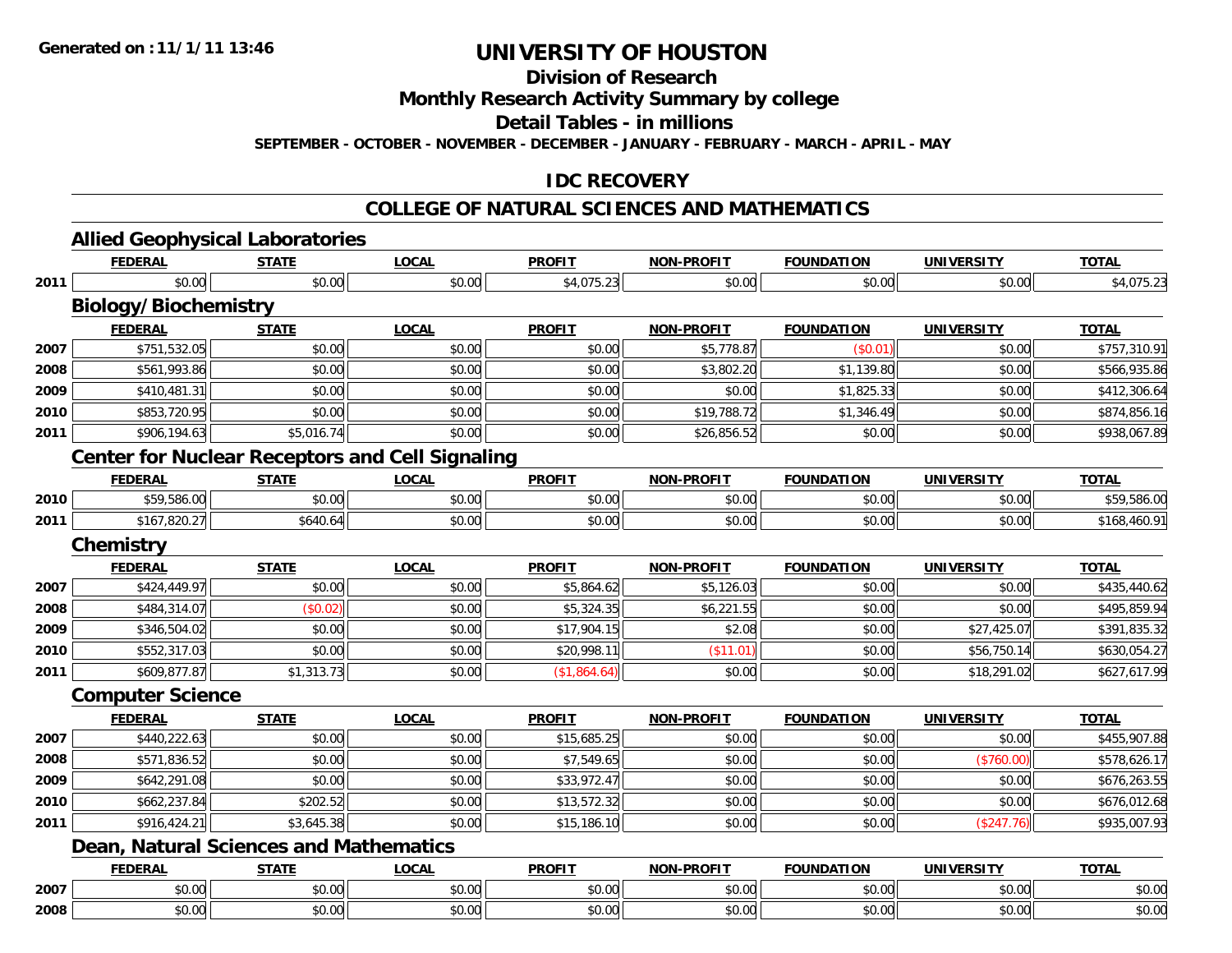# UNIVERSITY OF HOUSTON

## Division of Research

## Monthly Research Activity Summary by college

## Detail Tables - in millions

**SEPTEMBER - OCTOBER - NOVEMBER - DECEMBER - JANUARY - FEBRUARY - MARCH - APRIL - MAY**

## IDC RECOVERY

## COLLEGE OF NATURAL SCIENCES AND MATHEMATICS

### Allied Geophysical Laboratories

| | FEDERAL | STATE | LOCAL | PROFIT | NON-PROFIT | FOUNDATION | UNIVERSITY | TOTAL |
|---|---|---|---|---|---|---|---|---|
| 2011 | $0.00 | $0.00 | $0.00 | $4,075.23 | $0.00 | $0.00 | $0.00 | $4,075.23 |

### Biology/Biochemistry

| | FEDERAL | STATE | LOCAL | PROFIT | NON-PROFIT | FOUNDATION | UNIVERSITY | TOTAL |
|---|---|---|---|---|---|---|---|---|
| 2007 | $751,532.05 | $0.00 | $0.00 | $0.00 | $5,778.87 | ($0.01) | $0.00 | $757,310.91 |
| 2008 | $561,993.86 | $0.00 | $0.00 | $0.00 | $3,802.20 | $1,139.80 | $0.00 | $566,935.86 |
| 2009 | $410,481.31 | $0.00 | $0.00 | $0.00 | $0.00 | $1,825.33 | $0.00 | $412,306.64 |
| 2010 | $853,720.95 | $0.00 | $0.00 | $0.00 | $19,788.72 | $1,346.49 | $0.00 | $874,856.16 |
| 2011 | $906,194.63 | $5,016.74 | $0.00 | $0.00 | $26,856.52 | $0.00 | $0.00 | $938,067.89 |

### Center for Nuclear Receptors and Cell Signaling

| | FEDERAL | STATE | LOCAL | PROFIT | NON-PROFIT | FOUNDATION | UNIVERSITY | TOTAL |
|---|---|---|---|---|---|---|---|---|
| 2010 | $59,586.00 | $0.00 | $0.00 | $0.00 | $0.00 | $0.00 | $0.00 | $59,586.00 |
| 2011 | $167,820.27 | $640.64 | $0.00 | $0.00 | $0.00 | $0.00 | $0.00 | $168,460.91 |

### Chemistry

| | FEDERAL | STATE | LOCAL | PROFIT | NON-PROFIT | FOUNDATION | UNIVERSITY | TOTAL |
|---|---|---|---|---|---|---|---|---|
| 2007 | $424,449.97 | $0.00 | $0.00 | $5,864.62 | $5,126.03 | $0.00 | $0.00 | $435,440.62 |
| 2008 | $484,314.07 | ($0.02) | $0.00 | $5,324.35 | $6,221.55 | $0.00 | $0.00 | $495,859.94 |
| 2009 | $346,504.02 | $0.00 | $0.00 | $17,904.15 | $2.08 | $0.00 | $27,425.07 | $391,835.32 |
| 2010 | $552,317.03 | $0.00 | $0.00 | $20,998.11 | ($11.01) | $0.00 | $56,750.14 | $630,054.27 |
| 2011 | $609,877.87 | $1,313.73 | $0.00 | ($1,864.64) | $0.00 | $0.00 | $18,291.02 | $627,617.99 |

### Computer Science

| | FEDERAL | STATE | LOCAL | PROFIT | NON-PROFIT | FOUNDATION | UNIVERSITY | TOTAL |
|---|---|---|---|---|---|---|---|---|
| 2007 | $440,222.63 | $0.00 | $0.00 | $15,685.25 | $0.00 | $0.00 | $0.00 | $455,907.88 |
| 2008 | $571,836.52 | $0.00 | $0.00 | $7,549.65 | $0.00 | $0.00 | ($760.00) | $578,626.17 |
| 2009 | $642,291.08 | $0.00 | $0.00 | $33,972.47 | $0.00 | $0.00 | $0.00 | $676,263.55 |
| 2010 | $662,237.84 | $202.52 | $0.00 | $13,572.32 | $0.00 | $0.00 | $0.00 | $676,012.68 |
| 2011 | $916,424.21 | $3,645.38 | $0.00 | $15,186.10 | $0.00 | $0.00 | ($247.76) | $935,007.93 |

### Dean, Natural Sciences and Mathematics

| | FEDERAL | STATE | LOCAL | PROFIT | NON-PROFIT | FOUNDATION | UNIVERSITY | TOTAL |
|---|---|---|---|---|---|---|---|---|
| 2007 | $0.00 | $0.00 | $0.00 | $0.00 | $0.00 | $0.00 | $0.00 | $0.00 |
| 2008 | $0.00 | $0.00 | $0.00 | $0.00 | $0.00 | $0.00 | $0.00 | $0.00 |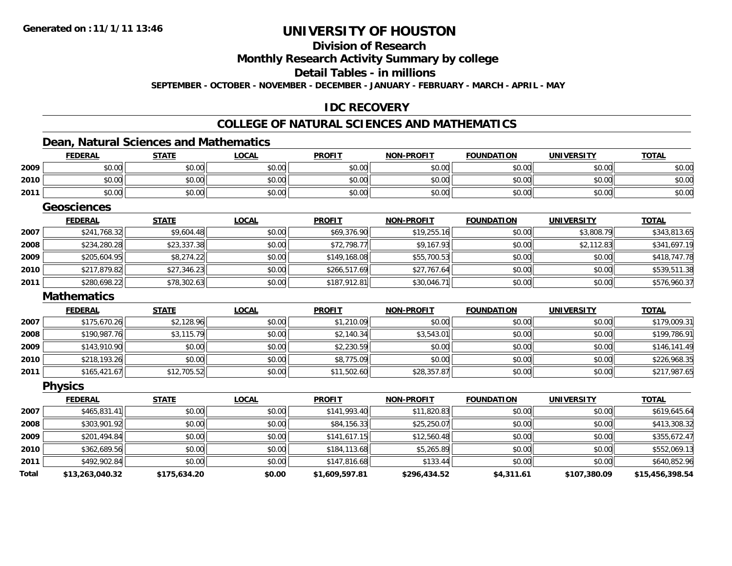# UNIVERSITY OF HOUSTON

## Division of Research

## Monthly Research Activity Summary by college

## Detail Tables - in millions

**SEPTEMBER - OCTOBER - NOVEMBER - DECEMBER - JANUARY - FEBRUARY - MARCH - APRIL - MAY**

Generated on : 11/1/11 13:46

## IDC RECOVERY

## COLLEGE OF NATURAL SCIENCES AND MATHEMATICS

### Dean, Natural Sciences and Mathematics

| | FEDERAL | STATE | LOCAL | PROFIT | NON-PROFIT | FOUNDATION | UNIVERSITY | TOTAL |
|---|---|---|---|---|---|---|---|---|
| 2009 | $0.00 | $0.00 | $0.00 | $0.00 | $0.00 | $0.00 | $0.00 | $0.00 |
| 2010 | $0.00 | $0.00 | $0.00 | $0.00 | $0.00 | $0.00 | $0.00 | $0.00 |
| 2011 | $0.00 | $0.00 | $0.00 | $0.00 | $0.00 | $0.00 | $0.00 | $0.00 |

### Geosciences

| | FEDERAL | STATE | LOCAL | PROFIT | NON-PROFIT | FOUNDATION | UNIVERSITY | TOTAL |
|---|---|---|---|---|---|---|---|---|
| 2007 | $241,768.32 | $9,604.48 | $0.00 | $69,376.90 | $19,255.16 | $0.00 | $3,808.79 | $343,813.65 |
| 2008 | $234,280.28 | $23,337.38 | $0.00 | $72,798.77 | $9,167.93 | $0.00 | $2,112.83 | $341,697.19 |
| 2009 | $205,604.95 | $8,274.22 | $0.00 | $149,168.08 | $55,700.53 | $0.00 | $0.00 | $418,747.78 |
| 2010 | $217,879.82 | $27,346.23 | $0.00 | $266,517.69 | $27,767.64 | $0.00 | $0.00 | $539,511.38 |
| 2011 | $280,698.22 | $78,302.63 | $0.00 | $187,912.81 | $30,046.71 | $0.00 | $0.00 | $576,960.37 |

### Mathematics

| | FEDERAL | STATE | LOCAL | PROFIT | NON-PROFIT | FOUNDATION | UNIVERSITY | TOTAL |
|---|---|---|---|---|---|---|---|---|
| 2007 | $175,670.26 | $2,128.96 | $0.00 | $1,210.09 | $0.00 | $0.00 | $0.00 | $179,009.31 |
| 2008 | $190,987.76 | $3,115.79 | $0.00 | $2,140.34 | $3,543.01 | $0.00 | $0.00 | $199,786.91 |
| 2009 | $143,910.90 | $0.00 | $0.00 | $2,230.59 | $0.00 | $0.00 | $0.00 | $146,141.49 |
| 2010 | $218,193.26 | $0.00 | $0.00 | $8,775.09 | $0.00 | $0.00 | $0.00 | $226,968.35 |
| 2011 | $165,421.67 | $12,705.52 | $0.00 | $11,502.60 | $28,357.87 | $0.00 | $0.00 | $217,987.65 |

### Physics

| | FEDERAL | STATE | LOCAL | PROFIT | NON-PROFIT | FOUNDATION | UNIVERSITY | TOTAL |
|---|---|---|---|---|---|---|---|---|
| 2007 | $465,831.41 | $0.00 | $0.00 | $141,993.40 | $11,820.83 | $0.00 | $0.00 | $619,645.64 |
| 2008 | $303,901.92 | $0.00 | $0.00 | $84,156.33 | $25,250.07 | $0.00 | $0.00 | $413,308.32 |
| 2009 | $201,494.84 | $0.00 | $0.00 | $141,617.15 | $12,560.48 | $0.00 | $0.00 | $355,672.47 |
| 2010 | $362,689.56 | $0.00 | $0.00 | $184,113.68 | $5,265.89 | $0.00 | $0.00 | $552,069.13 |
| 2011 | $492,902.84 | $0.00 | $0.00 | $147,816.68 | $133.44 | $0.00 | $0.00 | $640,852.96 |
| **Total** | **$13,263,040.32** | **$175,634.20** | **$0.00** | **$1,609,597.81** | **$296,434.52** | **$4,311.61** | **$107,380.09** | **$15,456,398.54** |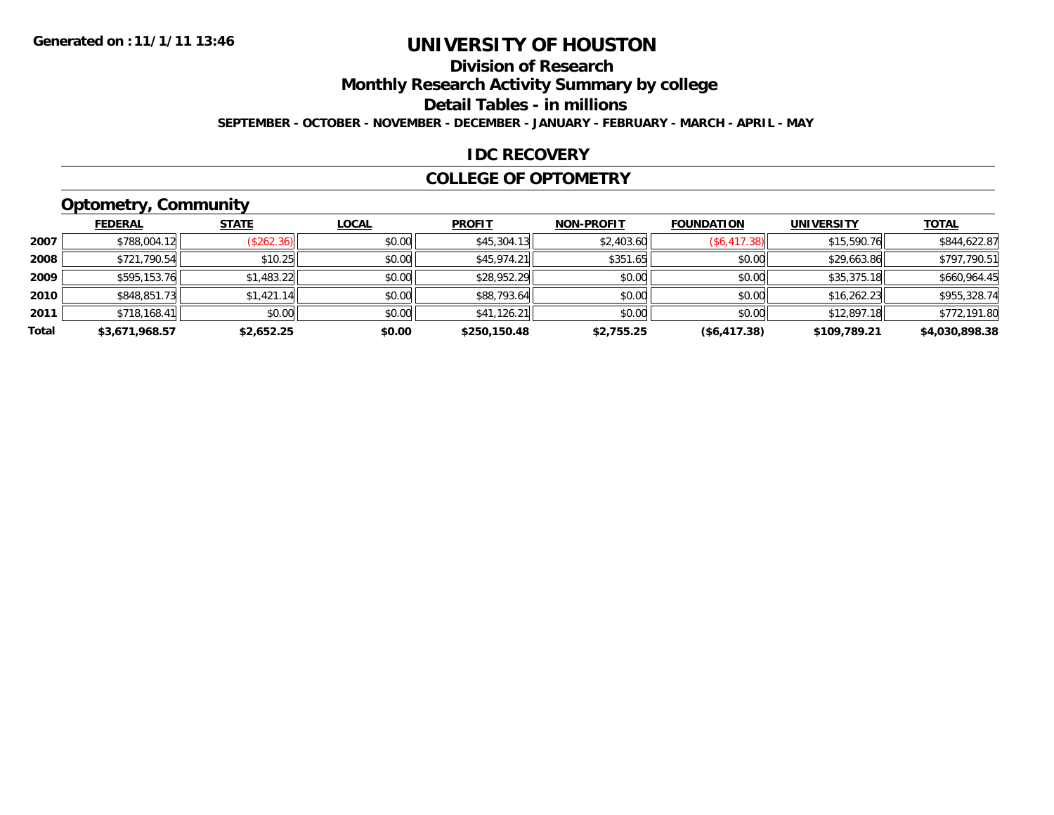**Generated on :11/1/11 13:46**

# UNIVERSITY OF HOUSTON

## Division of Research

## Monthly Research Activity Summary by college

## Detail Tables - in millions

**SEPTEMBER - OCTOBER - NOVEMBER - DECEMBER - JANUARY - FEBRUARY - MARCH - APRIL - MAY**

## IDC RECOVERY

## COLLEGE OF OPTOMETRY

### Optometry, Community

| | FEDERAL | STATE | LOCAL | PROFIT | NON-PROFIT | FOUNDATION | UNIVERSITY | TOTAL |
|---|---|---|---|---|---|---|---|---|
| 2007 | $788,004.12 | ($262.36) | $0.00 | $45,304.13 | $2,403.60 | ($6,417.38) | $15,590.76 | $844,622.87 |
| 2008 | $721,790.54 | $10.25 | $0.00 | $45,974.21 | $351.65 | $0.00 | $29,663.86 | $797,790.51 |
| 2009 | $595,153.76 | $1,483.22 | $0.00 | $28,952.29 | $0.00 | $0.00 | $35,375.18 | $660,964.45 |
| 2010 | $848,851.73 | $1,421.14 | $0.00 | $88,793.64 | $0.00 | $0.00 | $16,262.23 | $955,328.74 |
| 2011 | $718,168.41 | $0.00 | $0.00 | $41,126.21 | $0.00 | $0.00 | $12,897.18 | $772,191.80 |
| **Total** | **$3,671,968.57** | **$2,652.25** | **$0.00** | **$250,150.48** | **$2,755.25** | **($6,417.38)** | **$109,789.21** | **$4,030,898.38** |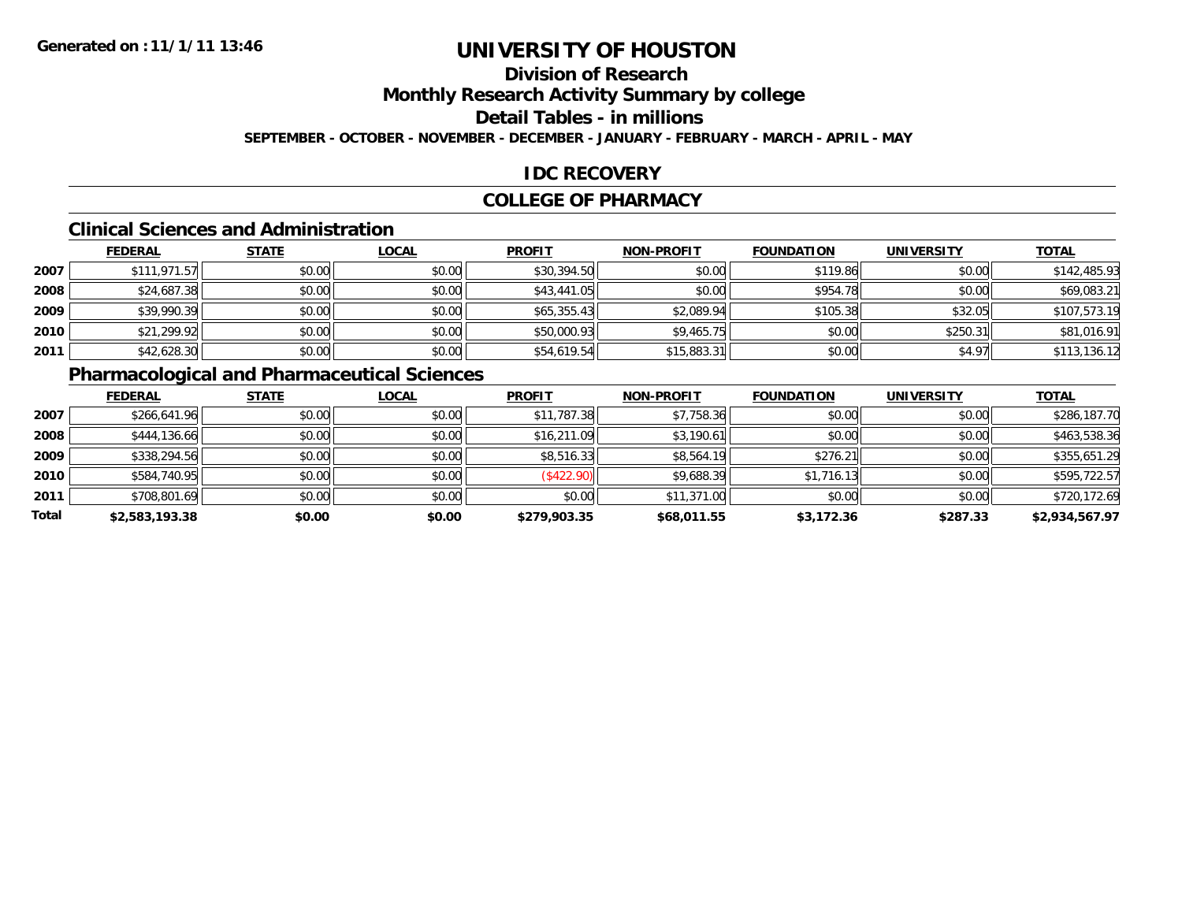Generated on :11/1/11 13:46

# UNIVERSITY OF HOUSTON

## Division of Research

## Monthly Research Activity Summary by college

## Detail Tables - in millions

**SEPTEMBER - OCTOBER - NOVEMBER - DECEMBER - JANUARY - FEBRUARY - MARCH - APRIL - MAY**

## IDC RECOVERY

## COLLEGE OF PHARMACY

### Clinical Sciences and Administration

| | FEDERAL | STATE | LOCAL | PROFIT | NON-PROFIT | FOUNDATION | UNIVERSITY | TOTAL |
|---|---|---|---|---|---|---|---|---|
| 2007 | $111,971.57 | $0.00 | $0.00 | $30,394.50 | $0.00 | $119.86 | $0.00 | $142,485.93 |
| 2008 | $24,687.38 | $0.00 | $0.00 | $43,441.05 | $0.00 | $954.78 | $0.00 | $69,083.21 |
| 2009 | $39,990.39 | $0.00 | $0.00 | $65,355.43 | $2,089.94 | $105.38 | $32.05 | $107,573.19 |
| 2010 | $21,299.92 | $0.00 | $0.00 | $50,000.93 | $9,465.75 | $0.00 | $250.31 | $81,016.91 |
| 2011 | $42,628.30 | $0.00 | $0.00 | $54,619.54 | $15,883.31 | $0.00 | $4.97 | $113,136.12 |

### Pharmacological and Pharmaceutical Sciences

| | FEDERAL | STATE | LOCAL | PROFIT | NON-PROFIT | FOUNDATION | UNIVERSITY | TOTAL |
|---|---|---|---|---|---|---|---|---|
| 2007 | $266,641.96 | $0.00 | $0.00 | $11,787.38 | $7,758.36 | $0.00 | $0.00 | $286,187.70 |
| 2008 | $444,136.66 | $0.00 | $0.00 | $16,211.09 | $3,190.61 | $0.00 | $0.00 | $463,538.36 |
| 2009 | $338,294.56 | $0.00 | $0.00 | $8,516.33 | $8,564.19 | $276.21 | $0.00 | $355,651.29 |
| 2010 | $584,740.95 | $0.00 | $0.00 | ($422.90) | $9,688.39 | $1,716.13 | $0.00 | $595,722.57 |
| 2011 | $708,801.69 | $0.00 | $0.00 | $0.00 | $11,371.00 | $0.00 | $0.00 | $720,172.69 |
| **Total** | **$2,583,193.38** | **$0.00** | **$0.00** | **$279,903.35** | **$68,011.55** | **$3,172.36** | **$287.33** | **$2,934,567.97** |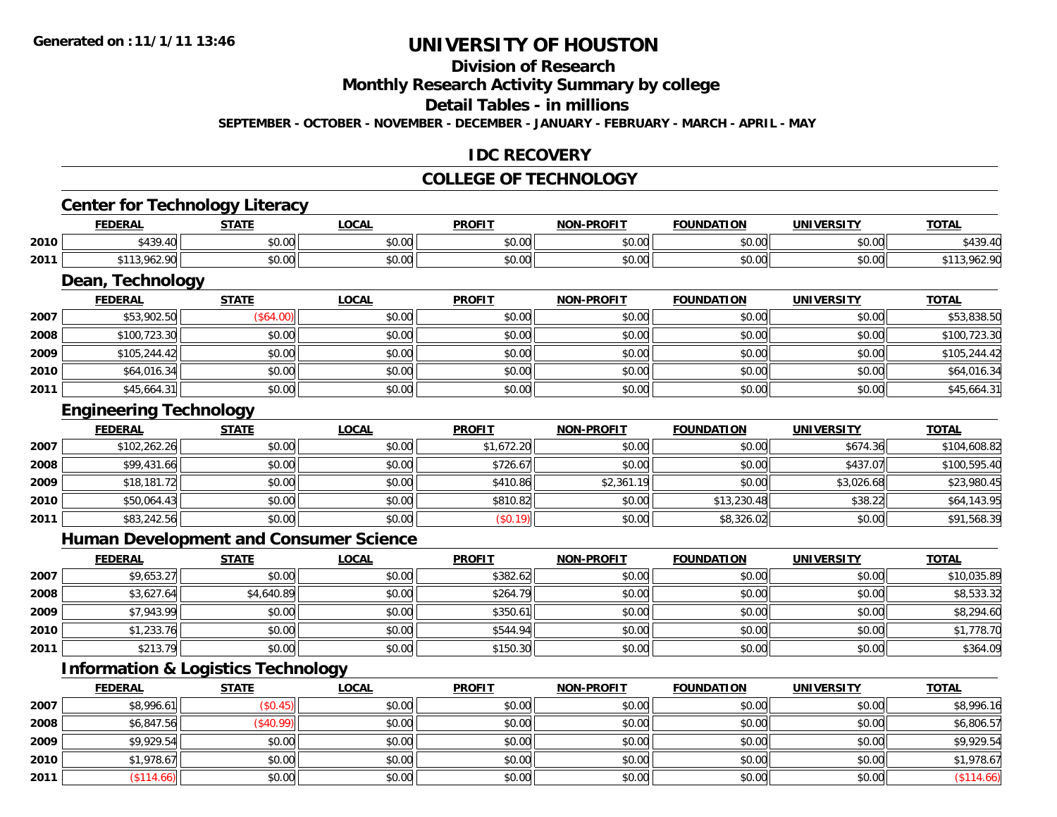# UNIVERSITY OF HOUSTON

## Division of Research

## Monthly Research Activity Summary by college

## Detail Tables - in millions

**SEPTEMBER - OCTOBER - NOVEMBER - DECEMBER - JANUARY - FEBRUARY - MARCH - APRIL - MAY**

## IDC RECOVERY

## COLLEGE OF TECHNOLOGY

### Center for Technology Literacy

| | FEDERAL | STATE | LOCAL | PROFIT | NON-PROFIT | FOUNDATION | UNIVERSITY | TOTAL |
|---|---|---|---|---|---|---|---|---|
| 2010 | $439.40 | $0.00 | $0.00 | $0.00 | $0.00 | $0.00 | $0.00 | $439.40 |
| 2011 | $113,962.90 | $0.00 | $0.00 | $0.00 | $0.00 | $0.00 | $0.00 | $113,962.90 |

### Dean, Technology

| | FEDERAL | STATE | LOCAL | PROFIT | NON-PROFIT | FOUNDATION | UNIVERSITY | TOTAL |
|---|---|---|---|---|---|---|---|---|
| 2007 | $53,902.50 | ($64.00) | $0.00 | $0.00 | $0.00 | $0.00 | $0.00 | $53,838.50 |
| 2008 | $100,723.30 | $0.00 | $0.00 | $0.00 | $0.00 | $0.00 | $0.00 | $100,723.30 |
| 2009 | $105,244.42 | $0.00 | $0.00 | $0.00 | $0.00 | $0.00 | $0.00 | $105,244.42 |
| 2010 | $64,016.34 | $0.00 | $0.00 | $0.00 | $0.00 | $0.00 | $0.00 | $64,016.34 |
| 2011 | $45,664.31 | $0.00 | $0.00 | $0.00 | $0.00 | $0.00 | $0.00 | $45,664.31 |

### Engineering Technology

| | FEDERAL | STATE | LOCAL | PROFIT | NON-PROFIT | FOUNDATION | UNIVERSITY | TOTAL |
|---|---|---|---|---|---|---|---|---|
| 2007 | $102,262.26 | $0.00 | $0.00 | $1,672.20 | $0.00 | $0.00 | $674.36 | $104,608.82 |
| 2008 | $99,431.66 | $0.00 | $0.00 | $726.67 | $0.00 | $0.00 | $437.07 | $100,595.40 |
| 2009 | $18,181.72 | $0.00 | $0.00 | $410.86 | $2,361.19 | $0.00 | $3,026.68 | $23,980.45 |
| 2010 | $50,064.43 | $0.00 | $0.00 | $810.82 | $0.00 | $13,230.48 | $38.22 | $64,143.95 |
| 2011 | $83,242.56 | $0.00 | $0.00 | ($0.19) | $0.00 | $8,326.02 | $0.00 | $91,568.39 |

### Human Development and Consumer Science

| | FEDERAL | STATE | LOCAL | PROFIT | NON-PROFIT | FOUNDATION | UNIVERSITY | TOTAL |
|---|---|---|---|---|---|---|---|---|
| 2007 | $9,653.27 | $0.00 | $0.00 | $382.62 | $0.00 | $0.00 | $0.00 | $10,035.89 |
| 2008 | $3,627.64 | $4,640.89 | $0.00 | $264.79 | $0.00 | $0.00 | $0.00 | $8,533.32 |
| 2009 | $7,943.99 | $0.00 | $0.00 | $350.61 | $0.00 | $0.00 | $0.00 | $8,294.60 |
| 2010 | $1,233.76 | $0.00 | $0.00 | $544.94 | $0.00 | $0.00 | $0.00 | $1,778.70 |
| 2011 | $213.79 | $0.00 | $0.00 | $150.30 | $0.00 | $0.00 | $0.00 | $364.09 |

### Information & Logistics Technology

| | FEDERAL | STATE | LOCAL | PROFIT | NON-PROFIT | FOUNDATION | UNIVERSITY | TOTAL |
|---|---|---|---|---|---|---|---|---|
| 2007 | $8,996.61 | ($0.45) | $0.00 | $0.00 | $0.00 | $0.00 | $0.00 | $8,996.16 |
| 2008 | $6,847.56 | ($40.99) | $0.00 | $0.00 | $0.00 | $0.00 | $0.00 | $6,806.57 |
| 2009 | $9,929.54 | $0.00 | $0.00 | $0.00 | $0.00 | $0.00 | $0.00 | $9,929.54 |
| 2010 | $1,978.67 | $0.00 | $0.00 | $0.00 | $0.00 | $0.00 | $0.00 | $1,978.67 |
| 2011 | ($114.66) | $0.00 | $0.00 | $0.00 | $0.00 | $0.00 | $0.00 | ($114.66) |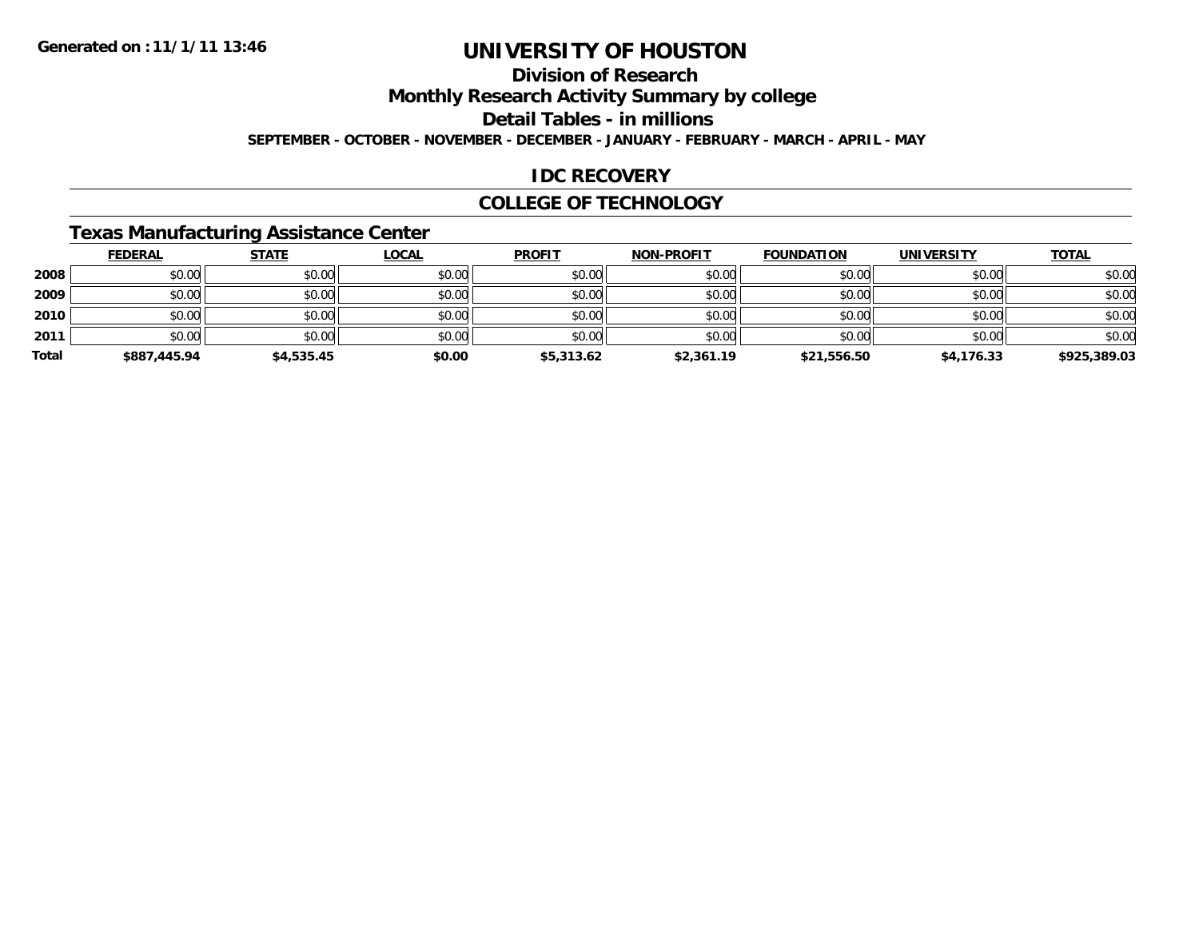**Generated on : 11/1/11 13:46**

# UNIVERSITY OF HOUSTON

## Division of Research

## Monthly Research Activity Summary by college

## Detail Tables - in millions

**SEPTEMBER - OCTOBER - NOVEMBER - DECEMBER - JANUARY - FEBRUARY - MARCH - APRIL - MAY**

## IDC RECOVERY

## COLLEGE OF TECHNOLOGY

### Texas Manufacturing Assistance Center

| | FEDERAL | STATE | LOCAL | PROFIT | NON-PROFIT | FOUNDATION | UNIVERSITY | TOTAL |
|---|---|---|---|---|---|---|---|---|
| **2008** | $0.00 | $0.00 | $0.00 | $0.00 | $0.00 | $0.00 | $0.00 | $0.00 |
| **2009** | $0.00 | $0.00 | $0.00 | $0.00 | $0.00 | $0.00 | $0.00 | $0.00 |
| **2010** | $0.00 | $0.00 | $0.00 | $0.00 | $0.00 | $0.00 | $0.00 | $0.00 |
| **2011** | $0.00 | $0.00 | $0.00 | $0.00 | $0.00 | $0.00 | $0.00 | $0.00 |
| **Total** | **$887,445.94** | **$4,535.45** | **$0.00** | **$5,313.62** | **$2,361.19** | **$21,556.50** | **$4,176.33** | **$925,389.03** |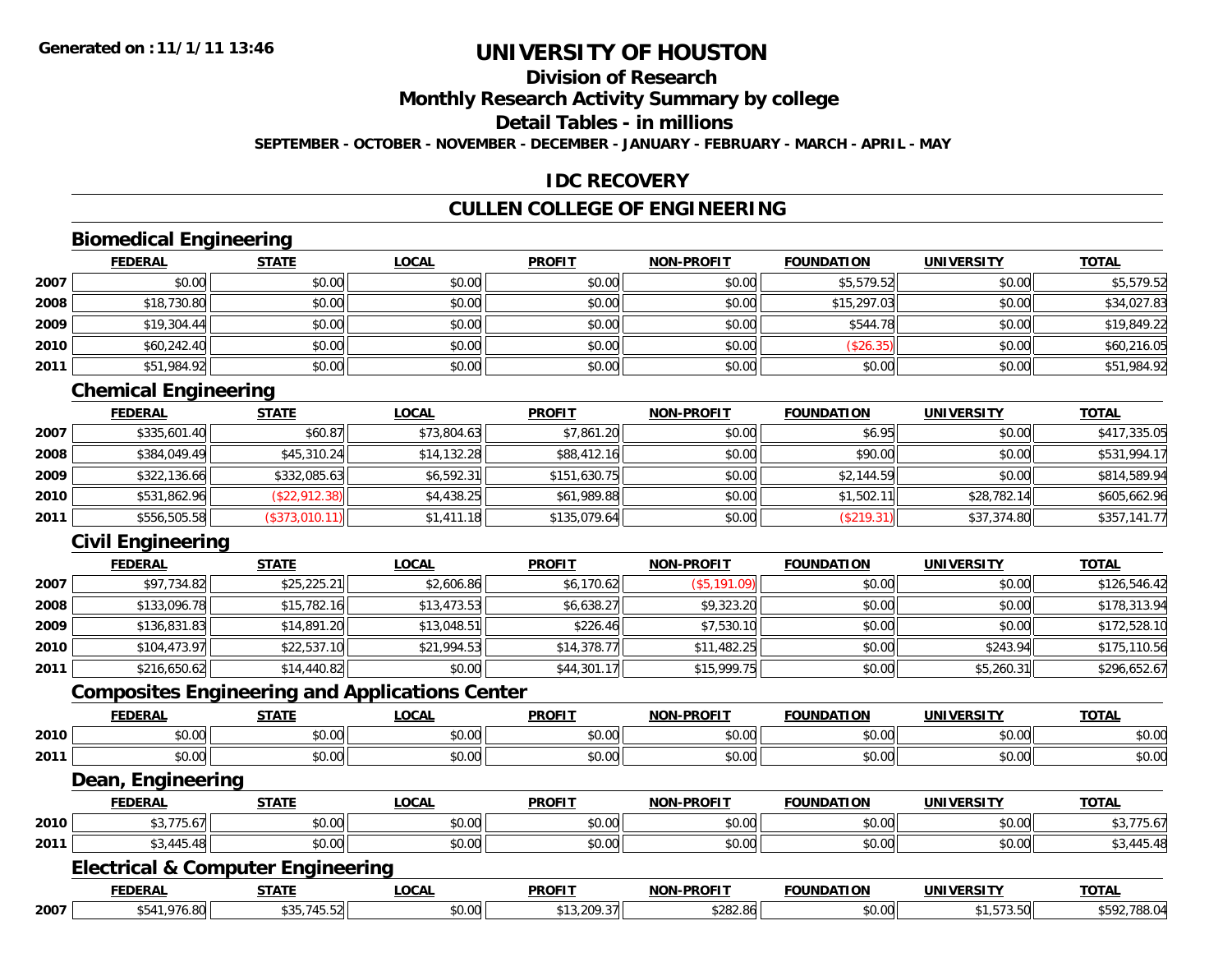**Generated on :11/1/11 13:46**

# UNIVERSITY OF HOUSTON

## Division of Research

## Monthly Research Activity Summary by college

## Detail Tables - in millions

**SEPTEMBER - OCTOBER - NOVEMBER - DECEMBER - JANUARY - FEBRUARY - MARCH - APRIL - MAY**

## IDC RECOVERY

## CULLEN COLLEGE OF ENGINEERING

### Biomedical Engineering

| | FEDERAL | STATE | LOCAL | PROFIT | NON-PROFIT | FOUNDATION | UNIVERSITY | TOTAL |
|---|---|---|---|---|---|---|---|---|
| 2007 | $0.00 | $0.00 | $0.00 | $0.00 | $0.00 | $5,579.52 | $0.00 | $5,579.52 |
| 2008 | $18,730.80 | $0.00 | $0.00 | $0.00 | $0.00 | $15,297.03 | $0.00 | $34,027.83 |
| 2009 | $19,304.44 | $0.00 | $0.00 | $0.00 | $0.00 | $544.78 | $0.00 | $19,849.22 |
| 2010 | $60,242.40 | $0.00 | $0.00 | $0.00 | $0.00 | ($26.35) | $0.00 | $60,216.05 |
| 2011 | $51,984.92 | $0.00 | $0.00 | $0.00 | $0.00 | $0.00 | $0.00 | $51,984.92 |

### Chemical Engineering

| | FEDERAL | STATE | LOCAL | PROFIT | NON-PROFIT | FOUNDATION | UNIVERSITY | TOTAL |
|---|---|---|---|---|---|---|---|---|
| 2007 | $335,601.40 | $60.87 | $73,804.63 | $7,861.20 | $0.00 | $6.95 | $0.00 | $417,335.05 |
| 2008 | $384,049.49 | $45,310.24 | $14,132.28 | $88,412.16 | $0.00 | $90.00 | $0.00 | $531,994.17 |
| 2009 | $322,136.66 | $332,085.63 | $6,592.31 | $151,630.75 | $0.00 | $2,144.59 | $0.00 | $814,589.94 |
| 2010 | $531,862.96 | ($22,912.38) | $4,438.25 | $61,989.88 | $0.00 | $1,502.11 | $28,782.14 | $605,662.96 |
| 2011 | $556,505.58 | ($373,010.11) | $1,411.18 | $135,079.64 | $0.00 | ($219.31) | $37,374.80 | $357,141.77 |

### Civil Engineering

| | FEDERAL | STATE | LOCAL | PROFIT | NON-PROFIT | FOUNDATION | UNIVERSITY | TOTAL |
|---|---|---|---|---|---|---|---|---|
| 2007 | $97,734.82 | $25,225.21 | $2,606.86 | $6,170.62 | ($5,191.09) | $0.00 | $0.00 | $126,546.42 |
| 2008 | $133,096.78 | $15,782.16 | $13,473.53 | $6,638.27 | $9,323.20 | $0.00 | $0.00 | $178,313.94 |
| 2009 | $136,831.83 | $14,891.20 | $13,048.51 | $226.46 | $7,530.10 | $0.00 | $0.00 | $172,528.10 |
| 2010 | $104,473.97 | $22,537.10 | $21,994.53 | $14,378.77 | $11,482.25 | $0.00 | $243.94 | $175,110.56 |
| 2011 | $216,650.62 | $14,440.82 | $0.00 | $44,301.17 | $15,999.75 | $0.00 | $5,260.31 | $296,652.67 |

### Composites Engineering and Applications Center

| | FEDERAL | STATE | LOCAL | PROFIT | NON-PROFIT | FOUNDATION | UNIVERSITY | TOTAL |
|---|---|---|---|---|---|---|---|---|
| 2010 | $0.00 | $0.00 | $0.00 | $0.00 | $0.00 | $0.00 | $0.00 | $0.00 |
| 2011 | $0.00 | $0.00 | $0.00 | $0.00 | $0.00 | $0.00 | $0.00 | $0.00 |

### Dean, Engineering

| | FEDERAL | STATE | LOCAL | PROFIT | NON-PROFIT | FOUNDATION | UNIVERSITY | TOTAL |
|---|---|---|---|---|---|---|---|---|
| 2010 | $3,775.67 | $0.00 | $0.00 | $0.00 | $0.00 | $0.00 | $0.00 | $3,775.67 |
| 2011 | $3,445.48 | $0.00 | $0.00 | $0.00 | $0.00 | $0.00 | $0.00 | $3,445.48 |

### Electrical & Computer Engineering

| | FEDERAL | STATE | LOCAL | PROFIT | NON-PROFIT | FOUNDATION | UNIVERSITY | TOTAL |
|---|---|---|---|---|---|---|---|---|
| 2007 | $541,976.80 | $35,745.52 | $0.00 | $13,209.37 | $282.86 | $0.00 | $1,573.50 | $592,788.04 |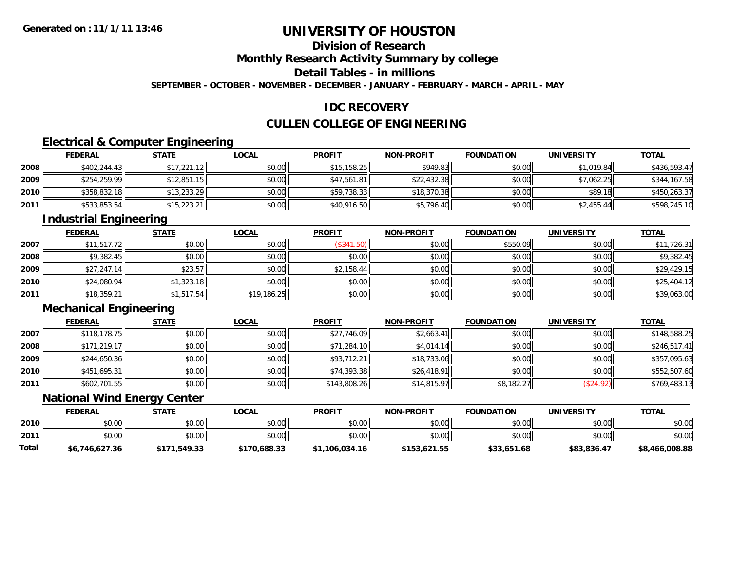Generated on :11/1/11 13:46

# UNIVERSITY OF HOUSTON

## Division of Research

## Monthly Research Activity Summary by college

## Detail Tables - in millions

SEPTEMBER - OCTOBER - NOVEMBER - DECEMBER - JANUARY - FEBRUARY - MARCH - APRIL - MAY

## IDC RECOVERY

## CULLEN COLLEGE OF ENGINEERING

### Electrical & Computer Engineering

| | FEDERAL | STATE | LOCAL | PROFIT | NON-PROFIT | FOUNDATION | UNIVERSITY | TOTAL |
|---|---|---|---|---|---|---|---|---|
| 2008 | $402,244.43 | $17,221.12 | $0.00 | $15,158.25 | $949.83 | $0.00 | $1,019.84 | $436,593.47 |
| 2009 | $254,259.99 | $12,851.15 | $0.00 | $47,561.81 | $22,432.38 | $0.00 | $7,062.25 | $344,167.58 |
| 2010 | $358,832.18 | $13,233.29 | $0.00 | $59,738.33 | $18,370.38 | $0.00 | $89.18 | $450,263.37 |
| 2011 | $533,853.54 | $15,223.21 | $0.00 | $40,916.50 | $5,796.40 | $0.00 | $2,455.44 | $598,245.10 |

### Industrial Engineering

| | FEDERAL | STATE | LOCAL | PROFIT | NON-PROFIT | FOUNDATION | UNIVERSITY | TOTAL |
|---|---|---|---|---|---|---|---|---|
| 2007 | $11,517.72 | $0.00 | $0.00 | ($341.50) | $0.00 | $550.09 | $0.00 | $11,726.31 |
| 2008 | $9,382.45 | $0.00 | $0.00 | $0.00 | $0.00 | $0.00 | $0.00 | $9,382.45 |
| 2009 | $27,247.14 | $23.57 | $0.00 | $2,158.44 | $0.00 | $0.00 | $0.00 | $29,429.15 |
| 2010 | $24,080.94 | $1,323.18 | $0.00 | $0.00 | $0.00 | $0.00 | $0.00 | $25,404.12 |
| 2011 | $18,359.21 | $1,517.54 | $19,186.25 | $0.00 | $0.00 | $0.00 | $0.00 | $39,063.00 |

### Mechanical Engineering

| | FEDERAL | STATE | LOCAL | PROFIT | NON-PROFIT | FOUNDATION | UNIVERSITY | TOTAL |
|---|---|---|---|---|---|---|---|---|
| 2007 | $118,178.75 | $0.00 | $0.00 | $27,746.09 | $2,663.41 | $0.00 | $0.00 | $148,588.25 |
| 2008 | $171,219.17 | $0.00 | $0.00 | $71,284.10 | $4,014.14 | $0.00 | $0.00 | $246,517.41 |
| 2009 | $244,650.36 | $0.00 | $0.00 | $93,712.21 | $18,733.06 | $0.00 | $0.00 | $357,095.63 |
| 2010 | $451,695.31 | $0.00 | $0.00 | $74,393.38 | $26,418.91 | $0.00 | $0.00 | $552,507.60 |
| 2011 | $602,701.55 | $0.00 | $0.00 | $143,808.26 | $14,815.97 | $8,182.27 | ($24.92) | $769,483.13 |

### National Wind Energy Center

| | FEDERAL | STATE | LOCAL | PROFIT | NON-PROFIT | FOUNDATION | UNIVERSITY | TOTAL |
|---|---|---|---|---|---|---|---|---|
| 2010 | $0.00 | $0.00 | $0.00 | $0.00 | $0.00 | $0.00 | $0.00 | $0.00 |
| 2011 | $0.00 | $0.00 | $0.00 | $0.00 | $0.00 | $0.00 | $0.00 | $0.00 |
| **Total** | **$6,746,627.36** | **$171,549.33** | **$170,688.33** | **$1,106,034.16** | **$153,621.55** | **$33,651.68** | **$83,836.47** | **$8,466,008.88** |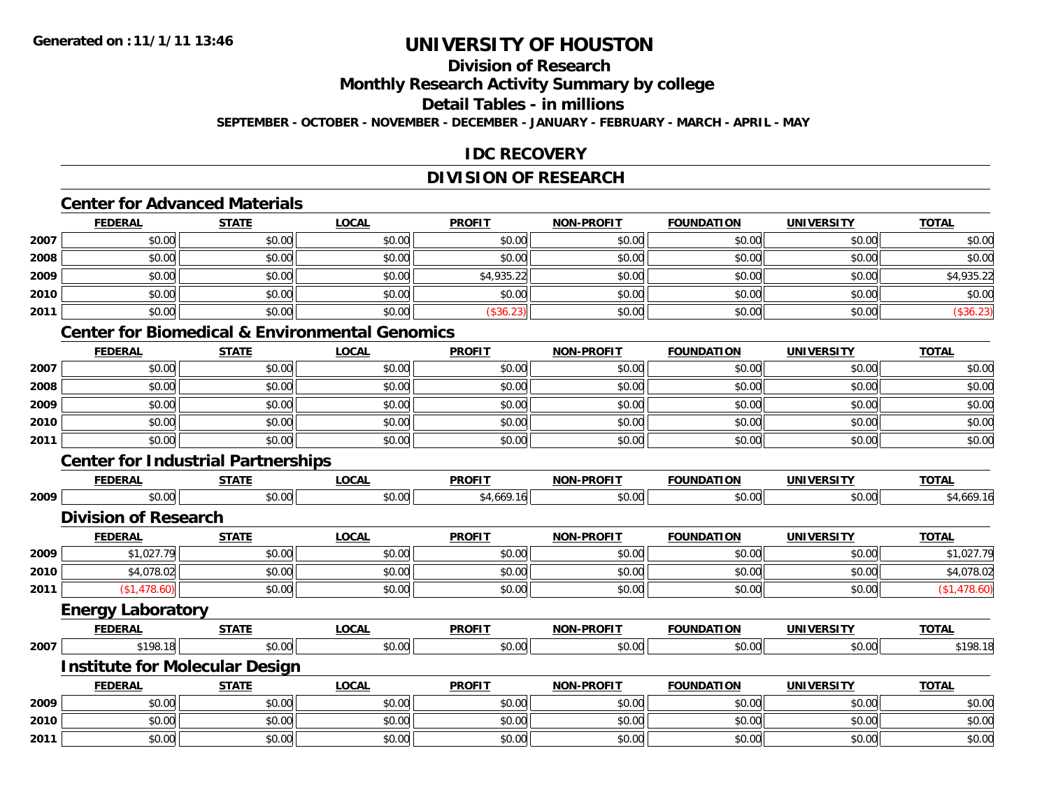# UNIVERSITY OF HOUSTON

## Division of Research

## Monthly Research Activity Summary by college

## Detail Tables - in millions

**SEPTEMBER - OCTOBER - NOVEMBER - DECEMBER - JANUARY - FEBRUARY - MARCH - APRIL - MAY**

## IDC RECOVERY

## DIVISION OF RESEARCH

### Center for Advanced Materials

| | FEDERAL | STATE | LOCAL | PROFIT | NON-PROFIT | FOUNDATION | UNIVERSITY | TOTAL |
|---|---|---|---|---|---|---|---|---|
| 2007 | $0.00 | $0.00 | $0.00 | $0.00 | $0.00 | $0.00 | $0.00 | $0.00 |
| 2008 | $0.00 | $0.00 | $0.00 | $0.00 | $0.00 | $0.00 | $0.00 | $0.00 |
| 2009 | $0.00 | $0.00 | $0.00 | $4,935.22 | $0.00 | $0.00 | $0.00 | $4,935.22 |
| 2010 | $0.00 | $0.00 | $0.00 | $0.00 | $0.00 | $0.00 | $0.00 | $0.00 |
| 2011 | $0.00 | $0.00 | $0.00 | ($36.23) | $0.00 | $0.00 | $0.00 | ($36.23) |

### Center for Biomedical & Environmental Genomics

| | FEDERAL | STATE | LOCAL | PROFIT | NON-PROFIT | FOUNDATION | UNIVERSITY | TOTAL |
|---|---|---|---|---|---|---|---|---|
| 2007 | $0.00 | $0.00 | $0.00 | $0.00 | $0.00 | $0.00 | $0.00 | $0.00 |
| 2008 | $0.00 | $0.00 | $0.00 | $0.00 | $0.00 | $0.00 | $0.00 | $0.00 |
| 2009 | $0.00 | $0.00 | $0.00 | $0.00 | $0.00 | $0.00 | $0.00 | $0.00 |
| 2010 | $0.00 | $0.00 | $0.00 | $0.00 | $0.00 | $0.00 | $0.00 | $0.00 |
| 2011 | $0.00 | $0.00 | $0.00 | $0.00 | $0.00 | $0.00 | $0.00 | $0.00 |

### Center for Industrial Partnerships

| | FEDERAL | STATE | LOCAL | PROFIT | NON-PROFIT | FOUNDATION | UNIVERSITY | TOTAL |
|---|---|---|---|---|---|---|---|---|
| 2009 | $0.00 | $0.00 | $0.00 | $4,669.16 | $0.00 | $0.00 | $0.00 | $4,669.16 |

### Division of Research

| | FEDERAL | STATE | LOCAL | PROFIT | NON-PROFIT | FOUNDATION | UNIVERSITY | TOTAL |
|---|---|---|---|---|---|---|---|---|
| 2009 | $1,027.79 | $0.00 | $0.00 | $0.00 | $0.00 | $0.00 | $0.00 | $1,027.79 |
| 2010 | $4,078.02 | $0.00 | $0.00 | $0.00 | $0.00 | $0.00 | $0.00 | $4,078.02 |
| 2011 | ($1,478.60) | $0.00 | $0.00 | $0.00 | $0.00 | $0.00 | $0.00 | ($1,478.60) |

### Energy Laboratory

| | FEDERAL | STATE | LOCAL | PROFIT | NON-PROFIT | FOUNDATION | UNIVERSITY | TOTAL |
|---|---|---|---|---|---|---|---|---|
| 2007 | $198.18 | $0.00 | $0.00 | $0.00 | $0.00 | $0.00 | $0.00 | $198.18 |

### Institute for Molecular Design

| | FEDERAL | STATE | LOCAL | PROFIT | NON-PROFIT | FOUNDATION | UNIVERSITY | TOTAL |
|---|---|---|---|---|---|---|---|---|
| 2009 | $0.00 | $0.00 | $0.00 | $0.00 | $0.00 | $0.00 | $0.00 | $0.00 |
| 2010 | $0.00 | $0.00 | $0.00 | $0.00 | $0.00 | $0.00 | $0.00 | $0.00 |
| 2011 | $0.00 | $0.00 | $0.00 | $0.00 | $0.00 | $0.00 | $0.00 | $0.00 |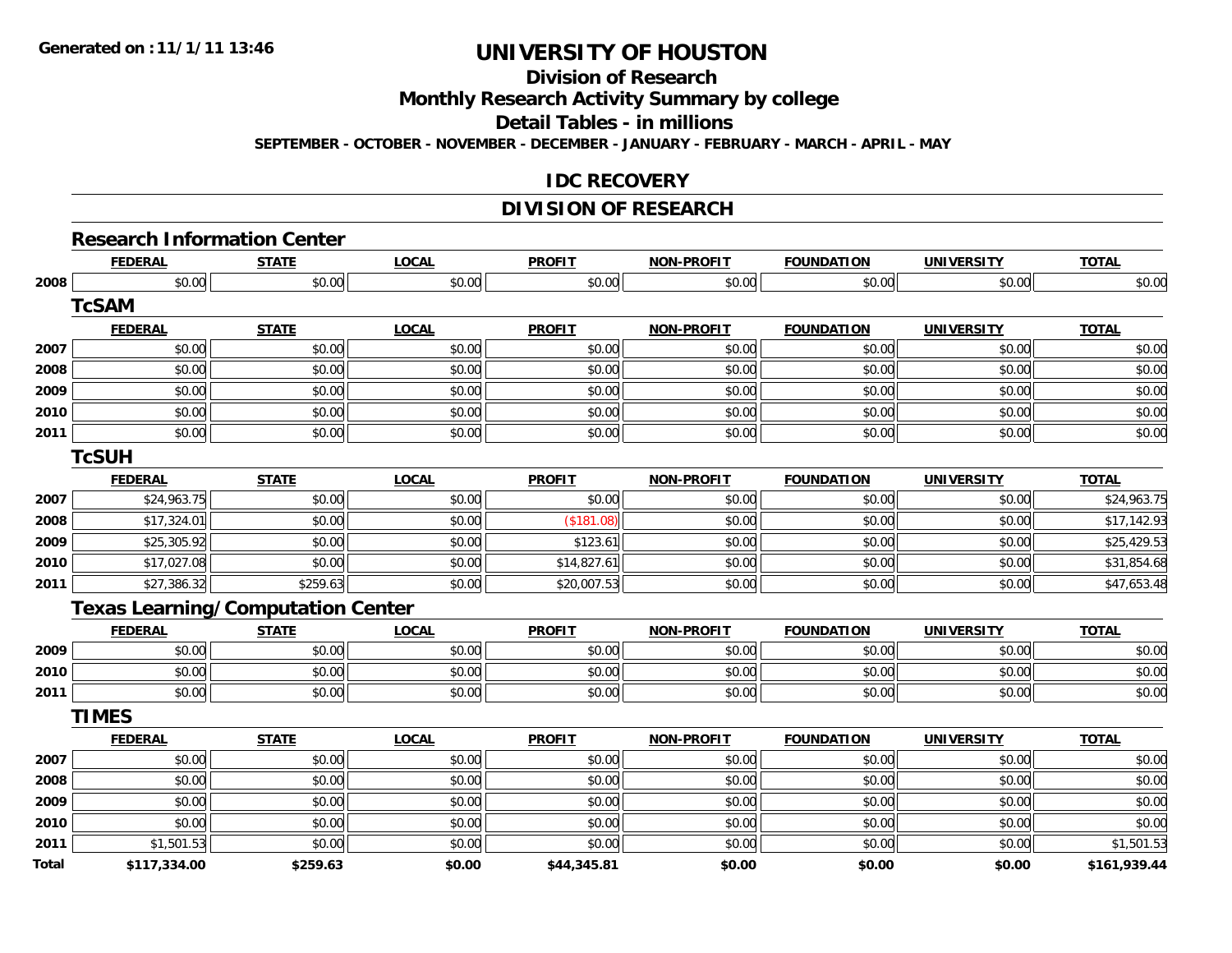**Generated on :11/1/11 13:46**

# UNIVERSITY OF HOUSTON

## Division of Research

## Monthly Research Activity Summary by college

## Detail Tables - in millions

**SEPTEMBER - OCTOBER - NOVEMBER - DECEMBER - JANUARY - FEBRUARY - MARCH - APRIL - MAY**

## IDC RECOVERY

## DIVISION OF RESEARCH

### Research Information Center

| | FEDERAL | STATE | LOCAL | PROFIT | NON-PROFIT | FOUNDATION | UNIVERSITY | TOTAL |
|---|---|---|---|---|---|---|---|---|
| 2008 | $0.00 | $0.00 | $0.00 | $0.00 | $0.00 | $0.00 | $0.00 | $0.00 |

### TcSAM

| | FEDERAL | STATE | LOCAL | PROFIT | NON-PROFIT | FOUNDATION | UNIVERSITY | TOTAL |
|---|---|---|---|---|---|---|---|---|
| 2007 | $0.00 | $0.00 | $0.00 | $0.00 | $0.00 | $0.00 | $0.00 | $0.00 |
| 2008 | $0.00 | $0.00 | $0.00 | $0.00 | $0.00 | $0.00 | $0.00 | $0.00 |
| 2009 | $0.00 | $0.00 | $0.00 | $0.00 | $0.00 | $0.00 | $0.00 | $0.00 |
| 2010 | $0.00 | $0.00 | $0.00 | $0.00 | $0.00 | $0.00 | $0.00 | $0.00 |
| 2011 | $0.00 | $0.00 | $0.00 | $0.00 | $0.00 | $0.00 | $0.00 | $0.00 |

### TcSUH

| | FEDERAL | STATE | LOCAL | PROFIT | NON-PROFIT | FOUNDATION | UNIVERSITY | TOTAL |
|---|---|---|---|---|---|---|---|---|
| 2007 | $24,963.75 | $0.00 | $0.00 | $0.00 | $0.00 | $0.00 | $0.00 | $24,963.75 |
| 2008 | $17,324.01 | $0.00 | $0.00 | ($181.08) | $0.00 | $0.00 | $0.00 | $17,142.93 |
| 2009 | $25,305.92 | $0.00 | $0.00 | $123.61 | $0.00 | $0.00 | $0.00 | $25,429.53 |
| 2010 | $17,027.08 | $0.00 | $0.00 | $14,827.61 | $0.00 | $0.00 | $0.00 | $31,854.68 |
| 2011 | $27,386.32 | $259.63 | $0.00 | $20,007.53 | $0.00 | $0.00 | $0.00 | $47,653.48 |

### Texas Learning/Computation Center

| | FEDERAL | STATE | LOCAL | PROFIT | NON-PROFIT | FOUNDATION | UNIVERSITY | TOTAL |
|---|---|---|---|---|---|---|---|---|
| 2009 | $0.00 | $0.00 | $0.00 | $0.00 | $0.00 | $0.00 | $0.00 | $0.00 |
| 2010 | $0.00 | $0.00 | $0.00 | $0.00 | $0.00 | $0.00 | $0.00 | $0.00 |
| 2011 | $0.00 | $0.00 | $0.00 | $0.00 | $0.00 | $0.00 | $0.00 | $0.00 |

### TIMES

| | FEDERAL | STATE | LOCAL | PROFIT | NON-PROFIT | FOUNDATION | UNIVERSITY | TOTAL |
|---|---|---|---|---|---|---|---|---|
| 2007 | $0.00 | $0.00 | $0.00 | $0.00 | $0.00 | $0.00 | $0.00 | $0.00 |
| 2008 | $0.00 | $0.00 | $0.00 | $0.00 | $0.00 | $0.00 | $0.00 | $0.00 |
| 2009 | $0.00 | $0.00 | $0.00 | $0.00 | $0.00 | $0.00 | $0.00 | $0.00 |
| 2010 | $0.00 | $0.00 | $0.00 | $0.00 | $0.00 | $0.00 | $0.00 | $0.00 |
| 2011 | $1,501.53 | $0.00 | $0.00 | $0.00 | $0.00 | $0.00 | $0.00 | $1,501.53 |
| **Total** | **$117,334.00** | **$259.63** | **$0.00** | **$44,345.81** | **$0.00** | **$0.00** | **$0.00** | **$161,939.44** |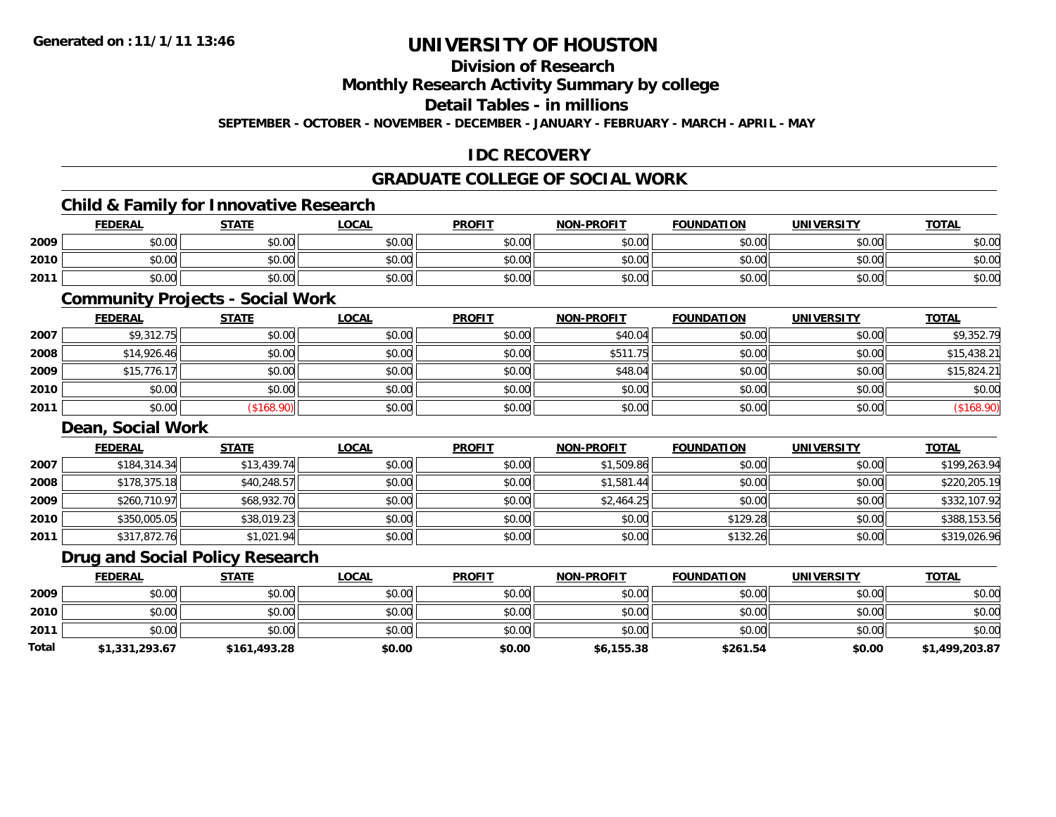**Generated on :11/1/11 13:46**

# UNIVERSITY OF HOUSTON

## Division of Research

## Monthly Research Activity Summary by college

## Detail Tables - in millions

**SEPTEMBER - OCTOBER - NOVEMBER - DECEMBER - JANUARY - FEBRUARY - MARCH - APRIL - MAY**

## IDC RECOVERY

## GRADUATE COLLEGE OF SOCIAL WORK

### Child & Family for Innovative Research

| | FEDERAL | STATE | LOCAL | PROFIT | NON-PROFIT | FOUNDATION | UNIVERSITY | TOTAL |
|---|---|---|---|---|---|---|---|---|
| 2009 | $0.00 | $0.00 | $0.00 | $0.00 | $0.00 | $0.00 | $0.00 | $0.00 |
| 2010 | $0.00 | $0.00 | $0.00 | $0.00 | $0.00 | $0.00 | $0.00 | $0.00 |
| 2011 | $0.00 | $0.00 | $0.00 | $0.00 | $0.00 | $0.00 | $0.00 | $0.00 |

### Community Projects - Social Work

| | FEDERAL | STATE | LOCAL | PROFIT | NON-PROFIT | FOUNDATION | UNIVERSITY | TOTAL |
|---|---|---|---|---|---|---|---|---|
| 2007 | $9,312.75 | $0.00 | $0.00 | $0.00 | $40.04 | $0.00 | $0.00 | $9,352.79 |
| 2008 | $14,926.46 | $0.00 | $0.00 | $0.00 | $511.75 | $0.00 | $0.00 | $15,438.21 |
| 2009 | $15,776.17 | $0.00 | $0.00 | $0.00 | $48.04 | $0.00 | $0.00 | $15,824.21 |
| 2010 | $0.00 | $0.00 | $0.00 | $0.00 | $0.00 | $0.00 | $0.00 | $0.00 |
| 2011 | $0.00 | ($168.90) | $0.00 | $0.00 | $0.00 | $0.00 | $0.00 | ($168.90) |

### Dean, Social Work

| | FEDERAL | STATE | LOCAL | PROFIT | NON-PROFIT | FOUNDATION | UNIVERSITY | TOTAL |
|---|---|---|---|---|---|---|---|---|
| 2007 | $184,314.34 | $13,439.74 | $0.00 | $0.00 | $1,509.86 | $0.00 | $0.00 | $199,263.94 |
| 2008 | $178,375.18 | $40,248.57 | $0.00 | $0.00 | $1,581.44 | $0.00 | $0.00 | $220,205.19 |
| 2009 | $260,710.97 | $68,932.70 | $0.00 | $0.00 | $2,464.25 | $0.00 | $0.00 | $332,107.92 |
| 2010 | $350,005.05 | $38,019.23 | $0.00 | $0.00 | $0.00 | $129.28 | $0.00 | $388,153.56 |
| 2011 | $317,872.76 | $1,021.94 | $0.00 | $0.00 | $0.00 | $132.26 | $0.00 | $319,026.96 |

### Drug and Social Policy Research

| | FEDERAL | STATE | LOCAL | PROFIT | NON-PROFIT | FOUNDATION | UNIVERSITY | TOTAL |
|---|---|---|---|---|---|---|---|---|
| 2009 | $0.00 | $0.00 | $0.00 | $0.00 | $0.00 | $0.00 | $0.00 | $0.00 |
| 2010 | $0.00 | $0.00 | $0.00 | $0.00 | $0.00 | $0.00 | $0.00 | $0.00 |
| 2011 | $0.00 | $0.00 | $0.00 | $0.00 | $0.00 | $0.00 | $0.00 | $0.00 |
| **Total** | **$1,331,293.67** | **$161,493.28** | **$0.00** | **$0.00** | **$6,155.38** | **$261.54** | **$0.00** | **$1,499,203.87** |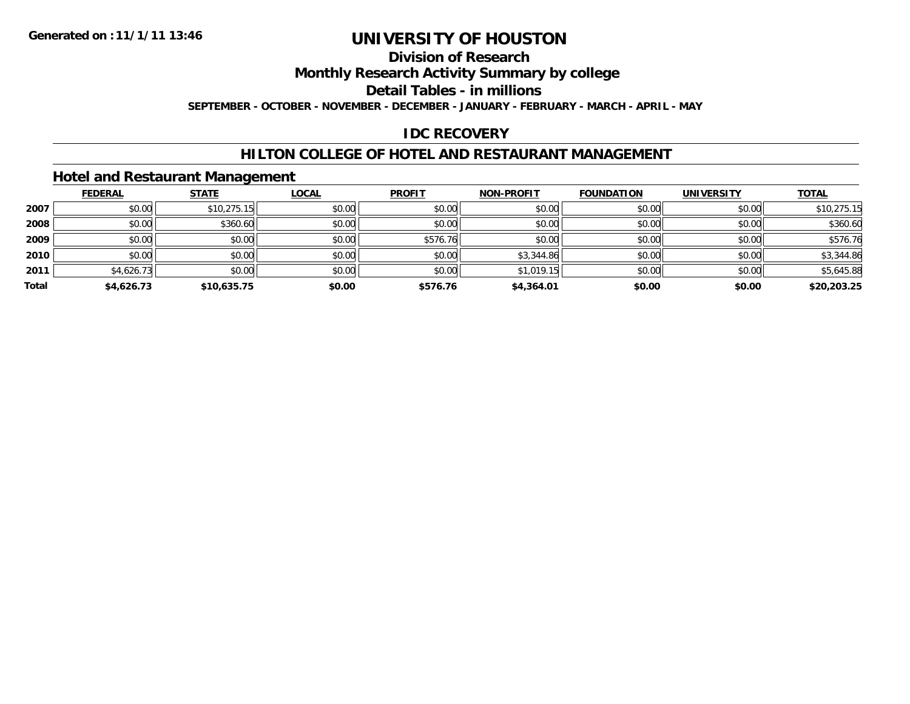Generated on :11/1/11 13:46

# UNIVERSITY OF HOUSTON

## Division of Research

## Monthly Research Activity Summary by college

## Detail Tables - in millions

SEPTEMBER - OCTOBER - NOVEMBER - DECEMBER - JANUARY - FEBRUARY - MARCH - APRIL - MAY

## IDC RECOVERY

## HILTON COLLEGE OF HOTEL AND RESTAURANT MANAGEMENT

### Hotel and Restaurant Management

| | FEDERAL | STATE | LOCAL | PROFIT | NON-PROFIT | FOUNDATION | UNIVERSITY | TOTAL |
|---|---|---|---|---|---|---|---|---|
| 2007 | $0.00 | $10,275.15 | $0.00 | $0.00 | $0.00 | $0.00 | $0.00 | $10,275.15 |
| 2008 | $0.00 | $360.60 | $0.00 | $0.00 | $0.00 | $0.00 | $0.00 | $360.60 |
| 2009 | $0.00 | $0.00 | $0.00 | $576.76 | $0.00 | $0.00 | $0.00 | $576.76 |
| 2010 | $0.00 | $0.00 | $0.00 | $0.00 | $3,344.86 | $0.00 | $0.00 | $3,344.86 |
| 2011 | $4,626.73 | $0.00 | $0.00 | $0.00 | $1,019.15 | $0.00 | $0.00 | $5,645.88 |
| **Total** | **$4,626.73** | **$10,635.75** | **$0.00** | **$576.76** | **$4,364.01** | **$0.00** | **$0.00** | **$20,203.25** |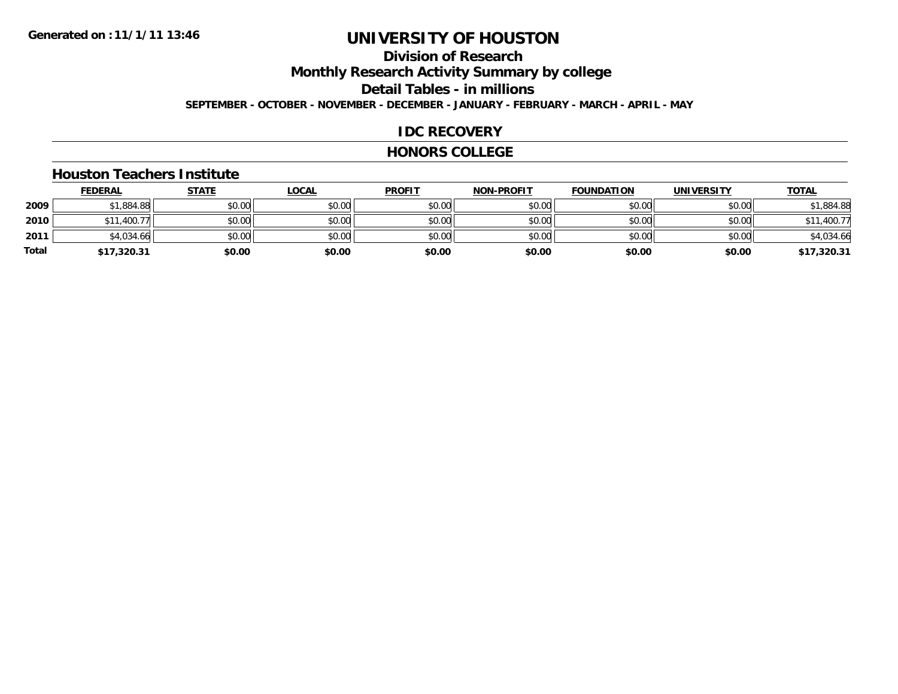Generated on :11/1/11 13:46

# UNIVERSITY OF HOUSTON

## Division of Research

## Monthly Research Activity Summary by college

## Detail Tables - in millions

**SEPTEMBER - OCTOBER - NOVEMBER - DECEMBER - JANUARY - FEBRUARY - MARCH - APRIL - MAY**

## IDC RECOVERY

## HONORS COLLEGE

### Houston Teachers Institute

| | FEDERAL | STATE | LOCAL | PROFIT | NON-PROFIT | FOUNDATION | UNIVERSITY | TOTAL |
|---|---|---|---|---|---|---|---|---|
| 2009 | $1,884.88 | $0.00 | $0.00 | $0.00 | $0.00 | $0.00 | $0.00 | $1,884.88 |
| 2010 | $11,400.77 | $0.00 | $0.00 | $0.00 | $0.00 | $0.00 | $0.00 | $11,400.77 |
| 2011 | $4,034.66 | $0.00 | $0.00 | $0.00 | $0.00 | $0.00 | $0.00 | $4,034.66 |
| **Total** | **$17,320.31** | **$0.00** | **$0.00** | **$0.00** | **$0.00** | **$0.00** | **$0.00** | **$17,320.31** |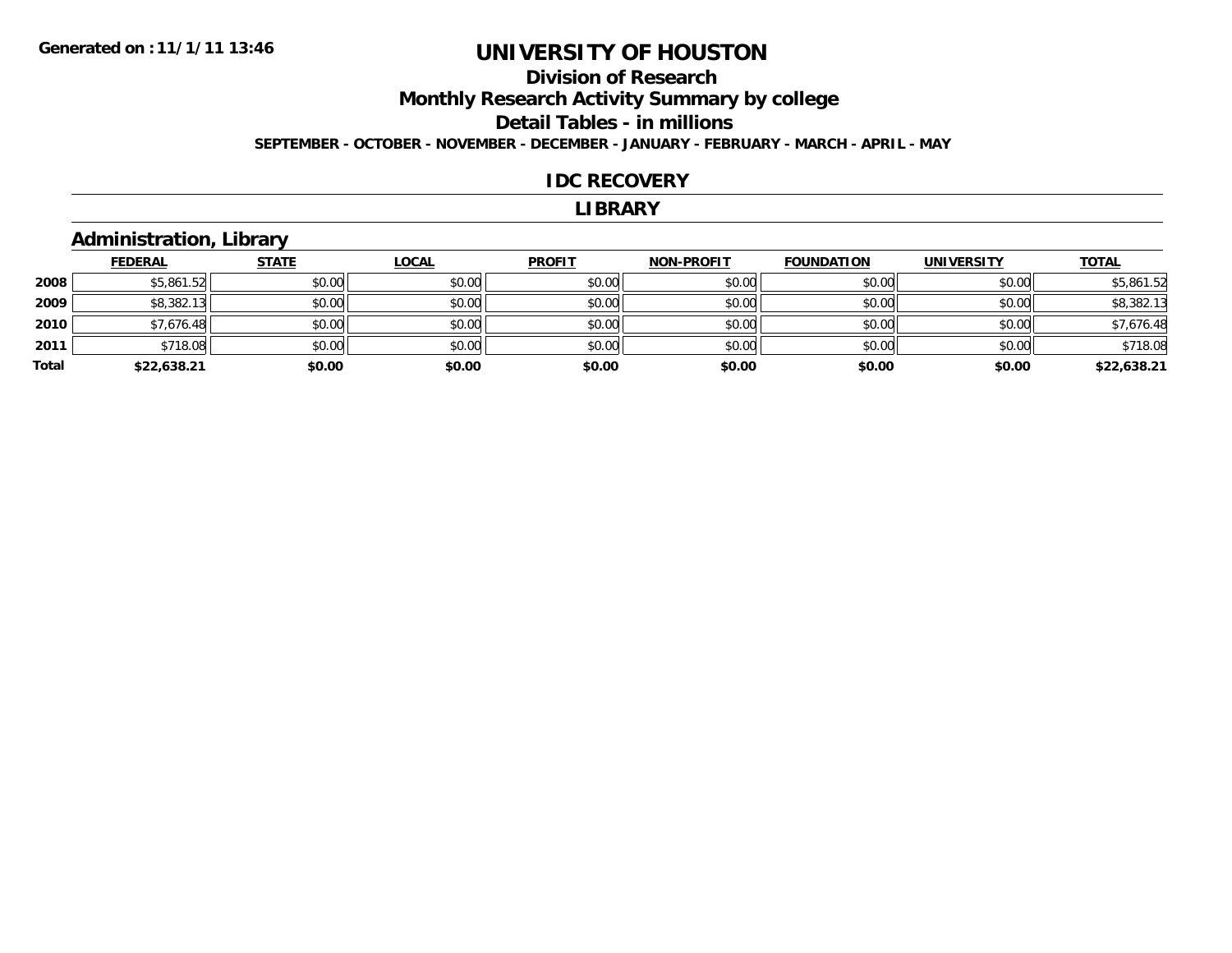# UNIVERSITY OF HOUSTON

## Division of Research

## Monthly Research Activity Summary by college

## Detail Tables - in millions

**SEPTEMBER - OCTOBER - NOVEMBER - DECEMBER - JANUARY - FEBRUARY - MARCH - APRIL - MAY**

## IDC RECOVERY

## LIBRARY

### Administration, Library

| | FEDERAL | STATE | LOCAL | PROFIT | NON-PROFIT | FOUNDATION | UNIVERSITY | TOTAL |
|---|---|---|---|---|---|---|---|---|
| 2008 | $5,861.52 | $0.00 | $0.00 | $0.00 | $0.00 | $0.00 | $0.00 | $5,861.52 |
| 2009 | $8,382.13 | $0.00 | $0.00 | $0.00 | $0.00 | $0.00 | $0.00 | $8,382.13 |
| 2010 | $7,676.48 | $0.00 | $0.00 | $0.00 | $0.00 | $0.00 | $0.00 | $7,676.48 |
| 2011 | $718.08 | $0.00 | $0.00 | $0.00 | $0.00 | $0.00 | $0.00 | $718.08 |
| **Total** | **$22,638.21** | **$0.00** | **$0.00** | **$0.00** | **$0.00** | **$0.00** | **$0.00** | **$22,638.21** |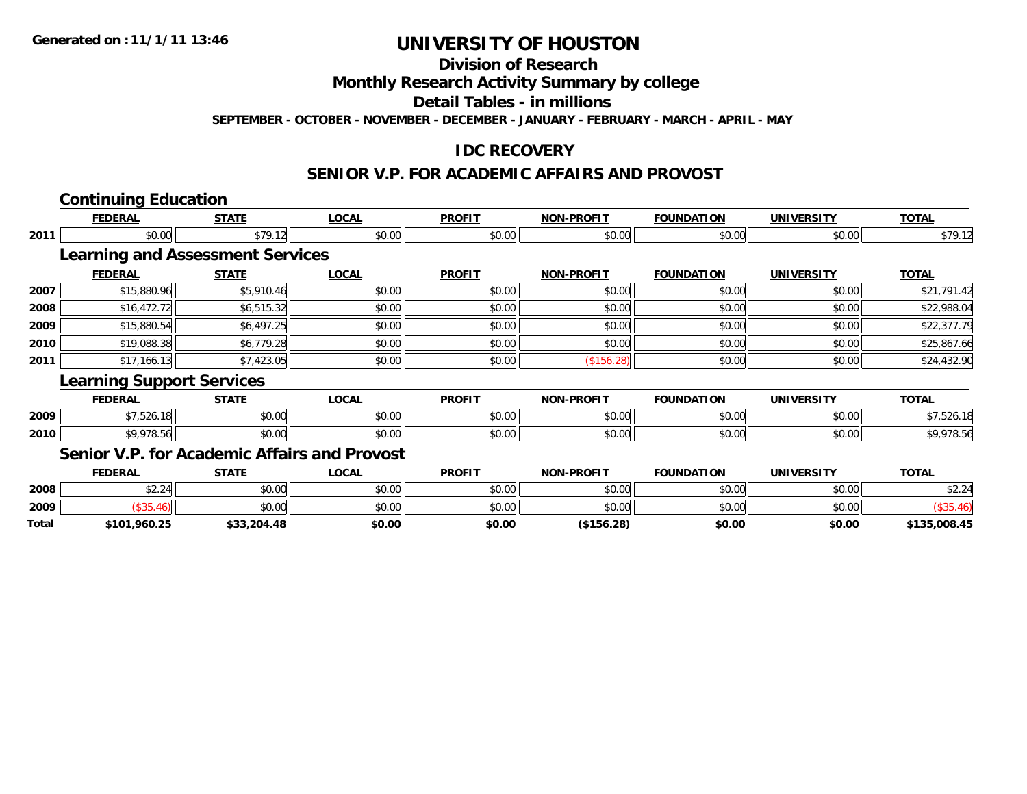Generated on :11/1/11 13:46

# UNIVERSITY OF HOUSTON

## Division of Research

## Monthly Research Activity Summary by college

## Detail Tables - in millions

SEPTEMBER - OCTOBER - NOVEMBER - DECEMBER - JANUARY - FEBRUARY - MARCH - APRIL - MAY

## IDC RECOVERY

## SENIOR V.P. FOR ACADEMIC AFFAIRS AND PROVOST

### Continuing Education

| | FEDERAL | STATE | LOCAL | PROFIT | NON-PROFIT | FOUNDATION | UNIVERSITY | TOTAL |
|---|---|---|---|---|---|---|---|---|
| 2011 | $0.00 | $79.12 | $0.00 | $0.00 | $0.00 | $0.00 | $0.00 | $79.12 |

### Learning and Assessment Services

| | FEDERAL | STATE | LOCAL | PROFIT | NON-PROFIT | FOUNDATION | UNIVERSITY | TOTAL |
|---|---|---|---|---|---|---|---|---|
| 2007 | $15,880.96 | $5,910.46 | $0.00 | $0.00 | $0.00 | $0.00 | $0.00 | $21,791.42 |
| 2008 | $16,472.72 | $6,515.32 | $0.00 | $0.00 | $0.00 | $0.00 | $0.00 | $22,988.04 |
| 2009 | $15,880.54 | $6,497.25 | $0.00 | $0.00 | $0.00 | $0.00 | $0.00 | $22,377.79 |
| 2010 | $19,088.38 | $6,779.28 | $0.00 | $0.00 | $0.00 | $0.00 | $0.00 | $25,867.66 |
| 2011 | $17,166.13 | $7,423.05 | $0.00 | $0.00 | ($156.28) | $0.00 | $0.00 | $24,432.90 |

### Learning Support Services

| | FEDERAL | STATE | LOCAL | PROFIT | NON-PROFIT | FOUNDATION | UNIVERSITY | TOTAL |
|---|---|---|---|---|---|---|---|---|
| 2009 | $7,526.18 | $0.00 | $0.00 | $0.00 | $0.00 | $0.00 | $0.00 | $7,526.18 |
| 2010 | $9,978.56 | $0.00 | $0.00 | $0.00 | $0.00 | $0.00 | $0.00 | $9,978.56 |

### Senior V.P. for Academic Affairs and Provost

| | FEDERAL | STATE | LOCAL | PROFIT | NON-PROFIT | FOUNDATION | UNIVERSITY | TOTAL |
|---|---|---|---|---|---|---|---|---|
| 2008 | $2.24 | $0.00 | $0.00 | $0.00 | $0.00 | $0.00 | $0.00 | $2.24 |
| 2009 | ($35.46) | $0.00 | $0.00 | $0.00 | $0.00 | $0.00 | $0.00 | ($35.46) |
| **Total** | **$101,960.25** | **$33,204.48** | **$0.00** | **$0.00** | **($156.28)** | **$0.00** | **$0.00** | **$135,008.45** |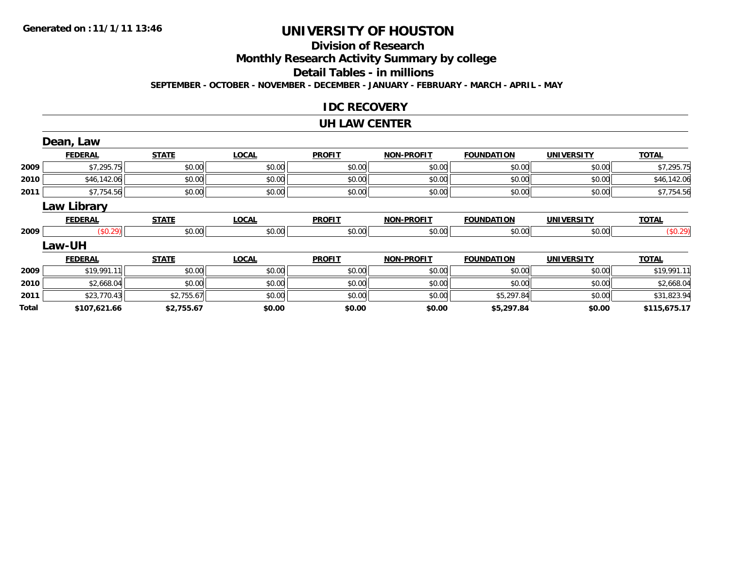# UNIVERSITY OF HOUSTON

## Division of Research

## Monthly Research Activity Summary by college

## Detail Tables - in millions

**SEPTEMBER - OCTOBER - NOVEMBER - DECEMBER - JANUARY - FEBRUARY - MARCH - APRIL - MAY**

### IDC RECOVERY

### UH LAW CENTER

#### Dean, Law

| | FEDERAL | STATE | LOCAL | PROFIT | NON-PROFIT | FOUNDATION | UNIVERSITY | TOTAL |
|---|---|---|---|---|---|---|---|---|
| 2009 | $7,295.75 | $0.00 | $0.00 | $0.00 | $0.00 | $0.00 | $0.00 | $7,295.75 |
| 2010 | $46,142.06 | $0.00 | $0.00 | $0.00 | $0.00 | $0.00 | $0.00 | $46,142.06 |
| 2011 | $7,754.56 | $0.00 | $0.00 | $0.00 | $0.00 | $0.00 | $0.00 | $7,754.56 |

#### Law Library

| | FEDERAL | STATE | LOCAL | PROFIT | NON-PROFIT | FOUNDATION | UNIVERSITY | TOTAL |
|---|---|---|---|---|---|---|---|---|
| 2009 | ($0.29) | $0.00 | $0.00 | $0.00 | $0.00 | $0.00 | $0.00 | ($0.29) |

#### Law-UH

| | FEDERAL | STATE | LOCAL | PROFIT | NON-PROFIT | FOUNDATION | UNIVERSITY | TOTAL |
|---|---|---|---|---|---|---|---|---|
| 2009 | $19,991.11 | $0.00 | $0.00 | $0.00 | $0.00 | $0.00 | $0.00 | $19,991.11 |
| 2010 | $2,668.04 | $0.00 | $0.00 | $0.00 | $0.00 | $0.00 | $0.00 | $2,668.04 |
| 2011 | $23,770.43 | $2,755.67 | $0.00 | $0.00 | $0.00 | $5,297.84 | $0.00 | $31,823.94 |
| **Total** | **$107,621.66** | **$2,755.67** | **$0.00** | **$0.00** | **$0.00** | **$5,297.84** | **$0.00** | **$115,675.17** |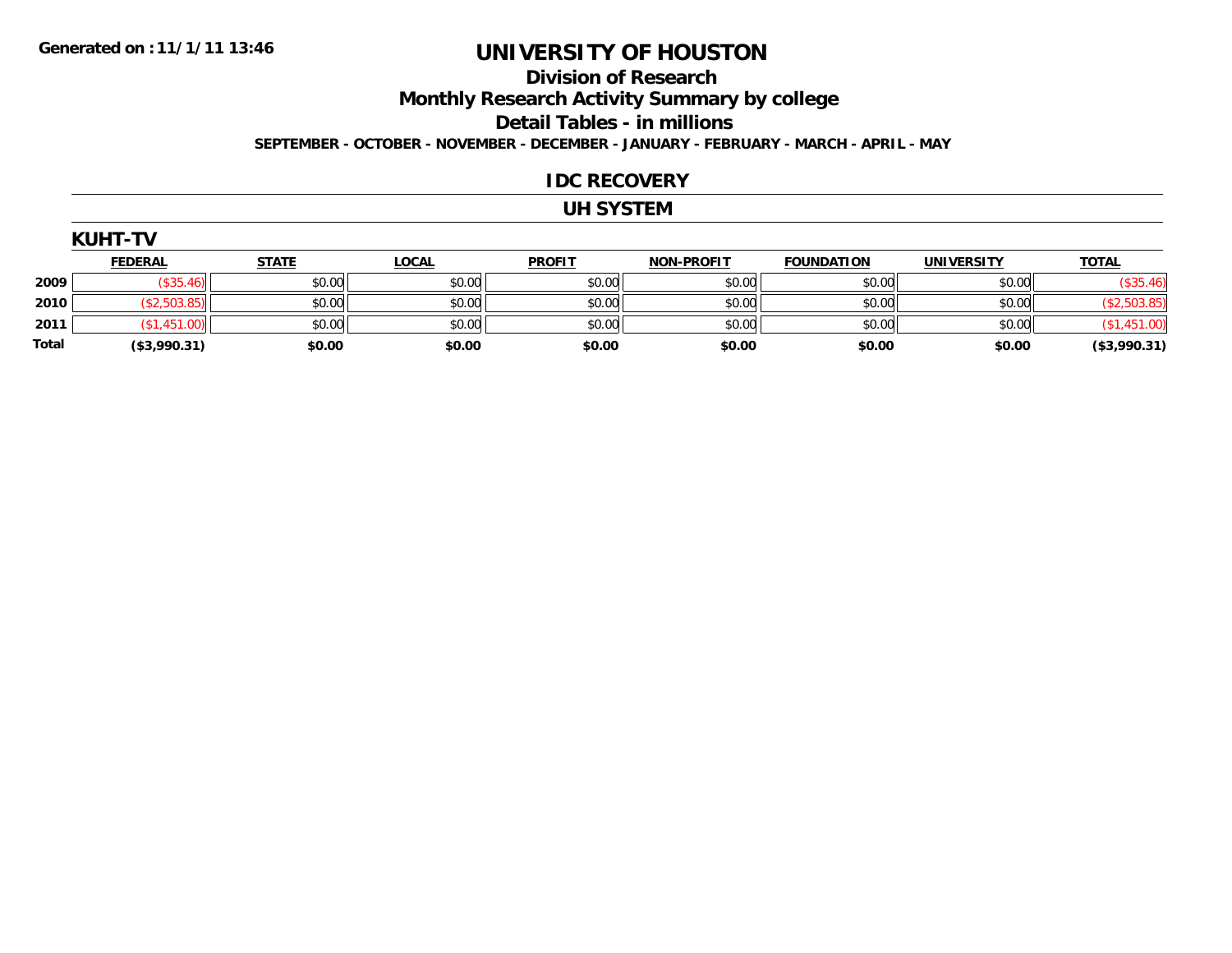Generated on :11/1/11 13:46

# UNIVERSITY OF HOUSTON

## Division of Research

## Monthly Research Activity Summary by college

## Detail Tables - in millions

SEPTEMBER - OCTOBER - NOVEMBER - DECEMBER - JANUARY - FEBRUARY - MARCH - APRIL - MAY

## IDC RECOVERY

## UH SYSTEM

### KUHT-TV

| | FEDERAL | STATE | LOCAL | PROFIT | NON-PROFIT | FOUNDATION | UNIVERSITY | TOTAL |
|---|---|---|---|---|---|---|---|---|
| 2009 | ($35.46) | $0.00 | $0.00 | $0.00 | $0.00 | $0.00 | $0.00 | ($35.46) |
| 2010 | ($2,503.85) | $0.00 | $0.00 | $0.00 | $0.00 | $0.00 | $0.00 | ($2,503.85) |
| 2011 | ($1,451.00) | $0.00 | $0.00 | $0.00 | $0.00 | $0.00 | $0.00 | ($1,451.00) |
| **Total** | **($3,990.31)** | **$0.00** | **$0.00** | **$0.00** | **$0.00** | **$0.00** | **$0.00** | **($3,990.31)** |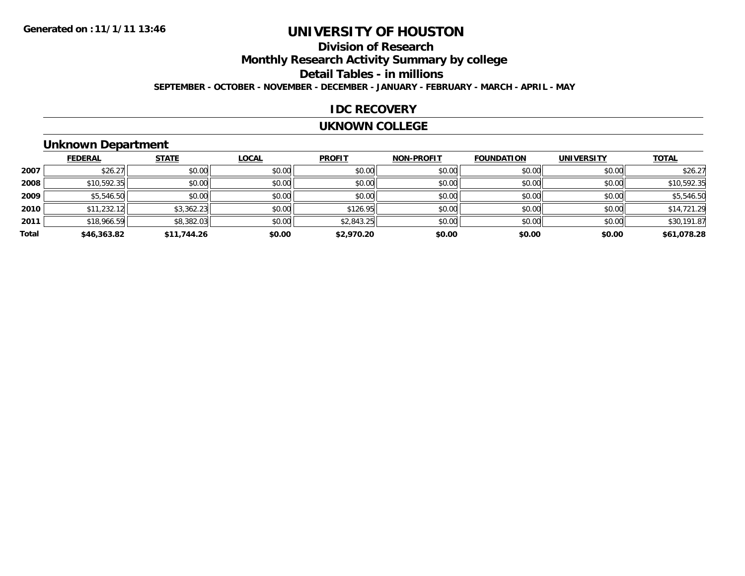**Generated on :11/1/11 13:46**

# UNIVERSITY OF HOUSTON

## Division of Research

## Monthly Research Activity Summary by college

## Detail Tables - in millions

**SEPTEMBER - OCTOBER - NOVEMBER - DECEMBER - JANUARY - FEBRUARY - MARCH - APRIL - MAY**

## IDC RECOVERY

## UKNOWN COLLEGE

### Unknown Department

| | FEDERAL | STATE | LOCAL | PROFIT | NON-PROFIT | FOUNDATION | UNIVERSITY | TOTAL |
|---|---|---|---|---|---|---|---|---|
| **2007** | $26.27 | $0.00 | $0.00 | $0.00 | $0.00 | $0.00 | $0.00 | $26.27 |
| **2008** | $10,592.35 | $0.00 | $0.00 | $0.00 | $0.00 | $0.00 | $0.00 | $10,592.35 |
| **2009** | $5,546.50 | $0.00 | $0.00 | $0.00 | $0.00 | $0.00 | $0.00 | $5,546.50 |
| **2010** | $11,232.12 | $3,362.23 | $0.00 | $126.95 | $0.00 | $0.00 | $0.00 | $14,721.29 |
| **2011** | $18,966.59 | $8,382.03 | $0.00 | $2,843.25 | $0.00 | $0.00 | $0.00 | $30,191.87 |
| **Total** | **$46,363.82** | **$11,744.26** | **$0.00** | **$2,970.20** | **$0.00** | **$0.00** | **$0.00** | **$61,078.28** |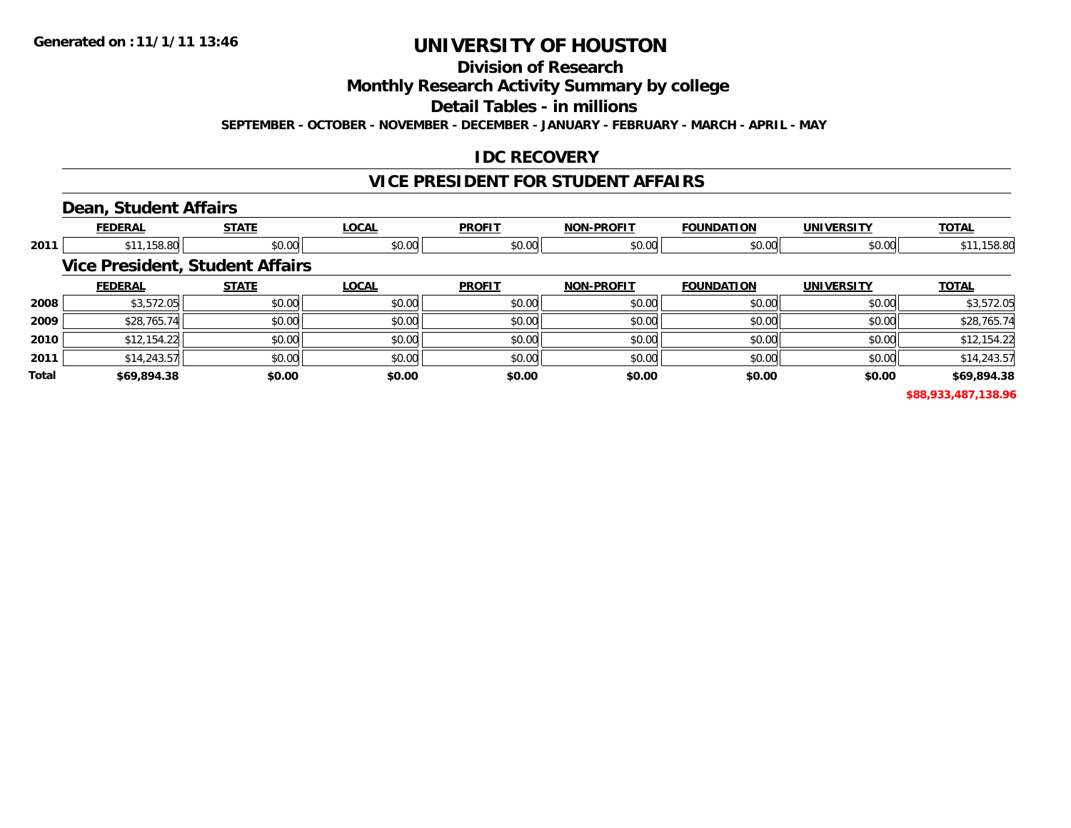Generated on :11/1/11 13:46

# UNIVERSITY OF HOUSTON

## Division of Research

## Monthly Research Activity Summary by college

## Detail Tables - in millions

SEPTEMBER - OCTOBER - NOVEMBER - DECEMBER - JANUARY - FEBRUARY - MARCH - APRIL - MAY

## IDC RECOVERY

## VICE PRESIDENT FOR STUDENT AFFAIRS

### Dean, Student Affairs

| | FEDERAL | STATE | LOCAL | PROFIT | NON-PROFIT | FOUNDATION | UNIVERSITY | TOTAL |
|---|---|---|---|---|---|---|---|---|
| 2011 | $11,158.80 | $0.00 | $0.00 | $0.00 | $0.00 | $0.00 | $0.00 | $11,158.80 |

### Vice President, Student Affairs

| | FEDERAL | STATE | LOCAL | PROFIT | NON-PROFIT | FOUNDATION | UNIVERSITY | TOTAL |
|---|---|---|---|---|---|---|---|---|
| 2008 | $3,572.05 | $0.00 | $0.00 | $0.00 | $0.00 | $0.00 | $0.00 | $3,572.05 |
| 2009 | $28,765.74 | $0.00 | $0.00 | $0.00 | $0.00 | $0.00 | $0.00 | $28,765.74 |
| 2010 | $12,154.22 | $0.00 | $0.00 | $0.00 | $0.00 | $0.00 | $0.00 | $12,154.22 |
| 2011 | $14,243.57 | $0.00 | $0.00 | $0.00 | $0.00 | $0.00 | $0.00 | $14,243.57 |
| **Total** | **$69,894.38** | **$0.00** | **$0.00** | **$0.00** | **$0.00** | **$0.00** | **$0.00** | **$69,894.38** |

**$88,933,487,138.96**